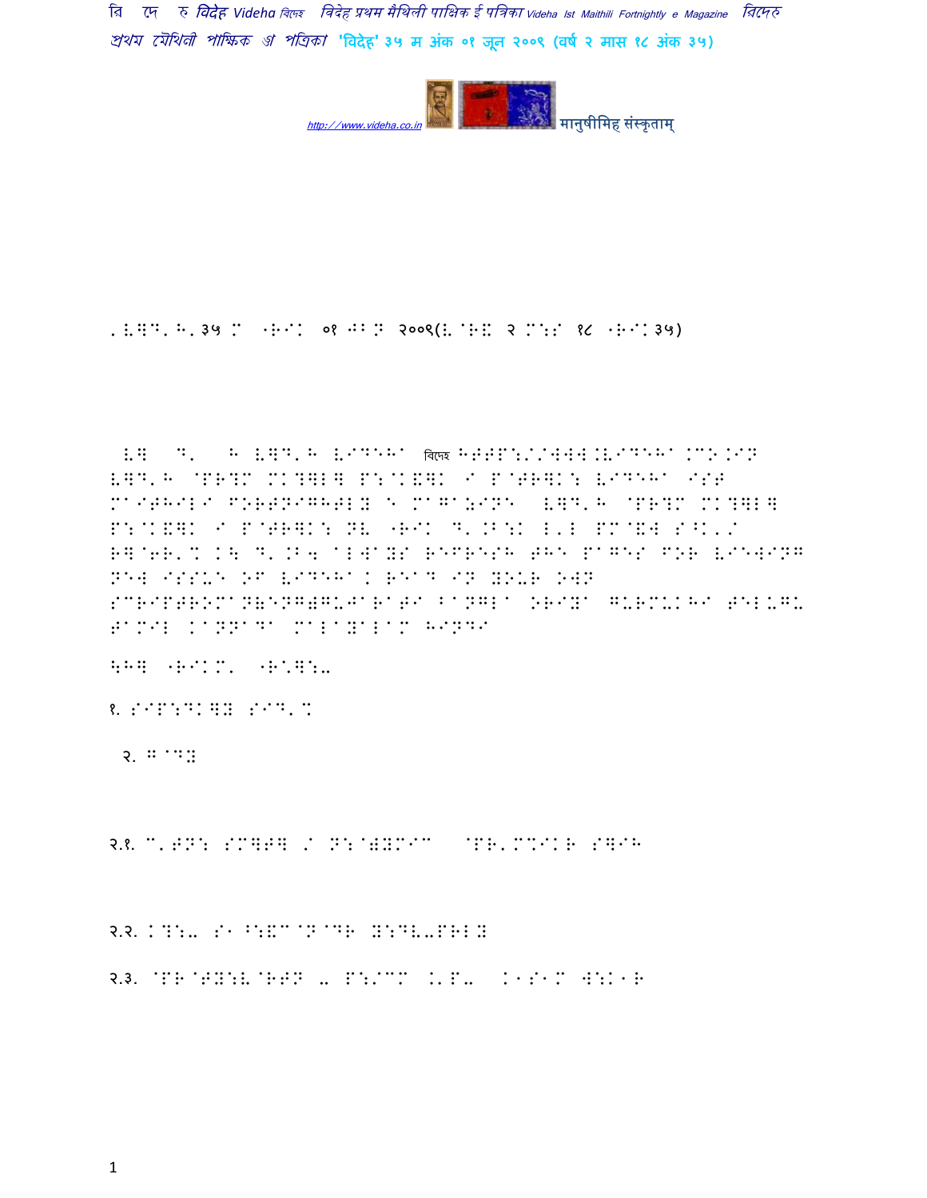मानुषीमिह संस्कृताम्

'. V]D'H'३५ M -R'K ०१ GB N २००९(V[R\ २ M:S १८ -R'K३५)

V] D' H V]D'H VIDEHA विदेह HTTP://WWW.VIDEHA.CO.IN V]D'H @PR?M MK?]L] P:@K\]K I P@TR]K: VIDEHA IST MAITHILI FORTNIGHTLY E MAGAZINE V]D'H @PR?M MK?]L] P:@K\]K I P@TR]K: NV -R'K D'.B:K L'L PM@\W S^K'/ R]@6R'% K\ D'.B4 ALWAYS REFRESH THE PAGES FOR VIEWING NEW ISSUE OF VIDEHA. READ IN YOUR OWN SCRIPTROMAN(ENGLISH)GUJARATI BANGLA ORIYA GURMUKHI TELUGU TAMIL KANNADA MALAYALAM HINDI

\H] -R'K M' -R'];-

१. S01:DK]Y S1D'%

२. G@DY

२.१. C'TN: SM]T] / N:@)YMIC @PR'M%IKR S]IH

२.२. K?:- S1^:\C@N@DR Y:DV-PRLY

२.३. @PR@TY:V@RTN - P:/CM .'P- K1S1M W:K1R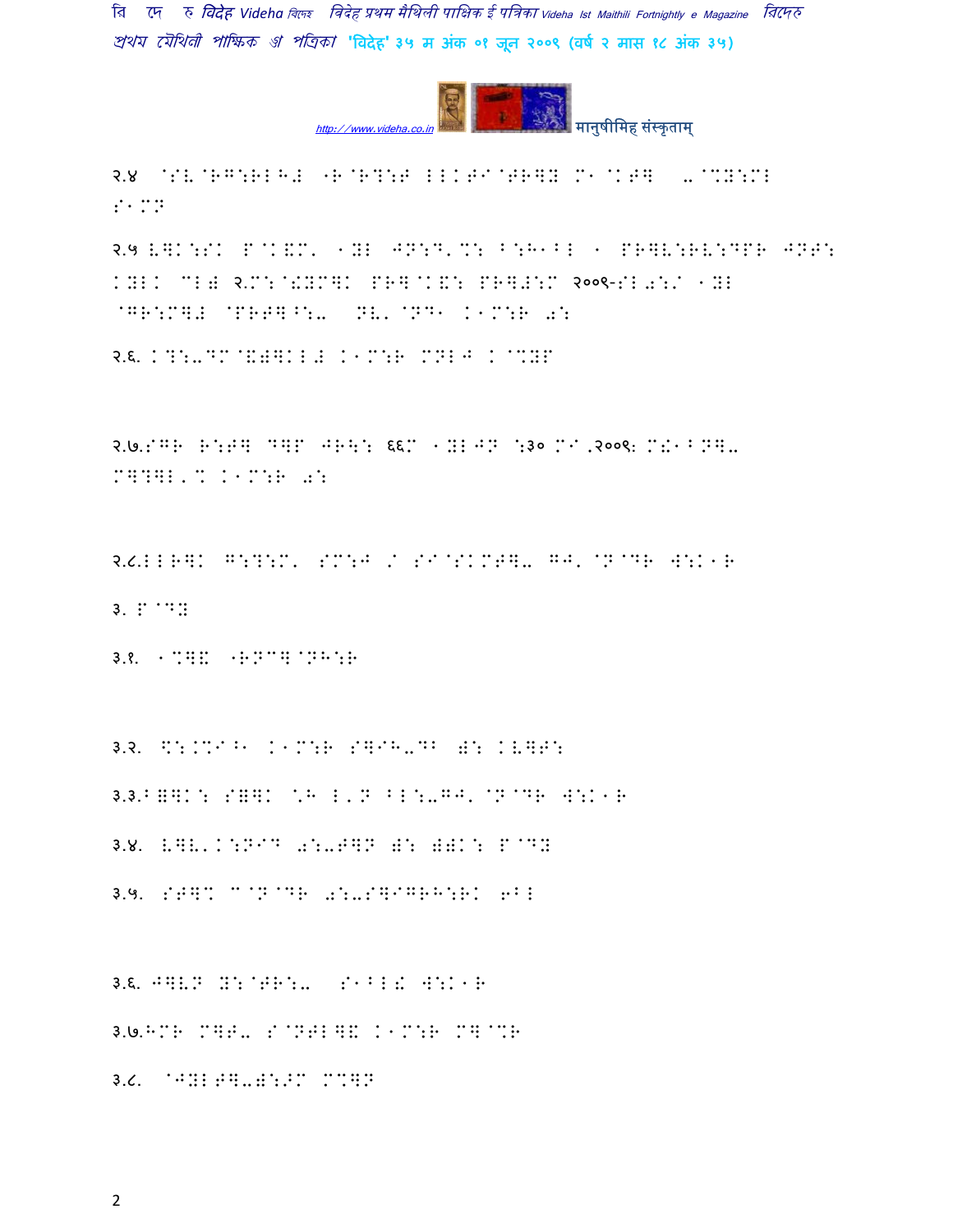२.४ @SV@RG:RLH# "R@R?:F LLKTI@TR]Y M1@KT] -@%Y:ML S1MN

२.५ V]K:SK P@K&M' 1YL JN:D'%: B:H1BL 1 PR]V:RV:DPR JNT: KYLK CL# २.M:@!YM]K PR]@K&: PR]#:M २००९-SL0:/ 1YL @GR:M]# @PRT]^:- NV'@ND1 K1M:R 0:

२.६. K?:-DM@&#]KL# K1M:R MNLJ K@%YP

२.७.SGR R:T] D]P JR\: ६६M 1YLJN :३० MI,२००९: M!1BN]- M]?]L'% K1M:R 0:

२.८.LLR]K G:?:M' SM:J / SI@SKMT]- GJ'@N@DR W:K1R

३. P@DY

३.१. 1%]& "RNC]@NH:R

३.२. $:.%I^1 K1M:R S]IH-DB #: KV]T:

३.३.B&]K: S&]K *H L'N BL:-GJ'@N@DR W:K1R

३.४. V]V'K:NID 0:-T]N #: ##K: P@DY

३.५. ST]% C@N@DR 0:-S]IGRH:RK 6BL

३.६. J]VN Y:@TR:- S1BL! W:K1R

३.७.HMR M]T- S@NTL]& K1M:R M]@%R

३.८. @JYLT]-#:>M M%]N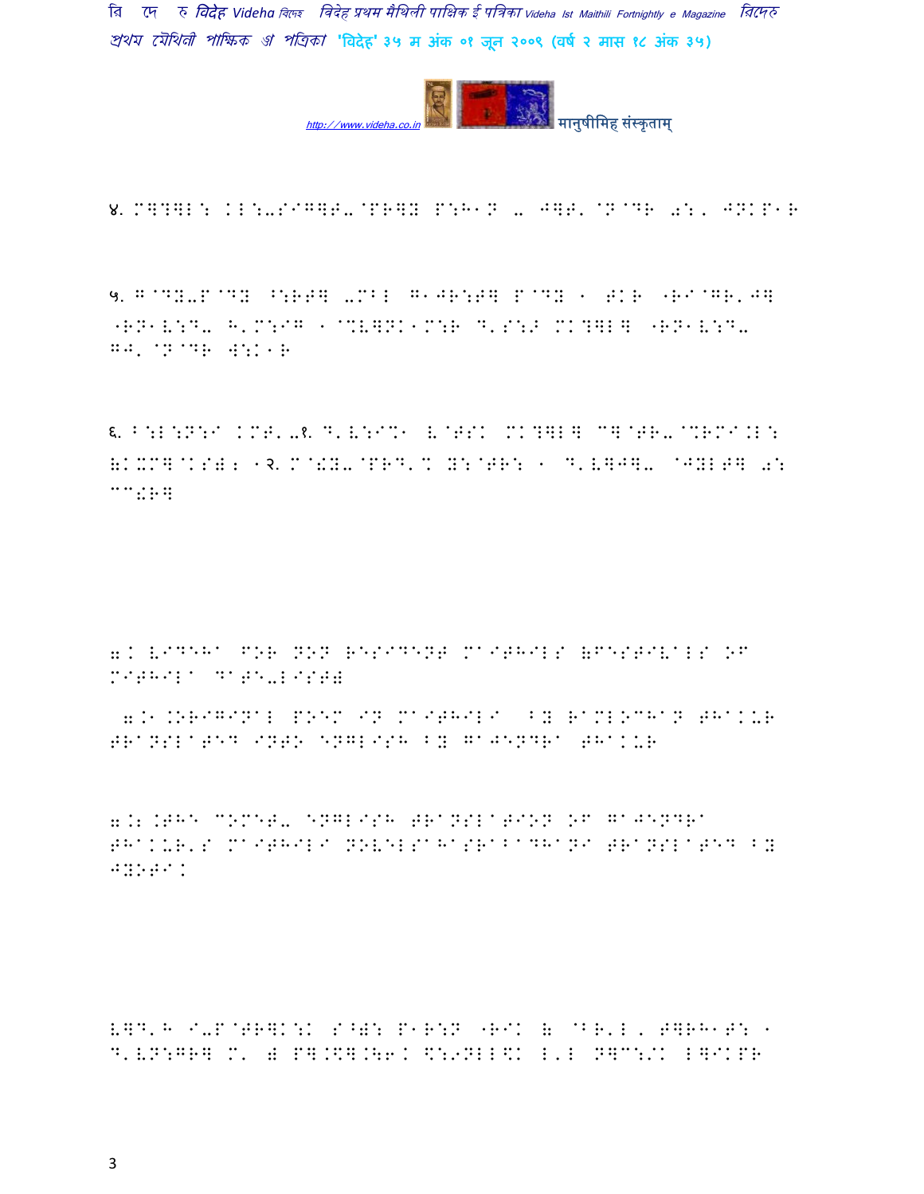४. M]?]L: KL:-SIG]T-@PR]Y P:H1N - J]T' @N@DR 0:, JNKP1R

५. G@DY-P@DY ^:RT] -MBL G1JR:T] P@DY 1 TKR "RI@GR'J] "RN1V:D- H'M:IG 1@%V]NK1M:R D'S:J MK?]L] "RN1V:D- GJ' @N@DR W:K1R

६. B:L:N:I KMT'-१ D'V:I%1 V@TSK MK?]L] C]@TR-@%RMI.L: (KXM]@KS)2 1२. M@!Y-@PRD'% Y:@TR: 1 D'V]J]- @JYLT] 0: CC!R]

7.K VIDEHA FOR NON RESIDENT MAITHILS (FESTIVALS OF MITHILA DATE-LIST)

7.1.ORIGINAL POEM IN MAITHILI BY RAMLOCHAN THAKUR TRANSLATED INTO ENGLISH BY GAJENDRA THAKUR

7.2.THE COMET- ENGLISH TRANSLATION OF GAJENDRA THAKUR'S MAITHILI NOVELSAHASRABADHANI TRANSLATED BY JYOTI.

V]D'H I-P@TR]K:K S^):P1R:N "RIK ( @BR'L, T]RH1T: 1 D'VN:GR] M' ) P].$].\6.K $:9NLL$K L'L N]C:/K L]IKPR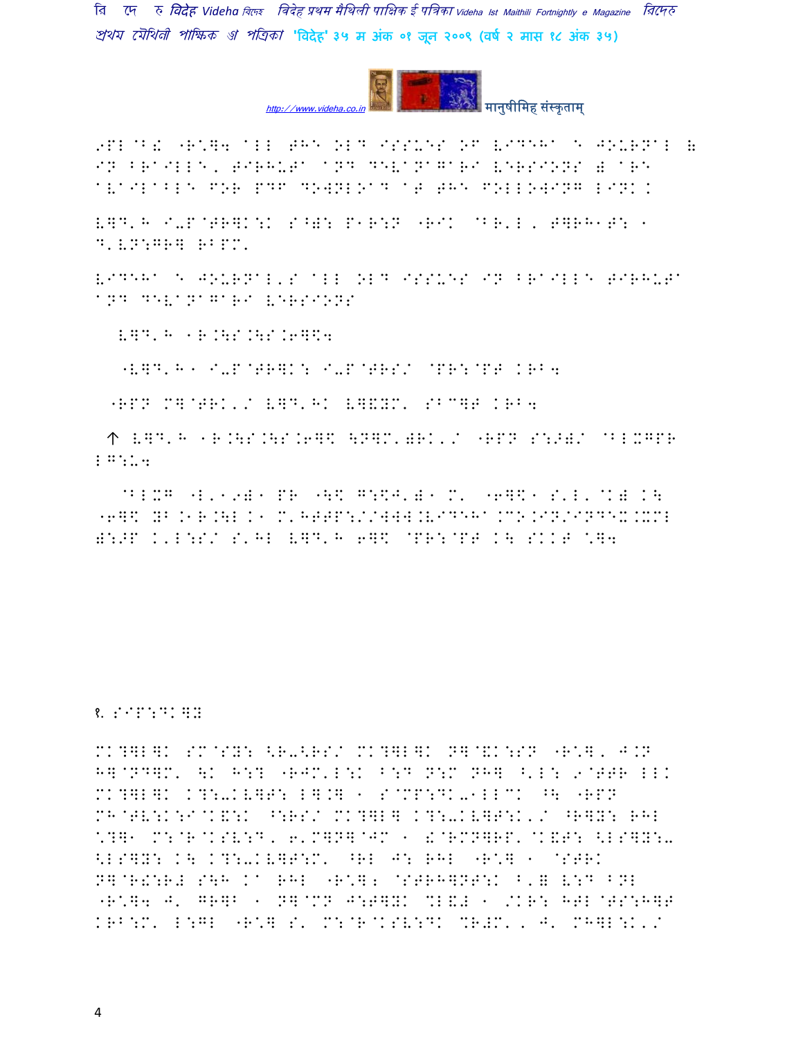9PL @B! "R*]4 ALL THE OLD ISSUES OF VIDEHA E JOURNAL & IN BRAILLE, TIRHUTA AND DEVANAGARI VERSIONS ) ARE AVAILABLE FOR PDF DOWNLOAD AT THE FOLLOWING LINK.

V]D'H I-P@TR]K:K S^): P1R:N "RIK @BR'L, T]RH1T: 1 D'VN:GR] RBPM'

VIDEHA E JOURNAL'S ALL OLD ISSUES IN BRAILLE TIRHUTA AND DEVANAGARI VERSIONS

V]D'H 1R.\S.\S.6]$4

"V]D'H1 I-P@TR]K: I-P@TRS/ @PR:@PT KRB4

"RPN M]@TRK'/ V]D'HK V]&YM' SBC]T KRB4

↑ V]D'H 1R.\S.\S.6]$ \N]M')RK'/ "RPN S:>)/ @BLXGPR LG:U4

@BLXG "L'19)1 PR "\$ G:$J')1 M' "6]$1 S'L'@K) K\ "6]$ YB.1R.\L.K1 M'HTTP://WWW.VIDEHA.CO.IN/INDEX.XML ):>P K'L:S/ S'HL V]D'H 6]$ @PR:@PT K\ SKKT ^]4

१. SIP:DK]Y

MK?]L]K SM@SY: <R-<RS/ MK?]L]K N]@&K:SN "R*], J.N H]@ND]M' \K H:? "RJM'L:K B:D N:M NH] <'L: 9@TTR LLK MK?]L]K K?:-KV]T: L].] 1 S@MP:DK-1LLMK ^\ "RPN MH@TV:K:I@K&:K ^:RS/ MK?]L] K?:-KV]T:K'/ ^R]Y: RHL ^?]1 M:@R@KSV:D, 6'M]N]@JM 1 !@RMN]RP' @K&T: <LS]Y:-<LS]Y: K\ K?:-KV]T:M' ^RL J: RHL "R*] 1 @STRK N]@R!:R# S\H KA RHL "R*]; @STRH]NT:K B'= V:D BNL "R*]4 J' GR]B 1 N]@MN J:T]YK %L&# 1 /KR: HTL@TS:H]T KRB:M' L:GL "R*] S' M:@R@KSV:D %R#M', J' MH]L:K'/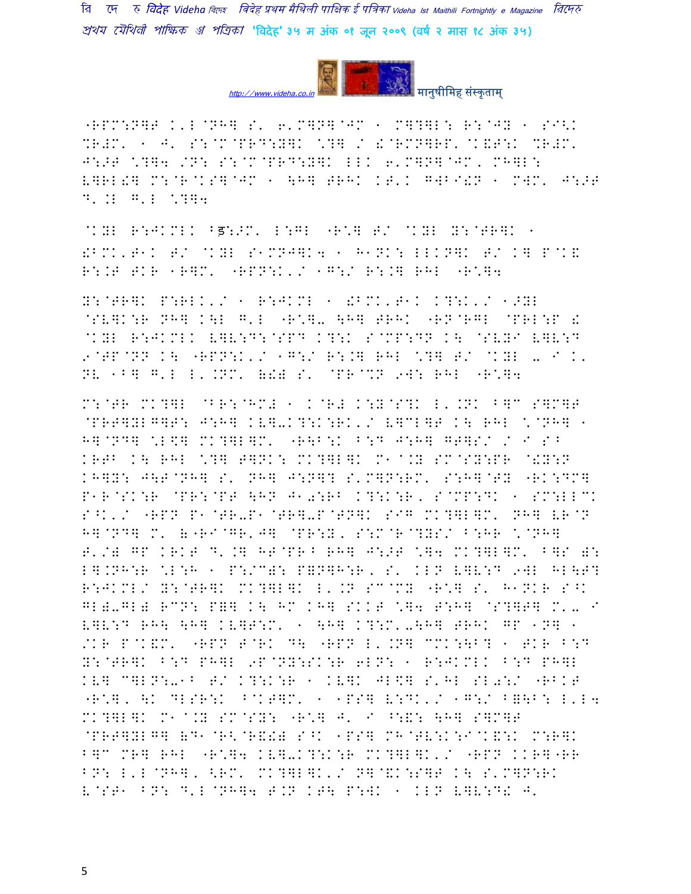"RPM:N]F K'L@NH] S' 6'M]N]@JM ^ M]?]L: R:@JY ^ SI<K %R#M' ^ J' S:@M@PRD:Y]K \?] / !@RMN]RP'@K&T:K %R#M' J:>T \?]4 /N: S:@M@PRD:Y]K LLK 6'M]N]@JM' MH]L: V]RL!] M:@R@KS]@JM ^ \H] TRHK KT'K GWBI!N ^ MWM' J:>T D'.L G'L \?]4

@KYL R:JKMLK Bड:>M' L:GL "R\] T/ @KYL Y:@TR]K ^ !BMK'T^K T/ @KYL S^MNJ]K4 ^ H^NK: LLKN]K T/ K] P@K& R:.T TKR ^R]M' "RPN:K'/ ^G:/ R:.] RHL "R\]4

Y:@TR]K P:RLK'/ ^ R:JKML ^ !BMK'T^K K?:K'/ ^>YL @SV]K:R NH] K\L G'L "R\]- \H] TRHK "RN@RGL @PRL:P ! @KYL R:JKMLK V]V:D:@SPD K?:K S@MP:DN K\ @SVYI V]V:D 9@TP@NN K\ "RPN:K'/ ^G:/ R:.] RHL \?] T/ @KYL - I K' NV ^B] G'L L'.NM' &!) S' @PR@%N 9W: RHL "R\]4

M:@TR MK?]L @BR:@HM# ^ K@R# K:Y@S?K L'.NK B]C S]M]T @PRT]YLG]T: J:H] KV]-K?:K:RK'/ V]CL]T K\ RHL \@NH] ^ H]@ND] \L$] MK?]L]M' "R\B:K B:D J:H] GT]S/ / I S^ KRTB K\ RHL \?] T]NK: MK?]L]K M^@.Y SM@SY:PR @!Y:N KH]Y: J\T@NH] S' NH] J:N]? S'M]N:RM' S:H]@TY "RK:DM] P^R@SK:R @PR:@PT \HN J^0:RB K?:K:R' S@MP:DK ^ SM:LLCK S^K'/ "RPN P^@TR-P^@TR]-P@TN]K SIG MK?]L]M' NH] VR@N H]@ND] M' &"RI@GR'J] @PR:Y' S:M@R@?YS/ B:HR \@NH] T'/) GP KRKT D'.] HT@PR^ RH] J:>T \]4 MK?]L]M' B]S #: L].NH:R \L:H ^ P:/C): P=N]H:R' S' KLN V]V:D 9WL HL\T? R:JKML/ Y:@TR]K MK?]L]K L'.N SC@MY "R\] S' H^NKR S^K GL)-GL) RCN: P=] K\ HM KH] SKKT \]4 T:H] @S?]T] M'- I V]V:D RH\ \H] KV]T:M' ^ \H] K?:M'-\H] TRHK GP ^N] ^ /KR P@K&M' "RPN T@RK D\ "RPN L'.N] CMK:\B? ^ TKR B:D Y:@TR]K B:D PH]L 9P@NY:SK:R 6LN: ^ R:JKMLK B:D PH]L KV] C]LN:-9^B T/ K?:K:R ^ KV]K JL$] S'HL SL0:/ "RBKT "R\], \K DLSR:K B@KT]M' ^ ^PS] V:DK'/ ^G:/ B=\B: L'L4 MK?]L]K M^@.Y SM@SY: "R\] J' I ^:&: \H] S]M]T @PRT]YLG] &D^@R<@R&!) S^K ^PS] MH@TV:K:I@K&:K M:R]K B]C MR] RHL "R\]4 KV]-K?:K:R MK?]L]K'/ "RPN KKR]"RR BN: L'L@NH], <RM' MK?]L]K'/ N]@&K:S]T K\ S'M]N:RK V@ST^ BN: D'L@NH]4 T.N KT\ P:WK ^ KLN V]V:D! J'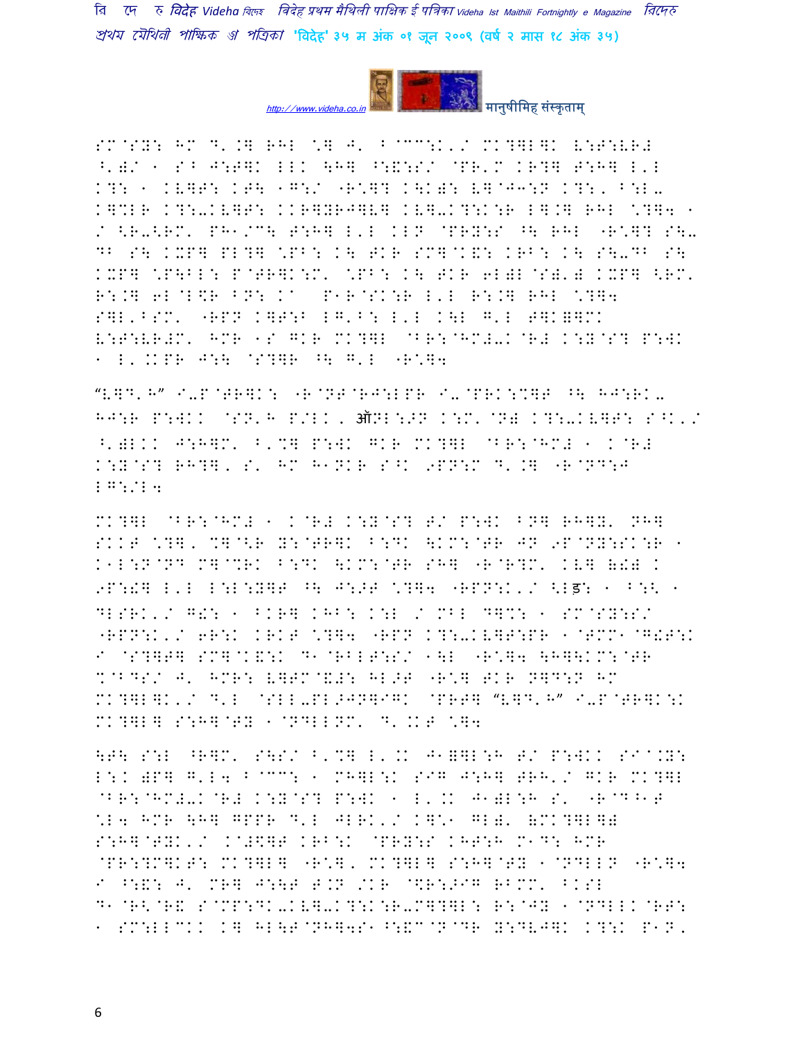SM@SY: HM D'.) RHL \] J' B@CC:K'/ MK?]L]K V:T:VR# ^')/ 1 S^ J:T]K LLK \H] ^:&:S/ @PR'M KR?] T:H] L'L K?: 1 KV]T: KT\ 1G:/ "R\]? K\K): V]@J3:N K?:, B:L-K]%LR K?:-KV]T: KKR]YRJ]V] KV]-K?:K:R L].] RHL \?]4 1 / <R-<RM' PH1/C\ T:H] L'L KLN @PRY:S ^\ RHL "R\]? S\-DB S\ KXP] PL?] \PB: K\ TKR SM]@K&: KRB: K\ S\-DB S\ KXP] \P\BL: P@TR]K:M' \PB: K\ TKR 6L)L@S)')KXP] <RM' R:.] 6L@L\$R BN: K^ P1R@SK:R L'L R:.] RHL \?]4 S]L'BSM' "RPN K]T:B L]'B: L'L K\L G'L T]K=]MK V:T:VR#M' HMR 1S GKR MK?]L @BR:@HM#-K@R# K:Y@S? P:WK 1 L'.KPR J:\ @S?]R ^\ G'L "R\]4

"V]D'H" I-P@TR]K: "R@NT@RJ:LPR I-@PRK:%]T ^\ HJ:RK-HJ:R P:WKK @SN'H P/LK, ऑNL:>N K:M'@N) K?:-KV]T: S^K'/ ^')LKK J:H]M' B'%] P:WK GKR MK?]L @BR:@HM# 1 K@R# K:Y@S? RH?], S' HM H1NKR S^K 9PN:M D'.] "R@ND:J LG:/L4

MK?]L @BR:@HM# 1 K@R# K:Y@S? T/ P:WK BN] RH]Y' NH] SKKT \?], %]@<R Y:@TR]K B:DK \KM:@TR JN 9P@NY:SK:R 1 K1L:N@ND M]@%RK B:DK \KM:@TR SH] "R@R?M' KV] 6&) K 9P:!] L'L L:L:Y]T ^\ J:>T \?]4 "RPN:K'/ <Lड़: 1 B:< 1 DLSRK'/ G!: 1 BKR] KHB: K:L / MBL D]%: 1 SM@SY:S/ "RPN:K'/ 6R:K KRKT \?]4 "RPN K?:-KV]T:PR 1@TMM1@G!T:K I @S?]T] SM]@K&:K D1@RBLT:S/ 1\L "R\]4 \H]\KM:@TR %@BDS/ J' HMR: V]TM@&!: HL>T "R\] TKR N]D:N HM MK?]L]K'/ D'L @SLL-PL>JN]IGK @PRT] "V]D'H" I-P@TR]K:K MK?]L] S:H]@TY 1@NDLLNM' D'.KT \]4

\T\ S:L ^R]M' S\S/ B'%] L'.K J1=]L:H T/ P:WKK SI@.Y: L:K )P] G'L4 B@CC: 1 MH]L:K SIG J:H] TRH'/ GKR MK?]L @BR:@HM#-K@R# K:Y@S? P:WK 1 L'.K J1)L:H S' "R@D^1T \L4 HMR \H] GPPR D'L JLRK'/ K]\1 GL)' &MK?]L]) S:H]@TYK'/ K@#\$]T KRB:K @PRY:S KHT:H M1D: HMR @PR:?M]KT: MK?]L] "R\], MK?]L] S:H]@TY 1@NDLLN "R\]4 I ^:&: J' MR] J:\T T.N /KR @\$R:>IG RBMM' BKSL D1@R<@R& S@MP:DK-KV]-K?:K:R-M]?]L: R:@JY 1@NDLLK@RT: 1 SM:LLCKK K] HL\T@NH]4S1 ^:&C@N@DR Y:DVJ]K K?:K P1N'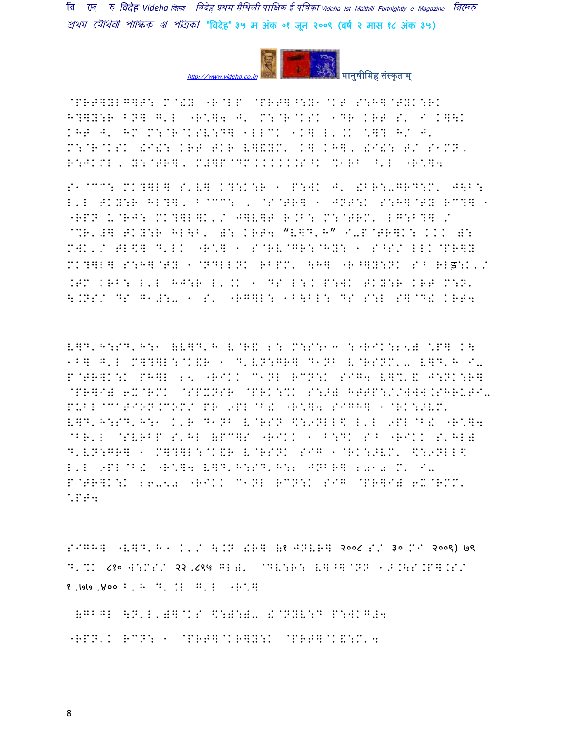http://www.videha.co.in मानुषीमिह संस्कृताम्

@PRT]YLG]T: M@!Y "R@LP @PRT]^:Y1@KT S:H]@TYK:RK H?]Y:R BN] G'L "R@]4 J' M:@R@KSK 1DR KRT S' I K]\K KHT J' HM M:@R@KSV:D] 1LLCK 1K] L'.K \*]? H/ J' M:@R@KSK !I!: KRT TKR V]&YM' K] KH]' !I!: T/ S1MN' R:JKML' Y:@TR]' M#]P@DM......S^K %1RB ^'L "R@]4

S1@CC: MK?]L] S'V] K?:K:R 1 P:WK J' !BR:-GRD:M' J\B: L'L TKY:R HL?]' B@CC: ' @S@TR] 1 JNT:K S:H]@TY RC?] 1 "RPN U@RJ: MK?]L]K'/ J]V]T R.B: M:@TRM' LG:B?] / @%R'#] TKY:R HL\B' ): KRT4 "V]D'H" I-P@TR]K: ... ): MWK'/ TL\$] D'LK "R@] 1 S@RV@GR:@HY: 1 S^S/ LLK@PR]Y MK?]L] S:H]@TY 1@NDLLNK RBPM' \H] "R^]Y:NK S^ RLड़:K'/ .TM KRB: L'L HJ:R L'.K 1 DS L:K P:WK TKY:R KRT M:N' \.NS/ DS G1#:- 1 S' "RG]L: 1B\BL: DS S:L S]@D! KRT4

V]D'H:SD'H:1 (V]D'H V@R& 2: M:S:13 :"RIK:2<) \*P] K\ 1B] G'L M]?]L:@K&R 1 D'VN:GR] D1NB V@RSNM'- V]D'H I- P@TR]K:K PH]L 2< "RIKK C1NL RCN:K SIG4 V]%'& J:NK:R] @PR]I) 6X@RMK @SPXNSR @PRK:%K S:>) HTTP://WWW.SHRUTI-PUBLICATION.COM/ PR 9PL@B! "R@]4 SIGH] 1@RK:>VM' V]D'H:SD'H:1 K'R D1NB V@RSN \$:9NLL\$ L'L 9PL@B! "R@]4 @BR'L @SVRBP S'HL (PC]S "RIKK 1 B:DK S^ "RIKK S'HL) D'VN:GR] 1 M]?]L:@K&R V@RSNK SIG 1@RK:>VM' \$:9NLL\$ L'L 9PL@B! "R@]4 V]D'H:SD'H:2 JNBR] 2010 M' I- P@TR]K:K 26-50 "RIKK C1NL RCN:K SIG @PR]I) 6X@RMM' \*PT4

SIGH] "V]D'H 1 K'/ \.N !R] (१ JNVR] २००८ S/ ३० MI २००९) ७९ D'%K ८१० W:MS/ २२ .८९५ GL)' @DV:R: V]^]@NN 1>.\S.P].S/ १ .७७ .४०० B'R D'.L G'L "R@]

(GBGL \N'L')]@KS \$:):)- !@NYV:D P:WKG#4

"RPN'K RCN: 1 @PRT]@KR]Y:K @PRT]@K&:M'4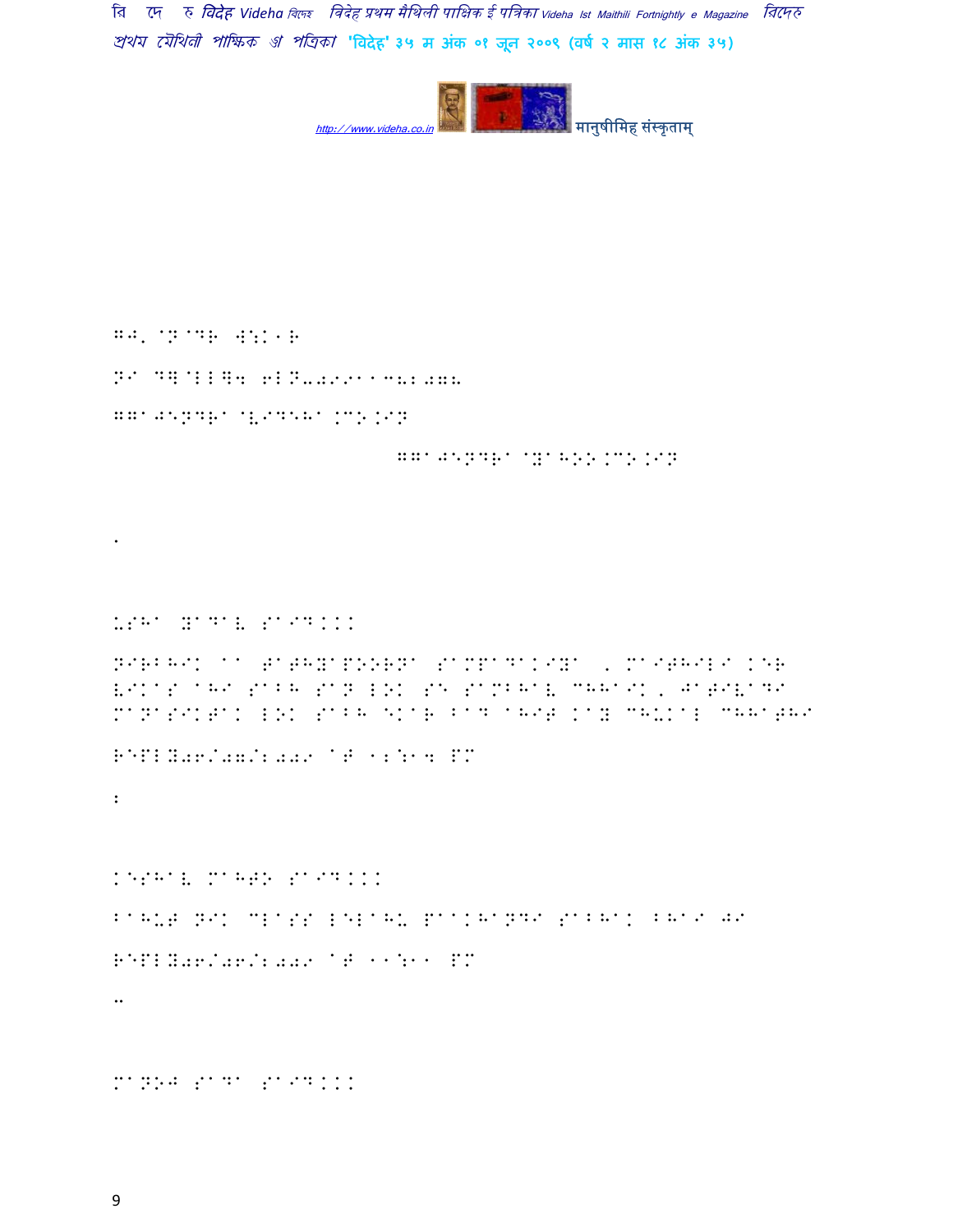GAJENDRA THAKUR

NA DELHI 110018

ggajendra@videha.co.in

ggajendra@yahoo.co.in

.

USHA YADAV SAID...

NIRBHIK AA TATHYAPOORNA SAMPADAKIYA , MAITHILI KER VIKAS AHI SABH SAN LOK SE SAMBHAV CHHAIK, JATIVADI MANASIKTAK LOK SABH EKAR BAD AHIT KAY CHUKAL CHHATHI

REPLY06/07/2009 AT 12:14 PM

:

KESHAV MAHTO SAID...

BAHUT NIK CLASS LELAHU PAAKHANDI SABHAK BHAI JI

REPLY06/06/2009 AT 11:11 PM

..

MANOJ SADA SAID...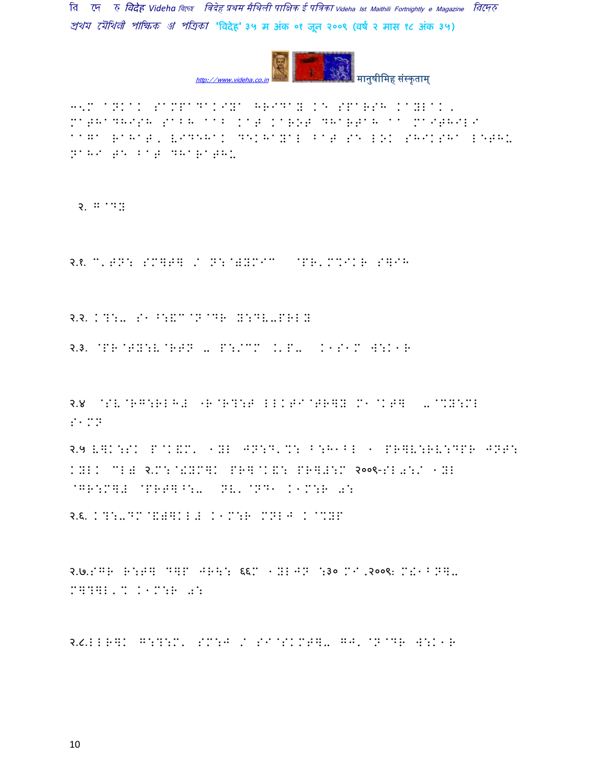3'M ANKAK SAMPADAKIYA HRIDAY KE SPARSH KAYLAK, MATHADHISH SABH AAB KAT KAROT DHARTAH AA MAITHILI AAGA RAHAT, VIDEHAK DEKHAYAL BAT SE LOK SHIKSHA LETHU NAHI TE BAT DHARATHU

२. G@DY

२.१. C'.TN: SM]T] / N:@)YMIC @PR'M%IKR S]IH

२.२. K?:- S1^:&C@N@DR Y:DV-PRLY

२.३. @PR@TY:V@RTN - P:/CM .'P- K1S1M W:K1R

२.४ @SV@RG:RLH# "R@R?:T LLKTI@TR]Y M1@KT] -@%Y:ML S1MN

२.५ V]K:SK P@K&M' 1YL JN:D'%: B:H1BL 1 PR]V:RV:DPR JNT: KYLK CL# २.M:@!YM]K PR]@K&: PR]#:M २००९-SL0:/ 1YL @GR:M]# @PRT]^:- NV'@ND1 K1M:R 0:

२.६. K?:-DM@&)]KL# K1M:R MNLJ K@%YP

२.७.SGR R:T] D]P JR\: ६६M 1YLJN :३० MI,२००९: M!1BN]- M]?]L'% K1M:R 0:

२.८.LLR]K G:?:M' SM:J / SI@SKMT]- GJ'@N@DR W:K1R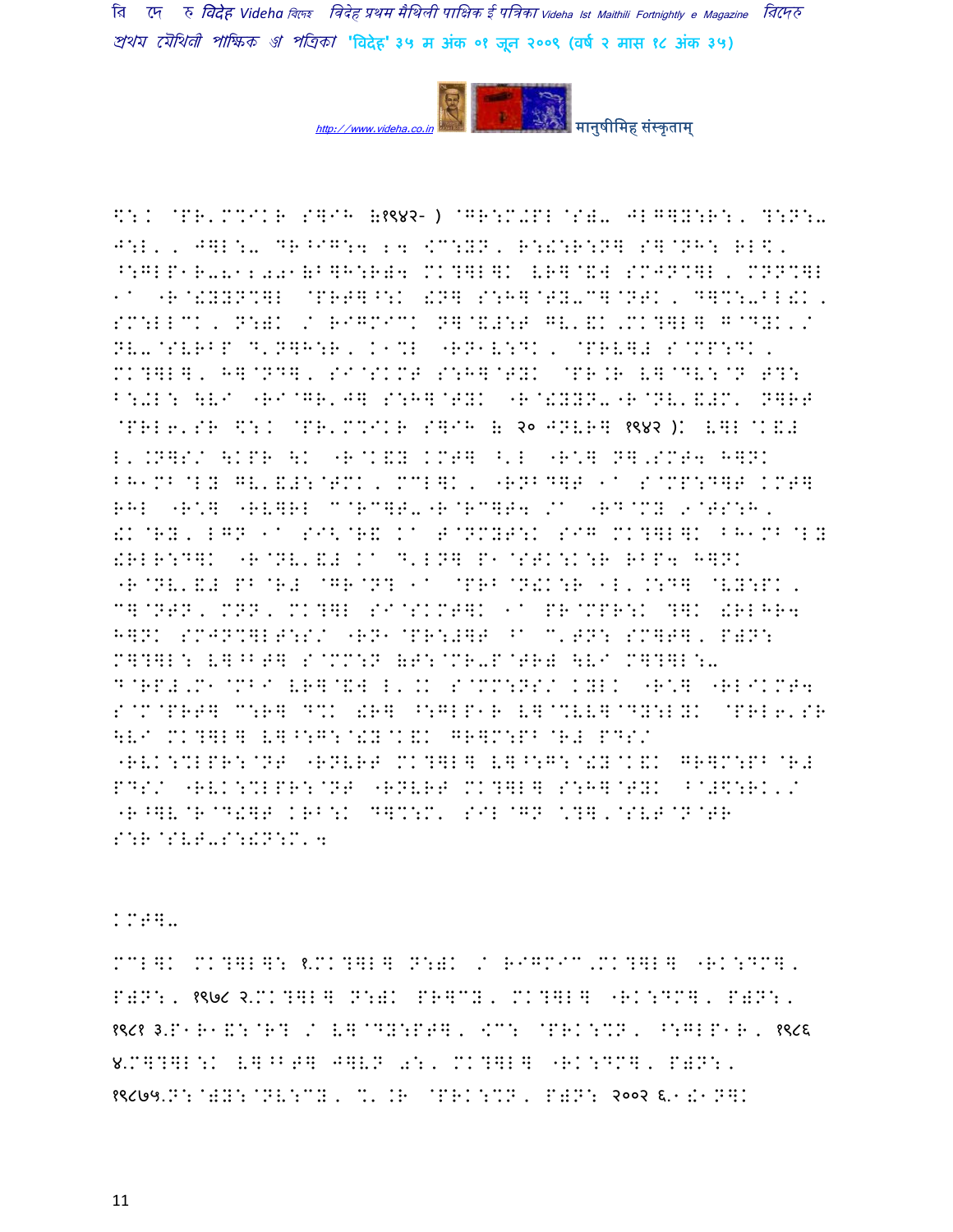\$:: @PR'M%IKR S]IH (१९४२- ) @GR:M+PL@S)- JLG]Y:R:, ?:N:- J:L', J]L:- DR^IG:4 24 <C:YN, R:!:R:N] S]@NH: RL\$, ^:GLP1R-812001(B]H:R)4 MK?]L]K VR]@&W SMJN%]L, MNN%]L 1/ -R@!YYN%]L @PRT]^:K !N] S:H]@TY-C]@NTK, D]%:-BL!K, SM:LLCK, N:)K / RIGMICK N]@&#:T GV'&K,MK?]L] G@DYK,/ NV-@SVRBP D'N]H:R, K1%L -RN1V:DK, @PRV]# S@MP:DK, MK?]L], H]@ND], SI@SKMT S:H]@TYK @PR.R V]@DV:@N T?: B:+L: \V/ -RI@GR'J] S:H]@TYK -R@!YYN--R@NV'&#M' N]RT @PRL6'SR \$:K @PR'M%IKR S]IH ( २० JNVR] १९४२ ): V]L@K&# L'.N]S/ \KPR \K -R@K&Y KMT] ^'L -R*] N]'SMT4 H]NK BH1MB@LY GV'&#:@TMK, MCL]K, -RNBD]T 1/ S@MP:D]T KMT] RHL -R*] -RV]RL C@RC]T--R@RC]T4 /1 -RD@MY 9@TS:H, !K@RY, LGN 1/ SI<@R& K/ T@NMYT:K SIG MK?]L]K BH1MB@LY !RLR:D]K -R@NV'&# K/ D'LN] P1@STK:K:R RBP4 H]NK -R@NV'&# PB@R# @GR@N? 1/ @PRB@N!K:R 1L'.:D] @VY:PK, C]@NTN, MNN, MK?]L SI@SKMT]K 1/ PR@MPR:K ?]K !RLHR4 H]NK SMJN%]LT:S/ -RN1@PR:#]T ^/ C'TN: SM]T], P)N: M]?]L: V]^BT] S@MM:N (T:@MR-P@TR) \V/ M]?]L:- D@RP#,M1@MBI VR]@&W L'.K S@MM:NS/ KYLK -R*] -RLIKMT4 S@M@PRT] C:R] D%K !R] ^:GLP1R V]@%VV]@DY:LYK @PRL6'SR \V/ MK?]L] V]^:G:@!Y@K&K GR]M:PB@R# PDS/ -RVK:%LPR:@NT -RNVRT MK?]L] V]^:G:@!Y@K&K GR]M:PB@R# PDS/ -RVK:%LPR:@NT -RNVRT MK?]L] S:H]@TYK ^@#\$:RK'/ -R^]V@R@D!]T KRB:K D]%:M' SIL@GN *?],@SVT@N@TR S:R@SVT-S:!N:M'4

KMT]-

MCL]K MK?]L]: १.MK?]L] N:)K / RIGMIC,MK?]L] -RK:DM], P)N:, १९७८ २.MK?]L] N:)K PR]CY, MK?]L] -RK:DM], P)N:, १९८१ ३.P1R1&:@R? / V]@DY:PT], <C: @PRK:%N, ^:GLP1R, १९८६ ४.M]?]L:K V]^BT] J]VN 0:, MK?]L] -RK:DM], P)N:, १९८७५.N:@)Y:@NV:CY, %'.R @PRK:%N, P)N: २००२ ६.1!1N]K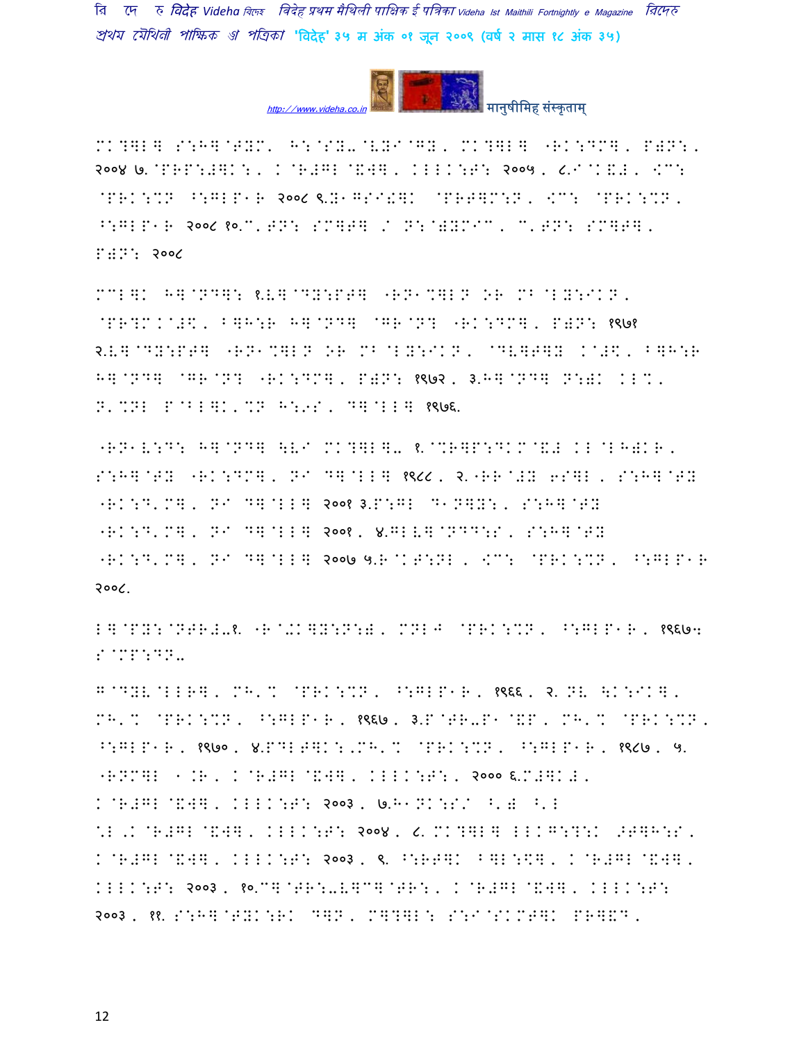MK?]L] S:H]@TYM' H:@SY-@VYI@GY, MK?]L] "RK:DM], P)N:, २००४ ७.@PRP:#]K:, K@R#GL@&W], KLLK:T: २००५, ८.I@K&#, <C: @PRK:%N ^:GLP1R २००८ ९.Y1GSI!]K @PRT]M:N, <C: @PRK:%N, ^:GLP1R २००८ १०.C'TN: SM]T] / N:@)YMIC, C'TN: SM]T], P)N: २००८

MCL]K H]@ND]: १.V]@DY:PT] "RN1%]LN OR MB@LY:IKN, @PR?M.@#\, B]H:R H]@ND] @GR@N? "RK:DM], P)N: १९७१ २.V]@DY:PT] "RN1%]LN OR MB@LY:IKN, @DV]T]Y K@#\, B]H:R H]@ND] @GR@N? "RK:DM], P)N: १९७२, ३.H]@ND] N:)K KL%, N'%NL P@BL]K'%N H:9S, D]@LL] १९७६.

"RN1V:D: H]@ND] \VI MK?]L]- १.@%R]P:DKM@&# KL@LH)KR, S:H]@TY "RK:DM], NI D]@LL] १९८८, २."RR@#Y 6S]L, S:H]@TY "RK:D'M], NI D]@LL] २००१ ३.P:GL D1N]Y:, S:H]@TY "RK:D'M], NI D]@LL] २००१, ४.GLV]@NDD:S, S:H]@TY "RK:D'M], NI D]@LL] २००७ ५.R@KT:NL, <C: @PRK:%N, ^:GLP1R २००८.

L]@PY:@NTR#-१."R@-K]Y:N:), MNL4 @PRK:%N, ^:GLP1R, १९६७: S@MP:DN-

G@DYV@LLR], MH'% @PRK:%N, ^:GLP1R, १९६६, २.NV \K:IK], MH'% @PRK:%N, ^:GLP1R, १९६७, ३.P@TR-P1@&P, MH'% @PRK:%N, ^:GLP1R, १९७०, ४.PDLT]K:,MH'% @PRK:%N, ^:GLP1R, १९८७, ५. "RNM]L 1.R, K@R#GL@&W], KLLK:T:, २००० ६.M#]K#, K@R#GL@&W], KLLK:T: २००३, ७.H1NK:S/ ^') ^'L %L'K@R#GL@&W], KLLK:T: २००४, ८.MK?]L] LLKG:?:K >T]H:S, K@R#GL@&W], KLLK:T: २००३, ९. ^:RT]K B]L:\$], K@R#GL@&W], KLLK:T: २००३, १०.C]@TR:-V]C]@TR:, K@R#GL@&W], KLLK:T: २००३, ११. S:H]@TYK:RK D]N, M]?]L: S:I@SKMT]K PR]&D,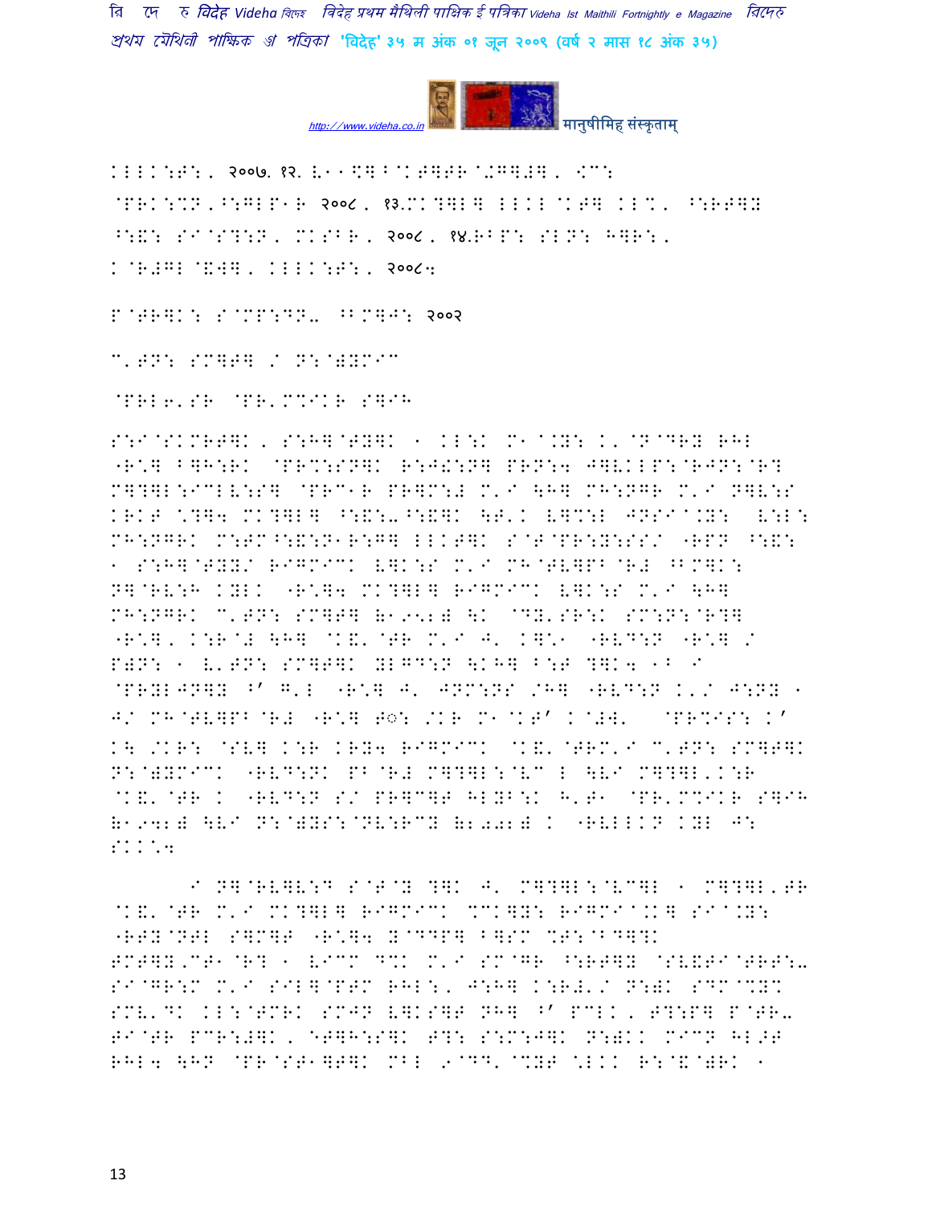KLLK:T:, २००७. १२. L1◌]^@KT]TR@+G]#], <C:
@PRK:%N,^:GLP1R २००८, १३.MK?]L] LLKL@KT] KL%, ^:RT]Y
^:&: SI@S?:N, MKSBR, २००८, १४.RBP: SLN: H]R:,
K@R#GL@&W], KLLK:T:, २००८५

P@TR]K: S@MP:DN- ^BM]J: २००२

C'TN: SM]T] / N:@)YMIC

@PRL6'SR @PR'M%IKR S]IH

S:I@SKMRT]K, S:H]@TY]K 1 KL:K M1@.Y: K'@N@DRY RHL "R\] B]H:RK @PR%:SN]K R:J!:N] PRN:4 J]VKLP:@RJN:@R? M]?]L:ICLV:S] @PRC1R PR]M:# M'I \H] MH:NGR M'I N]V:S KRKT \?]4 MK?]L] ^:&:-^:&]K \T'K V]%:L JNSI@.Y: V:L: MH:NGRK M:TM^:&:N1R:G] LLKT]K S@T@PR:Y:SS/ "RPN ^:&: 1 S:H]@TYY/ RIGMICK V]K:S M'I MH@TV]PB@R# ^BM]K: N]@RV:H KYLK "R\]4 MK?]L] RIGMICK V]K:S M'I \H] MH:NGRK C'TN: SM]T] (1९५२) \K @DY'SR:K SM:N:@R?] "R\], K:R@# \H] @K&'@TR M'I J' K]\1 "RVD:N "R\] / P)N: 1 V'TN: SM]T]K YLGD:N \KH] B:T ?]K4 1B I @PRYLJN]Y ^' G'L "R\] J' JNM:NS /H] "RVD:N K'/ J:NY 1 J/ MH@TV]PB@R# "R\] T◌: /KR M1@KT' K@#W' @PR%IS: K' K\ /KR: @SV] K:R KRY4 RIGMICK @K&'@TRM'I C'TN: SM]T]K N:@)YMICK "RVD:NK PB@R# M]?]L:@VC L \VI M]?]L'K:R @K&'@TR K "RVD:N S/ PR]C]T HLYB:K H'T1 @PR'M%IKR S]IH (1९६२) \VI N:@)YS:@NV:RCY (२००२) K "RVLLKN KYL J: SKK\4

I N]@RV]V:D S@T@Y ?]K J' M]?]L:@VC]L 1 M]?]L'TR @K&'@TR M'I MK?]L] RIGMICK %CK]Y: RIGMI@.K] SI@.Y: "RTY@NTL S]M]T "R\]4 Y@DDP] B]SM %T:@BD]?K TMT]Y,CT1@R? 1 VICM D%K M'I SM@GR ^:RT]Y @SV&TI@TRT:- SI@GR:M M'I SIL]@PTM RHL:, J:H] K:R#'/ N:)K SDM@%Y% SMV'DK KL:@TMRK SMJN V]KS]T NH] ^' PCLK, T?:P] P@TR- TI@TR PCR:#]K, ET]H:S]K T?: S:M:J]K N:)KK MICN HL>T RHL4 \HN @PR@ST1]T]K MBL ९@DD'@%YT \LKK R:@&@)RK 1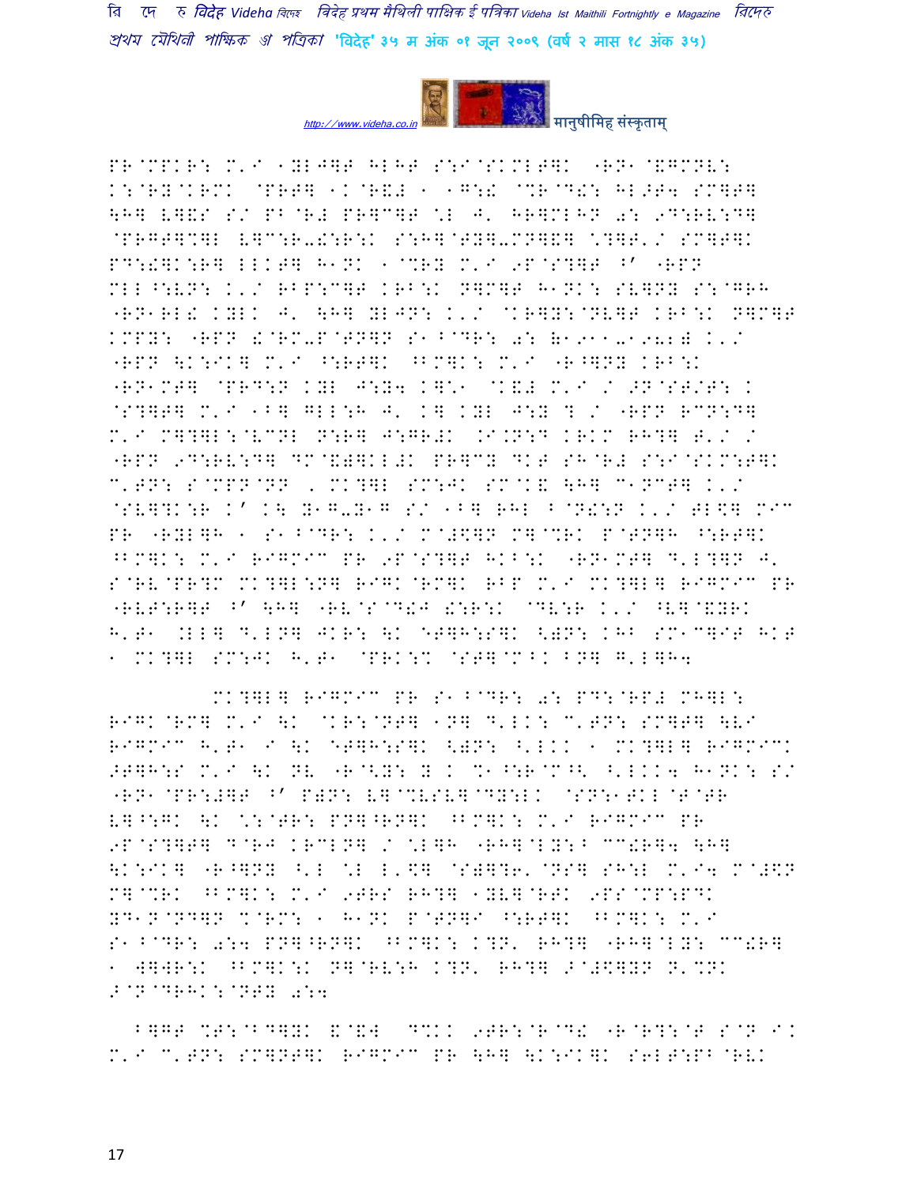PR@MPKR: M'I 1YL>]T HLHT S:I@SKMLT]K "RN1@ENMNV:
K:@RY@KRMK @PRT] 1K@R&# 1 1G:! @%R@D!: HL>T4 SM]T]
\H] V]&S S/ PB@R# PR]C]T \*L J' HR]MLHN 0: 9D:RV:D]
@PRGT]%]L V]C:R-!:R:K S:H]@TY]-MN]&] \*?]T'/ SM]T]K
PD:!]K:R] LLKT] H1NK 1@%RY M'I 9P@S?]T ^' "RPN
MLL^:VN: K'/ RBP:C]T KRB:K N]M]T H1NK: SV]NY S:@GRH
"RN1RL! KYLK J' \H] YLJN: K'/ @KR]Y:@NV]T KRB:K N]M]T
KMPY: "RPN !@RM-P@TN]N S1^@DR: 0: (1911-1982) K'/
"RPN \K:IK] M'I ^:RT]K ^BM]K: M'I "R^]NY KRB:K
"RN1MT] @PRD:N KYL J:Y4 K]\*1 @K&# M'I / >N@ST/T: K
@S?]T] M'I 1B] GLL:H J' K] KYL J:Y ? / "RPN RCN:D]
M'I M]?]L:@VCNL N:R] J:GR#K .I.N:D KRKM RH?] T'/ /
"RPN 9D:RV:D] DM@&]]KL#K PR]CY DKT SH@R# S:I@SKM:T]K
C'TN: S@MPN@NN , MK?]L SM:JK SM@K& \H] C1NCT] K'/
@SV]?K:R K' K\ Y1G-Y1G S/ 1B] RHL ^@N!:N K'/ TL$] MIC
PR "RYL]H 1 S1^@DR: K'/ M@#$]N M]@%RK P@TN]H ^:RT]K
^BM]K: M'I RIGMIC PR 9P@S?]T HKB:K "RN1MT] D'L?]N J'
S@RV@PR?M MK?]L:N] RIGK@RM]K RBP M'I MK?]L] RIGMIC PR
"RVT:R]T ^' \H] "RV@S@D!J !:R:K @DV:R K'/ ^V]@&YRK
H'T1 .LL] D'LN] JKR: \K ET]H:S]K <)N: KHB SM1C]IT HKT
1 MK?]L SM:JK H'T1 @PRK:% @ST]@M^K BN] G'L]H4

MK?]L] RIGMIC PR S1^@DR: 0: PD:@RP# MH]L:
RIGK@RM] M'I \K @KR:@NT] 1N] D'LK: C'TN: SM]T] \VI
RIGMIC H'T1 I \K ET]H:S]K <)N: ^'LKK 1 MK?]L] RIGMICK
>T]H:S M'I \K NV "R@<Y: ? K %1^:R@M^< ^'LKK4 H1NK: S/
"RN1@PR:#]T ^' P)N: V]@%VSV]@DY:LK @SN:1TKL@T@TR
V]^:GK \K \*:@TR: PN]^RN]K ^BM]K: M'I RIGMIC PR
9P@S?]T] D@RJ KRCLN] / \*L]H "RH]@LY:^ CC!R]4 \H]
\K:IK] "R^]NY ^'L \*L L'$] @S)]?6'@NS] SH:L M'I4 M@#$N
M]@%RK ^BM]K: M'I 9TRS RH?] 1YV]@RTK 9PS@MP:PDK
YD1N@ND]N %@RM: 1 H1NK P@TN]I ^:RT]K ^BM]K: M'I
S1^@DR: 0:4 PN]^RN]K ^BM]K: K?N' RH?] "RH]@LY: CC!R]
1 W]]R:K ^BM]K:K N]@RV:H K?N' RH?] >@#$]YN N'%NK
>@N@DRHK:@NTY 0:4

^]GT %T:@BD]YK &@&W D%KK 9TR:@R@D! "R@R?:@T S@N IK
M'I C'TN: SM]NT]K RIGMIC PR \H] \K:IK]K S6LT:PB@RVK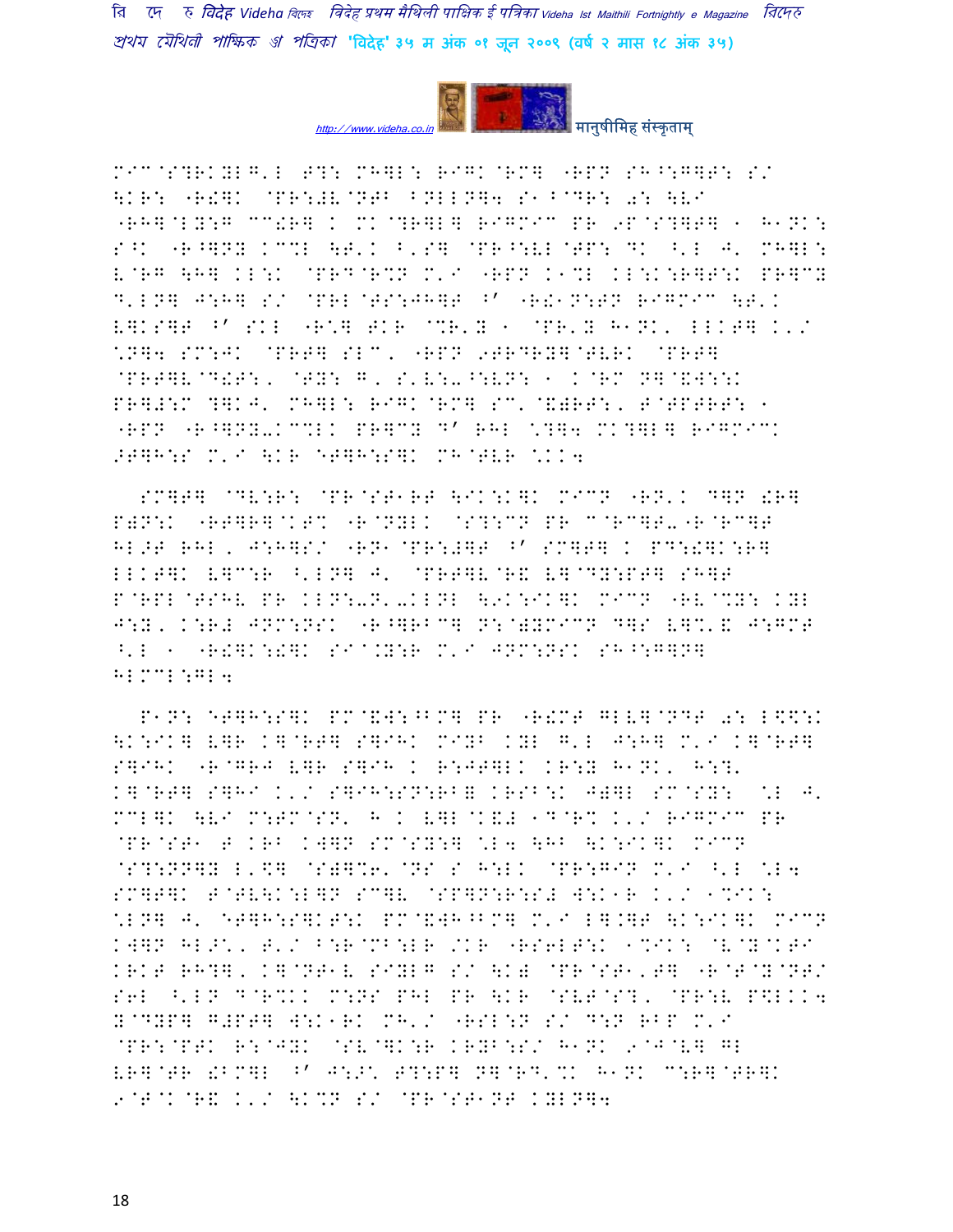MIC@S?RKYLG'L T?: MH]L: RIGK@RM] "RPN SH^:G]T: S/
\KR: "R!]K @PR:#V@NTB BNLLN]4 S1B@DR: 0: \VI
"RH]@LY:G CC!R] K MK@?R]L] RIGMIC PR 9P@S?]T] 1 H1NK:
S^K "R^]NY KC%L \T'K B'S] @PR^:VL@TP: DK ^'L J' MH]L:
V@RG \H] KL:K @PRD@R%N M'I "RPN K1%L KL:K:R]T:K PR]CY
D'LN] J:H] S/ @PRL@TS:JH]T ^' "R!1N:TN RIGMIC \T'K
V]KS]T ^' SKL "R*] TKR @%R'Y 1 @PR'Y H1NK' LLKT] K'/
*N]4 SM:JK @PRT] SLC' "RPN 9TRDRY]@TVRK @PRT]
@PRT]V@D!T:, @TY: G, S'V:-^:VN: 1 K@RM N]@&W::K
PR]#:M ?]KJ' MH]L: RIGK@RM] SC'@&)RT:, T@TPTRT: 1
"RPN "R^]NY-KC%LK PR]CY D' RHL *?]4 MK?]L] RIGMICK
>T]H:S M'I \KR ET]H:S]K MH@TVR *KK4

SM]T] @DV:R: @PR@ST1RT \IK:K]K MICN "RN'K D]N !R]
P)N:K "RT]R]@KT% "R@NYLK @S?:CN PR C@RC]T-"R@RC]T
HL>T RHL, J:H]S/ "RN1@PR:#]T ^' SM]T] K PD:!]K:R]
LLKT]K V]C:R ^'LN] J' @PRT]V@R& V]@DY:PT] SH]T
P@RPL@TSHV PR KLN:-N'-KLNL \9K:IK]K MICN "RV@%Y: KYL
J:Y, K:R# JNM:NSK "R^]RBC] N:@)YMICN D]S V]%'& J:GMT
^'L 1 "R!]K:!]K SI@.Y:R M'I JNM:NSK SH^:G]N]
HLMCL:GL4

P1N: ET]H:S]K PM@&W:^BM] PR "R!MT GLV]@NDT 0: L$%:K
\K:IK] V]R K]@RT] S]IHK MIYB KYL G'L J:H] M'I K]@RT]
S]IHK "R@GRJ V]R S]IH K R:JT]LK KR:Y H1NK' H:?'
K]@RT] S]HI K'/ S]IH:SN:RB] KRSB:K J)]L SM@SY: *L J'
MCL]K \VI M:TM@SN' H K V]L@K&# 1D@R% K'/ RIGMIC PR
@PR@ST1 T KRB KW]N SM@SY:] *L4 \HB \K:IK]K MICN
@S?:NN]Y L'$] @S)]%6'@NS S H:LK @PR:GIN M'I ^'L *L4
SM]T]K T@TV\K:L]N SC]V @SP]N:R:S# W:K1R K'/ 1%IK:
*LN] J' ET]H:S]KT:K PM@&WH^BM] M'I L].]T \K:IK]K MICN
KW]N HL>*, T'/ B:R@MB:LR /KR "RS6LT:K 1%IK: @V@Y@KTI
KRKT RH?], K]@NT1V SIYLG S/ \K) @PR@ST1,T] "R@T@Y@NT/
S6L ^'LN D@R%KK M:NS PHL PR \KR @SVT@S?, @PR:V P$LKK4
Y@DYP] G#PT] W:K1RK MH'/ "RSL:N S/ D:N RBP M'I
@PR:@PTK R:@JYK @SV@]K:R KRYB:S/ H1NK 9@J@V] GL
VR]@TR !BM]L ^' J:>* T?:P] N]@RD'%K H1NK C:R]@TR]K
9@T@K@R& K'/ \K%N S/ @PR@ST1NT KYLN]4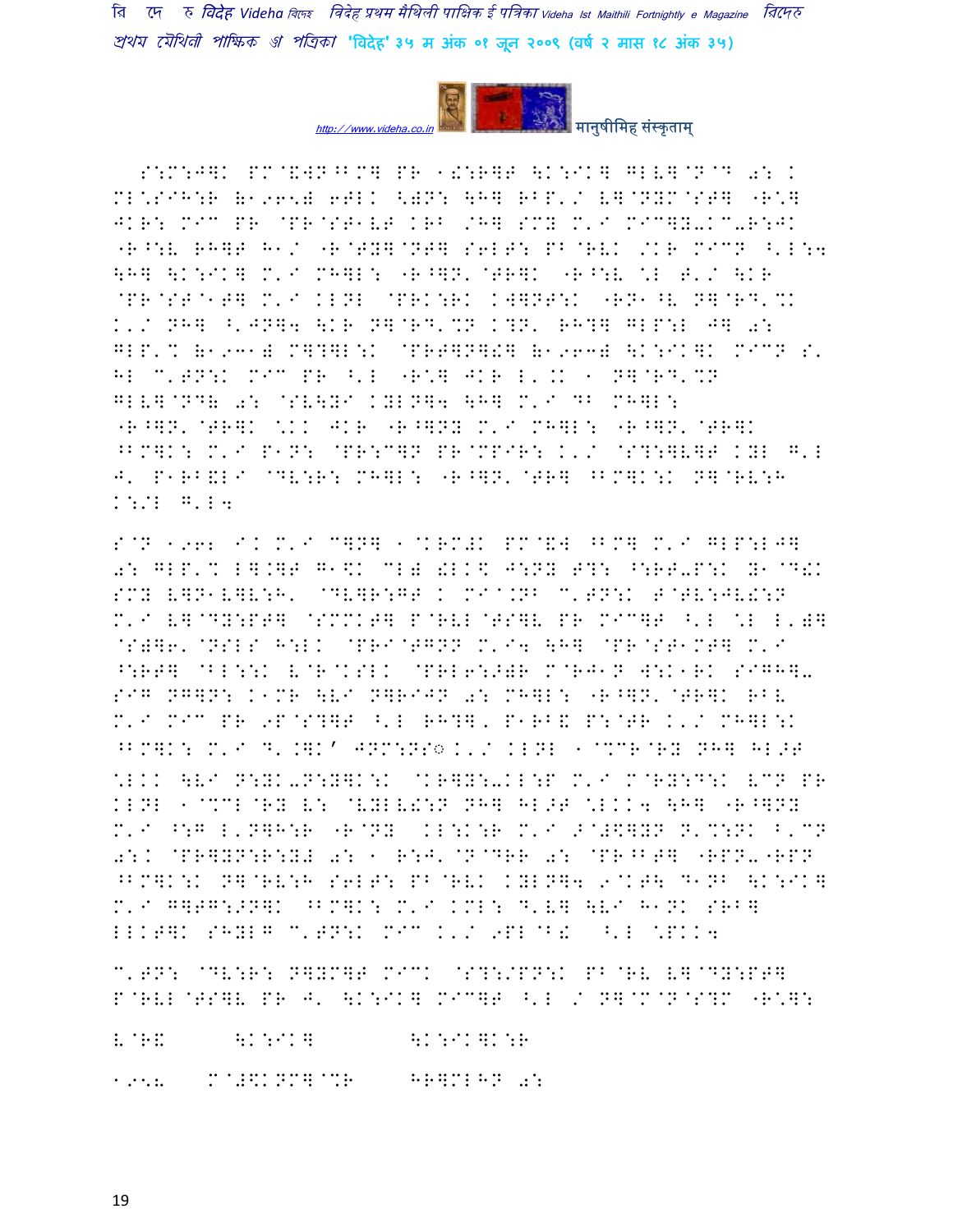S:M:J]K PM@&WN^BM] PR 1!:R]T \K:IK] GLV]@N@D 0: K ML\SIH:R (1965) 6TLK <)N: \H] RBP'/ V]@NYM@ST] "R\] JKR: MIC PR @PR@ST1VT KRB /H] SMY M'I MIC]Y-KC-R:JK "R^:V RH]T H1/ "R@TY]@NT] S6LT: PB@RVK /KR MICN ^'L:4 \H] \K:IK] M'I MH]L: "R^]N'@TR]K "R^:V \L T'/ \KR @PR@ST@1T] M'I KLNL @PRK:RK K]]NT:K "RN1^V N]@RD'%K K'/ NH] ^'JN]4 \KR N]@RD'%N K?N' RH?] GLP:L J] 0: GLP'% (1931) M]?]L:K @PRT]N]!] (1963) \K:IK]K MICN S' HL C'TN:K MIC PR ^'L "R\] JKR L'.K 1 N]@RD'%N GLV]@NDW 0: @SV\YI KYLN]4 \H] M'I DB MH]L: "R^]N'@TR]K \KK JKR "R^]NY M'I MH]L: "R^]N'@TR]K ^BM]K: M'I P1N: @PR:C]N PR@MPIR: K'/ @S?:]V]T KYL G'L J' P1RB&LI @DV:R: MH]L: "R^]N'@TR] ^BM]K:K N]@RV:H K:/L G'L4

S@N 1962 IK M'I C]N] 1@KRM!K PM@&W ^BM] M'I GLP:LJ] 0: GLP'% L].]T G1\$K CL) !LK\$ J:NY T?: ^:RT-P:K Y1@D!K SMY V]N1V]V:H' @DV]R:GT K MI@.NB C'TN:K T@TV:JV!:N M'I V]@DY:PT] @SMMKT] P@RVL@TS]V PR MIC]T ^'L \L L') @S)]6'@NSLS H:LK @PRI@TGNN M'I4 \H] @PR@ST1MT] M'I ^:RT] @BL:\:K V@R@KSLK @PRL6:>)R M@RJ1N W:K1RK SIGH]- SIG NG]N: K1MR \VI N]RIJN 0: MH]L: "R^]N'@TR]K RBV M'I MIC PR 9P@S?]T ^'L RH?]' P1RB& P:@TR K'/ MH]L:K ^BM]K: M'I D'.]K' JNM:NS◌K'/ KLNL 1@%CR@RY NH] HL>T \LKK \VI N:YK-N:Y]K:K @KR]Y:-KL:P M'I M@RY:D:K VCN PR KLNL 1@%CL@RY V: @VYLV!:N NH] HL>T \LKK4 \H] "R^]NY M'I ^:G L'N]H:R "R@NY KL:K:R M'I >@#\$]YN N'%:NK ^'CN 0:K @PR]YN:R:Y# 0: 1 R:J'@N@DRR 0: @PR^BT] "RPN-"RPN ^BM]K:K N]@RV:H S6LT: PB@RVK KYLN]4 9@KT\ D1NB \K:IK] M'I G]TG:>N]K ^BM]K: M'I KML: D'V] \VI H1NK SRB] LLKT]K SHYLG C'TN:K MIC K'/ 9PL@B! ^'L \PKK4

C'TN: @DV:R: N]YM]T MICK @S?:/PN:K PB@RV V]@DY:PT] P@RVL@TS]V PR J' \K:IK] MIC]T ^'L / N]@M@N@S?M "R\]:

| V@R& | \K:IK] | \K:IK]K:R |
|---|---|---|
| 1958 | M@#\$KNM]@%R | HR]MLHN 0: |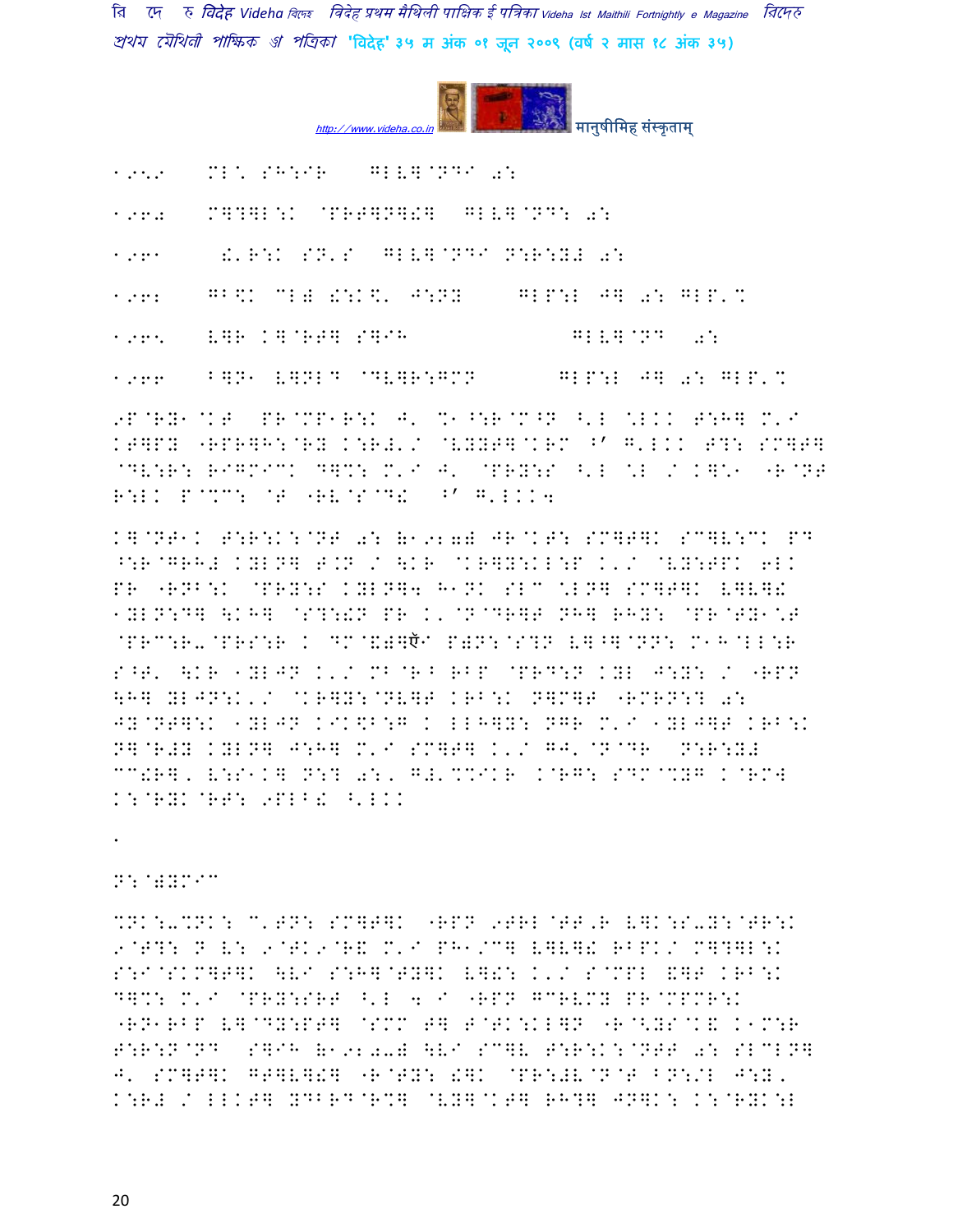1959 ML' SH:IR GLV]@NDI a:

1960 M]?]L:K @PRT]N]!] GLV]@ND: a:

1961 !'R:K SN'S GLV]@NDI N:R:Y# a:

1962 GB\$K CL) !:K\$' J:NY GLP:L J] a: GLP'%

1965 V]R K]@RT] S]IH GLV]@ND a:

1966 B]N1 V]NLD @DV]R:GMN GLP:L J] a: GLP'%

9P@RY1@KT PR@MP1R:K J' %1^:R@M^N ^'L \*LKK T:H] M'I KT]PY "RPR]H:@RY K:R#'/ @VYYT]@KRM ⁄' G'LKK T?: SM]T] @DV:R: RIGMICK D]%: M'I J' @PRY:S ^'L \*L / K]\*1 "R@NT R:LK P@%C: @T "RV@S@D! ⁄' G'LKK4

K]@NT1K T:R:K:@NT a: (1970) JR@KT: SM]T]K SC]V:CK PD ^:R@GRH# KYLN] T.N / \KR @KR]Y:KL:P K'/ @VY:TPK 6LK PR "RNB:K @PRY:S KYLN]4 H1NK SLC \*LN] SM]T]K V]V]! 1YLN:D] \KH] @S?:!N PR K'@N@DR]T NH] RHY: @PR@TY1\*T @PRC:R-@PRS:R K DM@&)]ॅI P)N:@S?N V]^]@NN: M1H@LL:R S^T' \KR 1YLJN K'/ MB@RB RBP @PRD:N KYL J:Y: / "RPN \H] YLJN:K'/ @KR]Y:@NV]T KRB:K N]M]T "RMRN:? a: JY@NT]:K 1YLJN KIK\$B:G K LLH]Y: NGR M'I 1YLJ]T KRB:K N]@R#Y KYLN] J:H] M'I SM]T] K'/ GJ'@N@DR N:R:Y# CC!R], V:S1K] N:? a:, G#'%%IKR K@RG: SDM@%YG K@RM4 K:@RYK@RT: 9PLB! ^'LKK

.

N:@)YMIC

%NK:-%NK: C'TN: SM]T]K "RPN 9TRL@TT,R V]K:S-Y:@TR:K 9@T?: N V: 9@TK9@R& M'I PH1/C] V]V]! RBPK/ M]?]L:K S:I@SKM]T]K \VI S:H]@TY]K V]!: K'/ S@MPL &]T KRB:K D]%: M'I @PRY:SRT ^'L 4 I "RPN GCRVMY PR@MPMR:K "RN1RBP V]@DY:PT] @SMM T] T@TK:KL]N "R@<YS@K& K1M:R T:R:N@ND S]IH (1970-8) \VI SC]V T:R:K:@NTT a: SLCLN] J' SM]T]K GT]V]!] "R@TY: !]K @PR:#V@N@T BN:/L J:Y, K:R# / LLKT] YDBRD@R%] @VY]@KT] RH?] JN]K: K:@RYK:L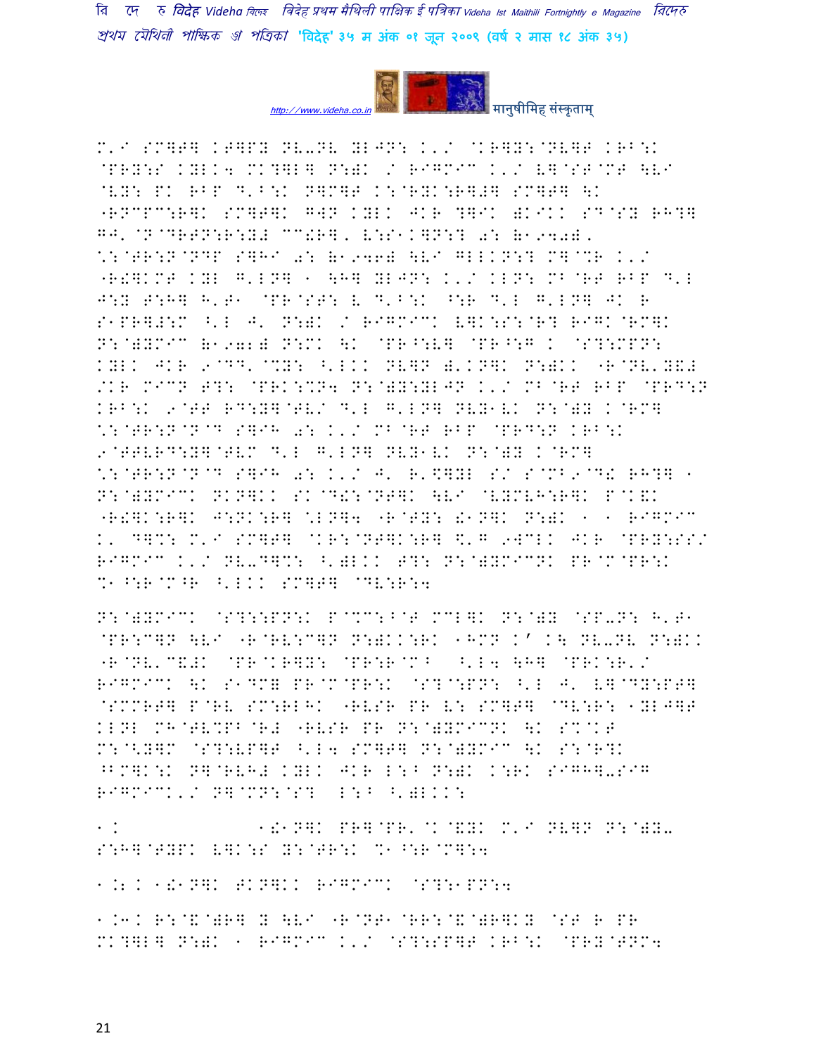M'I SM]T] KT]PY NV-NV YLJN: K'/ @KR]Y:@NV]T KRB:K @PRY:S KYLK4 MK?]L] N:)K / RIGMIC K'/ V]@ST@MT \VI @VY: PK RBP D'B:K N]M]T K:@RYK:R]#] SM]T] \K "RNCPC:R]K SM]T]K G]N KYLK JKR ?]IK )KIKK SD@SY RH?] GJ'@N@DRTN:R:Y# CC#R]' V:S1K]N:? 0: (1940)' \*:@TR:N@NDP S]HI 0: (1946) \VI GLLKN:? M]@%R K'/ "R#]KMT KYL G'LN] 1 \H] YLJN: K'/ KLN: MB@RT RBP D'L J:Y T:H] H'T1 @PR@ST: V D'B:K ^:R D'L G'LN] JK R S1PR]#:M ^'L J' N:)K / RIGMICK V]K:S:@R? RIGK@RM]K N:@)YMIC (1972) N:MK \K @PR^:V] @PR^:G K @S?:MPN: KYLK JKR 9@DD'@%Y: ^'LKK NV]N )'KN]K N:)KK "R@NV'Y&# /KR MICN T?: @PRK:%N4 N:@)Y:YLJN K'/ MB@RT RBP @PRD:N KRB:K 9@TT RD:Y]@TV/ D'L G'LN] NVY1VK N:@)Y K@RM] \*:@TR:N@N@D S]IH 0: K'/ MB@RT RBP @PRD:N KRB:K 9@TTVRD:Y]@TVM D'L G'LN] NVY1VK N:@)Y K@RM] \*:@TR:N@N@D S]IH 0: K'/ J' R'$]YL S/ S@MB9@D! RH?] 1 N:@)YMICK NKN]KK SK@D!:@NT]K \VI @VYMVH:R]K P@K&K "R#]K:R]K J:NK:R] \*LN]4 "R@TY: !1N]K N:)K 1 1 RIGMIC K' D]%: M'I SM]T] @KR:@NT]K:R] $'G 9WCLK JKR @PRY:SS/ RIGMIC K'/ NV-D]%: ^')LKK T?: N:@)YMICNK PR@M@PR:K %1^:R@M^R ^'LKK SM]T] @DV:R:4

N:@)YMICK @S?:::PN:K P@%C:B@T MCL]K N:@)Y @SP-N: H'T1 @PR:C]N \VI "R@RV:C]N N:)KK:RK 1HMN K' K\ NV-NV N:)KK "R@NV'C&#K @PR@KR]Y: @PR:R@M^ ^'L4 \H] @PRK:R'/ RIGMICK \K S1DM( PR@M@PR:K @S?@:PN: ^'L J' V]@DY:PT] @SMMRT] P@RV SM:RLHK "RVSR PR V: SM]T] @DV:R: 1YLJ]T KLNL MH@TV%PB@R# "RVSR PR N:@)YMICNK \K S%@KT M:@<Y]M @S?:VP]T ^'L4 SM]T] N:@)YMIC \K S:@R?K ^BM]K:K N]@RVH# KYLK JKR L:B N:)K K:RK SIGHH]-SIG RIGMICK'/ N]@MN:@S? L:B ^')LKK:

1.K 1!1N]K PR]@PR'@K@&YK M'I NV]N N:@)Y- S:H]@TYPK V]K:S Y:@TR:K %1^:R@M]:4

1.2 K 1!1N]K TKN]KK RIGMICK @S?:1PN:4

1.3 K R:@&@)R] Y \VI "R@NT1@RR:@&@)R]KY @ST R PR MK?]L] N:)K 1 RIGMIC K'/ @S?:SP]T KRB:K @PRY@TNM4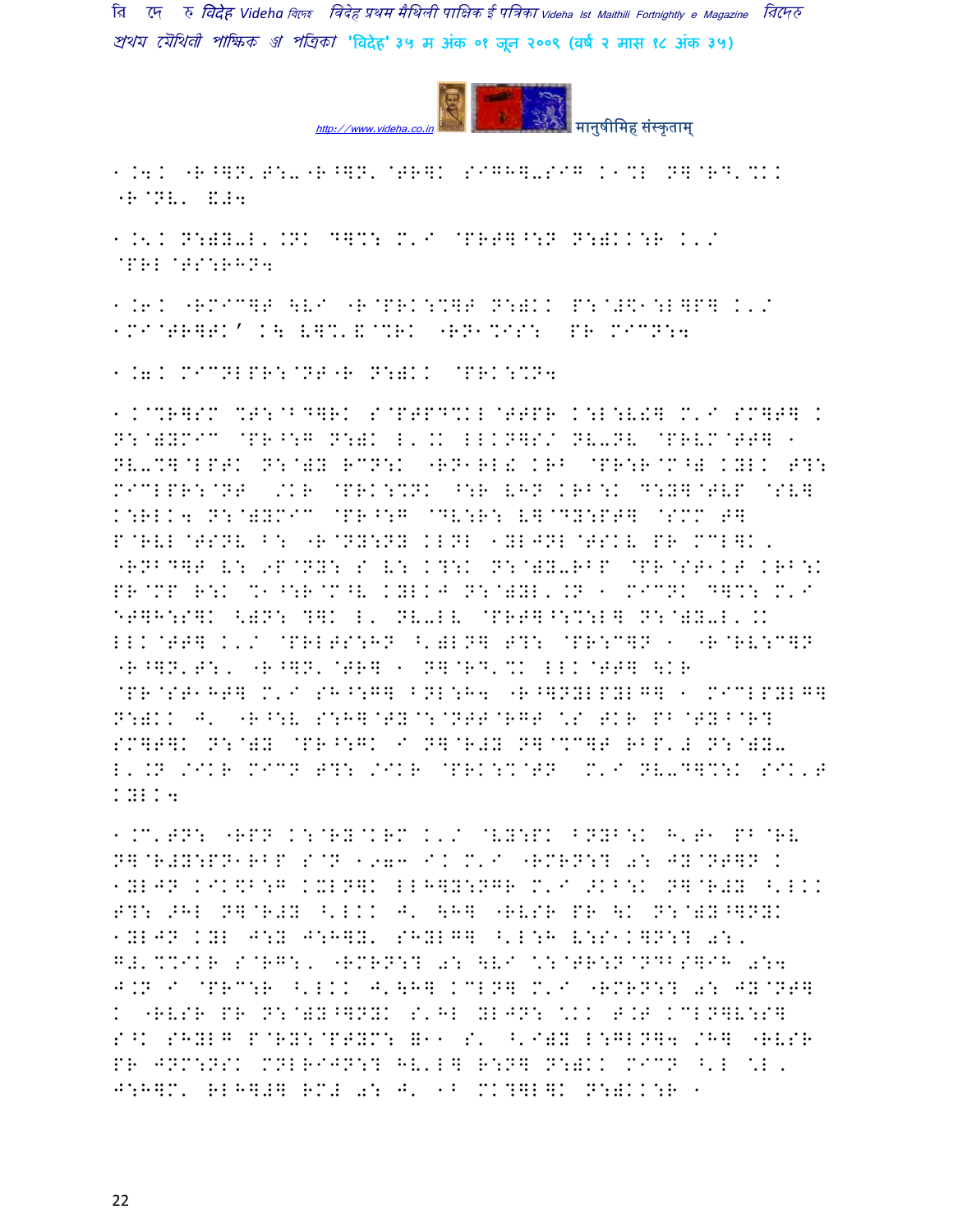1.4. "R^]N'T:-"R^]N' @TR]K SIGH]-SIG K1%L N]@RD'%K.
"R@NV' &#4

1.5. N:)Y-L'.NK D]%: M'I @PRT]^:N N:)KK:R K'/
@PRL @TS:RHN4

1.6. "RMIC]T \VI "R@PRK:%]T N:)KK P:@#\$1:L]P] K'/
1MI@TR]TK' K\ L]%'&@%RK "RN1%IS: PR MICN:4

1.7. MICNLPR:@NT"R N:)KK @PRK:%N4

1.@%R]SM %T:@BD]RK S@PTPD%KL@TTPR K:L:V!] M'I SM]T] K
N:@)YMIC @PR^:G N:)K L'.K LLKN]S/ NV-NV @PRVM@TT] 1
NV-%]@LPTK N:@)Y RCN:K "RN1RL! KRB @PR:R@M^) KYLK T?:
MICLPR:@NT /KR @PRK:%NK ^:R VHN KRB:K D:Y]@TVP @SV]
K:RLK4 N:@)YMIC @PR^:G @DV:R: V]@DY:PT] @SMM T]
P@RVL@TSNV B: "R@NY:NY KLNL 1YLJNL@TSKV PR MCL]K,
"RNBD]T V: 9P@NY: S V: K?:K N:@)Y-RBP @PR@ST1KT KRB:K
PR@MP R:K %1^:R@M^V KYLKJ N:@)YL'.N 1 MICNK D]%: M'I
ET]H:S]K <)N: ?]K L' NV-LV @PRT]^:%:L] N:@)Y-L'.K
LLK@TT] K'/ @PRLTS:HN ^')LN] T?: @PR:C]N 1 "R@RV:C]N
"R^]N'T:, "R^]N'@TR] 1 N]@RD'%K LLK@TT] \KR
@PR@ST1HT] M'I SH^:G] BNL:H4 "R^]NYLPYLG] 1 MICLPYLG]
N:)KK J' "R^:V S:H]@TY@:@NTT@RGT \*S TKR PB@TY^@R?
SM]T]K N:@)Y @PR^:GK I N]@R#Y N]@%C]T RBP'# N:@)Y-
L'.N /IKR MICN T?: /IKR @PRK:%@TN M'I NV-D]%:K SIK'T
KYLK4

1.C'TN: "RPN K:@RY@KRM K'/ @VY:PK BNYB:K H'T1 PB@RV
N]@R#Y:PN1RBP S@N 1973 IK M'I "RMRN:? 0: JY@NT]N K
1YLJN KIK\$B:G KYLN]K LLH]Y:NGR M'I >KB:K N]@R#Y ^'LKK
T?: >HL N]@R#Y ^'LKK J' \H] "RVSR PR \K N:@)Y^]NYK
1YLJN KYL J:Y J:H]Y' SHYLG] ^'L:H V:S1K]N:? 0:,
G#'%%IKR S@RG:, "RMRN:? 0: \VI \*:@TR:N@NDBS]IH 0:4
J.N I @PRC:R ^'LKK J'\H] KCLN] M'I "RMRN:? 0: JY@NT]
K "RVSR PR N:@)Y^]NYK S'HL YLJN: \*KK T.T KCLN]V:S]
S^K SHYLG P@RY:@PTYM: =11 S' ^'I)Y L:GLN]4 /H] "RVSR
PR JNM:NSK MNLRIJN:? HV'L] R:N] N:)KK MICN ^'L \*L.
J:H]M' RLH]#] RM# 0: J' 1B MK?]L]K N:)KK:R 1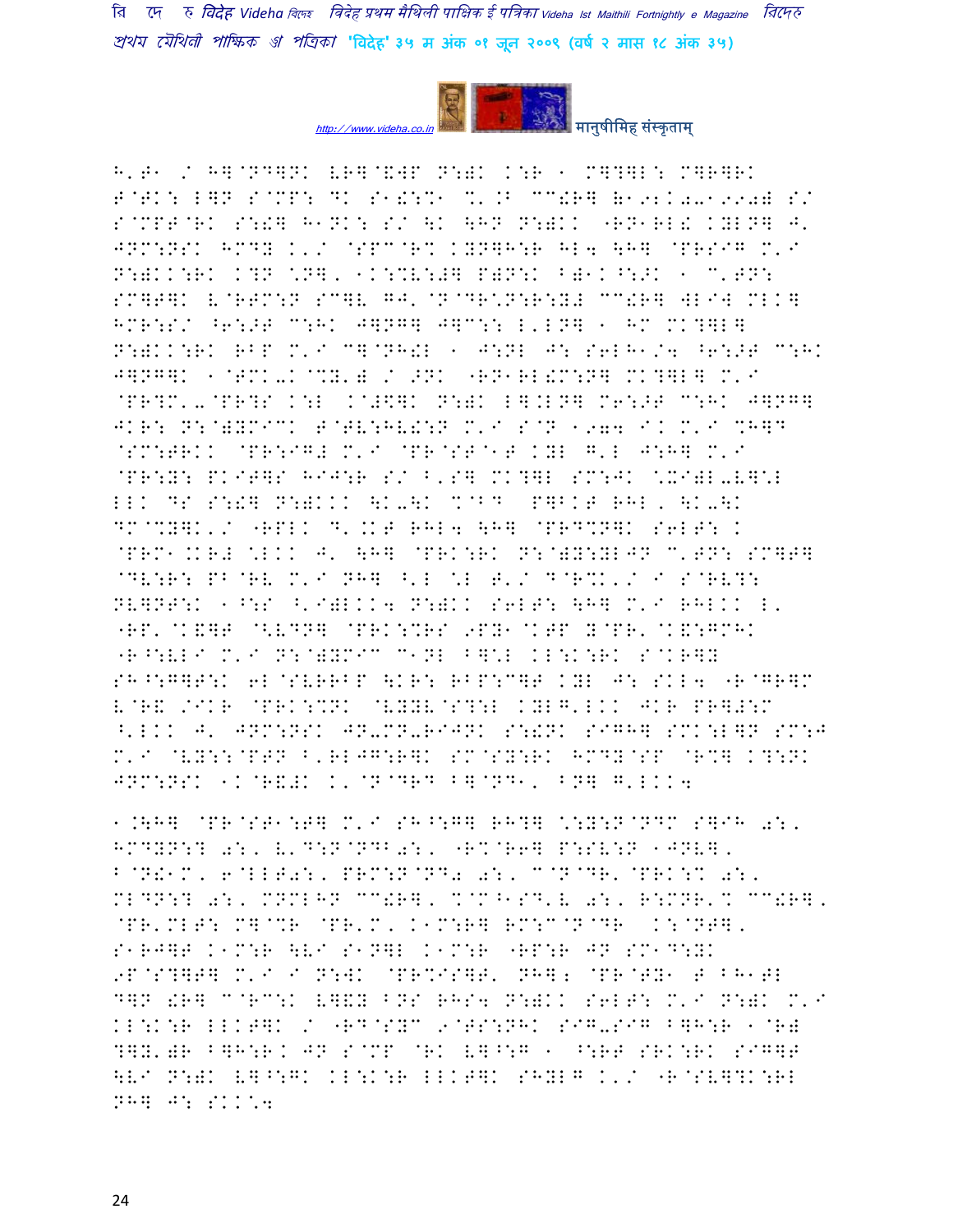H' T1 / H]@ND]NK VR]@&WP N:)K K:R 1 M]?]L: M]R]RK
T@TK: L]N S@MP: DK S1!:%1 %'.B CC!R] (1921 0-1990) S/
S@MPT@RK S:!] H1NK: S/ \K \HN N:)KK "RN1RL! KYLN] J'
JNM:NSK HMDY K'/ @SPC@R% KYN]H:R HL4 \H] @PRSIG M'I
N:)KK:RK K?N \N], 1K:%V:J] P)N:K B)1K^:>K 1 C'TN:
SM]T]K V@RTM:N SC]V GJ'@N@DR\N:R:Y# CC!R] WLIW MLK]
HMR:S/ ^6:>T C:HK J]NG] J]C:: L'LN] 1 HM MK?]L]
N:)KK:RK RBP M'I C]@NH!L 1 J:NL J: S6LH1/4 ^6:>T C:HK
J]NG]K 1@TMK-K@%Y') / >NK "RN1RL!M:N] MK?]L] M'I
@PR?M'-@PR?S K:L K@#\$]K N:)K L].LN] M6:>T C:HK J]NG]
JKR: N:@)YMICK T@TV:HV!:N M'I S@N 1974 IK M'I %H]D
@SM:TRKK @PR:IG# M'I @PR@ST@1T KYL G'L J:H] M'I
@PR:Y: PKIT]S HIJ:R S/ B'S] MK?]L SM:JK \XI)L-V]\L
LLK DS S:!] N:)KKK \K-\K %@BD P]BKT RHL, \K-\K
DM@%Y]K'/ "RPLK D'.KT RHL4 \H] @PRD%N]K S6LT: K
@PRM1.KR# \LKK J' \H] @PRK:RK N:@)Y:YLJN C'TN: SM]T]
@DV:R: PB@RV M'I NH] ^'L \L T'/ D@R%K'/ I S@RV?:
NV]NT:K 1^:S ^'I)LKK4 N:)KK S6LT: \H] M'I RHLKK L'
"RP'@K&]T @<VDN] @PRK:%RS 9PY1@KTP Y@PR'@K&:GMHK
"R^:VLI M'I N:@)YMIC C1NL B]\L KL:K:RK S@KR]Y
SH^:G]T:K 6L@SVRRBP \KR: RBP:C]T KYL J: SKL4 "R@GR]M
V@R& /IKR @PRK:%NK @VYYV@S?:L KYLG'LKK JKR PR]#:M
^'LKK J' JNM:NSK JN-MN-RIJNK S:!NK SIGH] SMK:L]N SM:J
M'I @VY::@PTN B'RLJG:R]K SM@SY:RK HMDY@SP @R%] K?:NK
JNM:NSK 1K@R&#K K'@N@DRD B]@ND1, BN] G'LKK4

1.\H] @PR@ST1:T] M'I SH^:G] RH?] \:Y:N@NDM S]IH 0:,
HMDYN:? 0:, V'D:N@NDB0:, "R%@R6] P:SV:N 1JNV],
B@N!1M, 6@LLT0:, PRM:N@ND2 0:, C@N@DR'@PRK:% 0:,
MLDN:? 0:, MNMLHN CC!R], %@M^1SD'V 0:, R:MNR'% CC!R],
@PR'MLT: M]@%R @PR'M, K1M:R] RM:C@N@DR K:@NT],
S1RJ]T K1M:R \VI S1N]L K1M:R "RP:R JN SM1D:YK
9P@S?]T] M'I I N:WK @PR%IS]T' NH]; @PR@TY1 T BH1TL
D]N !R] C@RC:K V]&Y BNS RHS4 N:)KK S6LT: M'I N:)K M'I
KL:K:R LLKT]K / "RD@SYC 9@TS:NHK SIG-SIG B]H:R 1@R)
?]Y')R B]H:RK JN S@MP @RK V]^:G 1 ^:RT SRK:RK SIG]T
\VI N:)K V]^:GK KL:K:R LLKT]K SHYLG K'/ "R@SV]?K:RL
NH] J: SKK\4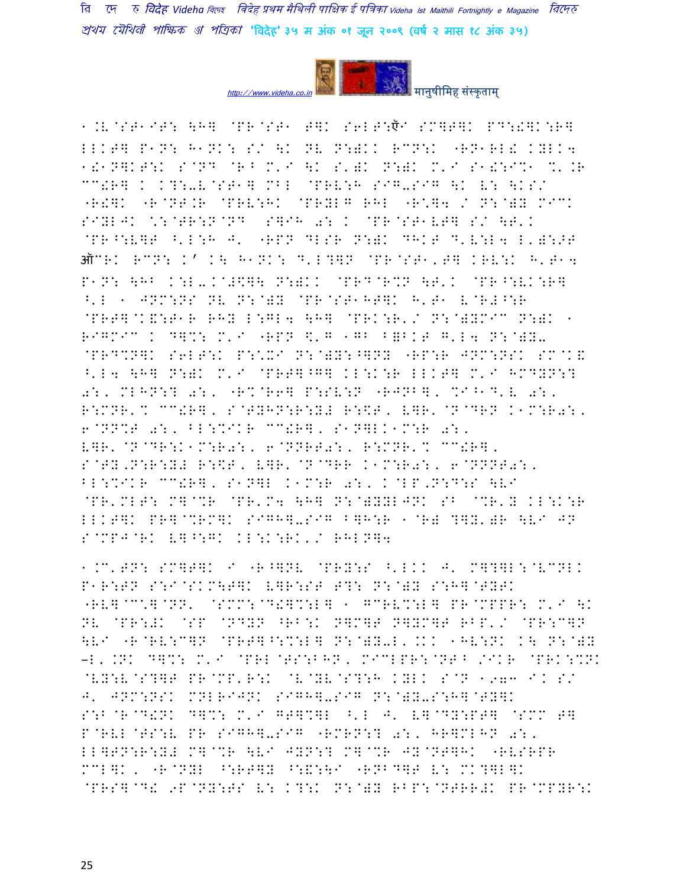1.V@ST1IT: \H] @PR@ST1 T]K S6LT:ऍI SM]T]K PD:!]K:R] LLKT] P1N: H1NK: S/ \K NV N:)KK RCN:K "RN1RL! KYLK4 1!1N]KT:K S@ND @R^ M'I \K S')K N:)K M'I S1!:IC1 C'.R CC!R] K K?:-V@ST1] MBL @PRV:H SIG-SIG \K V: \KS/ "R!]K "R@NT.R @PRV:HK @PRYLG RHL "R*]4 / N:@)Y MICK SIYLJK *:@TR:N@ND S]IH 0: K @PR@ST1VT] S/ \T'K @PR^:V]T ^'L:H J' "RPN DLSR N:)K DHKT D'V:L4 L')::T ऑCRK RCN: K' K\ H1NK: D'L?]N @PR@ST1'T] KRV:K H'T14 P1N: \HB K:L-K@!$]\ N:)KK @PRD@R%N \T'K @PR^:VK:R] ^'L 1 JNM:NS NV N:@)Y @PR@ST1HT]K H'T1 V@R#^:R @PRT]@K&:T1R RHY L:GL4 \H] @PRK:R'/ N:@)YMIC N:)K 1 RIGMIC K D]%: M'I "RPN $'G 1GB B@BKT G'L4 N:@)Y- @PRD%N]K S6LT:K P:*XI N:@)Y:^]NY "RP:R JNM:NSK SM@K& ^'L4 \H] N:)K M'I @PRT]^G] KL:K:R LLKT] M'I HMDYN:? 0:, MLHN:? 0:, "R%@R6] P:SV:N "RJNB], %I^1D'V 0:, R:MNR'% CC!R], S@TYHN:R:Y# R:$T, V]R'@N@DRN K1M:R0:, 6@NN%T 0:, BL:%IKR CC!R], S1N]LK1M:R 0:, V]R'@N@DR:K1M:R0:, 6@NNRT0:, R:MNR'% CC!R], S@TY,N:R:Y# R:$T, V]R'@N@DRR K1M:R0:, 6@NNNT#:, BL:%IKR CC!R], S1N]L K1M:R 0:, K@LP,N:D:S \VI @PR'MLT: M]@%R @PR'M4 \H] N:@)YYLJNK SB @%R'Y KL:K:R LLKT]K PR]@%RM]K SIGH]-SIG B]H:R 1@R) ?]Y')R \VI JN S@MPJ@RK V]^:GK KL:K:RK'/ RHLN]4

1.C'TN: SM]T]K I "R^]NV @PRY:S ^'LKK J' M]?]L:@VCNLK P1R:TN S:I@SKM\T]K V]R:ST T?: N:@)Y S:H]@TYTK "RV]@C*]@NN' @SMM:@D!]%:L] 1 GCRV%:L] PR@MPPR: M'I \K NV @PR:#K @SP @NDYN ^RB:K N]M]T N]YM]T RBP'/ @PR:C]N \VI "R@RV:C]N @PRT]^:%:L] N:@)Y-L'.KK 1HV:NK K\ N:@)Y –L'.NK D]%: M'I @PRL@TS:BHN, MICLPR:@NT^ /IKR @PRK:%NK @VY:V@S?]T PR@MP'R:K @V@YV@S?:H KYLK S@N 1973 IK S/ J' JNM:NSK MNLRIJNK SIGH]-SIG N:@)Y-S:H]@TY]K S:B@R@D!NK D]%: M'I GT]%]L ^'L J' V]@DY:PT] @SMM T] P@RVL@TS:V PR SIGH]-SIG "RMRN:? 0:, HR]MLHN 0:, LL]TN:R:Y# M]@%R \VI JYN:? M]@%R JY@NT]HK "RVSRPR MCL]K, "R@NYL ^:RT]Y ^:&:\I "RNBD]T V: MK?]L]K @PRS]@D! 9P@NY:TS V: K?:K N:@)Y RBP:@NTRR#K PR@MPYR:K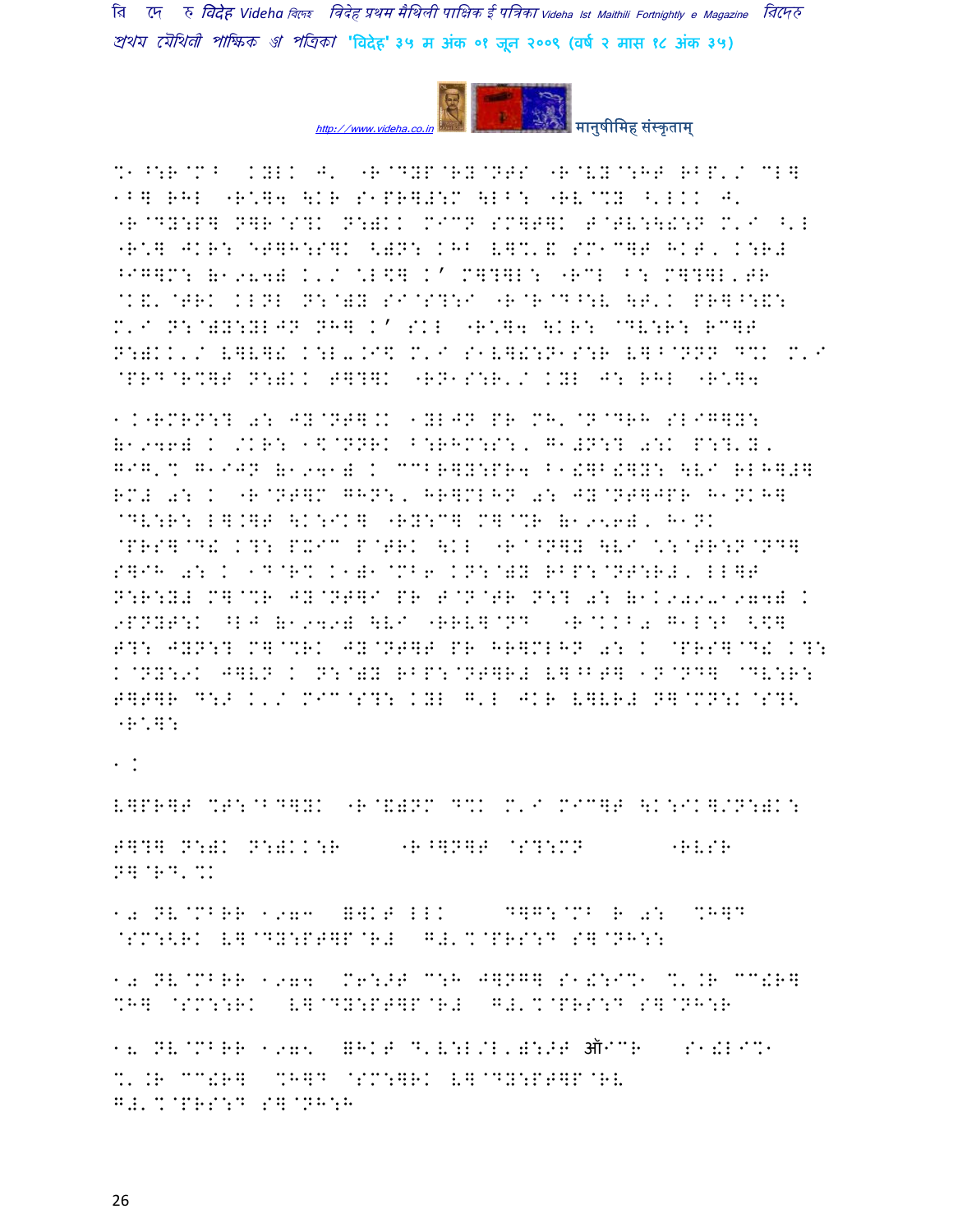%1^:R@MB KYLK J' "R@DYP@RY@NTS "R@VY@:HT RBP'/ CL] 1B] RHL "R\*]4 \KR S1PR]#:M \LB: "RV@\*Y ^'LKK J' "R@DY:P] N]R@S?K N:)KK MICN SM]T]K T@TV:\!:N M'I ^'L "R\*] JKR: を]H:S]K <)N: KHB V]%'& SM1C]T HKT' K:R# ^IG]M: (1984) K'/ \*L\$] K' M]?]L: "RCL B: M]?]L'TR @K&'@TRK KLNL N:@)Y SI@S?:I "R@R@D^:V \T'K PR]^:&: M'I N:@)Y:YLJN NH] K' SKL "R\*]4 \KR: @DV:R: RC]T N:)KK'/ V]V]! K:L-.I\$ M'I S1V]!:N1S:R V]^NNN D%K M'I @PRD@R%]T N:)KK T]?]K "RN1S:R'/ KYL J: RHL "R\*]4

1.K"RMRN:? 0: JY@NT].K 1YLJN PR MH'@N@DRH SLIG]Y: (1946) K /KR: 1\$@NNRK B:RHM:S:, G1#N:? 0:K P:?'Y, GIG'% G1IJN (1941) K CCBR]Y:PR4 B1!]B!]Y: \VI RLH]#] RM# 0: K "R@NT]M GHN:, HR]MLHN 0: JY@NT]JPR H1NKH] @DV:R: L].]T \K:IK] "RY:C] M]@%R (1956), H1NK @PRS]@D! K?: PXIC P@TRK \KL "R@^N]Y \VI \*:@TR:N@ND] S]IH 0: K 1D@R% K1)1@%B6 KN:@)Y RBP:@NT:R#, LL]T N:R:Y# M]@%R JY@NT]I PR T@N@TR N:? 0: (1K909-1978) K 9PNYT:K ^LJ (1949) \VI "RRV]@ND "R@KKB0 G1L:B <\$] T?: JYN:? M]@%RK JY@NT]T PR HR]MLHN 0: K @PRS]@D! K?: K@NY:9K J]VN K N:@)Y RBP:@NT]R# V]^BT] 1N@ND] @DV:R: T]T]R D:> K'/ MIC@S?: KYL G'L JKR V]VR# N]@MN:K@S?K "R\*]:

1.

V]PR]T %T:@BD]YK "R@&)NM D%K M'I MIC]T \K:IK]/N:)K:

T]?] N:)K N:)KK:R "R^]N]T @S?:MN "RVSR N]@RD'%K

10 NV@MBRR 1973 (WKT LLK D]G:@MB R 0: %H]D @SM:<RK V]@DY:PT]P@R# G#'%@PRS:D S]@NH::

10 NV@MBRR 1974 M6:>T C:H J]NG] S1!:I%1 %'.R CC!R] %H] @SM::RK V]@DY:PT]P@R# G#'%@PRS:D S]@NH:R

18 NV@MBRR 1975 (HKT D'V:L/L')::>T ऑIC R S1!LI%1 %'.R CC!R] %H]D @SM:]RK V]@DY:PT]P@RV G#'%@PRS:D S]@NH:H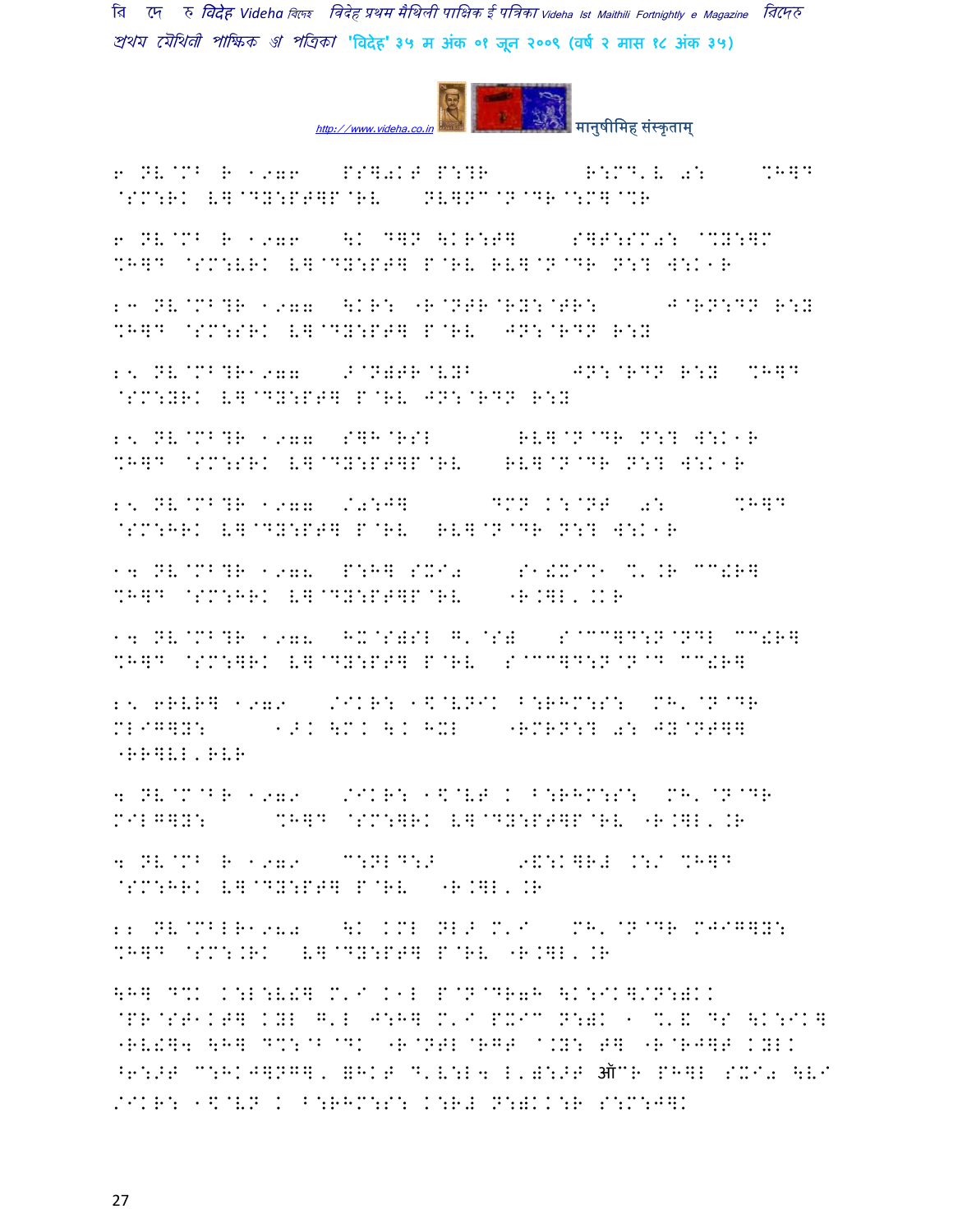6 NV@MB R 1976 PS]0KT P:?R R:MD'V 0: %H]D @SM:RK V]@DY:PT]P@RV NV]NC@N@DR@:M]@%R

6 NV@MB R 1976 \K D]N \KR:T] S]T:SM0: @%Y:]M %H]D @SM:VRK V]@DY:PT] P@RV RV]@N@DR N:? W:K1R

23 NV@MB?R 1977 \KR: "R@NTR@RY:@TR: J@RN:DN R:Y %H]D @SM:SRK V]@DY:PT] P@RV JN:@RDN R:Y

25 NV@MB?R1977 >@N)TR@VYB JN:@RDN R:Y %H]D @SM:YRK V]@DY:PT] P@RV JN:@RDN R:Y

25 NV@MB?R 1977 S]H@RSL RV]@N@DR N:? W:K1R %H]D @SM:SRK V]@DY:PT]P@RV RV]@N@DR N:? W:K1R

25 NV@MB?R 1977 /0:J] DMN K:@NT 0: %H]D @SM:HRK V]@DY:PT] P@RV RV]@N@DR N:? W:K1R

14 NV@MB?R 1978 P:H] SXI0 S1!XI%1 %'.R CC!R] %H]D @SM:HRK V]@DY:PT]P@RV "R.]L'.KR

14 NV@MB?R 1978 HX@S)SL G'@S) S@CC]D:N@NDL CC!R] %H]D @SM:]RK V]@DY:PT] P@RV S@CC]D:N@N@D CC!R]

25 6RVR] 1979 /IKR: 1\$@VNIK B:RHM:S: MH'@N@DR MLIG]Y: 1>K \MK \K HXL "RMRN:? 0: JY@NT]] "RR]VL'RVR

4 NV@M@BR 1979 /IKR: 1\$@VT K B:RHM:S: MH'@N@DR MILG]Y: %H]D @SM:]RK V]@DY:PT]P@RV "R.]L'.R

4 NV@MB R 1979 C:NLD:> 9&:K]R# .:/ %H]D @SM:HRK V]@DY:PT] P@RV "R.]L'.R

22 NV@MBLR1980 \K KML NL> M'I MH'@N@DR MJIG]Y: %H]D @SM:.RK V]@DY:PT] P@RV "R.]L'.R

\H] D%K K:L:V!] M'I K1L P@N@DR7H \K:IK]/N:)KK @PR@ST1KT] KYL G'L J:H] M'I PXIC N:)K 1 %'& DS \K:IK] "RV!]4 \H] D%:@B@DK "R@NTL@RGT @.Y: T] "R@RJ]T KYLK ^6:>T C:HKJ]NG]'=HKT D'V:L4 L')>:>T ऑCR PH]L SXI0 \VI /IKR: 1\$@VN K B:RHM:S: K:R# N:)KK:R S:M:J]K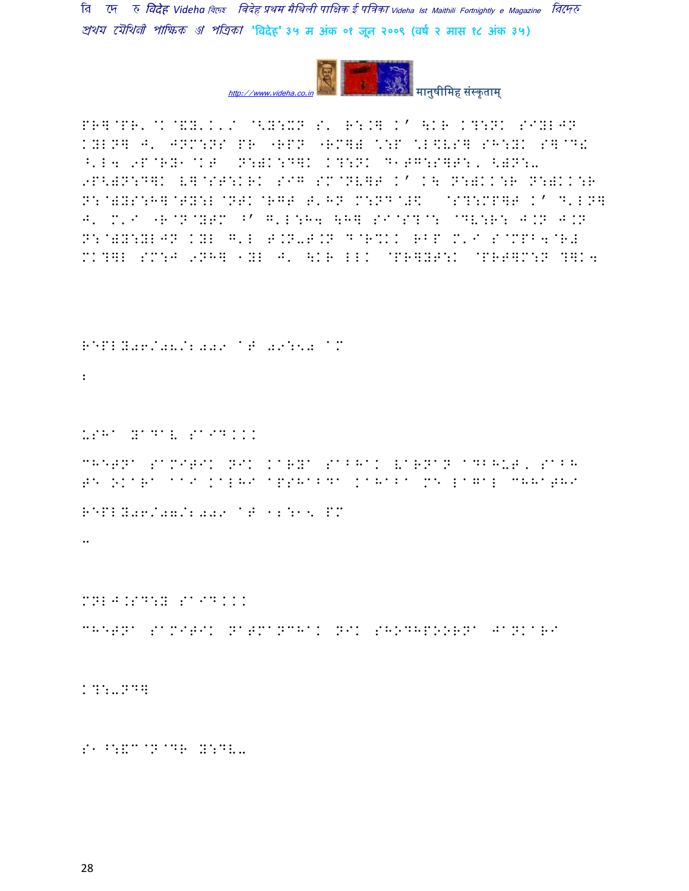PR]@PR'@K@&Y'K'/ @<Y:XN S' R:.] K' \KR K?:NK SIYLJN KYLN] J' JNM:NS PR "RPN "RM]) C:P CL\$VS] SH:YK S]@D! ^'L4 9P@RY1@KT N:)K:D]K K?:NK D1TG:S]T:, <)N:- 9P<)N:D]K V]@ST:KRK SIG SM@NV]T K' K\ N:)KK:R N:)KK:R N:@)YS:H]@TY:L@NTK@RGT T'HN M:ND@+\$ @S?:MP]T K' D'LN] J' M'I "R@N@YTM ^' G'L:H4 \H] SI@S?@: @DV:R: J.N J.N N:@)Y:YLJN KYL G'L T.N-T.N D@R%KK RBP M'I S@MPB4@R# MK?]L SM:J 9NH] 1YL J' \KR LLK @PR]YT:K @PRT]M:N ?]K4

REPLY06/06/2009 AT 09:50 AM

2

USHA YADAV SAID...

CHETNA SAMITIK NIK KARYA SABHAK VARNAN ADBHUT, SABH TE OKARA AAI KALHI APSHABDA KAHABA ME LAGAL CHHATHI

REPLY06/07/2009 AT 12:15 PM

3

MNLJ.SD:Y SAID...

CHETNA SAMITIK NATMANCHAK NIK SHODHPOORNA JANKARI

K?:-ND]

S1^:&C@N@DR Y:DV-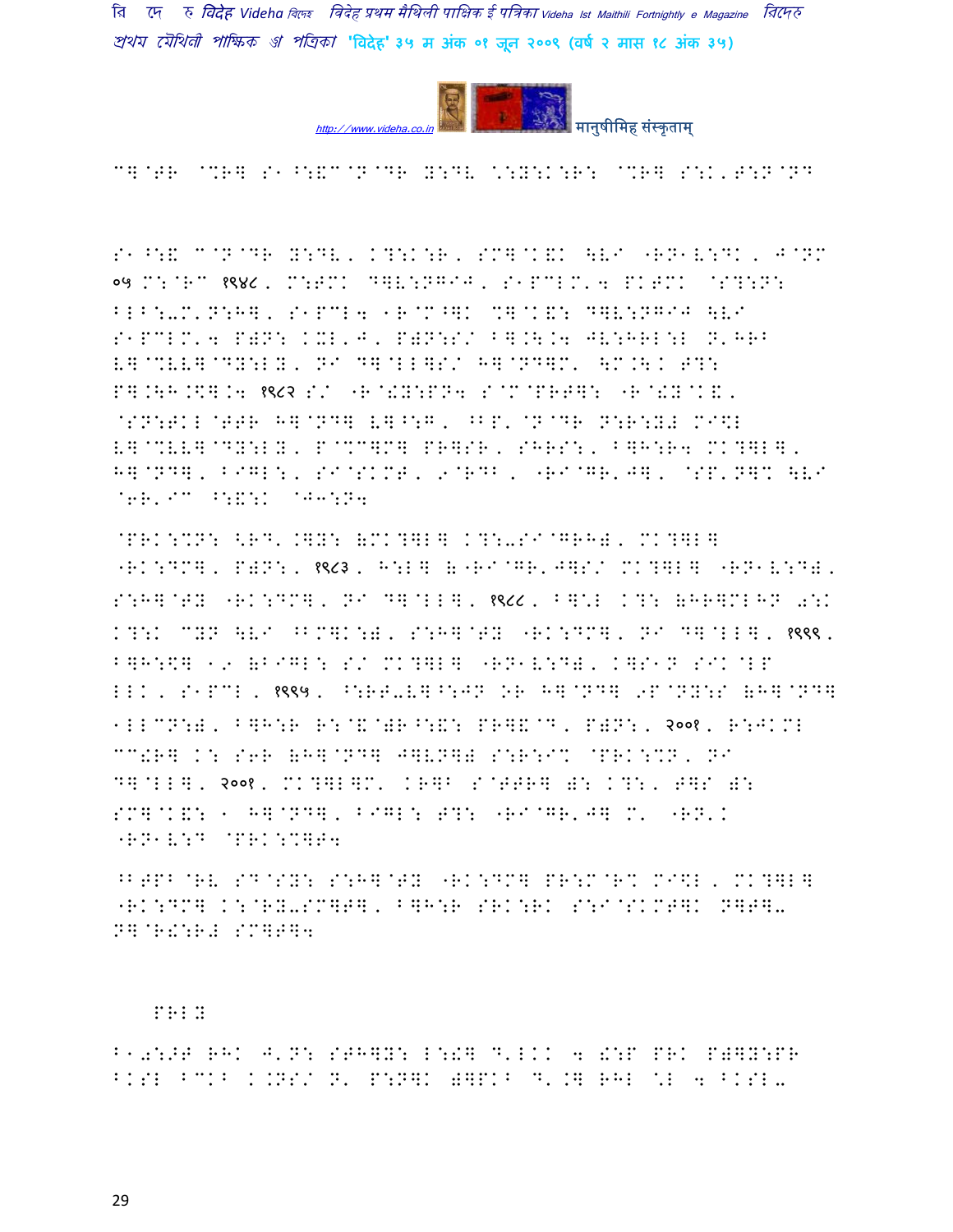C]@TR @%R] S1^:&C@N@DR Y:DV \:Y:K:R: @%R] S:K,T:N@ND

S1^:& C@N@DR Y:DV, K?:K:R, SM]@K&K \V ">N1V:DK, J@NM ०५ M:@RC १९४८, M:TMK D]V:NGIJ, S1PCLM'4 PKTMK @S?:N: BLB:-M'N:H], S1PCL4 1R@M^]K %]@K&: D]V:NGIJ \V S1PCLM'4 P)N: KXL,J, P)N:S/ B].\.4 JV:HRL:L N'HRB V]@%VV]@DY:LY, NI D]@LL]S/ H]@ND]M' \M.\. T?: P].\H.\$].4 १९८२ S/ "R@!Y:PN4 S@M@PRT]: "R@!Y@K&, @SN:TKL@TTR H]@ND] V]^:G, ^BP'@N@DR N:R:Y# MI\$L V]@%VV]@DY:LY, P@%C]M] PR]SR, SHRS:, B]H:R4 MK?]L], H]@ND], BIGL:, SI@SKMT, 9@RDB, "RI@GR'J], @SP'N]% \V @6R'IC ^:&:K @J3:N4

@PRK:%N: <RD'.]Y: (MK?]L] K?:-SI@GRH), MK?]L] "RK:DM], P)N:, १९८३, H:L] ("RI@GR'J]S/ MK?]L] "RN1V:D), S:H]@TY "RK:DM], NI D]@LL], १९८८, B]\:L K?: (HR]MLHN 0:K K?:K CYN \V ^BM]K:), S:H]@TY "RK:DM], NI D]@LL], १९९९, B]H:\$] 19 (BIGL: S/ MK?]L] "RN1V:D), K]S1N SIK@LP LLK, S1PCL, १९९५, ^:RT-V]^:JN OR H]@ND] 9P@NY:S (H]@ND] 1LLCN:), B]H:R R:@&@)R^:&: PR]&@D, P)N:, २००१, R:JKML CC!R] K: S6R (H]@ND] J]VN]) S:R:I% @PRK:%N, NI D]@LL], २००१, MK?]L]M' KR]B S@TTR] ): K?:, T]S ): SM]@K&: 1 H]@ND], BIGL: T?: "RI@GR'J] M' "RN'K "RN1V:D @PRK:%]T4

^BTPB@RV SD@SY: S:H]@TY "RK:DM] PR:M@R% MI\$L, MK?]L] "RK:DM] K:@RY-SM]T], B]H:R SRK:RK S:I@SKMT]K N]T]- N]@R!:R# SM]T]4

PRLY

B10:>T RHK J'N: STH]Y: L:!] D'LKK 4 !:P PRK P)]Y:PR BKSL BCKB K.NS/ N' P:N]K )]PKB D'.] RHL \L 4 BKSL-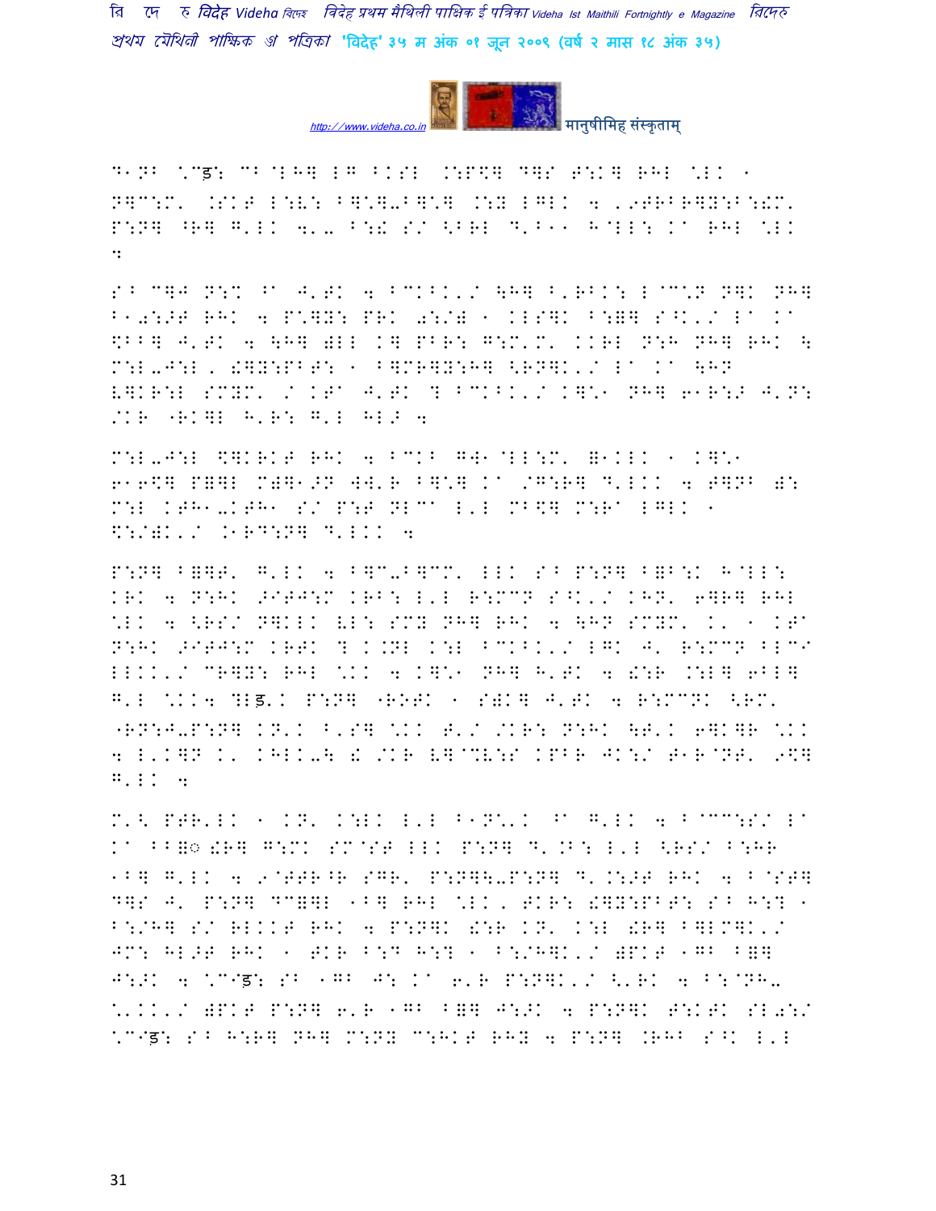D1NB \Cड़: CB@LH] LG BKSL .:P\$] D]S T:K] RHL \LK 1 N]C:M' .SKT L:V: B].]-B].] .:Y LGLK 4 '9TRBR]Y:B:!M' P:N] ^R] G'LK 4'- B:! S/ <BRL D'B11 H@LL: Ka RHL \LK :

S^ C]J N:% ^a J'TK 4 BCKBK'/ \H] B'RBK: L@C\N N]K NH] B10:>T RHK 4 P\]Y: PRK 0:/) 1 KLS]K B:]] S^K'/ La Ka \$BB] J'TK 4 \H] )LL K] PBR: G:M'M' KKRL N:H NH] RHK \ M:L-J:L, !]Y:PBT: 1 B]MR]Y:H] <RN]K'/ La Ka \HN V]KR:L SMYM' / KTa J'TK ? BCKBK'/ K]\1 NH] 61R:> J'N: /KR "RK]L H'R: G'L HL> 4

M:L-J:L \$]KRKT RHK 4 BCKB G]1@LL:M' =1KLK 1 K]\1 616\$] P=]L M)]1>N W]'R B]\] Ka /G:R] D'LKK 4 T]NB ): M:L KTH1-KTH1 S/ P:T NLCa L'L MB\$] M:Ra LGLK 1 \$:/)K'/ .1RD:N] D'LKK 4

P:N] B=]T' G'LK 4 B]C-B]CM' LLK S^ P:N] B=B:K H@LL: KRK 4 N:HK >ITJ:M KRB: L'L R:MCN S^K'/ KHN' 6]R] RHL \LK 4 <RS/ N]KLK VL: SMY NH] RHK 4 \HN SMYM' K' 1 KTa N:HK >ITJ:M KRTK ? K.NL K:L BCKBK'/ LGK J' R:MCN BLCI LLKK'/ CR]Y: RHL \KK 4 K]\1 NH] H'TK 4 !:R .:L] 6BL] G'L \KK4 ?Lड़.K P:N] "ROTK 1 S)K] J'TK 4 R:MCNK <RM' "RN:J-P:N] KN'K B'S] \KK T'/ /KR: N:HK \T'K 6]K]R \KK 4 L'K]N K' KHLK-\ ! /KR V]@V:S KPBR JK:/ T1R@NT' 9\$] G'LK 4

M'< PTR'LK 1 KN' K:LK L'L B1N\'K ^a G'LK 4 B@CC:S/ La Ka BB=◌ !R] G:MK SM@ST LLK P:N] D'.B: L'L <RS/ B:HR 1B] G'LK 4 9@TTR^R SGR' P:N]\-P:N] D'.:>T RHK 4 B@ST] D]S J' P:N] DC=]L 1B] RHL \LK, TKR: !]Y:PBT: S^ H:? 1 B:/H] S/ RLKKT RHK 4 P:N]K !:R KN' K:L !R] B]LM]K'/ JM: HL>T RHK 1 TKR B:D H:? 1 B:/H]K'/ )PKT 1GB B=] J:>K 4 \C◌ड़: S^ 1GB J: Ka 6'R P:N]K'/ <'RK 4 B:@NH- \'KK'/ )PKT P:N] 6'R 1GB B=] J:>K 4 P:N]K T:KTK SL0:/ \C◌ड़: S^ H:R] NH] M:NY C:HKT RHY 4 P:N] .RHB S^K L'L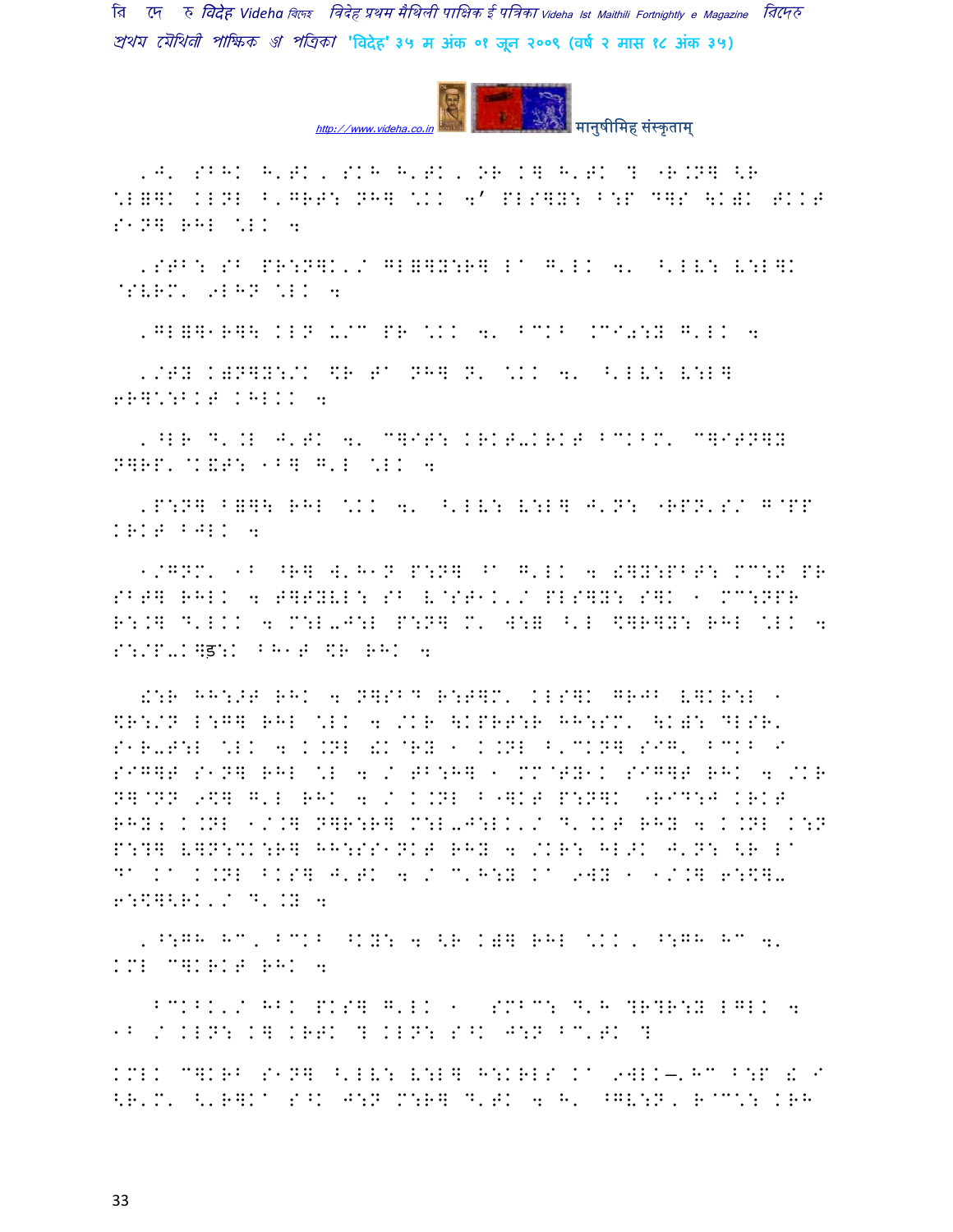'J' SBHK H'TK, SKH H'TK, OR K] H'TK ? "R.N] <R \L=]K KLNL B'GRT: NH] \KK 4' PLS]Y: B:P D]S \K)K TKKT S1N] RHL \LK 4

'STB: SB PR:N]K'/ GL=]Y:R] La G'LK 4' ^'LV: V:L]K @SVRM' 9LHN \LK 4

'GL=]1R]\ KLN U/C PR \KK 4' BCKB .C←I:Y G'LK 4

'/TY K)N]Y:/K \$R Ta NH] N' \KK 4' ^'LV: V:L] 6R]\:BKT KHLKK 4

'^LR D'.L J'TK 4' C]IT: KRKT-KRKT BCKBM' C]ITN]Y N]RP' @K&T: 1B] G'L \LK 4

'P:N] B=]\ RHL \KK 4' ^'LV: V:L] J'N: "RPN'S/ G@PP KRKT BJLK 4

1/GNM' 1B ^R] W'H1N P:N] ^a G'LK 4 !]Y:PBT: MC:N PR SBT] RHLK 4 T]TYVL: SB V@ST1K'/ PLS]Y: S]K 1 MC:NPR R:.] D'LKK 4 M:L-J:L P:N] M' W:= ^'L \$]R]Y: RHL \LK 4 S:/P-K]ड़:K BH1T \$R RHK 4

!:R HH:>T RHK 4 N]SBD R:T]M' KLS]K GRJB V]KR:L 1 \$R:/N L:G] RHL \LK 4 /KR \KPRT:R HH:SM' \K): DLSR' S1R-T:L \LK 4 K.NL !K@RY 1 K.NL B'CKN] SIG' BCKB I SIG]T S1N] RHL \L 4 / TB:H] 1 MM@TY1K SIG]T RHK 4 /KR N]@NN 9\$] G'L RHK 4 / K.NL B"]KT P:N]K "RID:J KRKT RHY; K.NL 1/.] N]R:R] M:L-J:LK'/ D'.KT RHY 4 K.NL K:N P:?] V]N:%K:R] HH:SS1NKT RHY 4 /KR: HL>K J'N: <R La Da Ka K.NL BKS] J'TK 4 / C'H:Y Ka 9WY 1 1/.] 6:\$]- 6:\$]<RK'/ D'.Y 4

'^:GH HC, BCKB ^KY: 4 <R K)] RHL \KK, ^:GH HC 4' KML C]KRKT RHK 4

BCKBK'/ HBK PKS] G'LK 1 SMBC: D'H ?R?R:Y LGLK 4 1B / KLN: K] KRTK ? KLN: S^K J:N BC'TK ?

KMLK C]KRB S1N] ^'LV: V:L] H:KRLS Ka 9WLK—'HC B:P !K I <R'M' <'R]Ka S^K J:N M:R] D'TK 4 H' ^GV:N, R@C\: KRH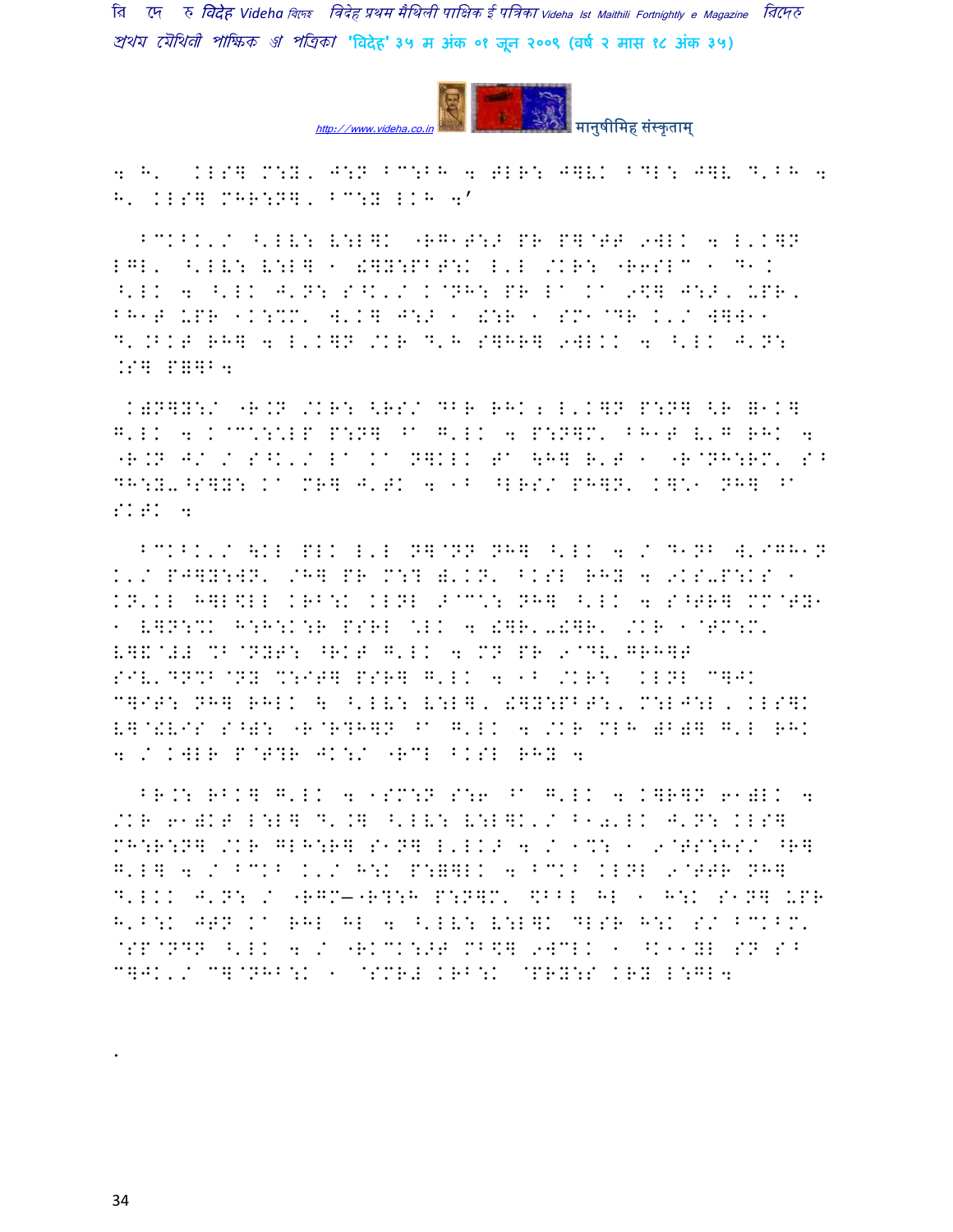4 H' KLS] M:Y, J:N BC:BH 4 TLR: J]V\ BDL: J]V D'BH 4 H' KLS] MHR:N], BC:Y LKH 4'

BCKBK'/ ^'LV: V:L]K "RG1T:> PR P]@TT 9WLK 4 L'K]N LGL' ^'LV: V:L] 1 !]Y:PBT:K L'L /KR: "R6SLC 1 D1K ^'LK 4 ^'LK J'N: S^K'/ K@NH: PR La Ka 9\$] J:>, UPR, BH1T UPR 1K:%M' W'K] J:> 1 !:R 1 SM1@DR K'/ W]W11 D'.BKT RH] 4 L'K]N /KR D'H S]HR] 9WLKK 4 ^'LK J'N: .S] P=]B4

K)N]Y:/ "R.N /KR: <RS/ DBR RHK; L'K]N P:N] <R =1K] G'LK 4 K@C':'LP P:N] ^a G'LK 4 P:N]M' BH1T V'G RHK 4 "R.N J/ / S^K'/ La Ka N]KLK Ta \H] R'T 1 "R@NH:RM' S^ DH:Y-^S]Y: Ka MR] J'TK 4 1B ^LRS/ PH]N' K]\*1 NH] ^a SKTK 4

BCKBK'/ \KL PLK L'L N]@NN NH] ^'LK 4 / D1NB W'IGH1N K'/ PJ]Y:WN' /H] PR M:? )'KN' BKSL RHY 4 9KS-P:KS 1 KN'KL H]L\$LL KRB:K KLNL >@C': NH] ^'LK 4 S^TR] MM@TY1 1 V]N:%K H:H:K:R PSRL \*LK 4 !]R'-!]R' /KR 1@TM:M' V]&@## %B@NYT: ^RKT G'LK 4 MN PR 9@DV'GRH]T SIV'DN%B@NY %:IT] PSR] G'LK 4 1B /KR: KLNL C]JK C]IT: NH] RHLK \ ^'LV: V:L], !]Y:PBT:, M:LJ:L, KLS]K V]@!VIS S^): "R@R?H]N ^a G'LK 4 /KR MLH )B)] G'L RHK 4 / KWLR P@T?R JK:/ "RCL BKSL RHY 4

BR.: RBK] G'LK 4 1SM:N S:6 ^a G'LK 4 K]R]N 61)LK 4 /KR 61)KT L:L] D'.] ^'LV: V:L]K'/ B10'LK J'N: KLS] MH:R:N] /KR GLH:R] S1N] L'LK> 4 / 1%: 1 9@TS:HS/ ^R] G'L] 4 / BCKB K'/ H:K P:=]LK 4 BCKB KLNL 9@TTR NH] D'LKK J'N: / "RGM—"R?:H P:N]M' \$BBL HL 1 H:K S1N] UPR H'B:K JTN Ka RHL HL 4 ^'LV: V:L]K DLSR H:K S/ BCKBM' @SP@NDN ^'LK 4 / "RKCK:>T MB\$] 9WCLK 1 ^K11YL SN S^ C]JK'/ C]@NHB:K 1 @SMR# KRB:K @PRY:S KRY L:GL4

.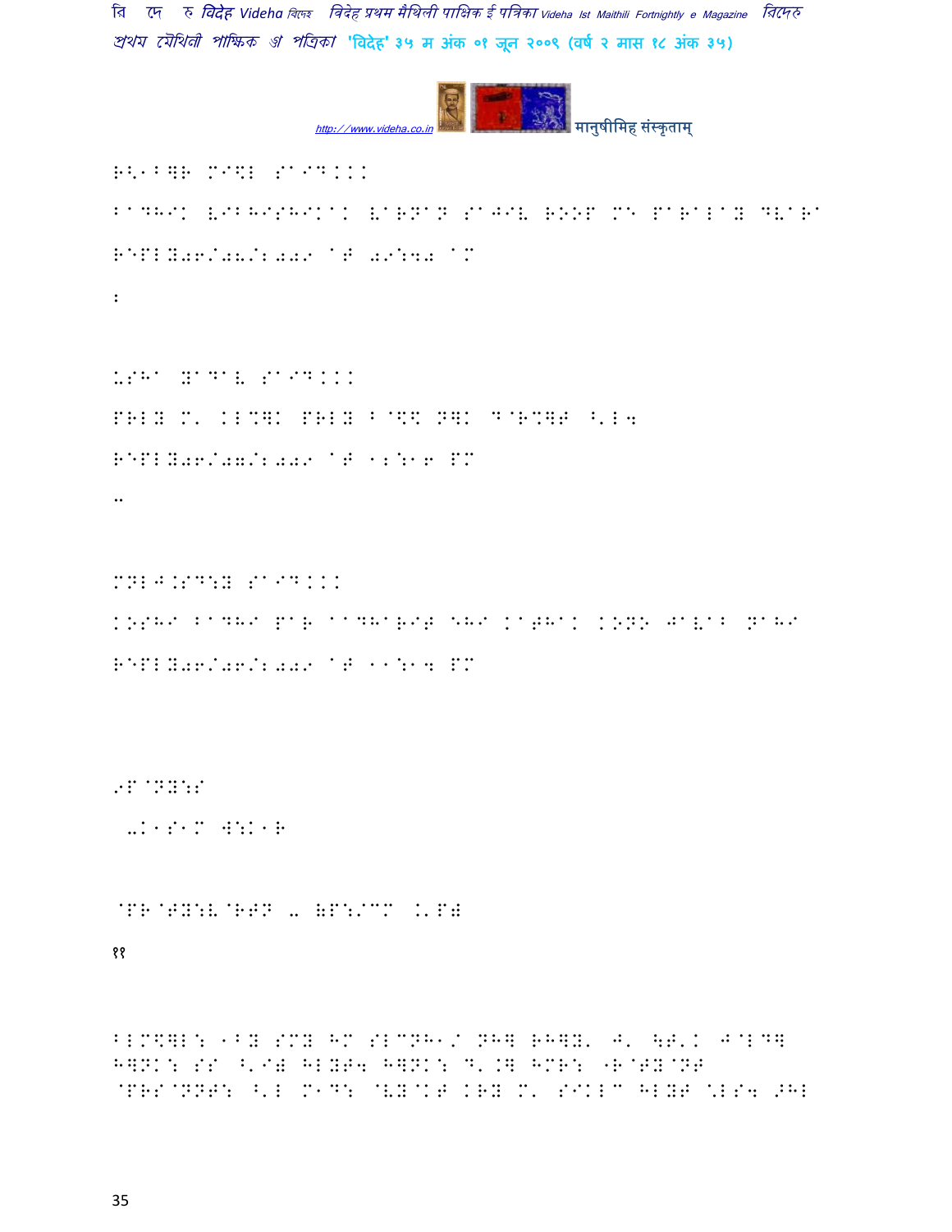R<1B]R MI\L SAID...

BADHIK VIBHISHIKAK VARNAN SAJIV ROOP ME PARALAY DVARA

REPLY06/08/2009 AT 09:40 AM

:

USHA YADAV SAID...

PRLY M' KL%]K PRLY B@\\ N]K D@R%]T ^'L4

REPLY06/07/2009 AT 12:16 PM

..

MNLJ.SD:Y SAID...

KOSHI BADHI PAR AADHARIT EHI KATHAK KONO JAVAB NAHI

REPLY06/06/2009 AT 11:14 PM

9P@NY:S

-K1S1M W:K1R

@PR@TY:V@RTN - (P:/CM .'P)

११

BLM\]L: 1BY SMY HM SLCNH1/ NH] RH]Y' J' \T'K J@LD]
H]NK: SS ^'I) HLYT4 H]NK: D'.] HMR: -R@TY@NT
@PRS@NNT: ^'L M1D: @VY@KT KRY M' SIKLC HLYT \LS4 9HL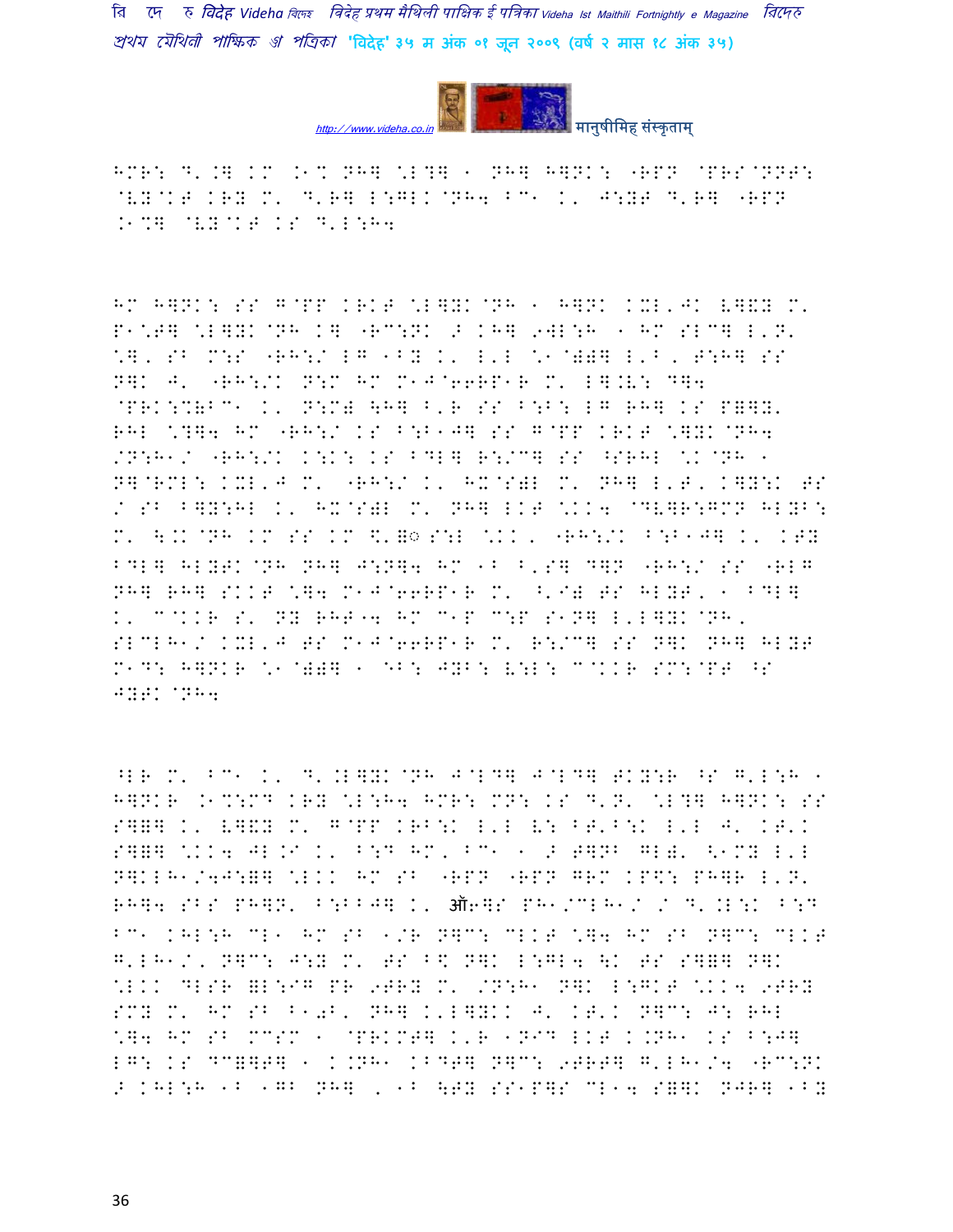HMR: D'.] KM .1% NH] \*L?] ' NH] H]NK: "RPN @PRS@NNT: @VY@KT KRY M' D'R] L:GLK@NH4 BC' K' J:YT D'R] "RPN .1%] @VY@KT KS D'L:H4

HM H]NK: SS G@PP KRKT \*L]YK@NH ' H]NK KXL'JK V]&Y M' P1\*T] \*L]YK@NH K] "RC:NK > KH] 9WL:H ' HM SLC] L'N' \*], SB M:S "RH:/ LG 1BY K' L'L \*1@))] L'B, T:H] SS N]K J' "RH:/K N:M HM M1J@66RP1R M' L].V: D]4 @PRK:%(BC1 K' N:M) \H] B'R SS B:B: LG RH] KS P]]Y' RHL \*?]4 HM "RH:/ KS B:B1J] SS G@PP KRKT \*]YK@NH4 /N:H1/ "RH:/K K:K: KS BDL] R:/C] SS ^SRHL \*K@NH ' N]@RML: KXL'J M' "RH:/ K' HX@S)L M' NH] L'T, K]Y:K TS / SB B]Y:HL K' HX@S)L M' NH] LKT \*KK4 @DV]R:GMN HLYB: M' \.K@NH KM SS KM \$']◌ S:L \*KK, "RH:/K B:B1J] K' KTY BDL] HLYTK@NH NH] J:N]4 HM 1B B'S] D]N "RH:/ SS "RLG NH] RH] SKKT \*]4 M1J@66RP1R M' ^'I) TS HLYT, ' BDL] K' C@KKR S' NY RHT{4 HM C1P C:P S1N] L'L]YK@NH, SLCLH1/ KXL'J TS M1J@66RP1R M' R:/C] SS N]K NH] HLYT M1D: H]NKR \*1@))] ' EB: JYB: V:L: C@KKR SM:@PT ^S JYTK@NH4

^LR M' BC1 K' D'.L]YK@NH J@LD] J@LD] TKY:R ^S G'L:H ' H]NKR .1%:MD KRY \*L:H4 HMR: MN: KS D'N' \*L?] H]NK: SS S]]] K' V]&Y M' G@PP KRB:K L'L V: BT'B:K L'L J' KT'K S]]] \*KK4 JL.I K' B:D HM, BC1 ' > T]NB GL)' <1MY L'L N]KLH1/4J:)] \*LKK HM SB "RPN "RPN GRM KP\$: PH]R L'N' RH]4 SBS PH]N' B:BBJ] K' ऑ6]S PH1/CLH1/ / D'.L:K B:D BC1 KHL:H CL1 HM SB 1/R N]C: CLKT \*]4 HM SB N]C: CLKT G'LH1/, N]C: J:Y M' TS B\$ N]K L:GL4 \K TS S]]] N]K \*LKK DLSR ]L:IG PR 9TRY M' /N:H1 N]K L:GKT \*KK4 9TRY SMY M' HM SB B10B' NH] K'L]YKK J' KT'K N]C: J: RHL \*]4 HM SB MCSM ' @PRKMT] K'R 1NID LKT K.NH1 KS B:J] LG: KS DC)]T] ' K.NH1 KBDT] N]C: 9TRT] G'LH1/4 "RC:NK > KHL:H 1B 1GB NH] , 1B \TY SS1P]S CL14 S]]K NJR] 1BY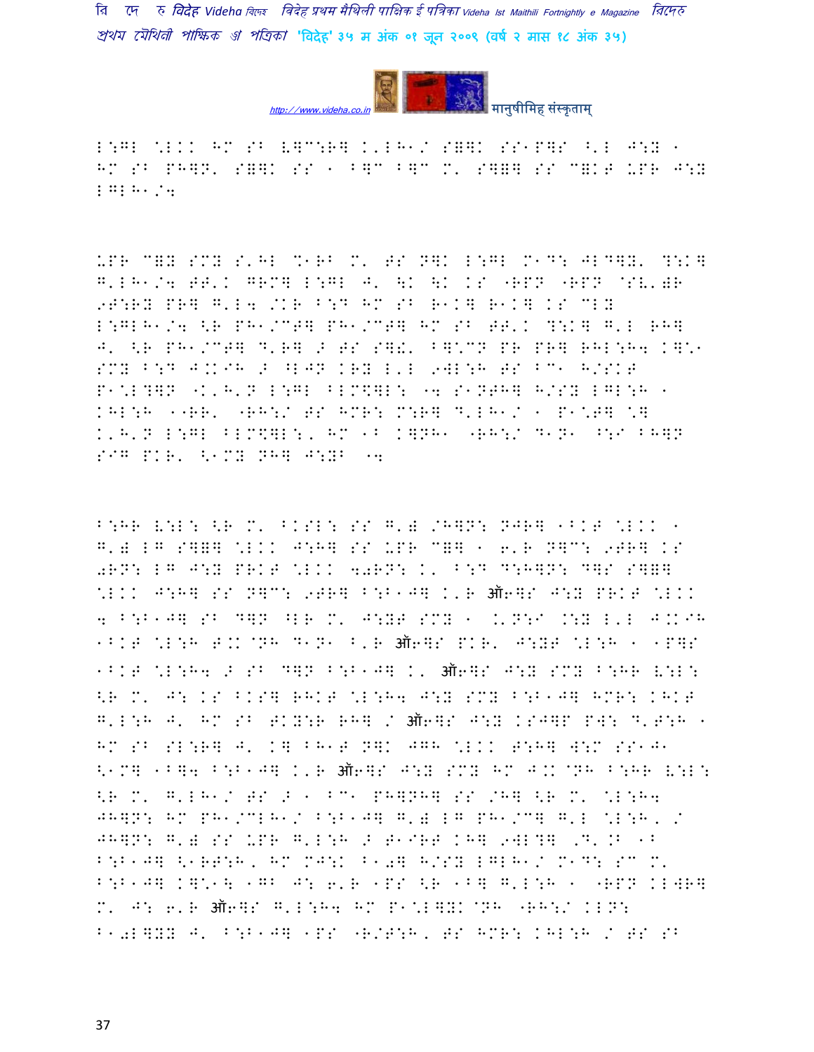L:GL \LKK HM SB V]C:R] K'LH1/ S=]K SS1P]S ^'L J:Y 1 HM SB PH]N' S=]K SS 1 B]C B]C M' S]=] SS C=KT UPR J:Y LGLH1/4

UPR C=Y SMY S'HL %1RB M' TS N]K L:GL M1D: JLD]Y'?:K] G'LH1/4 TT'K GRM] L:GL J' \K \K KS "RPN "RPN @SV'), 9T:RY PR] G'L4 /KR B:D HM SB R1K] R1K] KS CLY L:GLH1/4 <R PH1/CT] PH1/CT] HM SB TT'K ?:K] G'L RH] J' <R PH1/CT] D'R]
> TS S]!' B]\CN PR PR] RHL:H4 K]\1 SMY B:D J.KIH > ^LJN KRY L'L 9WL:H TS BC1 H/SKT P1\L?]N "K'H'N L:GL BLM\$]L: "4 S1NTH] H/SY LGL:H 1 KHL:H 11RR' "RH:/ TS HMR: M:R] D'LH1/ 1 P1\T] \] K'H'N L:GL BLM\$]L:, HM 1B K]NH1 "RH:/ D1N1 ^:I BH]N SIG PKR' <1MY NH] J:YB "4

B:HR V:L: <R M' BKSL: SS G')/H]N: NJR] 1BKT \LKK 1 G') LG S]=] \LKK J:H] SS UPR C=] 1 6'R N]C: 9TR] KS 0RN: LG J:Y PRKT \LKK 40RN: K' B:D D:H]N: D]S S]=] \LKK J:H] SS N]C: 9TR] B:B1J] K'R ऑ6]S J:Y PRKT \LKK 4 B:B1J] SB D]N ^LR M' J:YT SMY 1 .'N:I .:Y L'L J.KIH 1BKT \L:H T.K@NH D1N1 B'R ऑ6]S PKR' J:YT \L:H 1 1P]S 1BKT \L:H4 > SB D]N B:B1J] K' ऑ6]S J:Y SMY B:HR V:L: <R M' J: KS BKS] RHKT \L:H4 J:Y SMY B:B1J] HMR: KHKT G'L:H J' HM SB TKY:R RH] / ऑ6]S J:Y KSJ]P PW: D'T:H 1 HM SB SL:R] J' K] BH1T N]K JGH \LKK T:H] W:M SS1J1 <1M] 1B]4 B:B1J] K'R ऑ6]S J:Y SMY HM J.K@NH B:HR V:L: <R M' G'LH1/ TS > 1 BC1 PH]NH] SS /H] <R M' \L:H4 JH]N: HM PH1/CLH1/ B:B1J] G') LG PH1/C] G'L \L:H, / JH]N: G') SS UPR G'L:H > T1IRT KH] 9WL?] ,D'.B 1B B:B1J] <1RT:H, HM MJ:K B10] H/SY LGLH1/ M1D: SC M' B:B1J] K]\1\ 1GB J: 6'R 1PS <R 1B] G'L:H 1 "RPN KLWR] M' J: 6'R ऑ6]S G'L:H4 HM P1\L]YK@NH "RH:/ KLN: B10L]YY J' B:B1J] 1PS "R/T:H, TS HMR: KHL:H / TS SB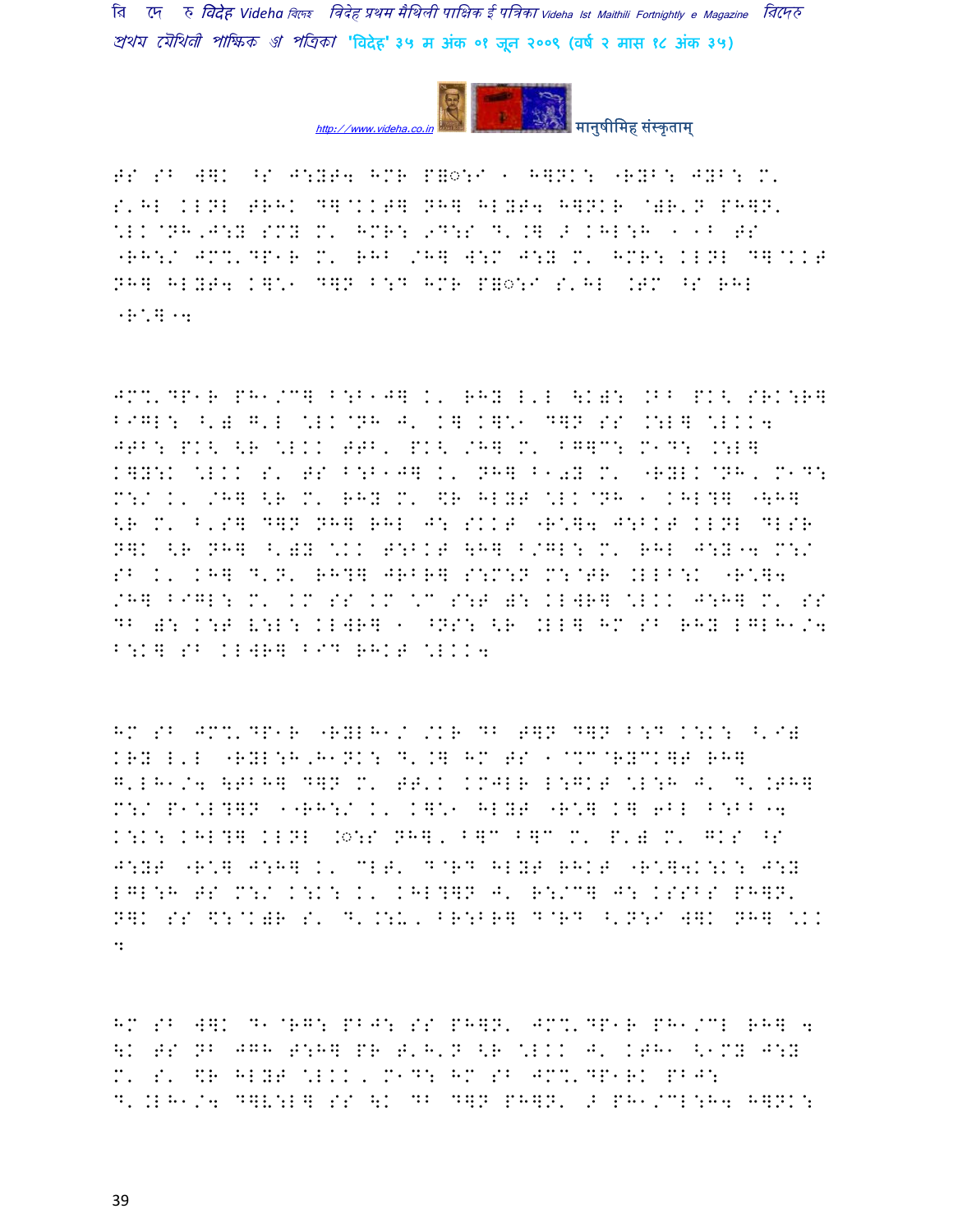ES SB W]K ^S J:Y@4 HMR P=◌:I 1 H]NK: "RYB: JYB: M'
S'HL KLNL @RHK D]@KK@] NH] HLY@4 H]NKR @)R'N PH]N'
\LK@NH,J:Y SMY M' HMR: 9D:S D'.] 2 KHL:H 1 1B ES
"RH:/ JM%'DP1R M' RHB /H] W:M J:Y M' HMR: KLNL D]@KK@
NH] HLY@4 K]\1 D]N B:D HMR P=◌:I S'HL .EM ^S RHL
"R\]14

JM%'DP1R PH1/C] B:B1J] K' RHY L'L \K): .BB PK< SRK:R]
B1GL: ^')' G'L \LK@NH J' K] K]\1 D]N SS .:L] \LKK4
J@B: PK< <R \LKK @@B' PK< /H] M' B@]C: M1D: .:L]
K]Y:K \LKK S' ES B:B1J] K' NH] B10Y M' "RYLK@NH, M1D:
M:/ K' /H] <R M' RHY M' \$R HLY@ \LK@NH 1 KHL?] "\H]
<R M' B'S] D]N NH] RHL J: SKK@ "R\]4 J:BK@ KLNL DLSR
N]K <R NH] ^')Y \KK @:BK@ \H] B/GL: M' RHL J:Y14 M:/
SB K' KH] D'N' RH?] JRBR] S:M:N M:@@R .LLB:K "R\]4
/H] B1GL: M' KM SS KM \C S:@ ): KLWR] \LKK J:H] M' SS
DB ): K:@ V:L: KLWR] 1 ^NS: <R .LL] HM SB RHY LGLH1/4
B:K] SB KLWR] B1D RHK@ \LKK4

HM SB JM%'DP1R "RYLH1/ /KR DB @]N D]N B:D K:K: ^'I)
KRY L'L "RYL:H,H1NK: D'.] HM ES 1@%C@RYCK]@ RH]
G'LH1/4 \@BH] D]N M' @@'K KMJLR L:GK@ \L:H J' D'.@H]
M:/ P1\L?]N 1"RH:/ K' K]\1 HLY@ "R\] K] 6BL B:BB14
K:K: KHL?] KLNL ◌:S NH], B]C B]C M' P') M' GKS ^S
J:Y@ "R\] J:H] K' CL@' D@RD HLY@ RHK@ "R\]4K:K: J:Y
LGL:H ES M:/ K:K: K' KHL?]N J' R:/C] J: KSSBS PH]N'
N]K SS \$:@K)R S' D'.:U, BR:BR] D@RD ^'N:I W]K NH] \KK
:

HM SB W]K D1@RG: PBJ: SS PH]N' JM%'DP1R PH1/CL RH] 4
\K ES NB JGH @:H] PR @'H'N <R \LKK J' K@H1 <1MY J:Y
M' S' \$R HLY@ \LKK, M1D: HM SB JM%'DP1RK PBJ:
D'.LH1/4 D]V:L] SS \K DB D]N PH]N' 2 PH1/CL:H4 H]NK: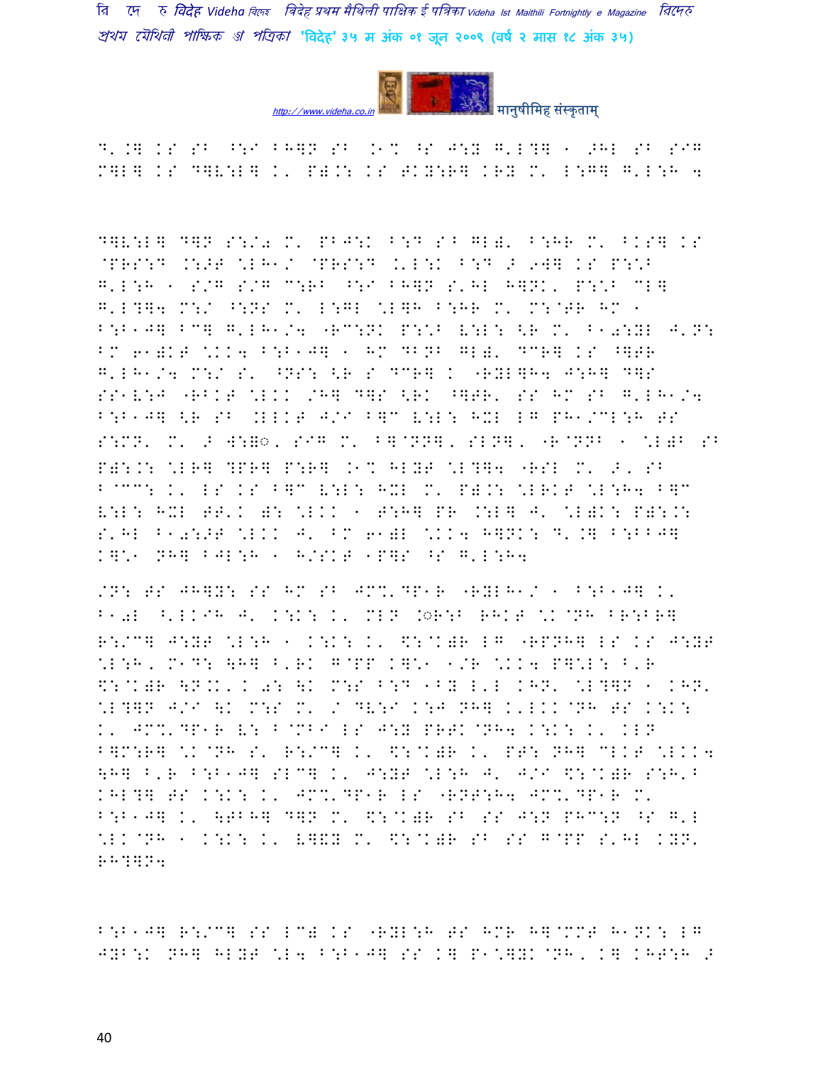D'.] KS SB ^:I BH]N SB .1% ^S J:Y G'L?] 1 >HL SB SIG M]L] KS D]V:L] K' P).: KS TKY:R] KRY M' L:G] G'L:H 4

D]V:L] D]N S:/a M' PBJ:K B:D S^B GL)' B:HR M' BKS] KS @PRS:D .:>T \LH1/ @PRS:D .'L:K B:D > 9W] KS P:\B G'L:H 1 S/G S/G C:RB ^:I BH]N S'HL H]NK' P:\B CL] G'L?]4 M:/ ^:NS M' L:GL \L]H B:HR M' M:@TR HM 1 B:B1J] BC] G'LH1/4 "RC:NK P:\B V:L: <R M' B1a:YL J'N: BM 61)KT \KK4 B:B1J] 1 HM DBNB GL)' DCR] KS ^]TR G'LH1/4 M:/ S' ^NS: <R S DCR] K "RYL]H4 J:H] D]S SS1V:J "RBKT \LKK /H] D]S <RK ^]TR' SS HM SB G'LH1/4 B:B1J] <R SB .LLKT J/I B]C V:L: HXL LG PH1/CL:H TS S:MN' M' > W:=◌, SIG M' B]@NN], SLN], "R@NNB 1 \L)B SB P):.: \LR] ?PR] P:R] .1% HLYT \L?]4 "RSL M' >, SB B@CC: K' LS KS B]C V:L: HXL M' P).: \LRKT \L:H4 B]C V:L: HXL TT'K ): \LKK 1 T:H] PR .:L] J' \L)K: P):.: S'HL B1a:>T \LKK J' BM 61)L \KK4 H]NK: D'.] B:BBJ] K]\1 NH] BJL:H 1 H/SKT 1P]S ^S G'L:H4

/N: TS JH]Y: SS HM SB JM%'DP1R "RYLH1/ 1 B:B1J] K' B1aL ^'LKIH J' K:K: K' MLN :◌R:B RHKT \K@NH BR:BR] R:/C] J:YT \L:H 1 K:K: K' $:@K)R LG "RPNH] LS KS J:YT \L:H, M1D: <H] B'RK G@PP K]\1 1/R \KK4 P]\L: B'R $:@K)R <N.K'K a: <K M:S B:D 1BY L'L KHN' \L?]N 1 KHN' \L?]N J/I <K M:S M' / DV:I K:J NH] K'LKK@NH TS K:K: K' JM%'DP1R V: B@MBI LS J:Y PRTK@NH4 K:K: K' KLN B]M:R] \K@NH S' R:/C] K' $:@K)R K' PT: NH] CLKT \LKK4 <H] B'R B:B1J] SLC] K' J:YT \L:H J' J/I $:@K)R S:H'B KHL?] TS K:K: K' JM%'DP1R LS "RNT:H4 JM%'DP1R M' B:B1J] K' <TBH] D]N M' $:@K)R SB SS J:N PHC:N ^S G'L \LK@NH 1 K:K: K' V]&Y M' $:@K)R SB SS G@PP S'HL KYN' RH?]N4

B:B1J] R:/C] SS LC) KS "RYL:H TS HMR H]@MMT H1NK: LG JYB:K NH] HLYT \L4 B:B1J] SS K] P1\]YK@NH, K] KHT:H >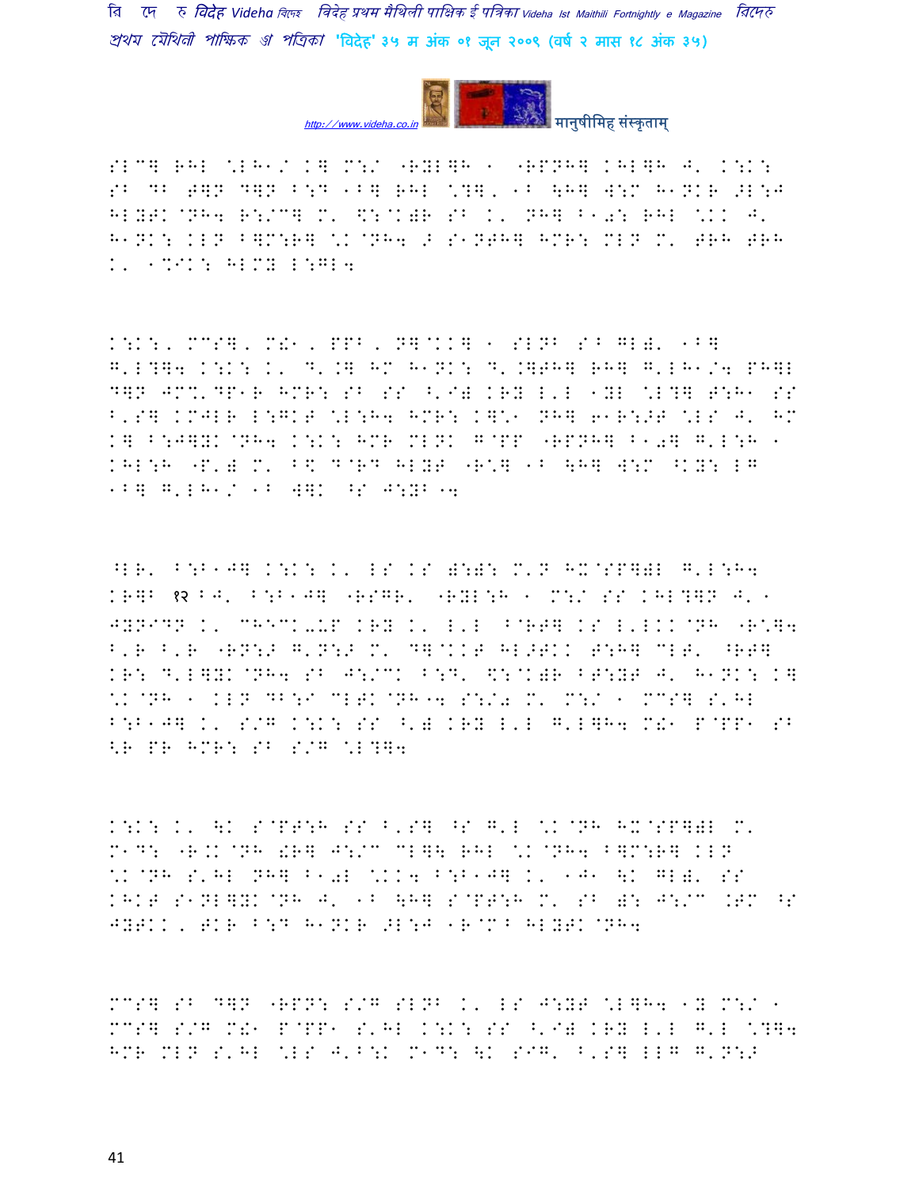SLC] RHL \*LH1/ K] M:/ "RYL]H 1 "RPNH] KHL]H J' K:K: SB DB T]N D]N B:D 1B] RHL \?], 1B \H] W:M H1NKR >L:J HLYTK@NH4 R:/C] M' \$:@K)R SB K' NH] B10: RHL \*KK J' H1NK: KLN B]M:R] \*K@NH4 > S1NTH] HMR: MLN M' TRH TRH K' 1%IK: HLMY L:GL4

K:K:, MCS], M!1, PPB, N]@KK] 1 SLNB SB GL)' 1B] G'L?]4 K:K: K' D'.] HM H1NK: D'.]TH] RH] G'LH1/4 PH]L D]N JM%'DP1R HMR: SB SS ^'I) KRY L'L 1YL \*L?] T:H1 SS B'S] KMJLR L:GKT \*L:H4 HMR: K]\*1 NH] 61R:>T \*LS J' HM K] B:J]YK@NH4 K:K: HMR MLNK G@PP "RPNH] B10] G'L:H 1 KHL:H "P') M' B\$ D@RD HLYT "R\*] 1B \H] W:M ^KY: LG 1B] G'LH1/ 1B W]K ^S J:YB"4

^LR' B:B1J] K:K: K' LS KS ):): M'N HX@SP])L G'L:H4 KR]B १२ BJ' B:B1J] "RSGR' "RYL:H 1 M:/ SS KHL?]N J' 1 JYNIDN K' CHECK-UP KRY K' L'L B@RT] KS L'LKK@NH "R\*]4 B'R B'R "RN:> G'N:> M' D]@KKT HL>TKK T:H] CLT' ^RT] KR: D'L]YK@NH4 SB J:/CK B:D' \$:@K)R BT:YT J' H1NK: K] \*K@NH 1 KLN DB:I CLTK@NH"4 S:/0 M' M:/ 1 MCS] S'HL B:B1J] K' S/G K:K: SS ^') KRY L'L G'L]H4 M!1 P@PP1 SB <R PR HMR: SB S/G \*L?]4

K:K: K' \K S@PT:H SS B'S] ^S G'L \*K@NH HX@SP])L M' M1D: "R.K@NH !R] J:/C CL]\ RHL \*K@NH4 B]M:R] KLN \*K@NH S'HL NH] B10L \*KK4 B:B1J] K' 1J1 \K GL)' SS KHKT S1NL]YK@NH J' 1B \H] S@PT:H M' SB ): J:/C .TM ^S JYTKK, TKR B:D H1NKR >L:J 1R@MB HLYTK@NH4

MCS] SB D]N "RPN: S/G SLNB K' LS J:YT \*L]H4 1Y M:/ 1 MCS] S/G M!1 P@PP1 S'HL K:K: SS ^'I) KRY L'L G'L \*?]4 HMR MLN S'HL \*LS J'B:K M1D: \K SIG' B'S] LLG G'N:>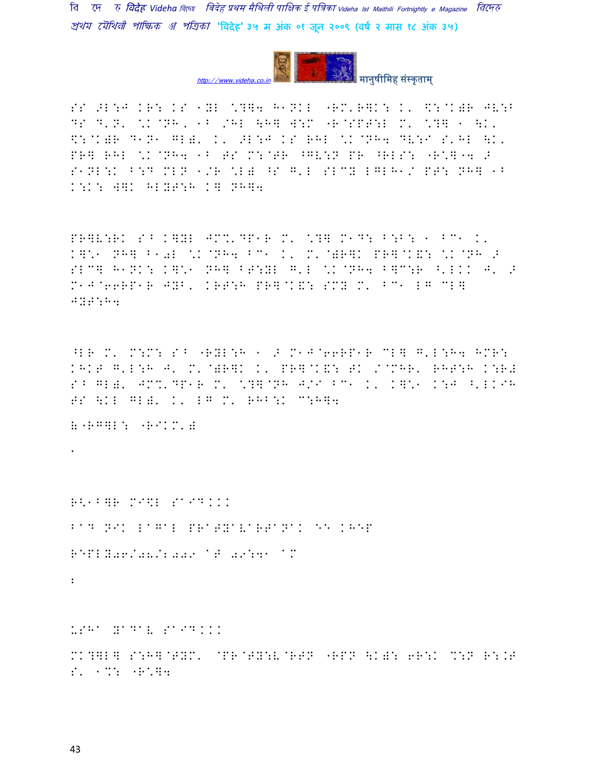SS .L:J KR: KS 1YL \?]4 H1NKL "RM'R]K: K' \$:@K)R JV:B DS D'N' \K@NH, 1B /HL \H] W:M "R@SPT:L M' \?] 1 \K' \$:@K)R D1N1 GL)' K' .L:J KS RHL \K@NH4 DV:I S'HL \K' PR] RHL \K@NH4 1B TS M:@TR ^GV:N PR ^RLS: "R\*]"4 > S1NL:K B:D MLN 1/R \L) ^S G'L SLCY LGLH1/ PT: NH] 1B K:K: W]K HLYT:H K] NH]4

PR]V:RK S^B K]YL JM%'DP1R M' \?] M1D: B:B: 1 BC1 K' K]\*1 NH] B10L \K@NH4 BC1 K' M'@)R]K PR]@K&: \K@NH > SLC] H1NK: K]\*1 NH] BT:YL G'L \K@NH4 B]C:R ^'LKK J' > M1J@66RP1R JYB' KRT:H PR]@K&: SMY M' BC1 LG CL] JYT:H4

^LR M' M:M: S^B "RYL:H 1 > M1J@66RP1R CL] G'L:H4 HMR: KHKT G'L:H J' M'@)R]K K' PR]@K&: TK /@MHR' RHT:H K:R# S^B GL)' JM%'DP1R M' \?]@NH J/I BC1 K' K]\*1 K:J ^'LKIH TS \KL GL)' K' LG M' RHB:K C:H]4

&"RG]L: "RIKM')

.

R<1B]R MI\$L S^ID...

B^D NIK L^G^L PR^TY^V^RT^N^K EE KHEP

REPLY06/08/2009 ^T 09:41 ^M

:

USH^ Y^D^V S^ID...

MK?]L] S:H]@TYM' @PR@TY:V@RTN "RPN \K): 6R:K %:N R:.T S' 1%: "R\*]4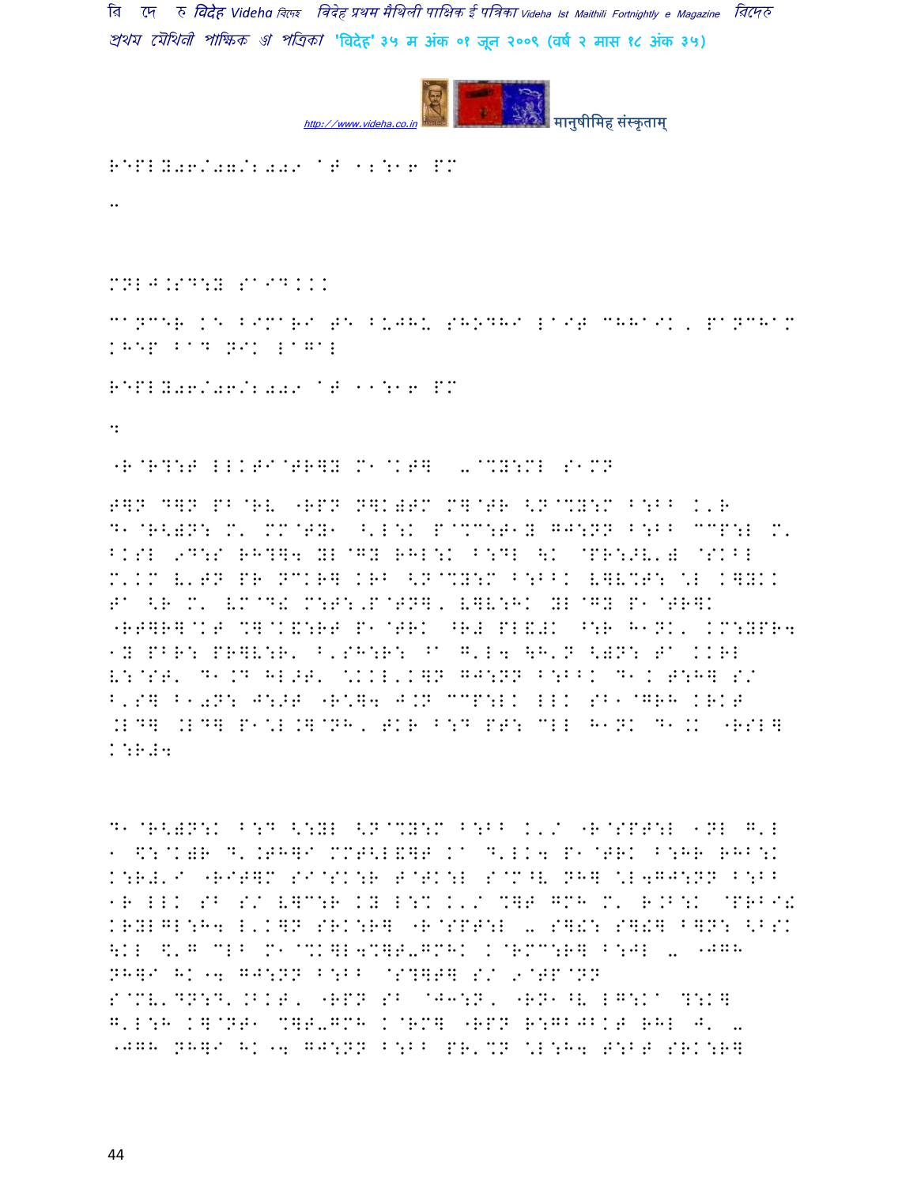REPLY06/07/2009 AT 12:16 PM

..

MALA JHA SAID...

CANCER KE BIMARI SE BUJHU SHODHI LAIT CHHAIK, PANCHAM KHEP BAD NIK LAGAL

REPLY06/06/2009 AT 11:16 PM

:

"R@R?:T LLKTI@TR]Y M1@KT] -@%Y:ML S1MN

T]N D]N PB@RV "RPN N]K)TM M]@TR <N@%Y:M B:BB K'R D1@R<)N: M' MM@TY1 ^'L:K P@%C:T1Y GJ:NN B:BB CCP:L M' BKSL 9D:S RH?]4 YL@GY RHL:K B:DL \K @PR:>V') @SKBL M'KM V'TN PR NCKR] KRB <N@%Y:M B:BBK V]V%T: \*L K]YKK TI <R M' VM@D! M:T:,P@TN], V]V:HK YL@GY P1@TR]K "RT]R]@KT %]@K&:RT P1@TRK ^R# PL&#K ^:R H1NK, KM:YPR4 1Y PBR: PR]V:R' B'SH:R: ^I G'L4 \H'N <)N: TI KKRL V:@ST' D1.D HL>T' \*KKL'K]N GJ:NN B:BBK D1K T:H] S/ B'S] B1=N: J:>T "R\*]4 J.N CCP:LK LLK SB1@GRH KRKT .LD] .LD] P1\*L.]@NH, TKR B:D PT: CLL H1NK D1KK "RSL] K:R#4

D1@R<)N:K B:D <:YL <N@%Y:M B:BB K'/ "R@SPT:L 1NL G'L 1 \$:@K)R D'.TH]I MMT<L&]T KI D'LK4 P1@TRK B:HR RHB:K K:R#'I "RIT]M SI@SK:R T@TK:L S@M^V NH] \*L4GJ:NN B:BB 1R LLK SB S/ V]C:R KY L:% K'/ %]T GMH M' R.B:K @PRBI! KRYLGL:H4 L'K]N SRK:R] "R@SPT:L - S]!: S]!] B]N: <BSK \KL \$'G CLB M1@%K]L4%]T-GMHK K@RMC:R] B:JL - "JGH NH]I HK 4 GJ:NN B:BB @S?]T] S/ 9@TP@NN S@MV'DN:D'.BKT, "RPN SB @J3:N, "RN1^V LG:KI ?:K] G'L:H K]@NT1 %]T-GMH K@RM] "RPN R:GBJBKT RHL J' - "JGH NH]I HK 4 GJ:NN B:BB PR'%N \*L:H4 T:BT SRK:R]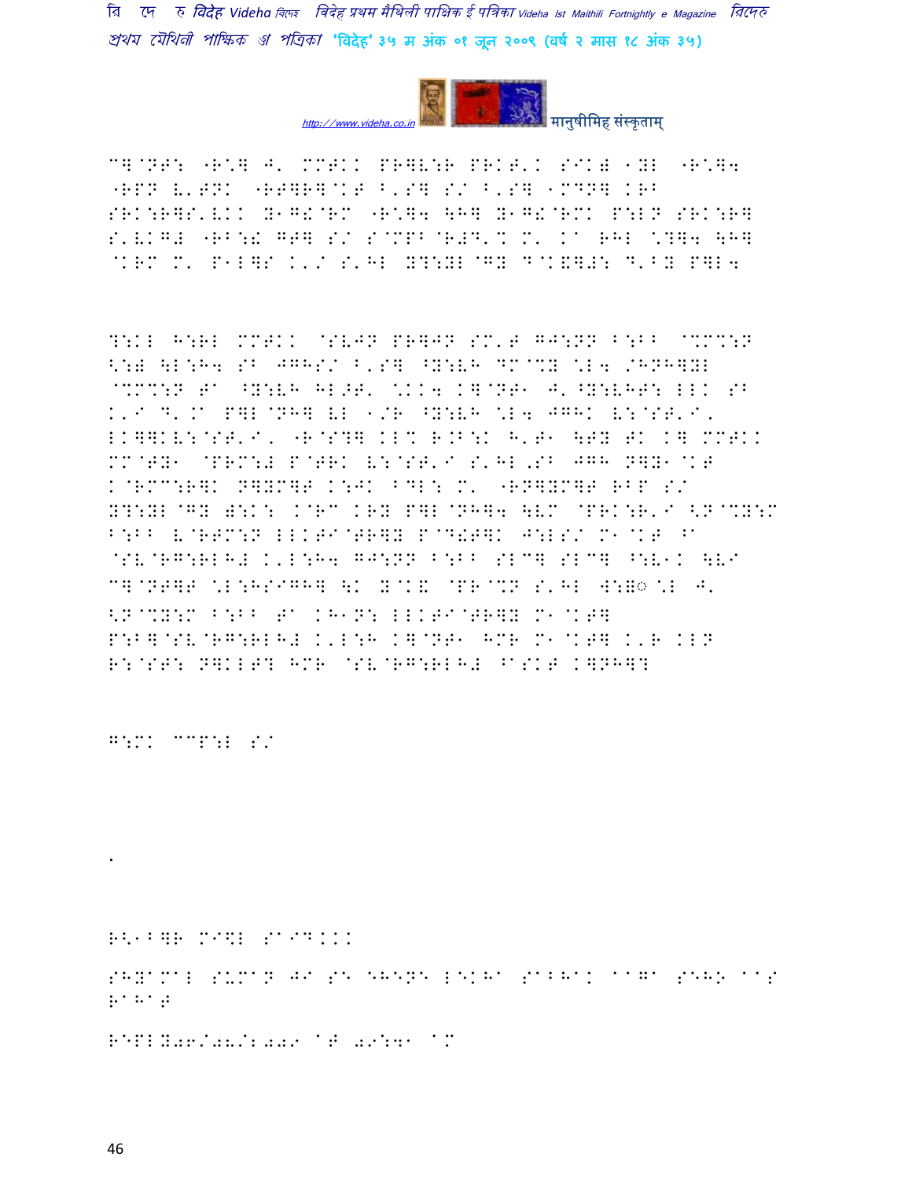RE-BHAR MISHRA SAID...

SHYAMAL SUMAN JI SE EHENE LEKHA SABHAK AAGA SEHO AAS RAHAT

REPLY06/08/2009 AT 09:41 AM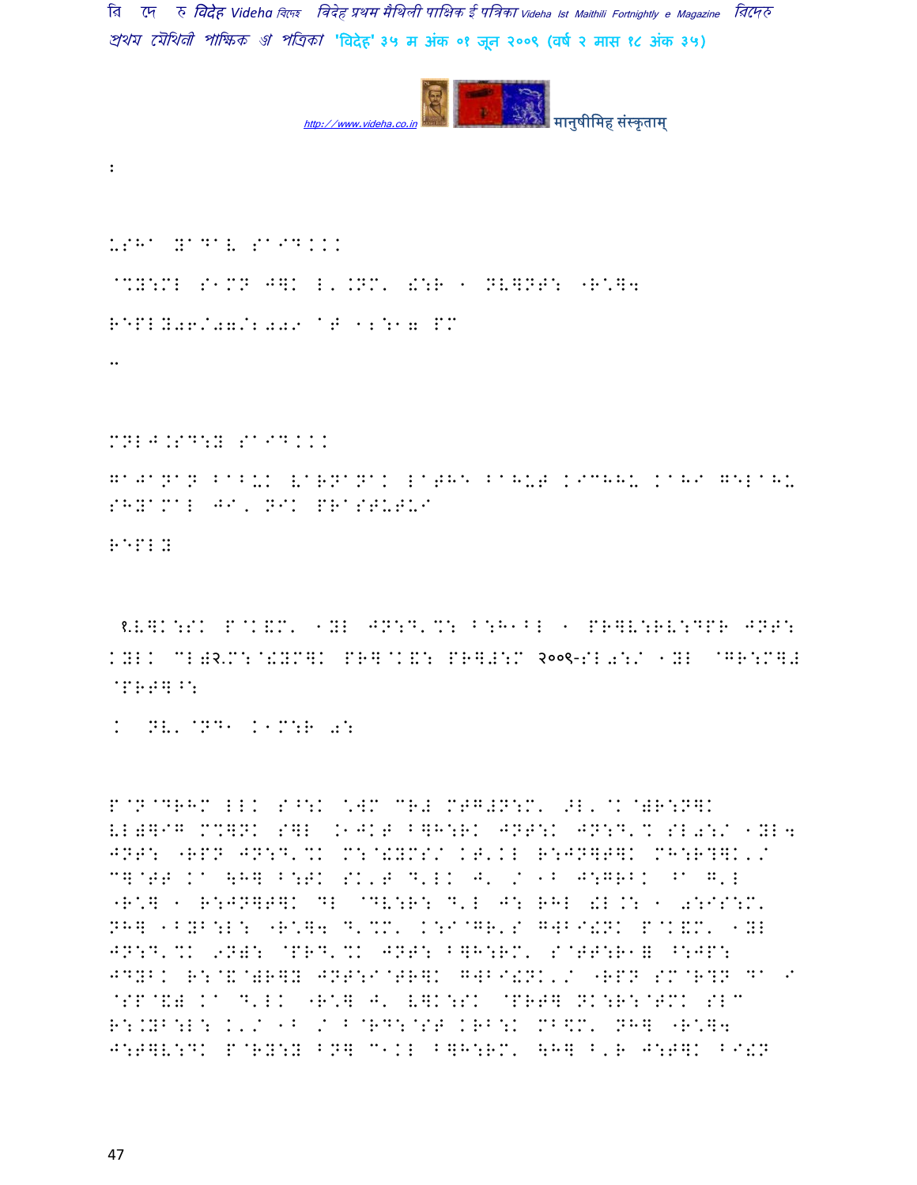:

USHA YADAV SAID...

@%Y:MI S1MN J]K L'.NM' !:R 1 NV]NT: "R\*]4

REPLY06/07/2009 AT 12:17 PM

..

MNLJ.SD:Y SAID...

GAJANAN BABUI VARNANAI LAGAL BAHUT KICHHU KAHA GELAHU SHYAMAL JI, NIK PRASTUTUI

REPLY

१.V]K:SK P@K&M' 1YL JN:D'%: B:H1BL 1 PR]V:RV:DPR JNT: KYLK CL)२.M:@!YM]K PR]@K&: PR]#:M २००९-SL0:/ 1YL @GR:M]# @PRT]^:

. NV'@ND1 K1M:R 0:

P@N@DRHM LLK S^:K \*WM CR# MTG#N:M' >L'@K@)R:N]K VL)]IG M%]NK S]L .1JKT B]H:RK JNT:K JN:D'% SL0:/ 1YL4 JNT: "RPN JN:D'%K M:@!YMS/ KT'KL R:JN]T]K MH:R?]K'/ C]@TT KA \H] B:TK SK'T D'LK J' / 1B J:GRBK ^A G'L "R\*] 1 R:JN]T]K DL @DV:R: D'L J: RHL !L.: 1 0:IS:M' NH] 1BYB:L: "R\*]4 D'%M' K:I@GR'S GWBI!NK P@K&M' 1YL JN:D'%K 9N): @PRD'%K JNT: B]H:RM' S@TT:R1] ^:JP: JDYBK R:@&@)R]Y JNT:I@TR]K GWBI!NK'/ "RPN SM@R?N DA I @SP@&) KA D'LK "R\*] J' V]K:SK @PRT] NK:R:@TMK SLC R:.YB:L: K'/ 1B / B@RD:@ST KRB:K MB\$M' NH] "R\*]4 J:T]V:DK P@RY:Y BN] C1KL B]H:RM' \H] B'R J:T]K BI!N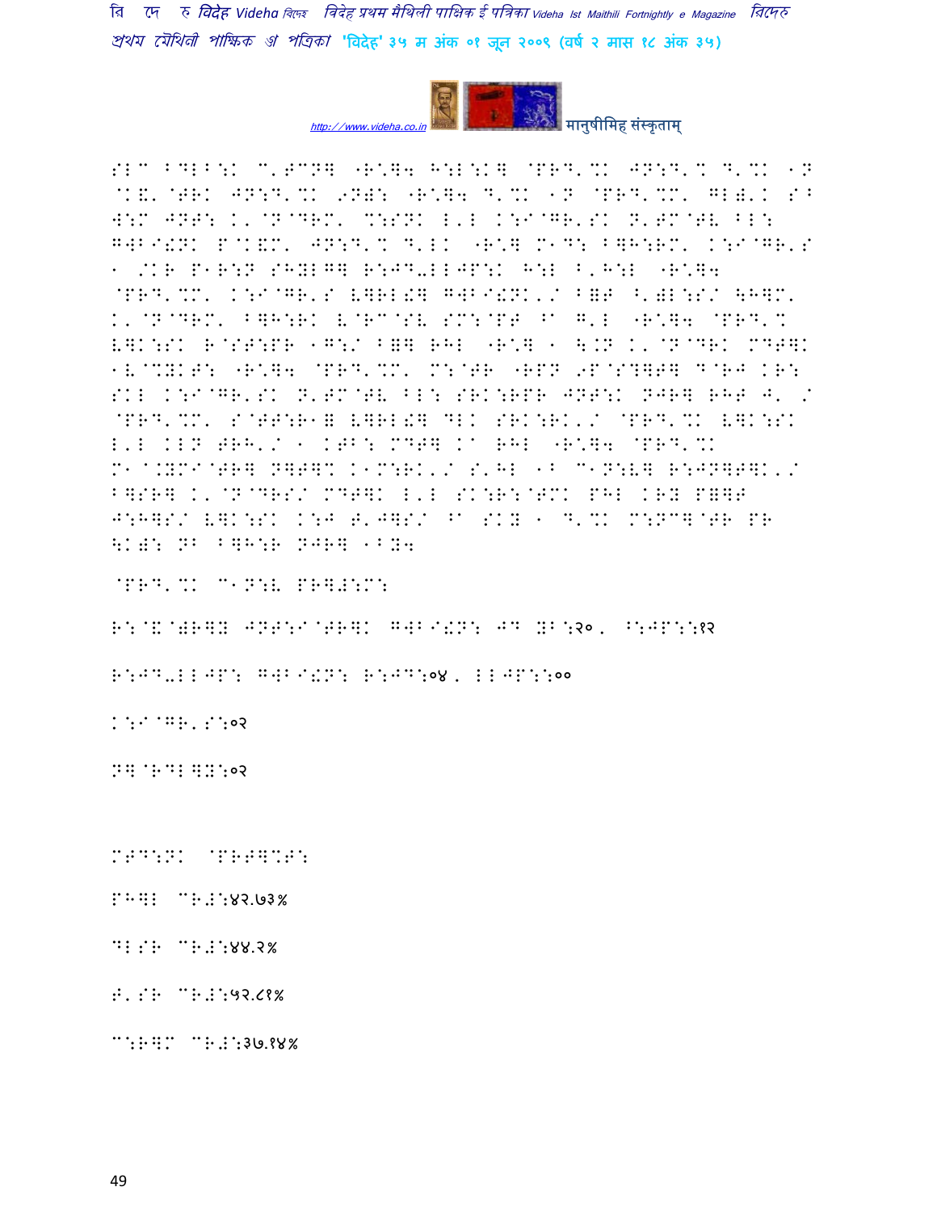SLC BDLB:K C'TCN] "R\]4 H:L:K] @PRD'%K JN:D'% D'%K 1N @K&'@TRK JN:D'%K 9N): "R\]4 D'%K 1N @PRD'%M' GL)'K S^ W:M JNT: K'@N@DRM' %:SNK L'L K:I@GR'SK N'TM@TV BL: GWBI!NK P@K&M' JN:D'% D'LK "R\] M1D: B]H:RM' K:I@GR'S 1 /KR P1R:N SHYLG] R:JD-LLJP:K H:L B'H:L "R\]4 @PRD'%M' K:I@GR'S V]RL!] GWBI!NK'/ B=T ^')L:S/ \H]M' K'@N@DRM' B]H:RK V@RC@SV SM:@PT ^A G'L "R\]4 @PRD'% V]K:SK R@ST:PR 1G:/ B=] RHL "R\] 1 \.N K'@N@DRK MDT]K 1V@%YKT: "R\]4 @PRD'%M' M:@TR "RPN 9P@S?]T] D@RJ KR: SKL K:I@GR'SK N'TM@TV BL: SRK:RPR JNT:K NJR] RHT J' / @PRD'%M' S@TT:R1& V]RL!] DLK SRK:RK'/ @PRD'%K V]K:SK L'L KLN TRH'/ 1 KTB: MDT] KA RHL "R\]4 @PRD'%K M1@.YMI@TR] N]T]% K1M:RK'/ S'HL 1B C1N:V] R:JN]T]K'/ B]SR] K'@N@DRS/ MDT]K L'L SK:R:@TMK PHL KRY P=]T J:H]S/ V]K:SK K:J T'J]S/ ^A SKY 1 D'%K M:NC]@TR PR \K): NB B]H:R NJR] 1BY4

@PRD'%K C1N:V PR]#:M:

R:@&@)R]Y JNT:I@TR]K GWBI!N: JD YB:२०, ^:JP::१२

R:JD-LLJP: GWBI!N: R:JD:०४, LLJP::००

K:I@GR'S:०२

N]@RDL]Y:०२

MTD:NK @PRT]%T:

PH]L CR#:४२.७३%

DLSR CR#:४४.२%

T'SR CR#:५२.८१%

C:R]M CR#:३७.१४%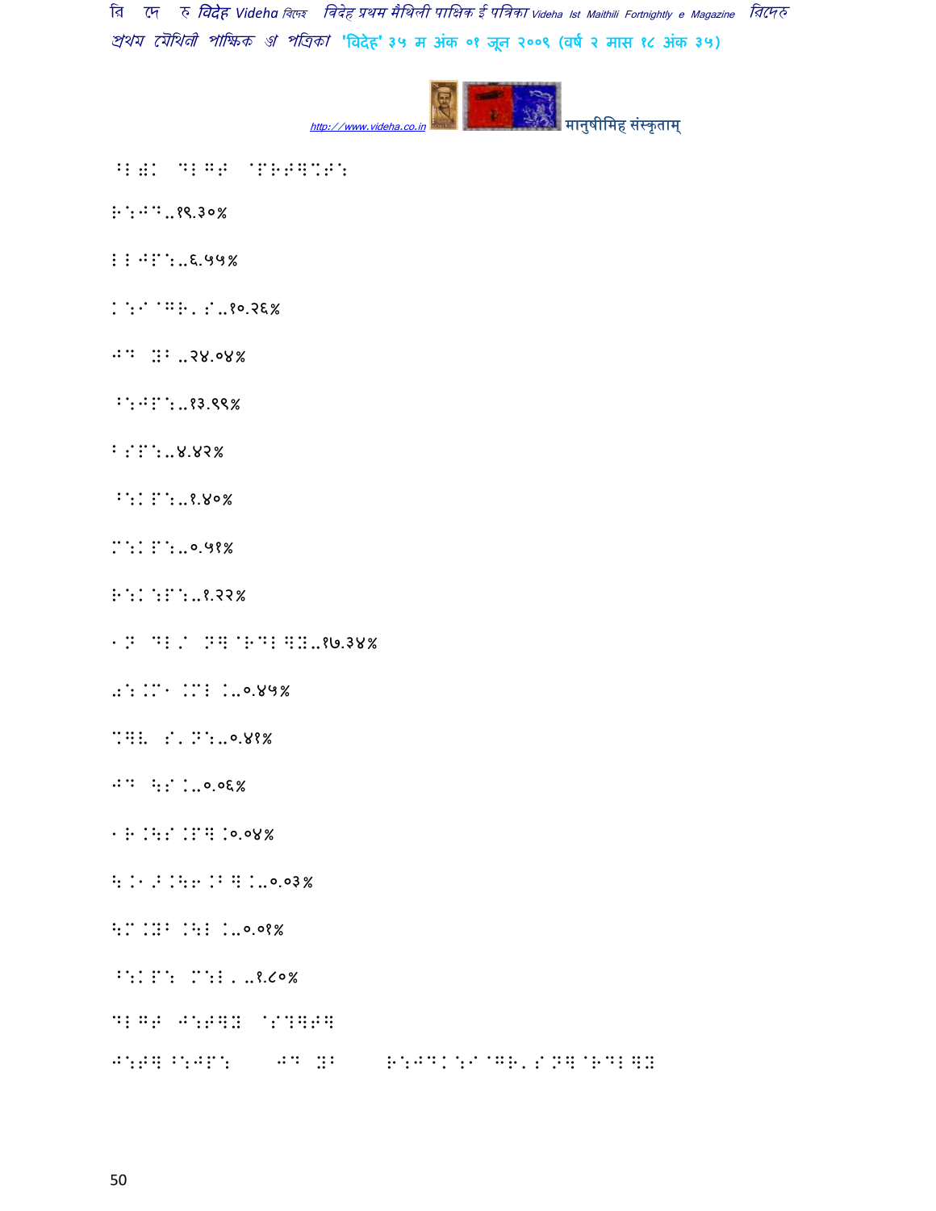⠳⠇⠫⠅ ⠙⠇⠛⠞ ⠨⠏⠗⠞⠻⠍⠗⠜

⠗⠜⠚⠙..१९.३०%

⠇⠇⠚⠏⠜..६.५५%

⠅⠜⠊ ⠛⠗⠄⠎..१०.२६%

⠚⠙ ⠝⠃ ..२४.०४%

⠓⠜⠚⠏⠜..१३.९९%

⠃⠎⠏⠜..४.४२%

⠓⠜⠅⠏⠜..१.४०%

⠉⠜⠅⠏⠜..०.५१%

⠗⠜⠅⠜⠏⠜..१.२२%

⠂⠝ ⠙⠇⠌ ⠝⠻⠗⠙⠇⠻⠝..१७.३४%

⠫⠜⠅⠉⠂ ⠅⠉⠇ ⠅..०.४५%

⠍⠻⠇ ⠎⠄⠝⠜..०.४१%

⠚⠙ ⠓⠜⠎ ⠅..०.०६%

⠂⠗ ⠅⠓⠜⠎ ⠅⠏⠻ ⠅०.०४%

⠓⠅⠂⠌⠅⠓⠋⠅⠃⠻ ⠅..०.०३%

⠓⠉⠅⠝⠃ ⠅⠓⠇ ⠅..०.०१%

⠓⠜⠅⠏⠜ ⠉⠜⠇⠄ ..१.८०%

⠙⠇⠛⠞ ⠚⠜⠞⠻⠝ ⠎⠍⠻⠞⠻

⠚⠜⠞⠻ ⠓⠜⠚⠏⠜ ⠚⠙ ⠝⠃ ⠗⠜⠚⠙⠅⠜⠊⠛⠗⠄⠎⠝⠻⠗⠙⠇⠻⠝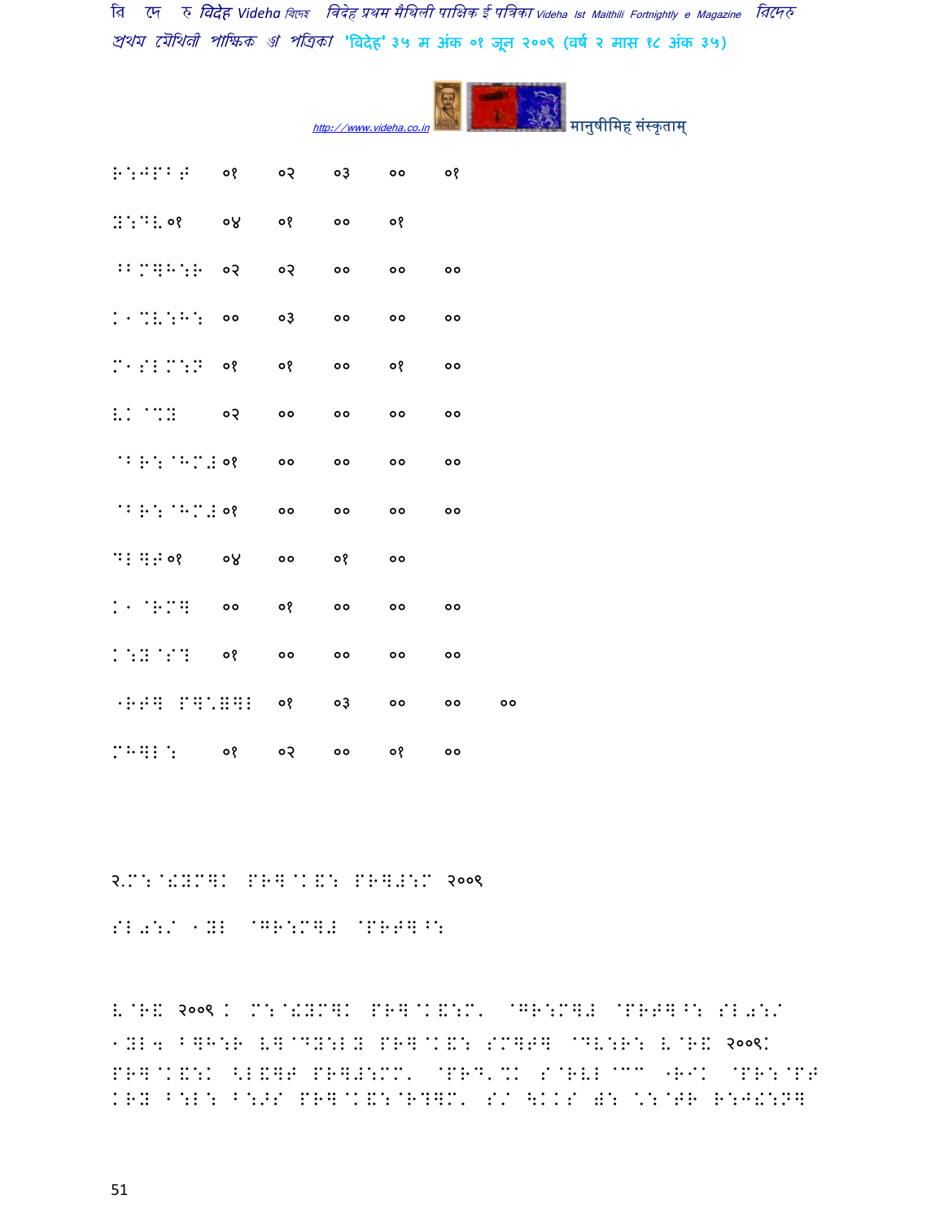| | | | | | |
|---|---|---|---|---|---|
| H:J1B;F | ०१ | ०२ | ०३ | ०० | ०१ |
| X:DL०१ | ०४ | ०१ | ०० | ०१ | |
| ^^M]H:R | ०२ | ०२ | ०० | ०० | ०० |
| K1%L:H: | ०० | ०३ | ०० | ०० | ०० |
| M1SIM:N | ०१ | ०१ | ०० | ०१ | ०० |
| LK@%X | ०२ | ०० | ०० | ०० | ०० |
| @BR:@HM#०१ | ०० | ०० | ०० | ०० | |
| @BR:@HM#०१ | ०० | ०० | ०० | ०० | |
| DI]F०१ | ०४ | ०० | ०१ | ०० | |
| K1@RM] | ०० | ०१ | ०० | ०० | ०० |
| K:X@S? | ०१ | ०० | ०० | ०० | ०० |
| "RF] P]'H]I | ०१ | ०३ | ०० | ०० | ०० |
| MH]I: | ०१ | ०२ | ०० | ०१ | ०० |

२.M:@!XM]K PR]@K&: PR]#:M २००९

SI0:/ 1XI @GR:M]# @PRF]^:

L@RK २००९K M:@!XM]K PR]@K&:M, @GR:M]# @PRF]^: SI0:/ 1XI4 ^]H:R L]@DX:LX PR]@K&: SM]F] @DV:R: L@RK २००९K PR]@K&:K <I&]F PR]#:MM, @PR^'%K S@RVI@CC "RIK @PR:@PF KRX ^:I: ^:>S PR]@K&:@R?]M, S/ \KKS  @:@FR R:J!:N]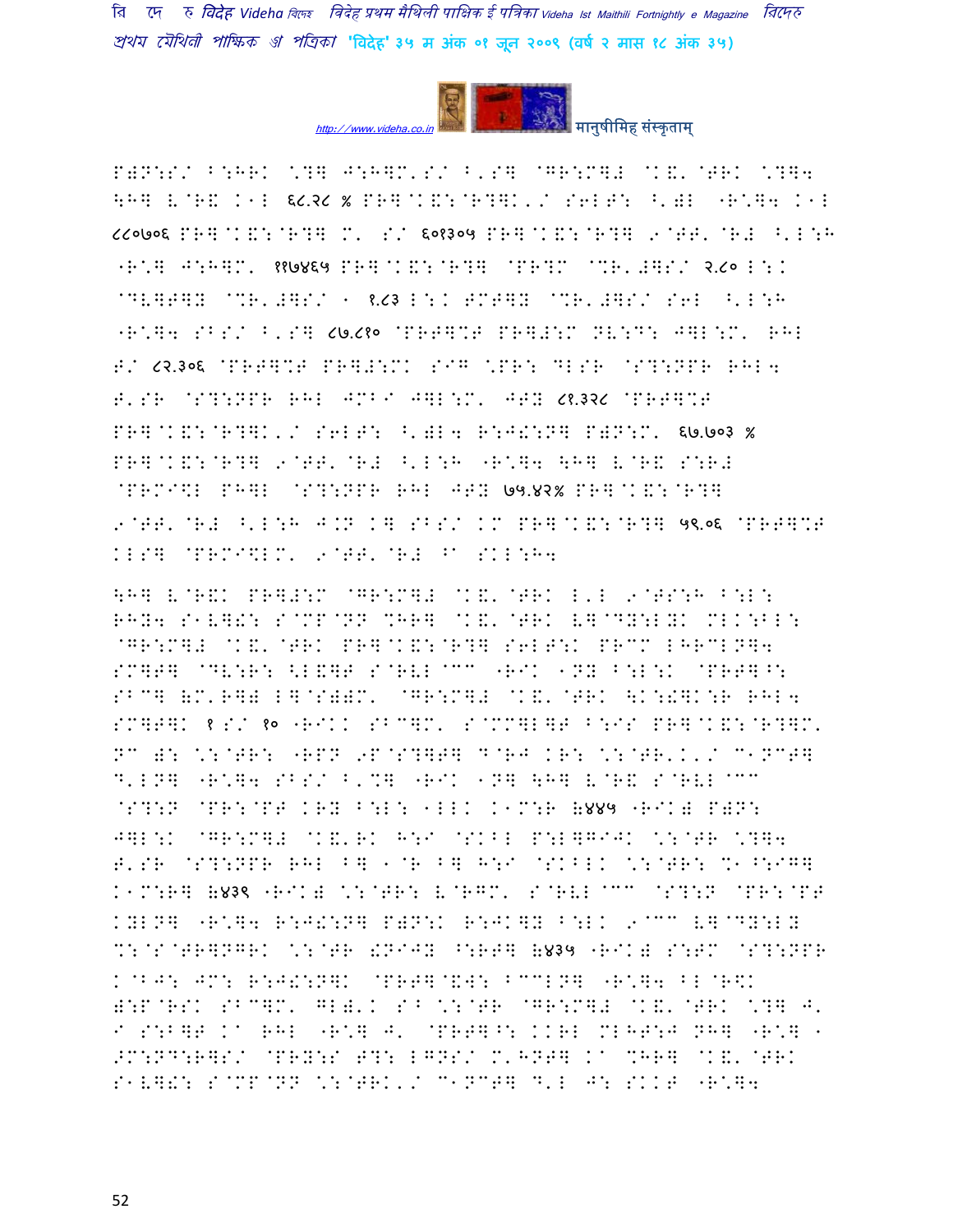P)N:S/ B:HRK \?] J:H]M'S/ B'S] @GR:M]# @K&'@TRK \?]4 \H] V@R& K1L ६८.२८ % PR]@K&:@R?]K'/ S6LT: ^')L -R\]4 K1L ८८०७०६ PR]@K&:@R?] M' S/ ६०१३०५ PR]@K&:@R?] 9@TT'@R# ^'L:H -R\] J:H]M' ११७४६५ PR]@K&:@R?] @PR?M @%R'#]S/ २.८० L:K @DV]T]Y @%R'#]S/ 1 १.८३ L:K TMT]Y @%R'#]S/ S6L ^'L:H -R\]4 SBS/ B'S] ८७.८१० @PRT]%T PR]#:M NV:D: J]L:M' RHL T/ ८२.३०६ @PRT]%T PR]#:MK S IG \PR: DLSR @S?:NPR RHL4 T'SR @S?:NPR RHL JMBI J]L:M' JTY ८१.३२८ @PRT]%T PR]@K&:@R?]K'/ S6LT: ^')L4 R:J!:N] P)N:M' ६७.७०३ % PR]@K&:@R?] 9@TT'@R# ^'L:H -R\]4 \H] V@R& S:R# @PRMI\$L PH]L @S?:NPR RHL JTY ७५.४२% PR]@K&:@R?] 9@TT'@R# ^'L:H J.N K] SBS/ KM PR]@K&:@R?] ५१.०६ @PRT]%T KLS] @PRMI\$LM' 9@TT'@R# ^ SKL:H4

\H] V@R&K PR]#:M @GR:M]# @K&'@TRK L'L 9@TS:H B:L: RHY4 S1V]!: S@MP@NN %HR] @K&'@TRK V]@DY:LYK MLK:BL: @GR:M]# @K&'@TRK PR]@K&:@R?] S6LT:K PRCM LHRCLN]4 SM]T] @DV:R: <L&]T S@RVL@CC -RIK 1NY B:L:K @PRT]^: SBC] &M'R]) L]@S))M' @GR:M]# @K&'@TRK \K:!]K:R RHL4 SM]T]K १ S/ १० -RIKK SBC]M' S@MM]L]T B:IS PR]@K&:@R?]M' NC ): \:@TR: -RPN 9P@S?]T] D@RJ K R: \:@TR'K'/ C1NCT] D'LN] -R\]4 SBS/ B'%] -RIK 1N] \H] V@R& S@RVL@CC @S?:N @PR:@PT KRY B:L: 1LLK K1M:R &४४५ -RIK) P)N: J]L:K @GR:M]# @K&'RK H:I @SKBL P:L]GIJK \:@TR \?]4 T'SR @S?:NPR RHL B] 1@R B] H:I @SKBLK \:@TR: %1^:IG] K1M:R] &४३९ -RIK) \:@TR: V@RGM' S@RVL@CC @S?:N @PR:@PT KYLN] -R\]4 R:J!:N] P)N:K R:JK]Y B:LK 9@CC V]@DY:LY %:@S@TR]NGRK \:@TR !NIJY ^:RT] &४३५ -RIK# S:TM @S?:NPR K@BJ: JM: R:J!:N]K @PRT]@&W: BCCLN] -R\]4 BL@R\$K &:P@RSK SBC]M' GL&'K S^ \:@TR @GR:M]# @K&'@TRK \?] J' I S:B]T KA RHL -R\] J' @PRT]^: KKRL MLHT:J NH] -R\] 1 >M:ND:R]S/ @PRY:S T?: LGNS/ M'HNT] KA %HR] @K&'@TRK S1V]!: S@MP@NN \:@TRK'/ C1NCT] D'L J: SKKT -R\]4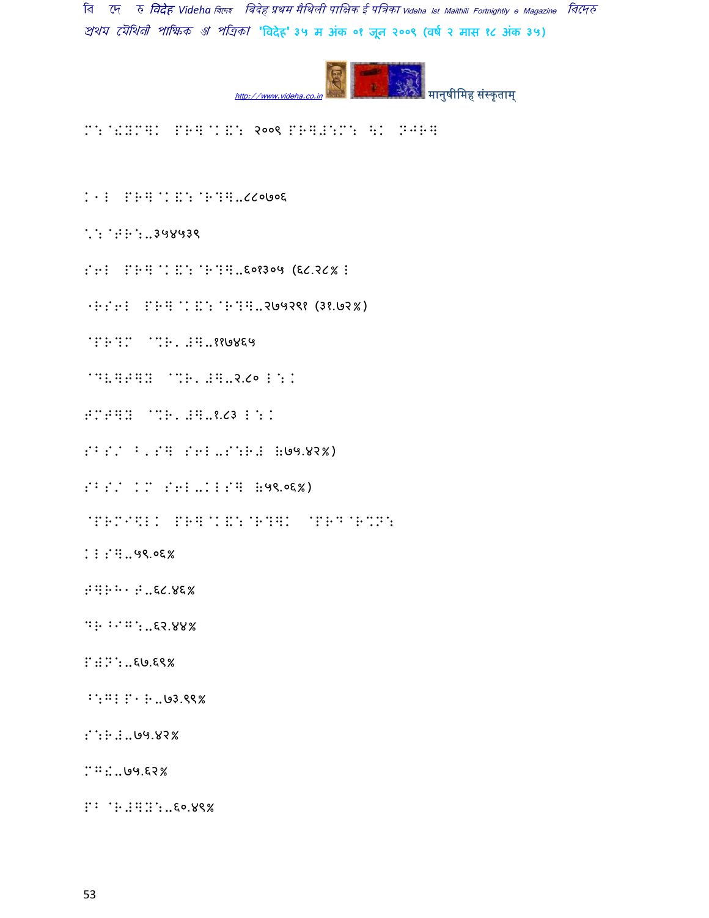M:@!YM]K PR]@K(: २००९ PR]#:M: due NJR]

K1I PR]@K(:@R?]..८८०७०६

\:@TR:..३५४५३९

S6I PR]@K(:@R?]..६०१३०५ (६८.२८% I

-RS6I PR]@K(:@R?]..२७५२९१ (३१.७२%)

@PR?M @%R, #]..११७४६५

@DV]P]Z @%R, #]..२.८० I:K

FMT]Z @%R, #]..१.८३ I:K

SBS/ B, S] S6I..S:R# (७५.४२%)

SBS/ KM S6I..KIS] (५९.०६%)

@PRM I%IK PR]@K(:@R?]K @PRD@R%N:

KIS]..५९.०६%

S]RH1 S..६८.४६%

DR BIG:..६२.४४%

P#N:..६७.६९%

B:GI P1 R..७३.९९%

S:R#..७५.४२%

MG#..७५.६२%

PB @R#]Z:..६०.४९%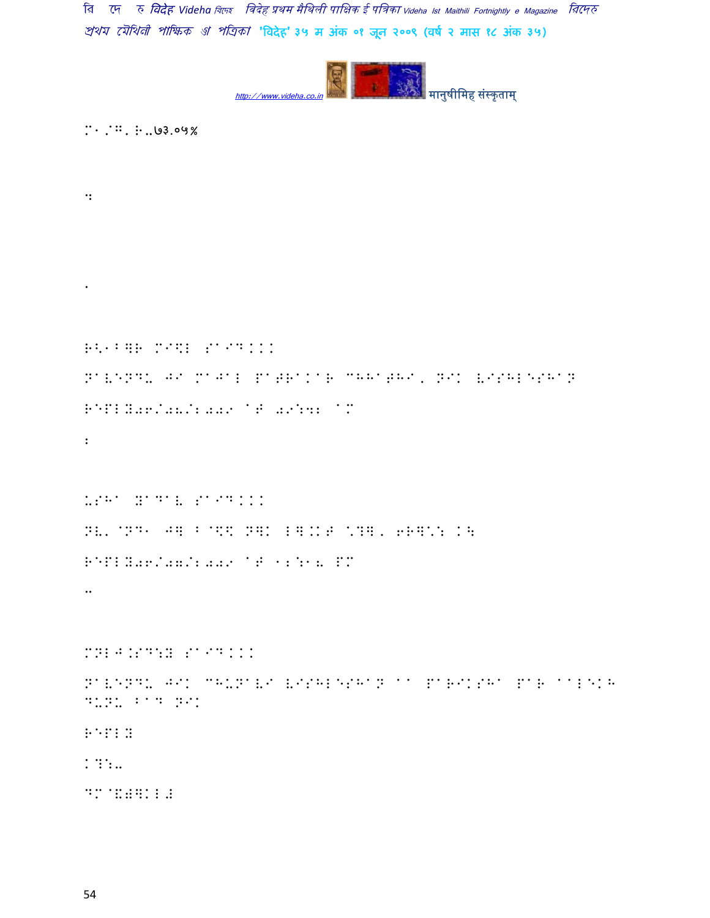M1/G,B..७३.०५%

::

.

HR'1B]B MI\L SAID...

NAVENDU JA MAJAL PATRAKAR CHHATHI, NIK VISHLESHAN

REPLY06/08/2009 AT 09:42 AM

:

USHA YADAV SAID...

NV'@ND1 J] B@\\ N]K L].KT \?], 6R]\: K\

REPLY06/07/2009 AT 12:18 PM

..

MNLJ.SD:Y SAID...

NAVENDU JIK CHUNAVI VISHLESHAN AA PARIKSHA PAR AALEKH BUNU BAD NIK

REPLY

K?:..

DM@Y#]KL#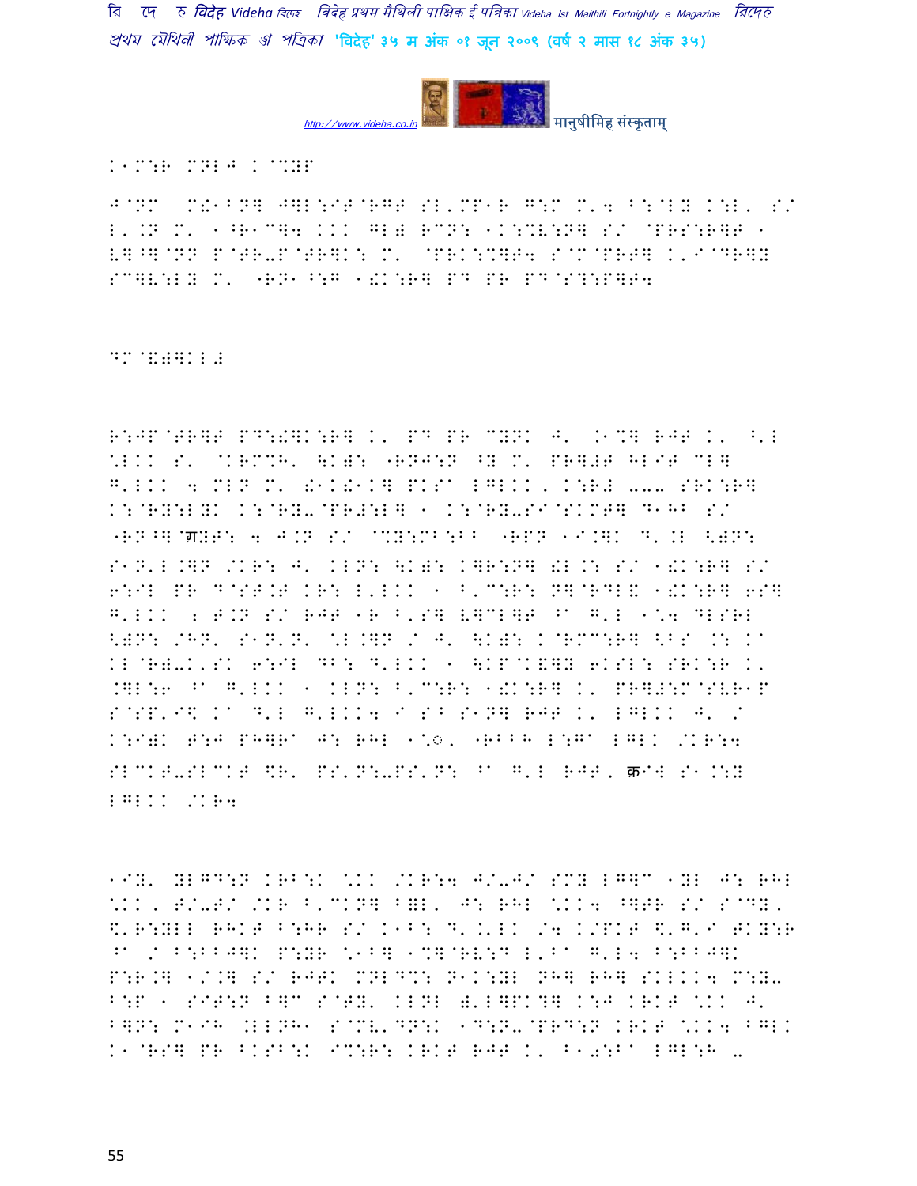K1M:R MNLJ K@%YP

J@NM M!1BN] J]L:IT@RGT SL'MP1R G:M M'4 B:@LY K:L' S/ L'.N M' 1^R1C]4 KKK GL) RCN: 1K:%V:N] S/ @PRS:R]T 1 V]^]@NN P@TR-P@TR]K: M' @PRK:%]T4 S@M@PRT] K'I@DR]Y SC]V:LY M' "RN1^:G 1!K:R] PD PR PD@S?:P]T4

DM@&)]KL#

R:JP@TR]T PD:!]K:R] K' PD PR CYNK J' .1%] RJT K' ^'L \*LKK S' @KRM%H' \K): "RNJ:N ^Y M' PR]#T HLIT CL] G'LKK 4 MLN M' !1K!1K] PKSA LGLKK, K:R# ... SRK:R] K:@RY:LYK K:@RY-@PR#:L] 1 K:@RY-SI@SKMT] D1HB S/ "RN^]@ग्रY:T: 4 J.N S/ @%Y:MB:BB "RPN 1I.]K D'.L <)N: S1N'L.]N /KR: J' KLN: \K): K]R:N] !L.: S/ 1!K:R] S/ 6:IL PR D@ST.T KR: L'LKK 1 B'C:R: N]@RDL& 1!K:R] 6S] G'LKK ; T.N S/ RJT 1R B'S] V]CL]T ^A G'L 1\*4 DLSRL <)N: /HN' S1N'N' \*L.]N / J' \K): K@RMC:R] <BS .: KA KL@R)-K'SK 6:IL DB: D'LKK 1 \KP@K&]Y 6KSL: SRK:R K' .]L:6 ^A G'LKK 1 KLN: B'C:R: 1!K:R] K' PR]#:M@SVR1P S@SP'I\$ KA D'L G'LKK4 I S^ S1N] RJT K' LGLKK J' / K:I)K T:J PH]RA J: RHL 1\*◌़' "RBBH L:GA LGLK /KR:4 SLCKT-SLCKT \$R' PS'N:-PS'N: ^A G'L RJT, क्रIW S1.:Y LGLKK /KR4

1IY' YLGD:N KRB:K \*KK /KR:4 J/-J/ SMY LG]C 1YL J: RHL \*KK, T/-T/ /KR B'CKN] B=L' J: RHL \*KK4 ^]TR S/ S@DY, \$'R:YLL RHKT B:HR S/ K1B: D' .'LK /4 K/PKT \$'G'I TKY:R ^A / B:BBJ]K P:YR \*1B] 1%]@RV:D L'BA G'L4 B:BBJ]K P:R.] 1/.] S/ RJTK MNLD%: N1K:YL NH] RH] SKLKK4 M:Y- B:P 1 SIT:N B]C S@TY' KLNL )'L]PK?] K:J KRKT \*KK J' B]N: M1IH .LLNH1 S@MV'DN:K 1D:N-@PRD:N KRKT \*KK4 BGLK K1@RS] PR BKSB:K I%:R: KRKT RJT K' B10:BA LGL:H -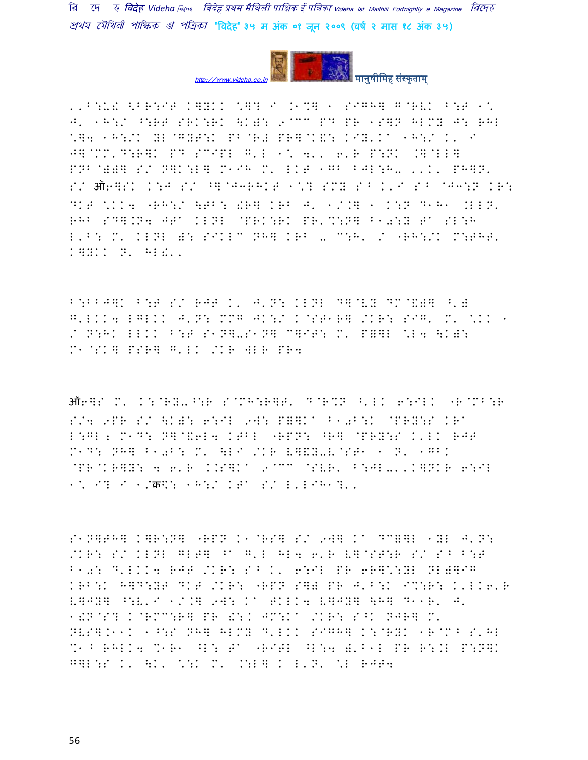,,B:U! <BR:IT KHYKK \H? I .1%] 1 SIGH] G@RVK B:T 1\
J' 1H:/ ^:RT SRK:RK \K): 9@CC PD PR 1S]N HLMY J: RHL
\]4 1H:/K YL@GYT:K PB@R# PR]@K&: KIY'K^ 1H:/ K' I
J]@MM'D:R]K PD SCIPL G'L 1\ 4'' 6'R P:NK .]@LL]
PNB@))] S/ N]K:L] M1IH M' LKT 1GB BJL:H- ,'K' PH]N'
S/ ऑ6]SK K:J S/ ^]@J3RHKT 1\? SMY SB K'I SB @J3:N KR:
DKT \KK4 "RH:/ \TB: !R] KRB J' 1/K] 1 K:N D1H1 .LLN'
RHB SD].N4 JTa KLNL @PRK:RK PR'%:N] B1+:Y Ta SL:H
L'B: M' KLNL ): SIKLC NH] KRB - C:H' / "RH:/K M:THT'
K]YKK N' HL!''

B:BBJ]K B:T S/ RJT K' J'N: KLNL D]@VY DM@&)] ^')
G'LKK4 LGLKK J'N: MMG JK:/ K@ST1R] /KR: SIG' M' \KK 1
/ N:HK LLKK B:T S1N]-S1N] C]IT: M' P=]L \L4 \K):
M1@SK] PSR] G'LK /KR WLR PR4

ऑ6]S M' K:@RY-^:R S@MH:R]T' D@R%N ^'LK 6:ILK "R@MB:R
S/4 9PR S/ \K): 6:IL 9W: P=]Ka B1+B:K @PRY:S KRa
L:GL; M1D: N]@&6L4 KTBL "RPN: ^R] @PRY:S K'LK RJT
M1D: NH] B1+B: M' \LI /KR V]&Y-V@ST1 1 N' 1GBK
@PR@KR]Y: 4 6'R K.S]Ka 9@CC @SVR' B:JL-''K]NKR 6:IL
1\ I? I 1/क्र$: 1H:/ KTa S/ L'LIH1?''

S1N]TH] K]R:N] "RPN K1@RS] S/ 9W] Ka DC=]L 1YL J'N:
/KR: S/ KLNL GLT] ^a G'L HL4 6'R V]@ST:R S/ SB B:T
B1+: D'LKK4 RJT /KR: SB K' 6:IL PR 6R]\:YL NL)]IG
KRB:K H]D:YT DKT /KR: "RPN S]) PR J'B:K I%:R: K'LK6'R
V]JY] ^:V'I 1/K] 9W: Ka TKLK4 V]JY] \H] D11R' J'
1!N@S? K@RMC:R] PR !:K JM:Ka /KR: S^K NJR] M'
NVS].11K 1^:S NH] HLMY D'LKK SIGH] K:@RYK 1R@MB S'HL
%1B RHLK4 %1R1 ^L: Ta "RITL ^L:4 )'B1L PR R:.L P:N]K
G]L:S K' \K' \:K M' .:L] K L'N' \L RJT4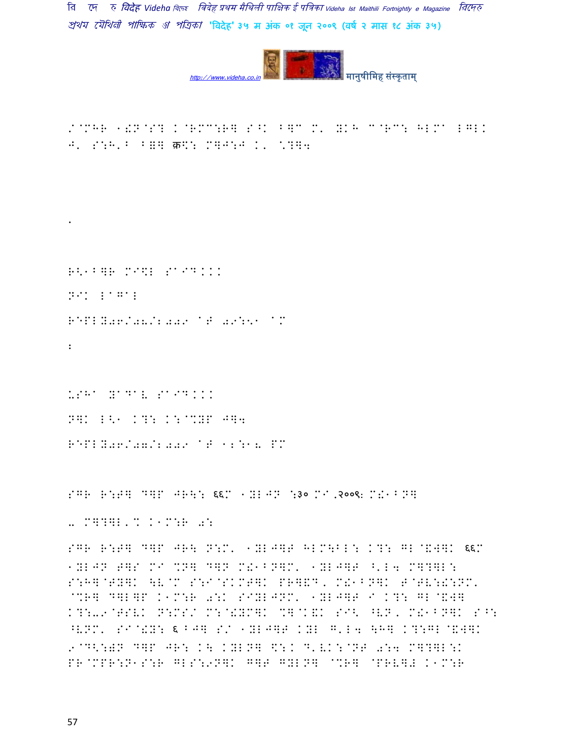/@MHR 1!N@S? K@RMM:R] S^K B]C M' YKH C@RC: HLMA LGLK J' S:H'B B=] क\: M]J:J K' \?]4

.

R<1B]R MI\L SAID...

NIK LAGAL

REPLY06/08/2009 AT 09:51 AM

:

USHA YADAV SAID...

N]K L<1 K?: K:@%YP J]4

REPLY06/07/2009 AT 12:18 PM

SGR R:T] D]P JR\: ६६M 1YLJN :३० MI,२००९: M!1BN]

-. M]?]L'% K1M:R 0:

SGR R:T] D]P JR\ N:M' 1YLJ]T HLM\BL: K?: GL@&W]K ६६M 1YLJN T]S MI %N] D]N M!1BN]M' 1YLJ]T ^'L4 M]?]L: S:H]@TY]K \V@M S:I@SKMT]K PR]&D, M!1BN]K T@TV:!:NM' @%R] D]L]P K1M:R 0:K SIYLJNM' 1YLJ]T I K?: GL@&W] K?:-.9@TSVK N:MS/ M:@!YM]K %]@K&K SI< ^VN, M!1BN]K S^: ^VNM' SI@!Y: ६BJ] S/ 1YLJ]T KYL G'L4 \H] K?:GL@&W]K 9@D<:=N D]P JR: K\ KYLN] \$:K D'VK:@NT 0:4 M]?]L:K PR@MPR:N1S:R GLS:9N]K G]T GYLN] @%R] @PRV]# K1M:R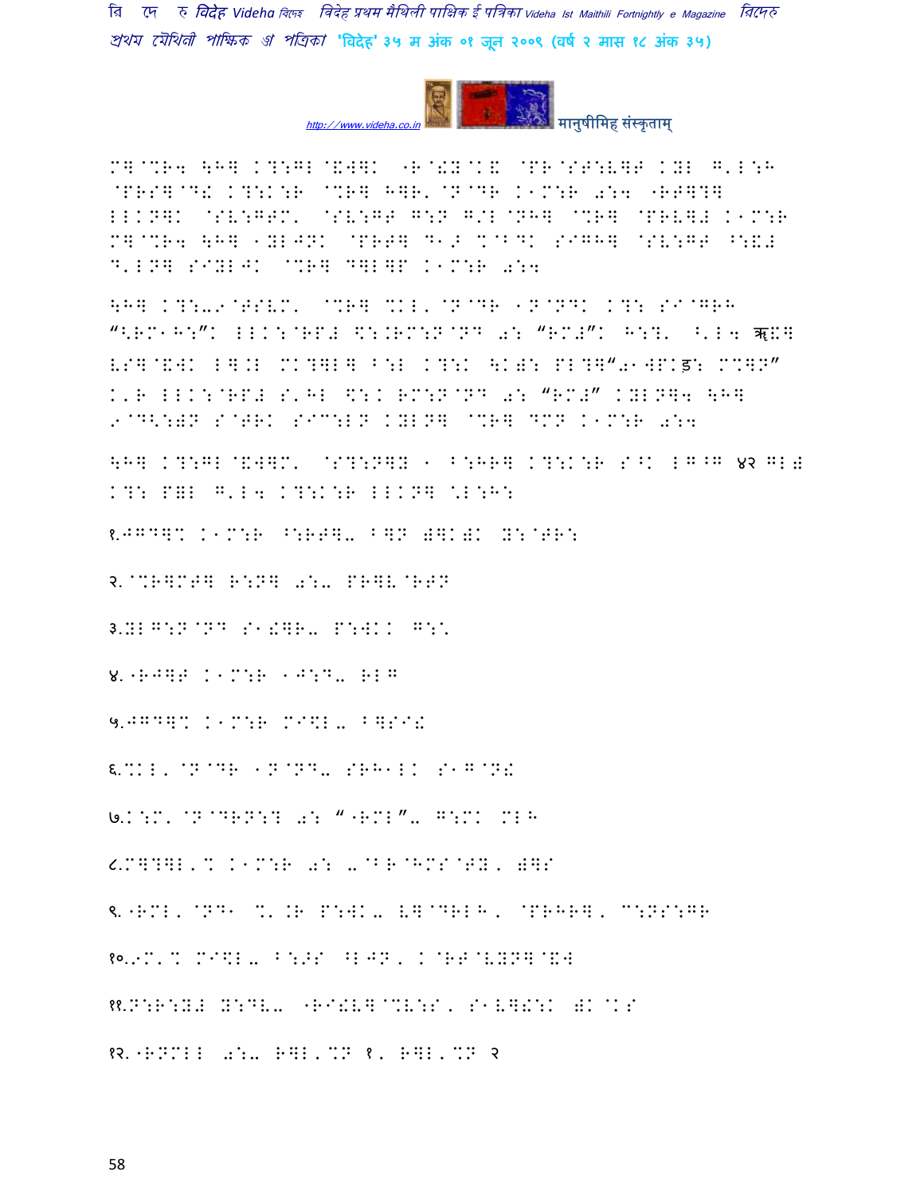M]@%R4 \H] K?:GL@&W]K "R@!Y@K& @PR@ST:V]T KYL G'L:H @PRS]@D! K?:K:R @%R] H]R'@N@DR K1M:R 0:4 "RT]?] LLKN]K @SV:GTM' @SV:GT G:N G/L@NH] @%R] @PRV]# K1M:R M]@%R4 \H] 1YLJNK @PRT] D1> %@BDK SIGH] @SV:GT ^:&# D'LN] SIYLJK @%R] D]L]P K1M:R 0:4

\H] K?:-9@TSVM' @%R] %KL'@N@DR 1N@NDK K?: SI@GRH "<RM1H:"K LLK:@RP# \$:.RM:N@ND 0: "RM#"K H:?' ^'L4 ॠ&] VS]@&WK L].L MK?]L] B:L K?:K \K): PL?]"91WPKड़: M%]N" K'R LLK:@RP# S'HL \$:K RM:N@ND 0: "RM#" KYLN]4 \H] 9@D<:)N S@TRK SI do:LN KYLN] @%R] DMN K1M:R 0:4

\H] K?:GL@&W]M' @S?:N]Y 1 B:HR] K?:K:R S^K L G^G ४२ GL# K?: P]L G'L4 K?:K:R LLKN] \L:H:

१.JGD]% K1M:R ^:RT]- B]N )]K)K Y:@TR:

२.@%R]MT] R:N] 0:- PR]V@RTN

३.YLG:N@ND S1!]R- P:WKK G:\

४."RJ]T K1M:R 1J:D- RLG

५.JGD]% K1M:R MI\$L- B]SI!

६.%KL'@N@DR 1N@ND- SRH1LK S1G@N!

७.K:M'@N@DRN:? 0: ""RML"- G:MK MLH

८.M]?]L'% K1M:R 0: -@BR@HMS@TY, )]S

९."RML'@ND1 %'.R P:WK- V]@DRLH, @PRHR], C:NS:GR

१०.9M'% MI\$L- B:>S ^LJN, K@RT@VYN]@&W

११.N:R:Y# Y:DV- "RI!V]@%V:S, S1V]!:K )K@KS

१२."RNMLL 0:- R]L'%N १, R]L'%N २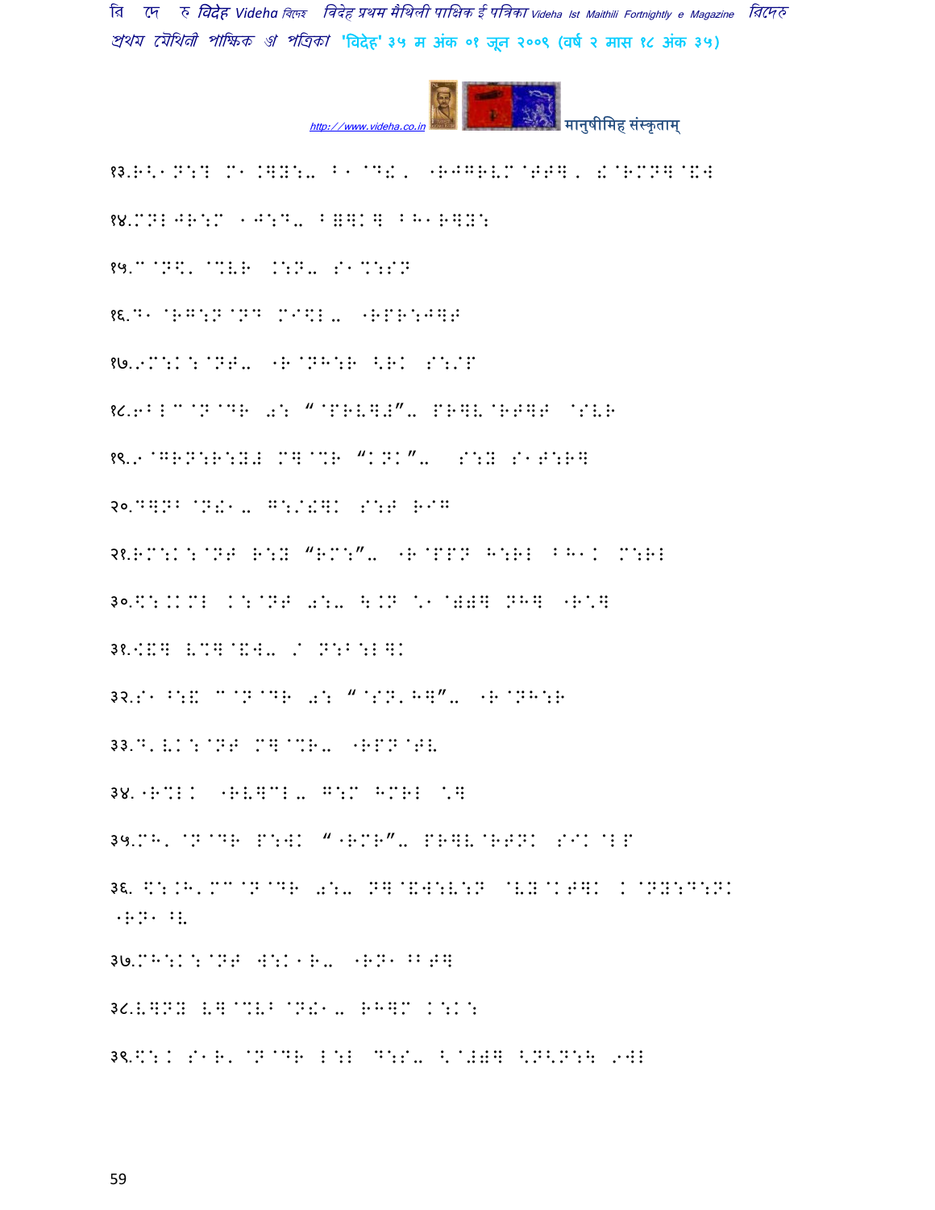१३.R<1N:? M1.]Y:- B1@D!, "RJGRVM@TT], !@RMN]@&W

१४.MNLJR:M 1J:D- B=]K] BH1R]Y:

१५.C@N\$,@%VR .:N- S1%:SN

१६.D1@RG:N@ND MI\$L- "RPR:J]T

१७.9M:K:@NT- "R@NH:R <RK S:/P

१८.6BLC@N@DR 0: "@PRV]#"- PR]V@RT]T @SVR

१९.9@GRN:R:Y# M]@%R "KNK"- S:Y S1T:R]

२०.D]NB@N!1- G:/!]K S:T RIG

२१.RM:K:@NT R:Y "RM:"- "R@PPN H:RL BH1K M:RL

३०.\$:.KML K:@NT 0:- \.N \*1@))] NH] "R\*]

३१.[&] V%]@&W- / N:B:L]K

३२.S1^:& C@N@DR 0: "@SN'H]"- "R@NH:R

३३.D'VK:@NT M]@%R- "RPN@TV

३४."R%LK "RV]CL- G:M HMRL \*]

३५.MH'@N@DR P:WK ""RMR"- PR]V@RTNK SIK@LP

३६. \$:.H'MC@N@DR 0:- N]@&W:V:N @VY@KT]K K@NY:D:NK "RN1^V

३७.MH:K:@NT W:K1R- "RN1^BT]

३८.V]NY V]@%VB@N!1- RH]M K:K:

३९.\$:K S1R'@N@DR L:L D:S- <@#)] <N<N:\ 9WL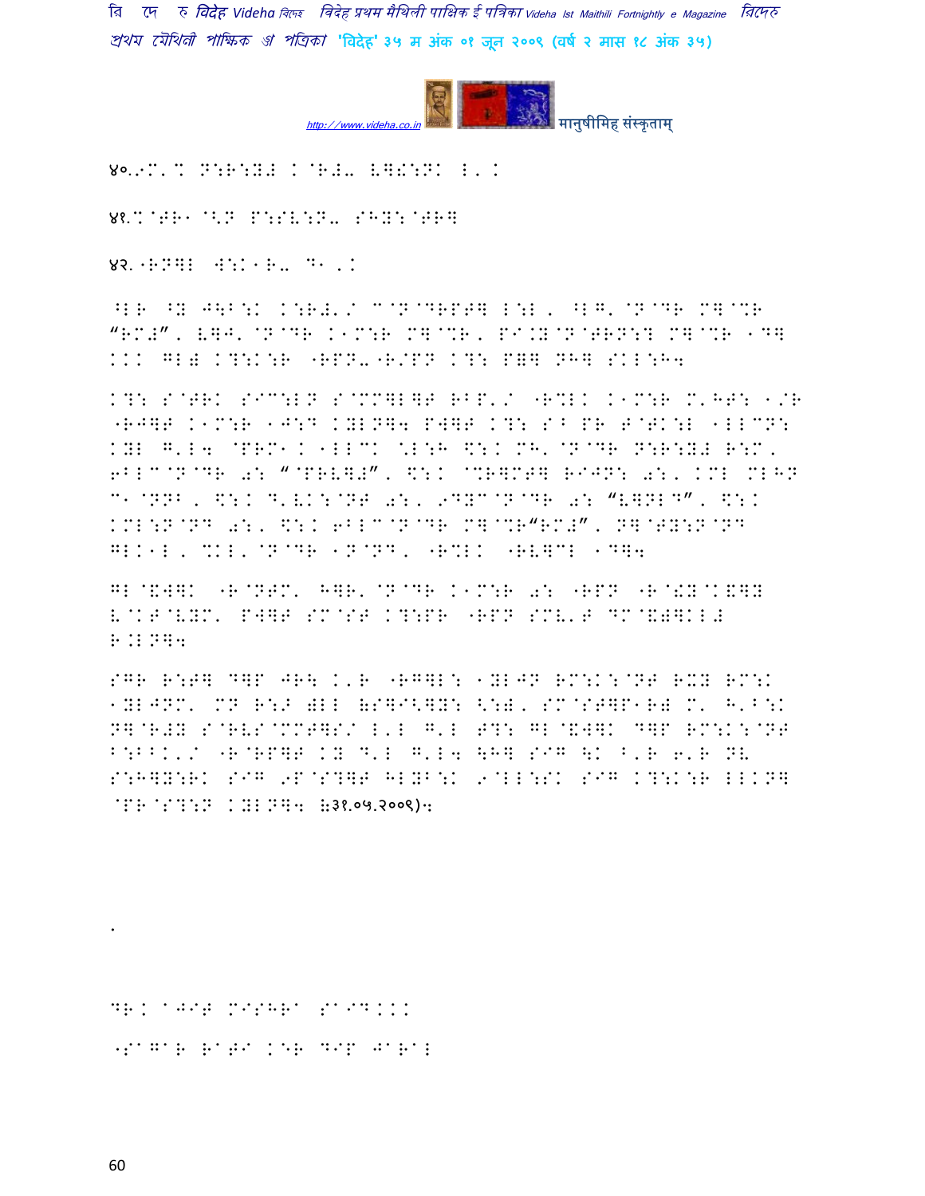४०.9M'% N:R:Y# K@R#- V])ी:NK L'K

४१.%@TR1@<N P:SV:N- SHY:@TR]

४२.◌RN]L W:K1R- D1,K

^LR ^Y J\B:K K:R#'/ C@N@DRPT] L:L, ^LG'@N@DR M]@%R "RM#", V]J'@N@DR K1M:R M]@%R, PI.Y@N@TRN:? M]@%R 1D] KKK GL) K?:K:R ◌RPN-◌R/PN K?: P=] NH] SKL:H4

K?: S@TRK SIC:LN S@MM]L]T RBP'/ ◌R%LK K1M:R M'HT: 1/R ◌RJ]T K1M:R 1J:D KYLN]4 PW]T K?: S^ PR T@TK:L 1LLCN: KYL G'L4 @PRM1K 1LLCK \L:H \$:K MH'@N@DR N:R:Y# R:M, 6BLC@N@DR 0: "@PRV]#", \$:K @%R]MT] RIJN: 0:, KML MLHN C1@NNB, \$:K D'VK:@NT 0:, 9DYC@N@DR 0: "V]NLD", \$:K KML:N@ND 0:, \$:K 6BLC@N@DR M]@%R"RM#", N]@TY:N@ND GLK1L, %KL'@N@DR 1N@ND, ◌R%LK ◌RV]CL 1D]4

GL@&W]K ◌R@NTM' H]R'@N@DR K1M:R 0: ◌RPN ◌R@!Y@K&]Y V@KT@VYM' PW]T SM@ST K?:PR ◌RPN SMV'T DM@&)]KL# R.LN]4

SGR R:T] D]P JR\ K'R ◌RG]L: 1YLJN RM:K:@NT RXY RM:K 1YLJNM' MN R:> )LL (S]I<]Y: <:), SM@ST]P1R) M' H'B:K N]@R#Y S@RVS@MMT]S/ L'L G'L TR: GL@&W]K D]P RM:K:@NT B:BBK'/ ◌R@RP]T KY D'L G'L4 \H] SIG \K ^'R 6'R NV S:H]Y:RK SIG 9P@S?]T HLYB:K 9@LL:SK SIG K?:K:R LLKN] @PR@S?:N KYLN]4 (३१.०५.२००९)4

.

DR. AJIT MISHRA SAID...

◌SAGAR RATI KER DIP JARAL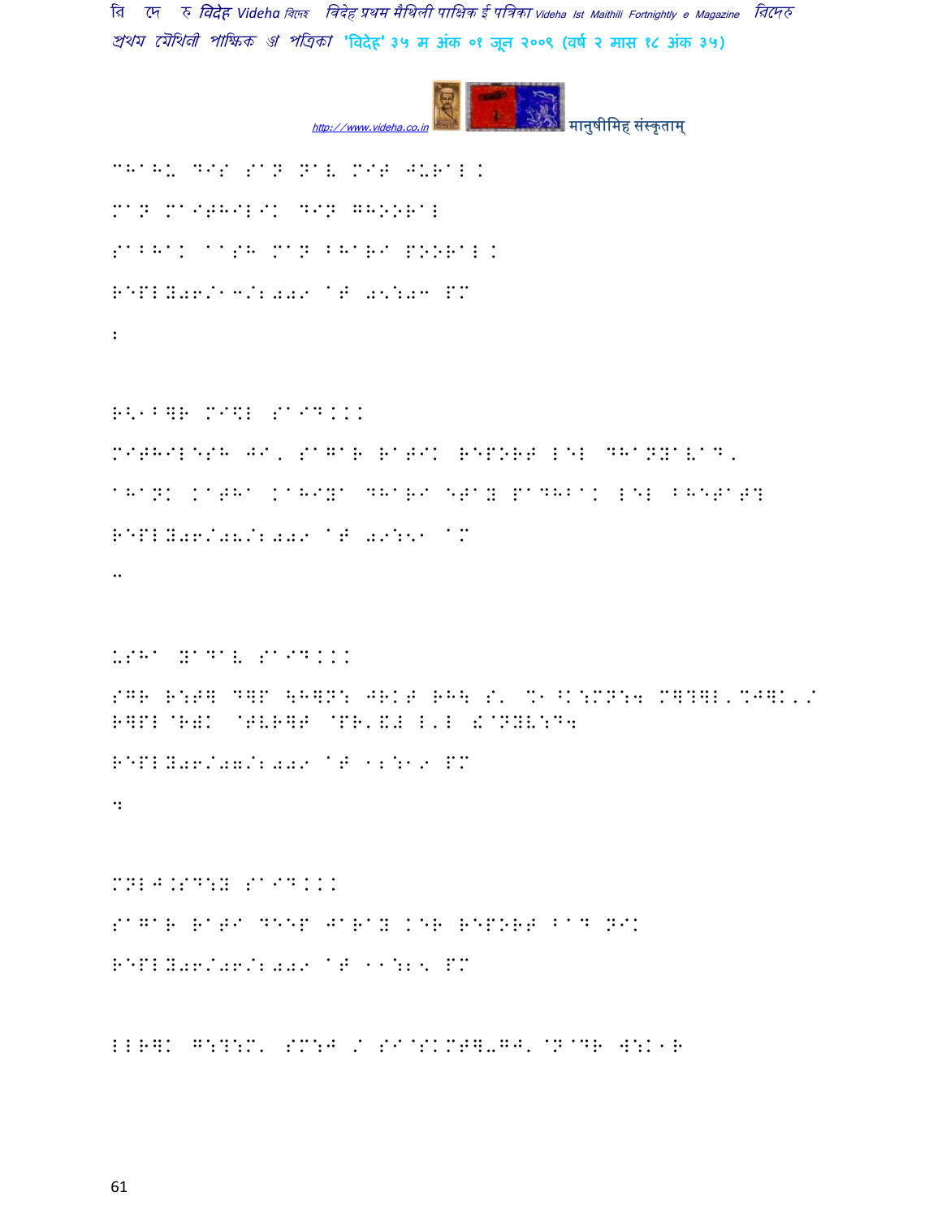CHAHU DIS SAN NAV MIT JURAL.

MAN MAITHILIK DIN GHOORAL

SABHAK AASH MAN BHARI POORAL.

REPLY06/13/2009 AT 05:03 PM

:

R<1B]R M I\$L SAID...

MITHILESH JI, SAGAR RATIK REPORT LEL DHANYAVAD,

AHANK KATHA KAHIYA DHARI ETAY PADHBAK LEL BHETAT?

REPLY06/08/2009 AT 09:51 AM

..

USHA YADAV SAID...

SGR R:T] D]P \H]N: JRKT RH\ S' %1^K:MN:4 M]?]L'%J]K'/ R]PL@R)K @TVR]T @PR'&# L'L &@NYV:D4

REPLY06/07/2009 AT 12:19 PM

:

MNLJ.SD:Y SAID...

SAGAR RATI DEEP JARAY KER REPORT BAD NIK

REPLY06/06/2009 AT 11:25 PM

LLR]K G:?:M' SM:J / SIASKMT]-GJ'@N@DR W:K1R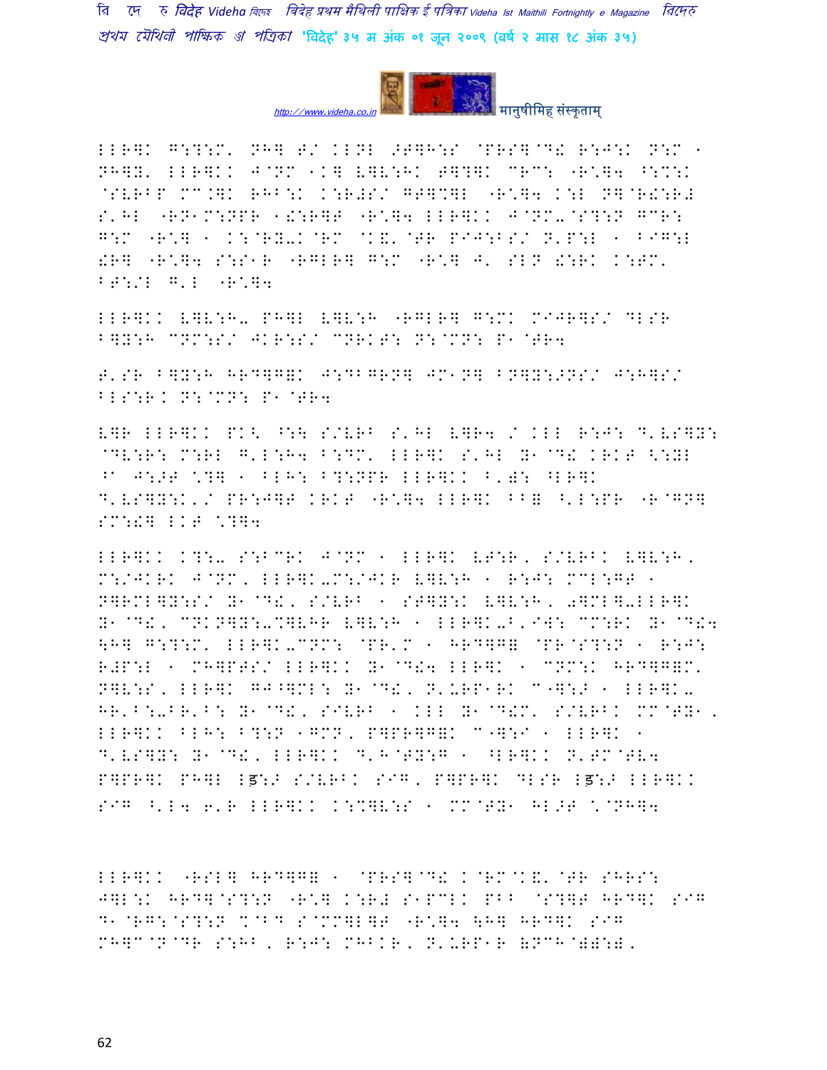LLR]K G:?:M' NH] E/ KLNL >T]H:S @PRS]@D! R:J:K N:M 1
NH]Y' LLR]KK J@NM 1K] V]V:HK T]?]K CRC: "R\]4 ^:%:K
@SVRBP MC.]K RHB:K K:R#S/ GT]%]L "R\]4 K:L N]@R!:R#
S'HL "RN1M:NPR 1!:R]T "R\]4 LLR]KK J@NM-@S?:N GCR:
G:M "R\] 1 K:@RY-K@RM @K&'@TR PIJ:BS/ N'P:L 1 BIG:L
!R] "R\]4 S:S1R "RGLR] G:M "R\] J' SLN !:RK K:TM'
BT:/L G'L "R\]4

LLR]KK V]V:H- PH]L V]V:H "RGLR] G:MK MIJR]S/ DLSR
B]Y:H CNM:S/ JKR:S/ CNRKT: N:@MN: P1@TR4

T'SR B]Y:H HRD]G]K J:DBGRN] JM1N] BN]Y:>NS/ J:H]S/
BLS:R. N:@MN: P1@TR4

V]R LLR]KK PK< ^:\ S/VRB S'HL V]R4 / KLL R:J: D'VS]Y:
@DV:R: M:RL G'L:H4 B:DM' LLR]K S'HL Y1@D! KRKT <:YL
^a J:>T \?]4 1 BLH: B?:NPR LLR]KK B'): ^LR]K
D'VS]Y:K'/ PR:J]T KRKT "R\]4 LLR]K BB= ^'L:PR "R@GN]
SM:!] LKT \?]4

LLR]KK K?:- S:BCRK J@NM 1 LLR]K VT:R, S/VRBK V]V:H,
M:/JKRK J@NM, LLR]K-M:/JKR V]V:H 1 R:J: MCL:GT 1
N]RML]Y:S/ Y1@D!, S/VRB 1 ST]Y:K V]V:H, 0]ML]-LLR]K
Y1@D!, CNKN]Y:-%]VHR V]V:H 1 LLR]K-B'I]: CM:RK Y1@D!4
\H] G:?:M' LLR]K-CNM: @PR'M 1 HRD]G= @PR@S?:N 1 R:J:
R#P:L 1 MH]PTS/ LLR]KK Y1@D!4 LLR]K 1 CNM:K HRD]G]M'
N]V:S, LLR]K GJ^]ML: Y1@D!, N'URP1RK C"]:> 1 LLR]K-
HR'B:-BR'B: Y1@D!, SIVRB 1 KLL Y1@D!M' S/VRBK MM@TY1,
LLR]KK BLH: B?:N 1GMN, P]PR]G=K C"]:I 1 LLR]K 1
D'VS]Y: Y1@D!, LLR]KK D'H@TY:G 1 ^LR]KK N'TM@TV4
P]PR]K PH]L ड़:> S/VRBK SIG, P]PR]K DLSR ड़:> LLR]KK
SIG ^'L4 6'R LLR]KK K:%]V:S 1 MM@TY1 HL>T \@NH]4

LLR]KK "RSL] HRD]G= 1 @PRS]@D! K@RM@K&'@TR SHRS:
J]L:K HRD]@S?:N "R\] K:R# S1PCLK PBB @S?]T HRD]K SIG
D1@RG:@S?:N %@BD S@MM]L]T "R\]4 \H] HRD]K SIG
MH]C@N@DR S:HB, R:J: MHBKR, N'URP1R (NCH@)):),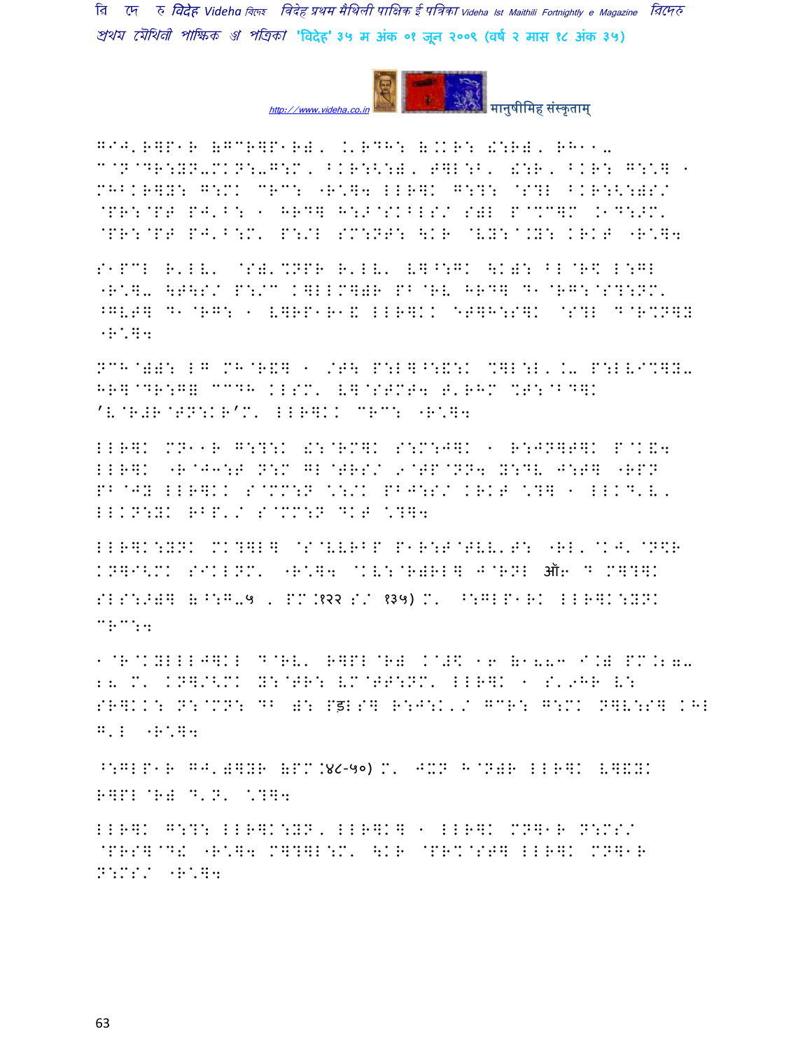GIJ'R]P1R (GCR]P1R), .'RDH: (.KR: !:R), RH11-
C@N@DR:YN-MKN:-G:M, BKR:<:), T]L:B' !:R, BKR: G:\] 1
MHBKR]Y: G:MK CRC: "R\]4 LLR]K G:?: @S?L BKR:<:)S/
@PR:@PT PJ'B: 1 HRD] H:>@SKBLS/ S)L P@%C]M .1D:>M'
@PR:@PT PJ'B:M' P:/L SM:NT: \KR @VY:^.Y: KRKT "R\]4

S1PCL R'LV' @S)'%NPR R'LV' V]^:GK \K): BL@R\$ L:GL
"R\]- \T\S/ P:/C K]LLM]R PB@RV HRD] D1@RG:@S?:NM'
^GVT] D1@RG: 1 V]RP1R1& LLR]KK either]H:S]K @S?L D@R%N]Y
"R\]4

NCH@)): LG MH@R&] 1 /T\ P:L]^:&:K %]L:L'.- P:LV@%]Y-
HR]@DR:G= CCDH KLSM' V]@STMT4 T'RHM %T:@BD]K
'V@R#R@TN:KR'M' LLR]KK CRC: "R\]4

LLR]K MN11R G:?:K !:@RM]K S:M:J]K 1 R:JN]T]K P@K&4
LLR]K "R@J3:T N:M GL@TRS/ 9@TP@NN4 Y:DV J:T] "RPN
PB@JY LLR]KK S@MM:N \:/K PBJ:S/ KRKT \?] 1 LLKD'V'
LLKN:YK RBP'/ S@MM:N DKT \?]4

LLR]K:YNK MK?]L] @S@VVRBP P1R:T@TVV'T: "RL'@KJ'@N&R
KN]I<MK SIKLNM' "R\]4 @KV:@R)RL] J@RNL ऑ6 D M]?]K
SLS:>)] (^:G-५ , PM.१२२ S/ १३५) M' ^:GLP1RK LLR]K:YNK
CRC:4

1@R@KYLLLJ]KL D@RV' R]PL@R) K@#\$ 16 (1883 I.) PM.27-
28 M' KN]/<MK Y:@TR: VM@TT:NM' LLR]K 1 S'9HR V:
SR]KK: N:@MN: DB ): Pड़LS] R:J:K'/ GCR: G:MK N]V:S] KHL
G'L "R\]4

^:GLP1R GJ')]YR (PM.४८-५०) M' JXN H@N)R LLR]K V]&YK
R]PL@R) D'N' \?]4

LLR]K G:?: LLR]K:YN, LLR]K] 1 LLR]K MN]1R N:MS/
@PRS]@D! "R\]4 M]?]L:M' \KR @PR%@ST] LLR]K MN]1R
N:MS/ "R\]4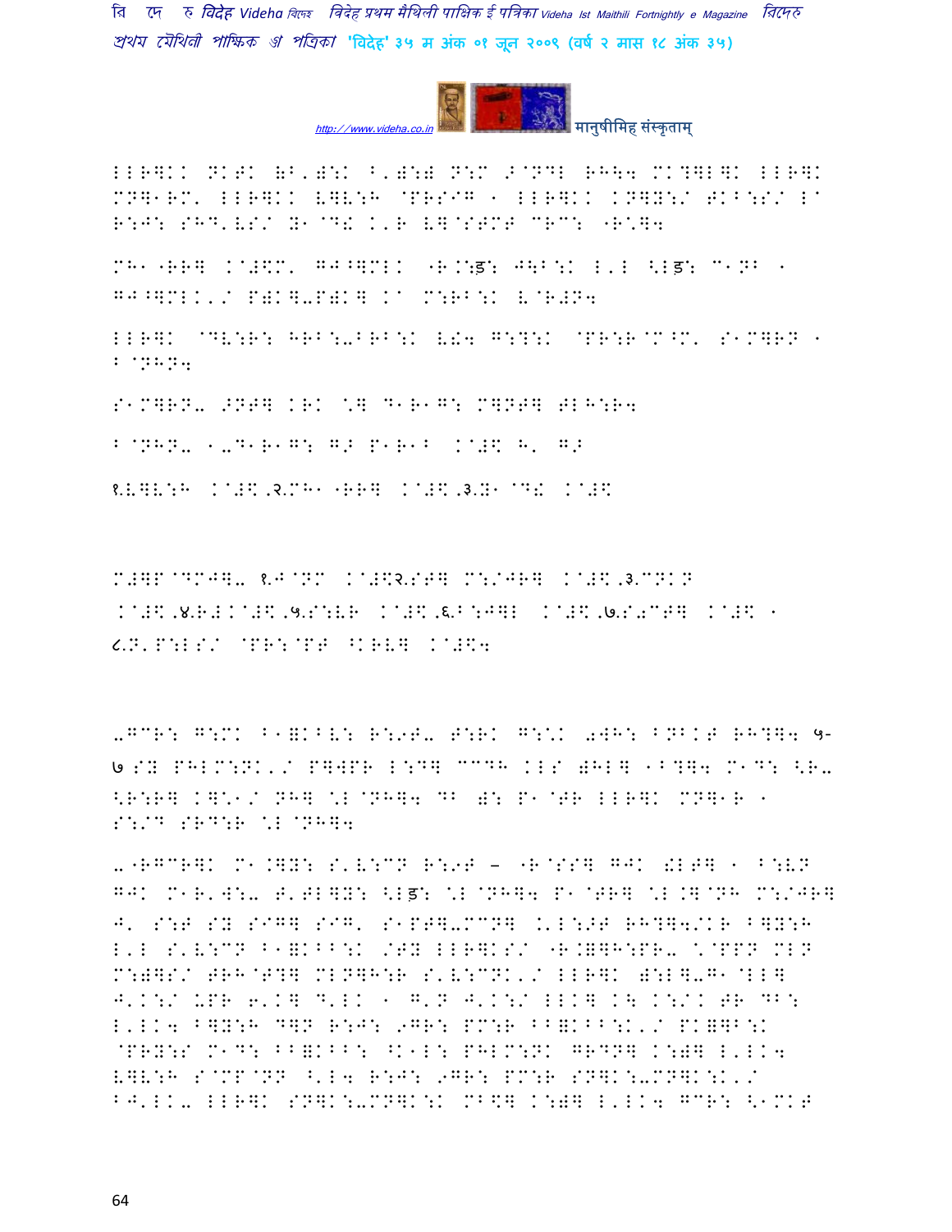LLR]KK NKT (B'.):K ^'.):) N:M >@NDL RH\4 MK?]L]K LLR]K MN]1RM' LLR]KK V]V:H @PRSIG ; LLR]KK KN]Y:/ TKB:S/ L@ R:J: SHD'VS/ Y1@D! K'R V]@STMT CRC: "R\*]4

MH1"RR] K@#\$M' GJ^]MLK "R.K:ड़: J\B:K L'L <Lड़: C1NB ; GJ^]MLK'/ P)K]-P)K] K@ M:RB:K V@R#N4

LLR]K @DV:R: HRB:-BRB:K V!4 G:?:K @PR:R@M^M' S1M]RN ; B@NHN4

S1M]RN- >NT] KRK \*] D1R1G: M]NT] TLH:R4

B@NHN- ;-D1R1G: G> P1R1B K@#\$ H' G>

१.V]V:H K@#\$.२.MH1"RR] K@#\$.३.Y1@D! K@#\$

M#]P@DMJ]- १.J@NM K@#\$२.ST] M:/JR] K@#\$.३.CNKN K@#\$.४.R#KK@#\$.५.S:VR K@#\$.६.B:J]L K@#\$.७.S"CT] K@#\$ ; ८.N'P:LS/ @PR:@PT ^KRV] K@#\$4

-GCR: G:MK B1=KBV: R:9T- T:RK G:\*K 0WH: BNBKT RH?]4 ५-७ SY PHLM:NK'/ P]WPR L:D] CCDH KLS )HL] ;B?]4 M1D: <R-<R:R] K]\*1/ NH] \*L@NH]4 DB ): P1@TR LLR]K MN]1R ; S:/D SRD:R \*L@NH]4

-"RGCR]K M1.]Y: S'V:CN R:9T – "R@SS] GJK !LT] ; B:VN GJK M1R'W:- T'TL]Y: <Lड़: \*L@NH]4 P1@TR] \*L.]@NH M:/JR] J' S:T SY SIG] SIG' S1PT]-MCN] .'L:>T RH?]4/KR B]Y:H L'L S'V:CN B1=KBB:K /TY LLR]KS/ "R.=]H:PR- \*@PPN MLN M:)]S/ TRH@T?] MLN]H:R S'V:CNK'/ LLR]K ):L]-G1@LL] J'K:/ UPR 6'K] D'LK ; G'N J'K:/ LLK] K\ K:/K TR DB: L'LK4 B]Y:H D]N R:J: 9GR: PM:R BB=KBB:K'/ PK=]B:K @PRY:S M1D: BB=KBB: ^K1L: PHLM:NK GRDN] K:)] L'LK4 V]V:H S@MP@NN ^'L4 R:J: 9GR: PM:R SN]K:-MN]K:K'/ BJ'LK- LLR]K SN]K:-MN]K:K MB\$] K:)] L'LK4 GCR: <1MKT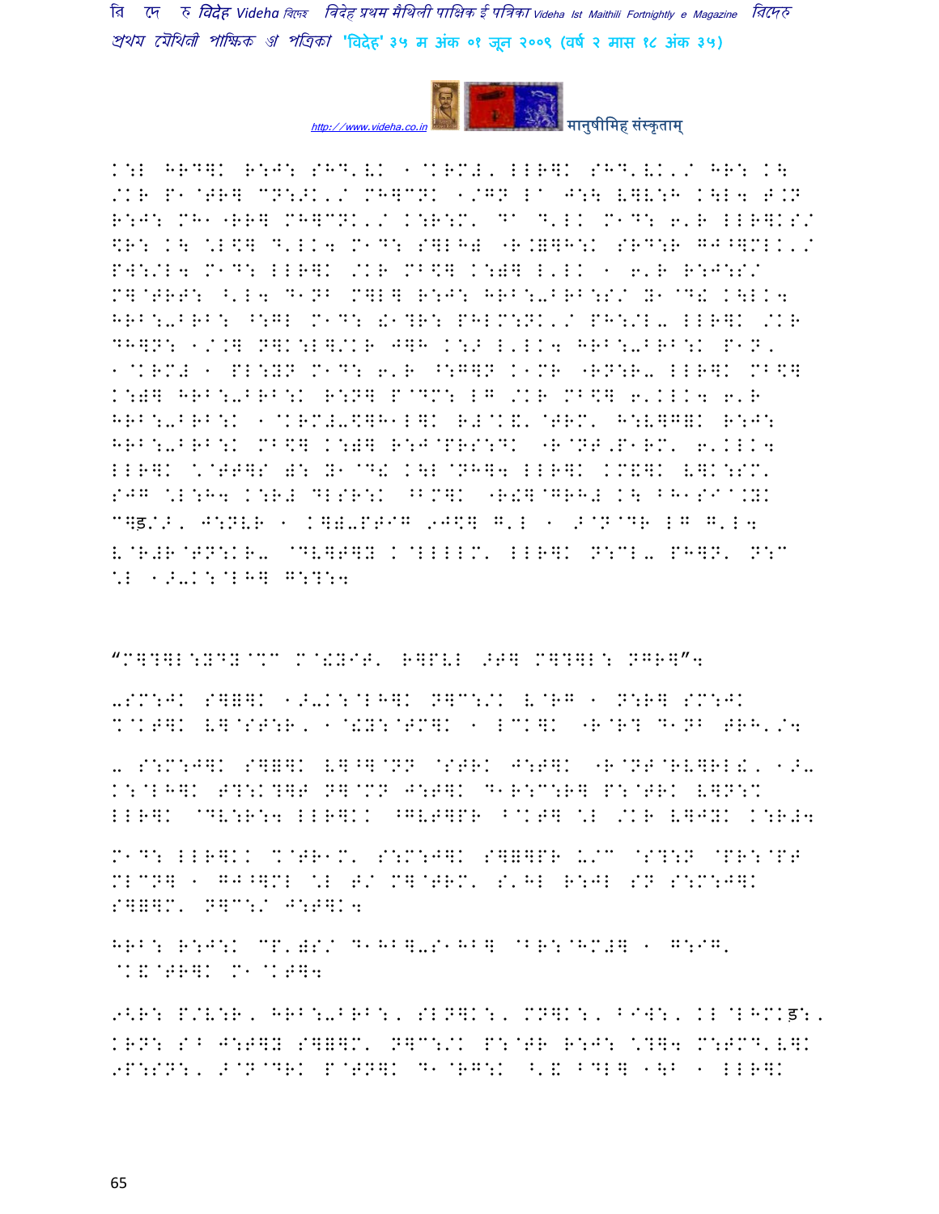K:L HRD]K R:J: SHD'VK 1@KRM#, LLR]K SHD'VK'/ HR: K\
/KR P1@TR] CN:>K'/ MH]CNK 1/GN L^ J:\ V]V:H K\L4 T.N
R:J: MH1"RR] MH]CNK'/ K:R:M' D^ D'LK M1D: 6'R LLR]KS/
$R: K\ *L$] D'LK4 M1D: S]LH) "R.=]H:K SRD:R GJ^]MLK'/
PW:/L4 M1D: LLR]K /KR MB$] K:)] L'LK 1 6'R R:J:S/
M]@TRT: ^'L4 D1NB M]L] R:J: HRB:-BRB:S/ Y1@D! K\LK4
HRB:-BRB: ^:GL M1D: !1?R: PHLM:NK'/ PH:/L- LLR]K /KR
DH]N: 1/.] N]K:L]/KR J]H K:> L'LK4 HRB:-BRB:K P1N,
1@KRM# 1 PL:YN M1D: 6'R ^:G]N K1MR "RN:R- LLR]K MB$]
K:)] HRB:-BRB:K R:N] P@DM: LG /KR MB$] 6'KLK4 6'R
HRB:-BRB:K 1@KRM#-\$]H1L]K R#@K&' @TRM' H:V]G=K R:J:
HRB:-BRB:K MB$] K:)] R:J@PRS:DK "R@NT,P1RM' 6'KLK4
LLR]K *@TT]S ): Y1@D! K\L@NH]4 LLR]K KM&]K V]K:SM'
SJG *L:H4 K:R# DLSR:K ^BM]K "R!]@GRH# K\ BH1SI@.YK
C]ड/>, J:NVR 1 K]=-PTIG 9J$] G'L 1 >@N@DR LG G'L4
V@R#R@TN:KR- @DV]T]Y K@LLLLM' LLR]K N:CL- PH]N' N:C
*L 1>-K:@LH] G:?:4

"M]?]L:YDY@%C M@!YIT' R]PVL >T] M]?]L: NGR]"4

-SM:JK S]=]K 1>-K:@LH]K N]C:/K V@RG 1 N:R] SM:JK
%@KT]K V]@ST:R, 1@!Y:@TM]K 1 LCK]K "R@R? D1NB TRH'/4

- S:M:J]K S]=]K V]^]@NN @STRK J:T]K "R@NT@RV]RL!, 1>-
K:@LH]K T?:K?]T N]@CN J:T]K D1R:C:R] P:@TRK V]N:%
LLR]K @DV:R:4 LLR]KK ^GVT]PR ^@KT] *L /KR V]JYK K:R#4

M1D: LLR]KK %@TR1M' S:M:J]K S]=]PR U/C @S?:N @PR:@PT
MLCN] 1 GJ^]ML *L T/ M]@TRM' S'HL R:JL SN S:M:J]K
S]=]M' N]C:/ J:T]K4

HRB: R:J:K CP')S/ D1HB]-S1HB] @BR:@HM#] 1 G:IG'
@K&@TR]K M1@KT]4

9<R: P/V:R, HRB:-BRB:, SLN]K:, MN]K:, BIW:, KL@LHMKड:,
KRN: S^ J:T]Y S]=]M' N]C:/K P:@TR R:J: *?]4 M:TMD'V]K
9P:SN:, >@N@DRK P@TN]K D1@RG:K ^'& BDL] 1\B 1 LLR]K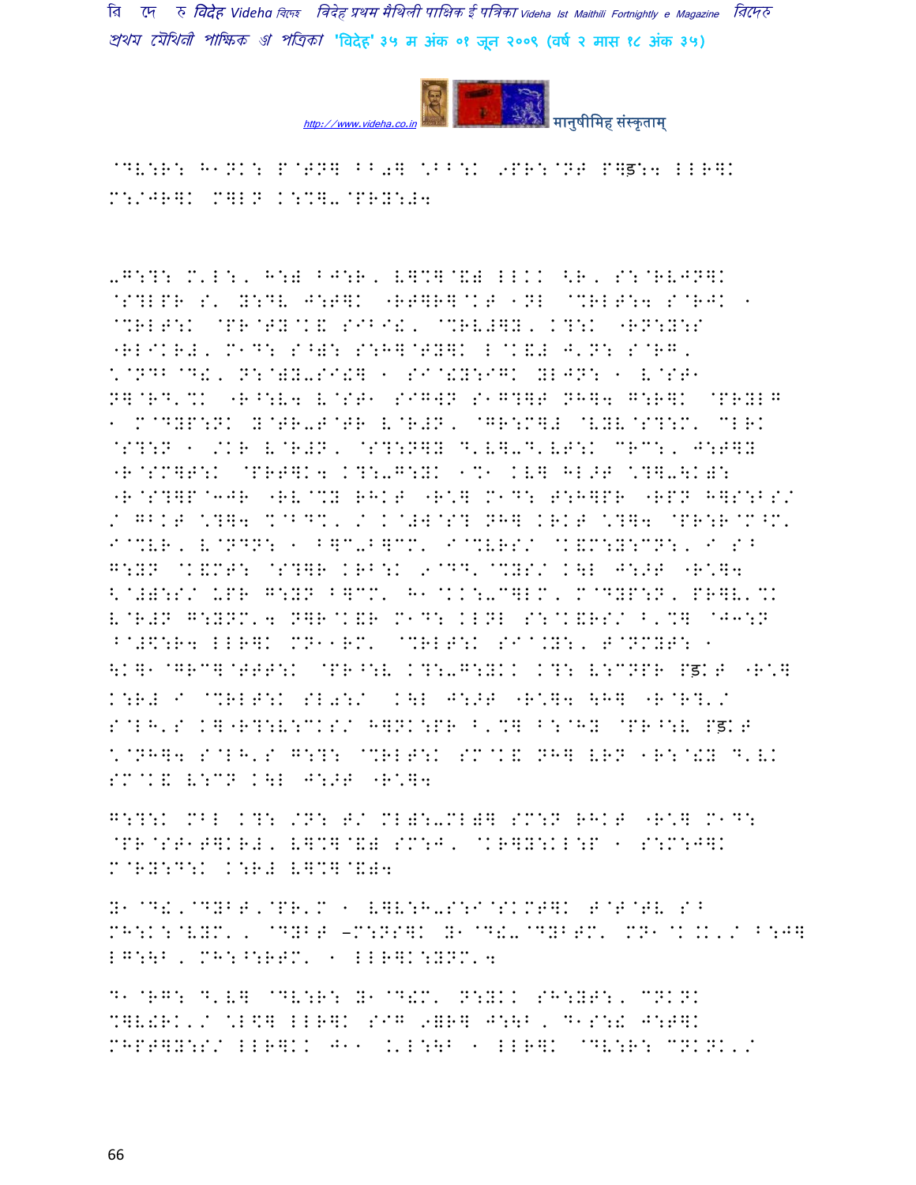@DV:R: H1NK: P@TN]^^0] \^^:K 9PR:@NT P]ड़:4 LLR]K M:/JR]K M]LN K:%]-@PRY:#4

-G:?: M'L:, H:) BJ:R, V]%]@&) LLKK <R, S:@RVJN]K @S?LPR S' Y:DV J:T]K "RT]R]@KT 1NL @%RLT:4 S@RJK 1 @%RLT:K @PR@TY@K& SIBI!, @%RV#]Y, K?:K "RN:Y:S "RLIKR#, M1D: S^): S:H]@TY]K L@K&# J'N: S@RG, \@NDB@D!, N:@)Y-SI!] 1 SI@!Y:IGK YLJN: 1 V@ST1 N]@RD'%K "R^:V4 V@ST1 SIGWN S1G?]T NH]4 G:R]K @PRYLG 1 M@DYP:NK Y@TR-T@TR V@R#N, @GR:M]# @VYV@S?:M' CLRK @S?:N 1 /KR V@R#N, @S?:N]Y D'V]-D'VT:K CRC:, J:T]Y "R@SM]T:K @PRT]K4 K?:-G:YK 1%1 KV] HL>T \?]-<K): "R@S?]P@3JR "RV@%Y RHKT "R\] M1D: T:H]PR "RPN H]S:BS/ / GBKT \?]4 %@BD%, / K@#W@S? NH] KRKT \?]4 @PR:R@M^M' I@%VR, V@NDN: 1 B]C-B]CM' I@%VRS/ @K&M:Y:CN:, I S^ G:YN @K&MT: @S?]R KRB:K 9@DD'@%YS/ K\L J:>T "R\]4 <@#):S/ UPR G:YN B]CM' H1@KK:-C]LM, M@DYP:N, PR]V'%K V@R#N G:YNM'4 N]R@K&R M1D: KLNL S:@K&RS/ B'%] @J3:N ^@#\$:R4 LLR]K MN11RM' @%RLT:K SI@.Y:, T@NMYT: 1 <K]1@GRC]@TTT:K @PR^:V K?:-G:YKK K?: V:CNPR Pड़KT "R\] K:R# I @%RLT:K SL0:/ K\L J:>T "R\]4 \H] "R@R?'/ S@LH'S K]"R?:V:CKS/ H]NK:PR B'%] B:@HY @PR^:V Pड़KT \@NH]4 S@LH'S G:?: @%RLT:K SM@K& NH] VRN 1R:@!Y D'VK SM@K& V:CN K\L J:>T "R\]4

G:?:K MBL K?: /N: T/ ML):-ML)] SM:N RHKT "R\] M1D: @PR@ST1T]KR#, V]%]@&) SM:J, @KR]Y:KL:P 1 S:M:J]K M@RY:D:K K:R# V]%]@&)4

Y1@D!,@DYBT,@PR'M 1 V]V:H-S:I@SKMT]K T@T@TV S^ MH:K:@VYM', @DYBT –M:NS]K Y1@D!-@DYBTM' MN1@K.K'/ B:J] LG:\B, MH:^:RTM' 1 LLR]K:YNM'4

D1@RG: D'V] @DV:R: Y1@D!M' N:YKK SH:YT:, CNKNK %]V!RK'/ \L\$] LLR]K SIG 9=R] J:\B, D1S:! J:T]K MHPT]Y:S/ LLR]KK J11 .'L:\B 1 LLR]K @DV:R: CNKNK'/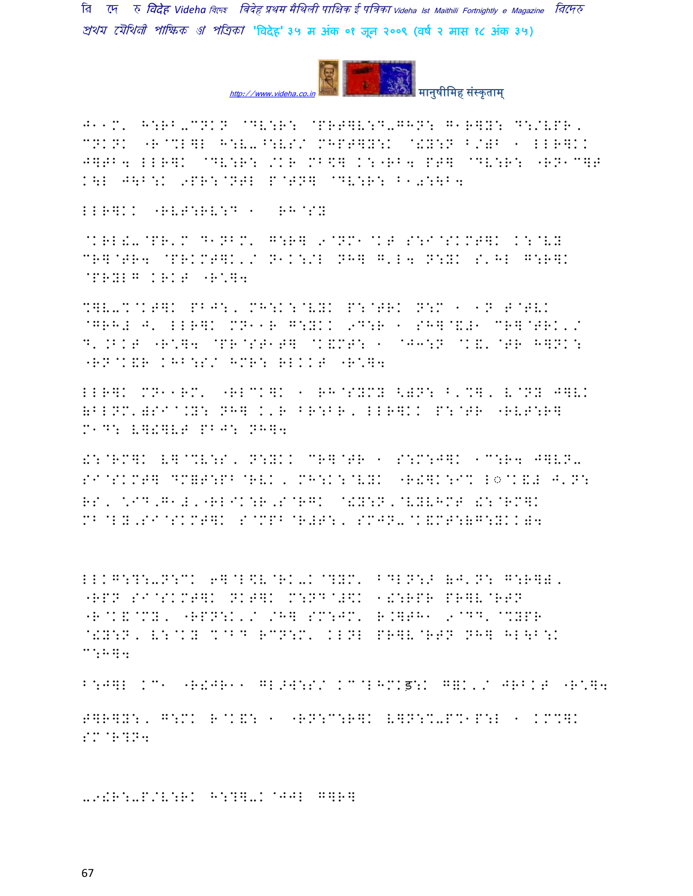J**M' H:RB-CNKN @DV:R: @PRT]V:D-GHN: G*R]Y: D:/VPR, CNKNK "R@%L]L H:V-^:VS/ MHPT]Y:K @!Y:N B/)B * LLR]KK J]TB4 LLR]K @DV:R: /KR MB\$] K:"RB4 PT] @DV:R: "RN*C]T K\L J\B:K 9PR:@NTL P@TN] @DV:R: B*0:\B4

LLR]KK "RVT:RV:D * RH@SY

@KRL!-@PR'M D*NBM' G:R] 9@NM*@KT S:I@SKMT]K K:@VY CR]@TR4 @PRKMT]K'/ N*K:/L NH] G'L4 N:YK S'HL G:R]K @PRYLG KRKT "R'\]4

%]V-%@KT]K PBJ:, MH:K:@VYK P:@TRK N:M * *N T@TVK @GRH# J' LLR]K MN**R G:YKK 9D:R * SH]@&#* CR]@TRK'/ D'.BKT "R'\]4 @PR@ST*T] @K&MT: * @J3:N @K&'@TR H]NK: "RN@K&R KHB:S/ HMR: RLKKT "R'\]4

LLR]K MN**RM' "RLCK]K * RH@SYMY <)N: B'%], V@NY J]VK (BLNM')SI@.Y: NH] K'R BR:BR, LLR]KK P:@TR "RVT:R] M*D: V]!]VT PBJ: NH]4

!:@RM]K V]@%V:S, N:YKK CR]@TR * S:M:J]K *C:R4 J]VN-SI@SKMT] DM]T:PB@RVK, MH:K:@VYK "R!]K:I% L◌@K&# J'N: RS, \*ID,G*#,"RLIK:R,S@RGK @!Y:N,@VYVHMT !:@RM]K MB@LY,SI@SKMT]K S@MPB@R#T:, SMJN-@K&MT:(G:YKK)4

LLKG:?:-N:CK 6]@L\$V@RK-K@?YM' BDLN:> (J'N: G:R])' "RPN SI@SKMT]K NKT]K M:ND@#\$K *!:RPR PR]V@RTN "R@K&@MY, "RPN:K'/ /H] SM:JM' R.]TH* 9@DD'@%YPR @!Y:N, V:@KY %@BD RCN:M' KLNL PR]V@RTN NH] HL\B:K C:H]4

B:J]L KC* "R!JR** GL>W:S/ KC@LHMKड़:K G]K'/ JRBKT "R'\]4

T]R]Y:, G:MK R@K&: * "RN:C:R]K V]N:%-P%*P:L * KM%]K SM@R?N4

-9!R:-P/V:RK H:?]-K@JJL G]R]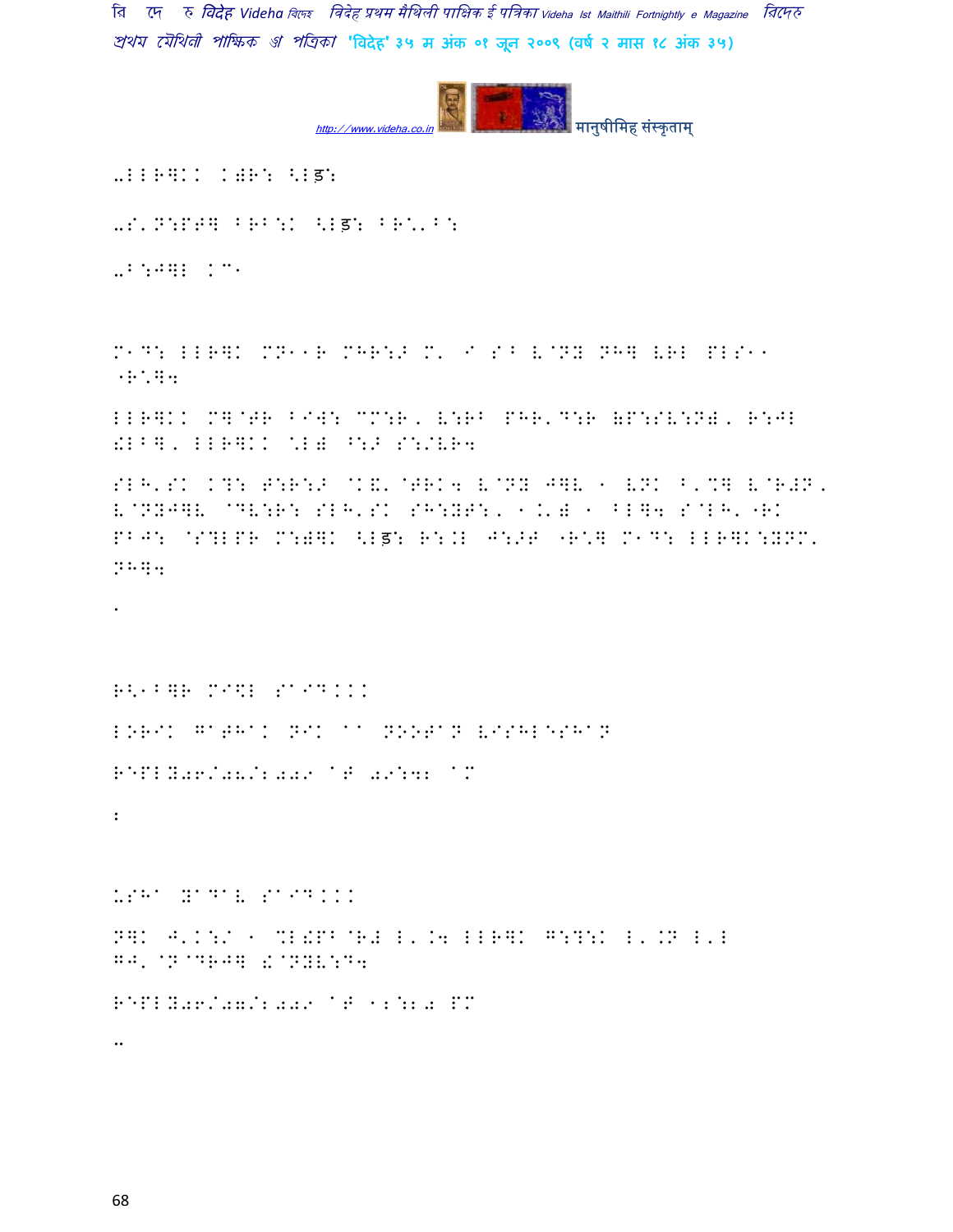-LLR]KK K)R: <Lड:

-S'N:PT] BRB:K <Lड: BR\'B:

-B:J]L KC"

M"D: LLR]K MN""R MHR:> M' I SB V@NY NH] VRL PLS""
"R\]4

LLR]KK M]@TR BI◌W: CM:R, V:RB PHR'D:R (P:SV:N), R:JL !LB], LLR]KK \L) ^:> S:/VR4

SLH'SK KT: TEWR:> @K&'@TRK4 V@NY J]V " VNK B'%] V@R#N, V@NYJ]V @DV:R: SLH'SK SH:YT:, ".') " BL]4 S@LH'"RK PBJ: @S?LPR M:)]K <Lड: R:.L J:>T "R\] M"D: LLR]K:YNM' NH]4

.

R<"B]R MI\$L SAID...

LORIK GATHAK NIK AA NOOTAN VISHLESHAN

REPLY06/08/2009 AT 09:42 AM

:

USHA YADAV SAID...

N]K J'K:/ " %L!PB@R# L'.4 LLR]K G:?:K L'.N L'L GJ' @N@DRJ] !@NYV:D4

REPLY06/07/2009 AT 12:20 PM

..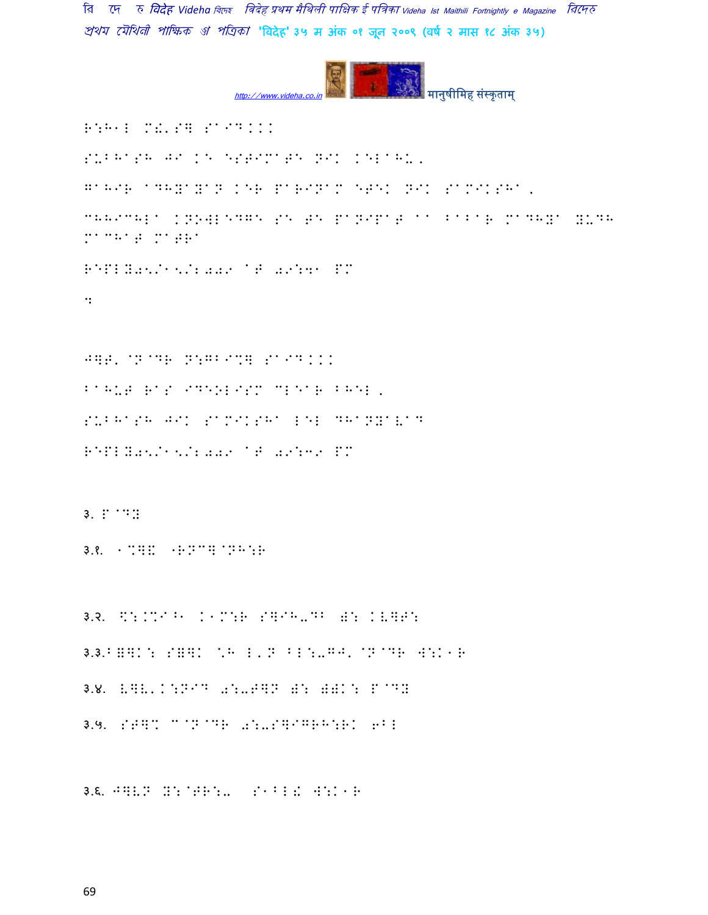R:H1L M!'S] SaID...

SUBHaSH JI KE ESTIMaTE NIK KELAHU.

GaHIR aDHYaYaN KER PaRINaM ETEK NIK SaMIKSHa.

CHHICHLa KNOWLEDGE SE TE PaNIPaT aa BaBaR MaDHYa YUDH MaCHaT MaTRa

REPLY05/15/2009 aT 09:41 PM

:

J]T'@N@DR N:GBI%] SaID...

BaHUT RaS IDEOLISM CLEaR BHEL.

SUBHaSH JIK SaMIKSHa LEL DHaNYaVaD

REPLY05/15/2009 aT 09:39 PM

३. P@DY

३.१. 1%]K :RN C]@NH:R

३.२. \:.%I^1 K1M:R S]IH-DB ): KV]T:

३.३.BY]K: SY]K 'H L'N BL:-GJ'@N@DR W:K1R

३.४. V]V'K:NID 0:-T]N ): YYK: P@DY

३.५. ST]% C@N@DR 0:-S]IGRH:RK 6BL

३.६. J]VN Y:@TR:- S1BL! W:K1R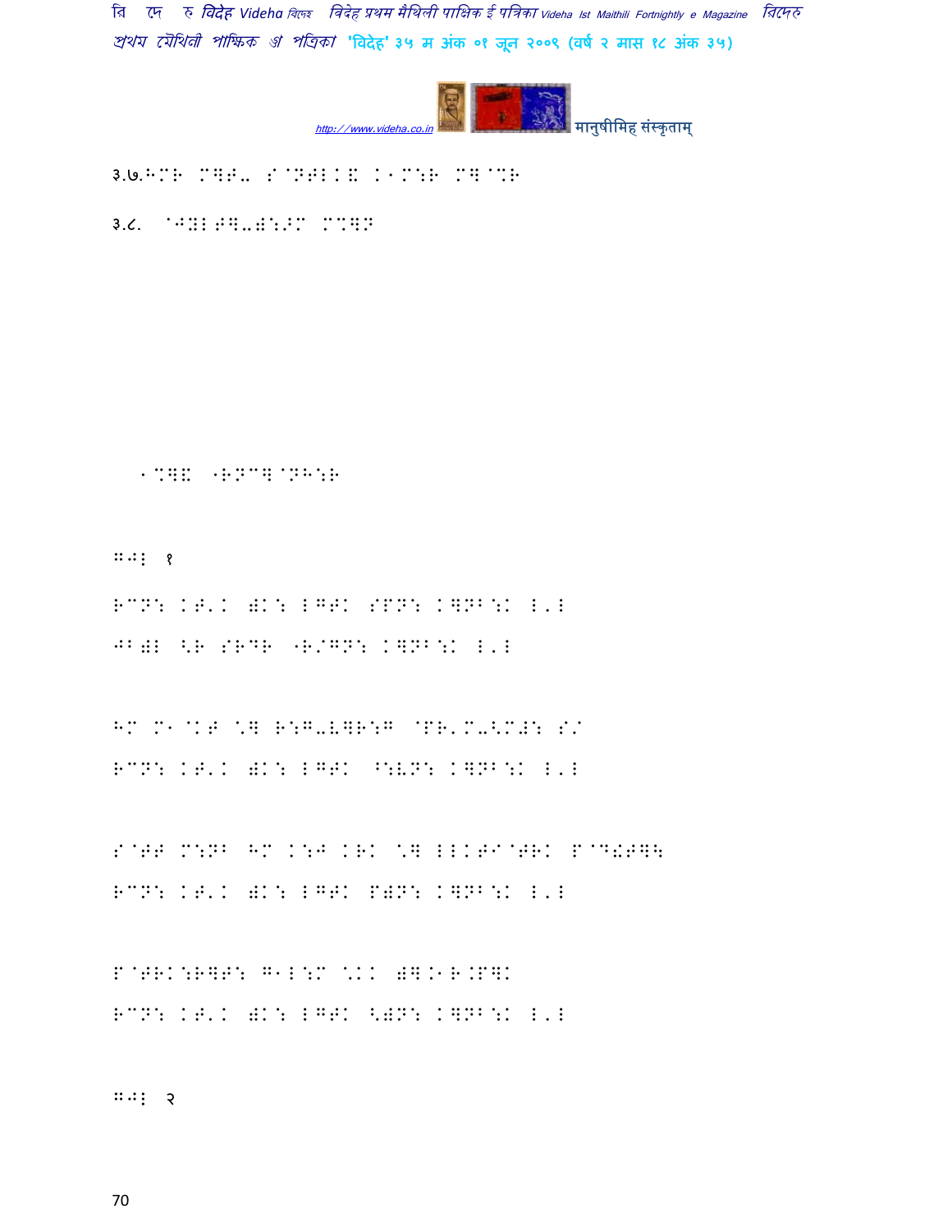३.७.HM R M]T.. S@NTLK& K1M:R M]@%R

३.८. @J:LT].):>M M%]N

1%]& "RNC]@NH:R

G^! १

RCN: KT'K )K: LGTK SPN: K]NB:K L'L

JB)L <R SRDR "R/GN: K]NB:K L'L

HM M1@KT \] R:G-V]R:G @PR'M-<M#: S/

RCN: KT'K )K: LGTK ^:VN: K]NB:K L'L

S@TT M:NB HM K:J KRK \] LLKT I@TRK P@D!P]\

RCN: KT'K )K: LGTK P)N: K]NB:K L'L

P@TRK:R]T: G1L:M \KK )].1R.P]K

RCN: KT'K )K: LGTK <)N: K]NB:K L'L

G^! २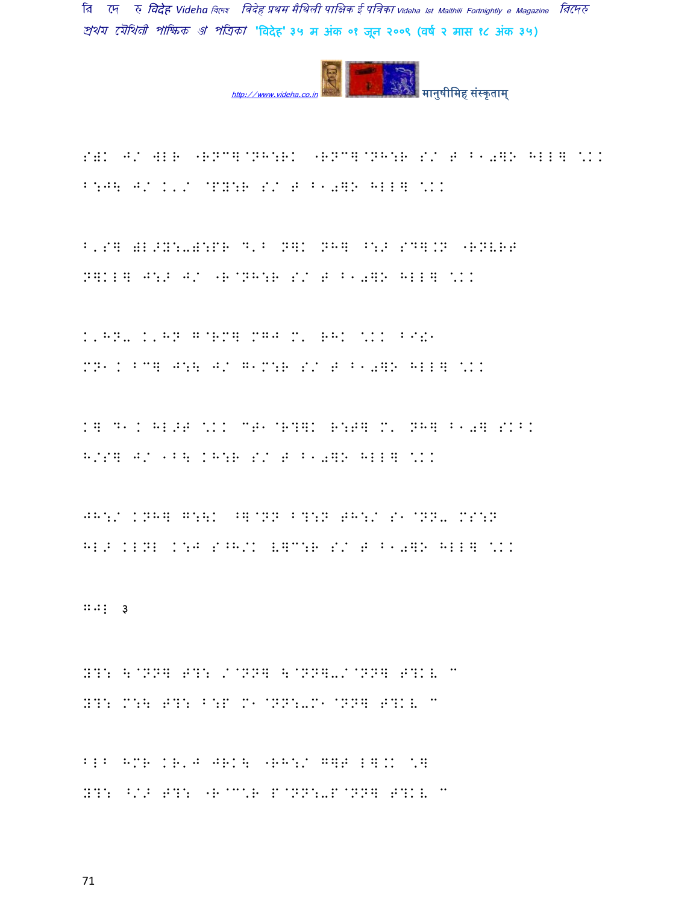S)K J/ WLR "RNCG@NH:RK "RNCG@NH:R S/ T B10GO HLLG \KK
B:J\ J/ K'/ @PY:R S/ T B10GO HLLG \KK

B'SG WL>Y:-W:PR D'B NGK NHG ^:> SDG.N "RNVRT
NGKLG J:> J/ "R@NH:R S/ T B10GO HLLG \KK

K'HN- K'HN G@RMG MGJ M' RHK \KK B9!1
MN1 K BCG J:\ J/ G1M:R S/ T B10GO HLLG \KK

KG D1 K HL>T \KK CT1@R?GK R:TG M' NHG B10G SKBK
H/SG J/ 1B\ KH:R S/ T B10GO HLLG \KK

JH:/ KNHG G:\K ^G@NN B?:N TH:/ S1@NN- MS:N
HL> KLNL K:J S^H/K VGC:R S/ T B10GO HLLG \KK

GJ! ३

N?: \@NNG T?: /@NNG \@NNG-/@NNG T?KV C
N?: M:\ T?: B:P M1@NN:-M1@NNG T?KV C

BLB HMR KR'J JRK\ "RH:/ GGT LG.K \G
N?: ^/> T?: "R@C'R P@NN:-P@NNG T?KV C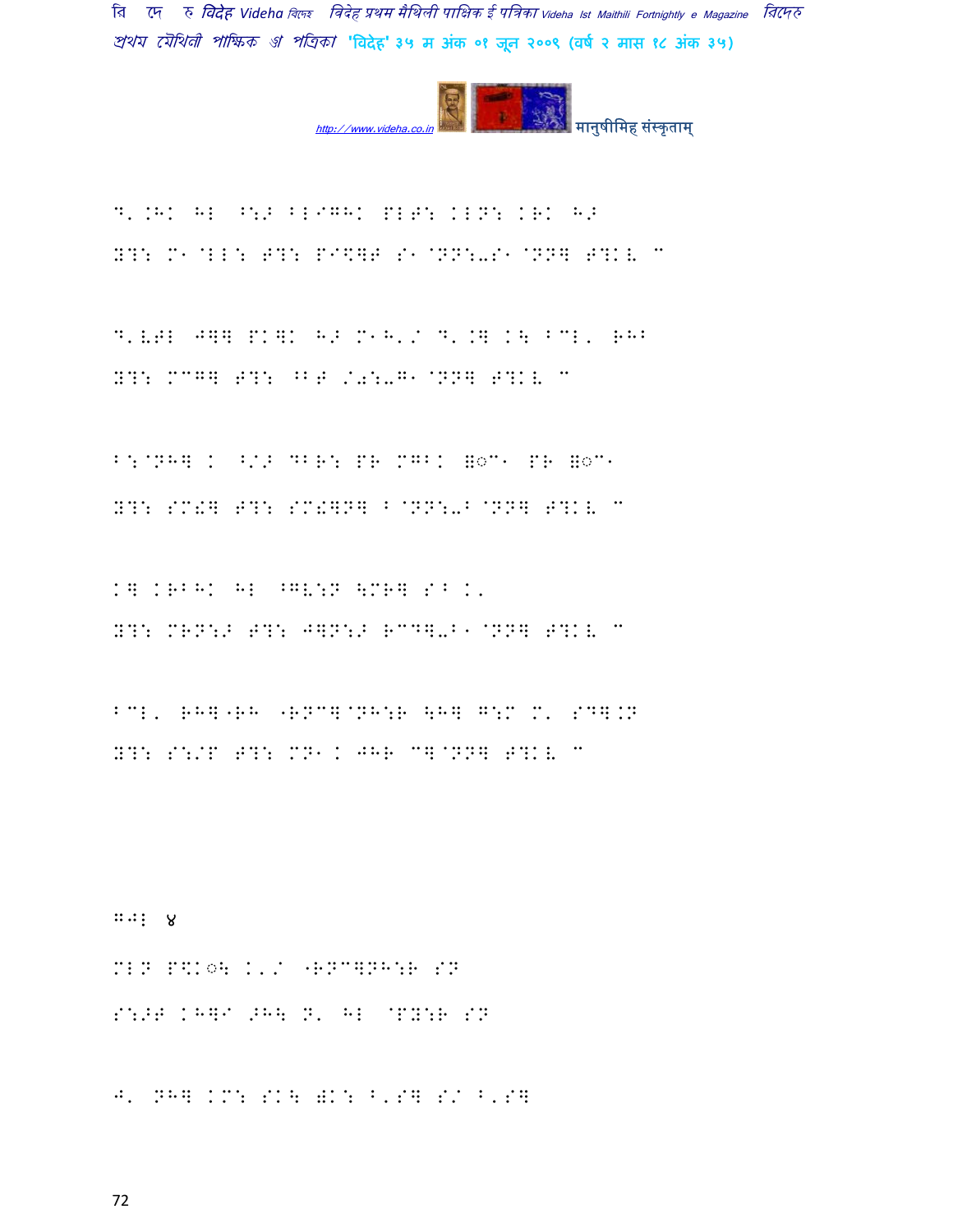D'.HK HL ^:> BLIGHK PLT: KLN: KRK H>
Y?: M1@LL: T?: PI\]T S1@NN:-S1@NN] T?KV "

D'VTL J]] PK]K H> M1H'/ D'.] K\ BCL' RHB
Y?: MCG] T?: ^BT /0:-G1@NN] T?KV "

B:@NH] K ^/> DBR: PR MGBK ==C1 PR ==C1
Y?: SM!] T?: SM!]N] B@NN:-B@NN] T?KV "

K] KRBHK HL ^GV:N \MR] SB K'
Y?: MRN:> T?: J]N:> RCD]-B1@NN] T?KV "

BCL' RH]"RH "RNC]@NH:R \H] G:M M' SD].N
Y?: S:/P T?: MN1K JHR C]@NN] T?KV "

GJL ४
MLN P\Kि\ K'/ "RNC]NH:R SN
S:>T KH]I >H\ N' HL @PY:R SN

J' NH] KM: SK\ )K: B'S] S/ B'S]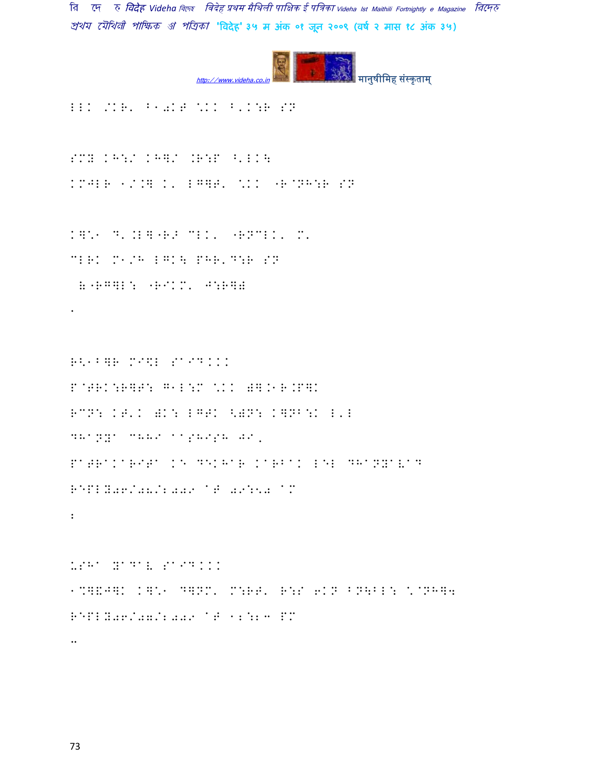LLK /KR' B1)KT \KK B'K:R SN

SMY KH:/ KH]/ .R:P ^'LK\

KMJLR 1/.] K' LG]T' \KK "R@NH:R SN

K]\*1 D'.L]"R> CLK' "RNCLK' M'

CLRK M1/H LGK\ PHR'D:R SN

(""RG]L: "RIKM' J:R]2

.

R<'B]R MI\$L SaID...

P@TRK:R]T: G1L:M \KKd].1R.P]K

RCN: KT'K dK: LGTK <dN: K]NB:K L'L

DHaNYa CHHa aaSHISH JI,

PaTRaKaRITa KE DEKHaR KaRBaK LEL DHaNYaVaD

REPLY06/08/2009 aT 09:50 aM

:

USHa YaDaV SaID...

1%]&J]K K]\*1 D]NM' M:RT' R:S 6KN BN\BL: \@NH]4

REPLY06/07/2009 aT 12:23 PM

..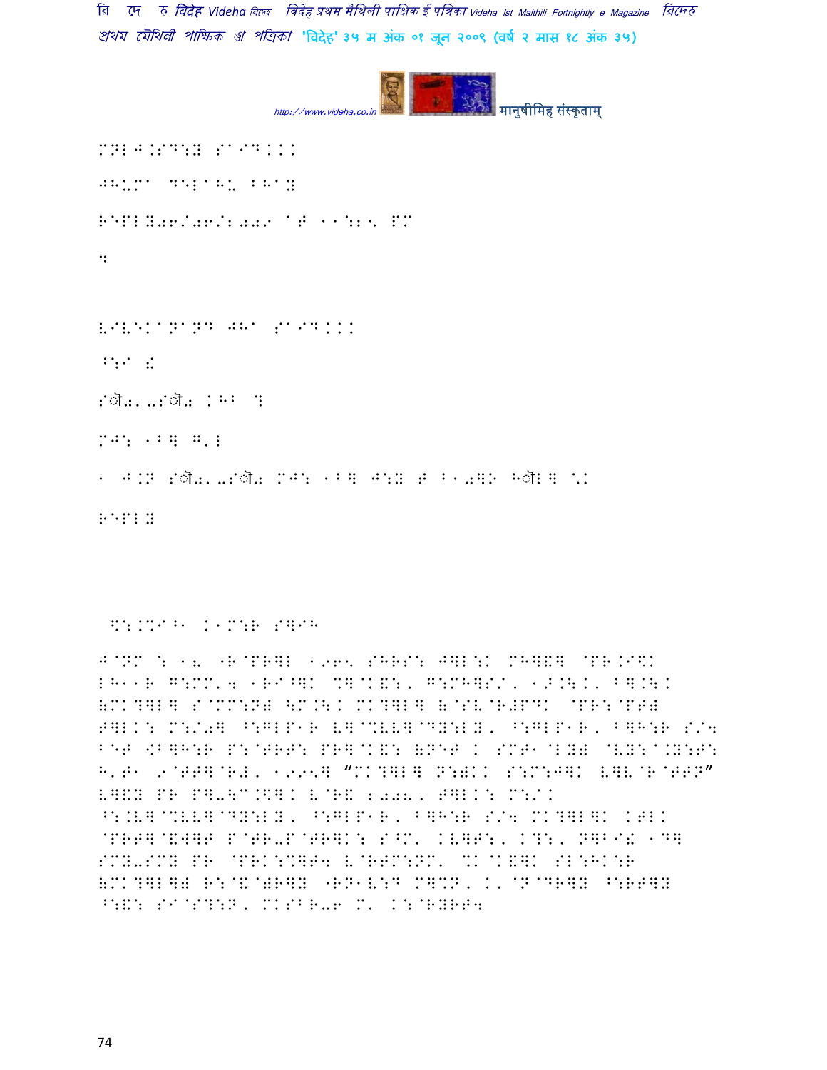MNLJ.SD:Y SaID...

JHUMa DEL aHU BHaY

REPLY06/06/2009 aT 11:25 PM

:

VIVEKaNaND JHa SaID...

^:I !

Sौ2.-Sौ2 KHB ?

MJ: 1B] G'L

1 J.N Sौ2.-Sौ2 MJ: 1B] J:Y T B10]K Hौ L] \.

REPLY

$:.%I^1 K1M:R S]IH

J@NM : 18 "R@PR]L 1965 SHRS: J]L:K MH]&] @PR.I\$K LH11R G:MM'4 1RI^]K %]@K&:, G:MH]S/, 1>.\., B].\. (MK?]L] S@MM:N) \M.\. MK?]L] (@SV@R#PDK @PR:@PT) T]LK: M:/0] ^:GLP1R V]@%VV]@DY:LY, ^:GLP1R, B]H:R S/4 BET [B]H:R P:@TRT: PR]@K&: (NET K SMT1@LY) @VY:@.Y:T: H'T1 9@TT]@R#, 1995] "MK?]L] N:)KK S:M:J]K V]V@R@TTN" V]&Y PR P]-\^.\$]K V@R& 2008, T]LK: M:/K ^:.V]@%VV]@DY:LY, ^:GLP1R, B]H:R S/4 MK?]L]K KTLK @PRT]@&W]T P@TR-P@TR]K: S^M' KV]T:, K?:, N]BI! 1D] SMY-SMY PR @PRK:%]T4 V@RTM:NM' %K@K&]K SL:HK:R (MK?]L]) R:@&@)R]Y "RN1V:D M]%N, K'@N@DR]Y ^:RT]Y ^:&: SI@S?:N, MKSBR-6 M' K:@RYRT4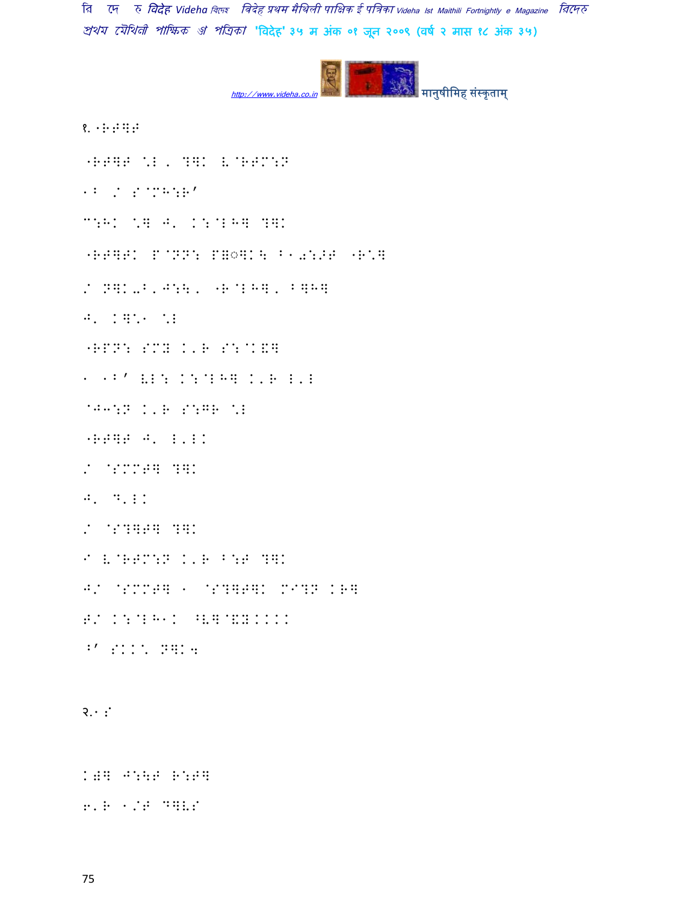१. "RF]F

"RF]F \E, ?]K V@RFM:N

1B / S@MH:R'

C:HK \] J' K:@LH] ?]K

"RF]FK P@NN: P]◌]K\ B1◌:>F "R\]

/ N]K-B'J:\, "R@LH], B]H]

J' K]\1 \E

"RPN: SMY K'R S:@KE]

1 1B' VL: K:@LH] K'R L'L

@J3:N K'R S:GR \E

"RF]F J' L'LK

/ @SMMF] ?]K

J' D'LK

/ @S?]F] ?]K

1 V@RFM:N K'R B:F ?]K

J/ @SMMF] 1 @S?]F]K MI?N KR]

F/ K:@LH1K ^V]@WY.KKK

B' SKK\ N]K4

२.1S

K@] J:\F R:F]

6'R 1/F D]VS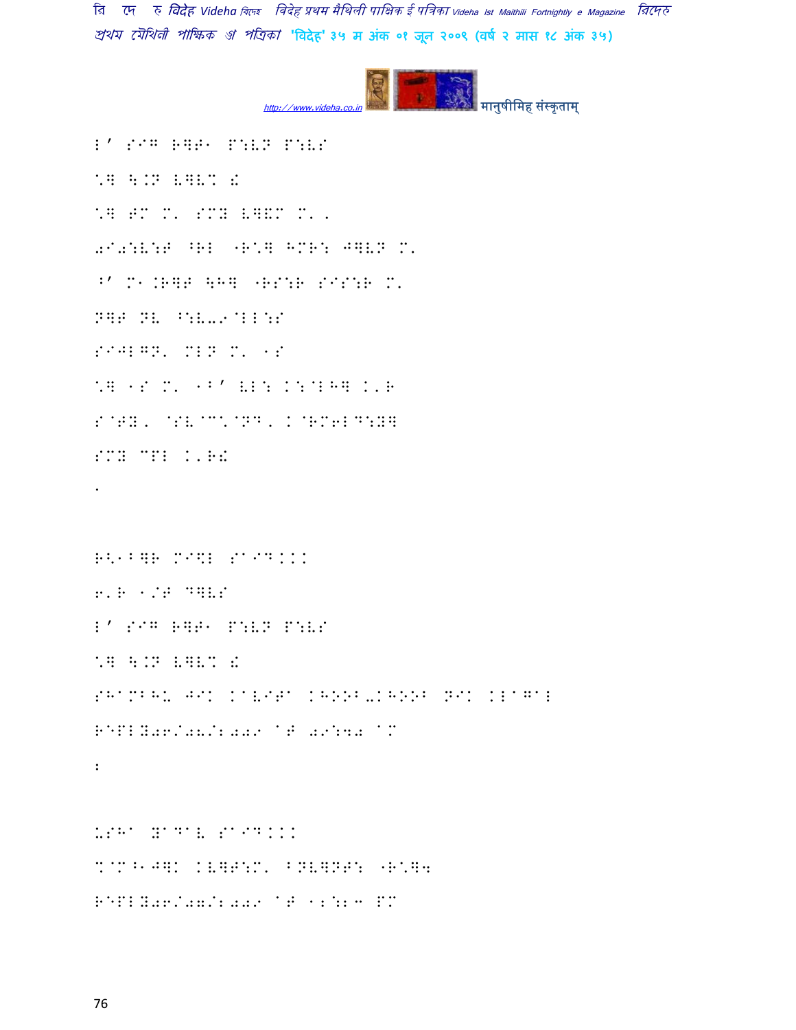L' SIG R]T1 P:VP P:VS

`] \.N V]V% !

`] TM M' SMY V]&M M' .

0I0:V:T ^RL "R`] HMR: J]VP M'

^' M1.R]T \H] "RS:R SIS:R M'

N]T NV ^:V-9@LL:S

SIJLGN' MLN M' 1S

`] 1S M' 1^' VL: K:@LH] K'R

S@TY' @SV@C\@ND' K@RM6LD:Y]

SMY CPL K'R!

.

R<1^]R MI\L SaID...

6'R 1/T D]VS

L' SIG R]T1 P:VP P:VS

`] \.N V]V% !

SHaMBHU JIK KaVITa KHOOB-KHOOB NIK KLaGaL

REPLY06/08/2009 aT 09:40 aM

2

USHa YaDaV SaID...

%@M^1J]K KV]T:M' BNV]NT: "R`]4

REPLY06/07/2009 aT 12:23 PM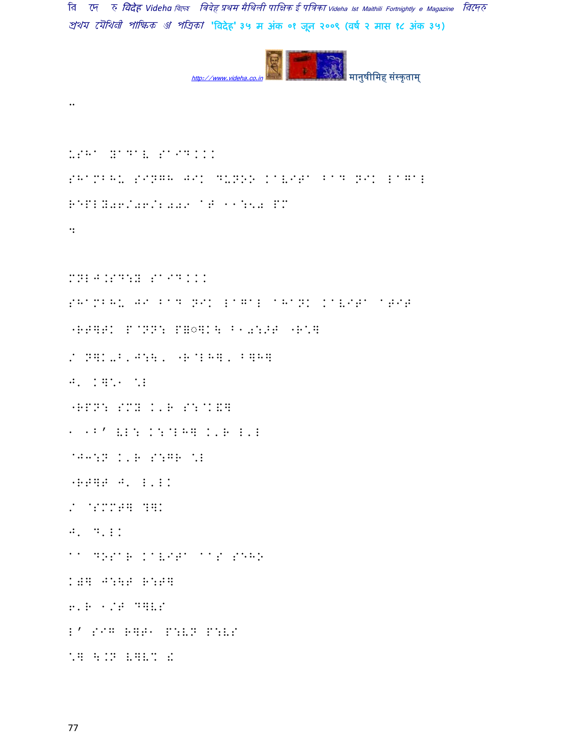..

USHA YADAV SAID...

SHAMBHU SINGH JEE DUNOO KAVITA BAD NEK LAGAL

REPLY06/06/2009 AT 11:50 PM

:

MNLJ.SD:Y SAID...

SHAMBHU JI BAD NIK LAGAL AHANK KAVITA ATIT

"RT]TK P@NN: P˜◌]K\ B1◌:>T "R*]

/ N]K-B'J:\, "R@LH], B]H]

J' K]\*1 \*L

"RPN: SMY K'R S:@K&]

1 1B' VL: K:@LH] K'R L'L

@J3:N K'R S:GR \*L

"RT]T J' L'LK

/ @SMMT] ?]K

J' D'LK

AA DOSAR KAVITA AAS SEHO

K◌] J:\T R:T]

6'R 1/T D]VS

L' SIG R]T1 P:VN P:VS

\*] \.N V]V\* !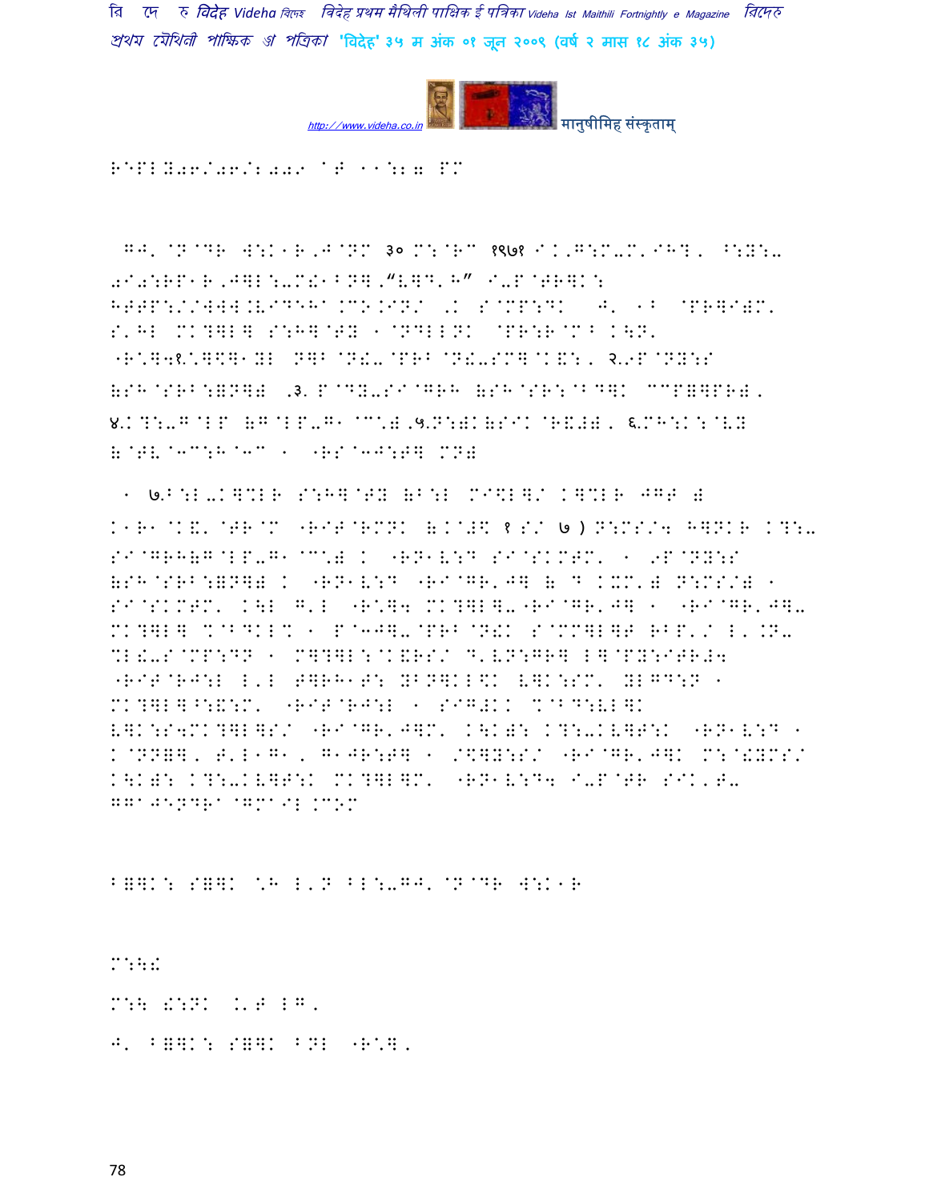REPLY06/06/2009 AT 11:27 PM

GJ' @N@DR W:K1R,J@NM ३० M:@RC १९७१ I.,G:M-M'IH?, ^:Y:- 0I0:RP1R,J together...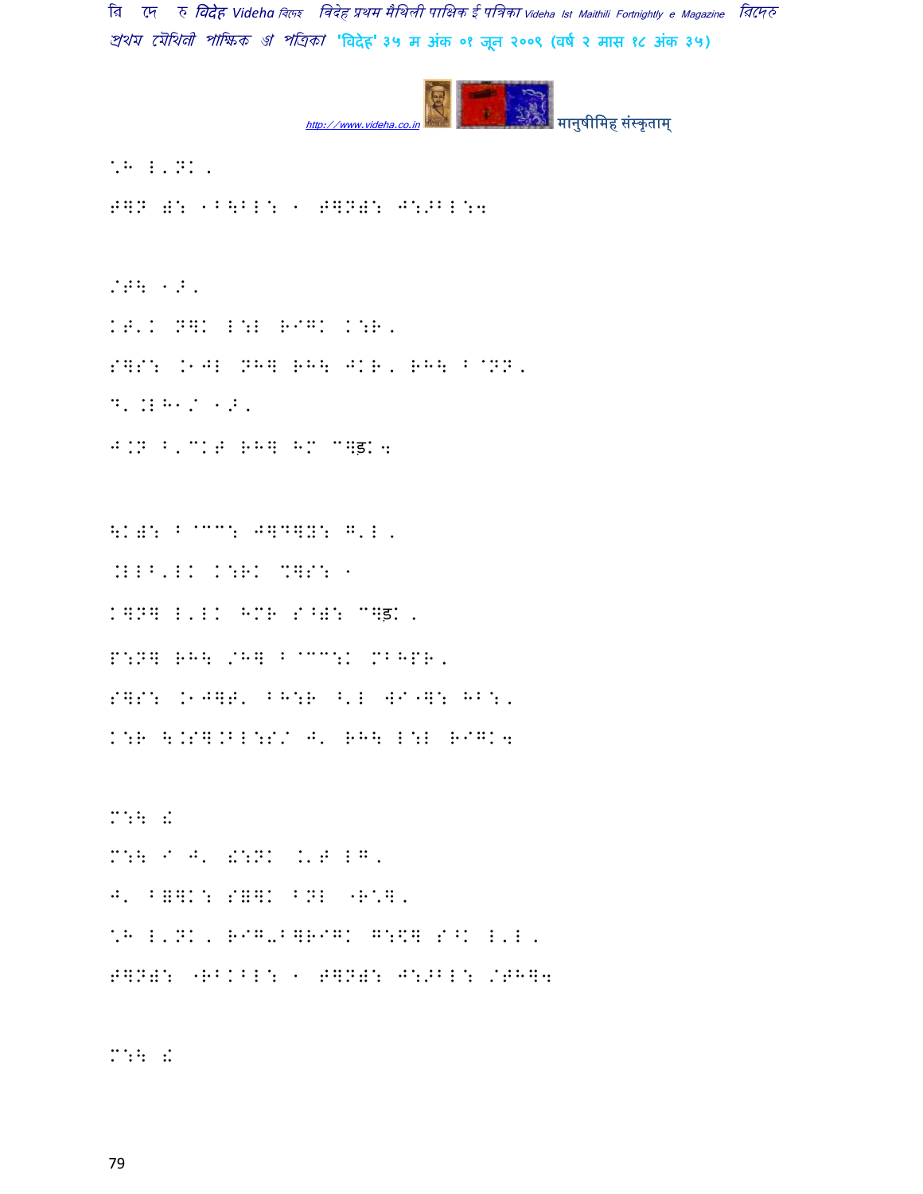\*H L'NK,

T]N D: 1B\BL: 1 T]ND: J:>BL:4

/TH 1_,

KT'K N]K L:L RIGK K:R,

S]S: .1JL NH] RH\ JKR, RH\ B@NN,

D'.LH1/ 1_,

J.N B'CKT RH] HM C]ड़K4

\KD: B@CC: J]D]Y: G'L,

.LLB'LK K:RK %]S: 1

K]N] L'LK HMR S^D: C]ड़K,

P:N] RH\ /H] B@CC:K MBHPR,

S]S: .1J]T' BH:R ^'L WI"]: HB:,

K:R \.S].BL:S/ J' RH\ L:L RIGK4

M:\ !

M:\ I J' !:NK .'T LG,

J' B=]K: S=]K BNL "R\*],

\*H L'NK, RIG-B]RIGK G:%] S^K L'L,

T]ND: "RBKBL: 1 T]ND: J:>BL: /TH]4

M:\ !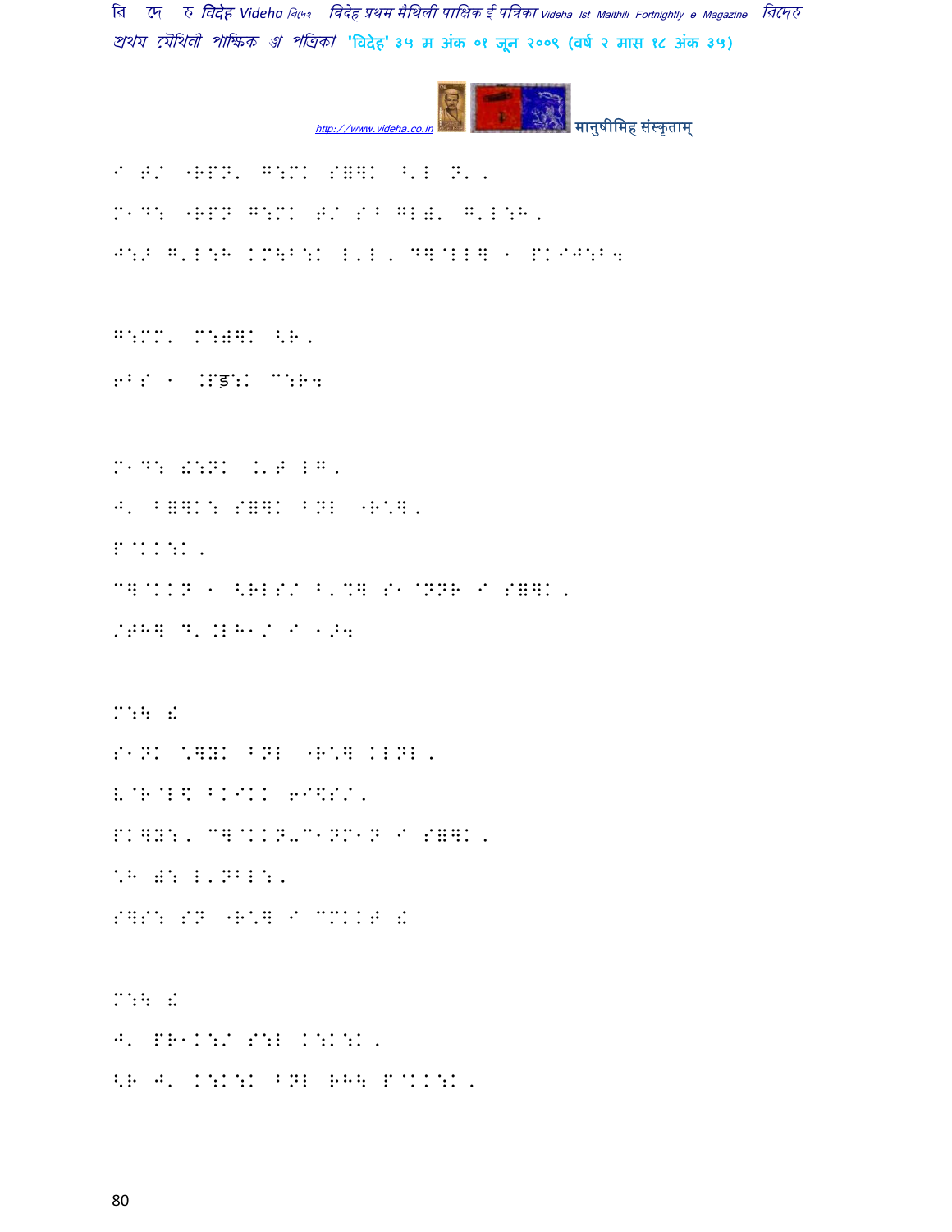I H/ "RPN' G:MK S=]K ^'L N'.

M1D: "RPN G:MK H/ S^ GL), G'L:H.

J:Ð G'L:H KM\B:K L'L. D]@LL] 1 PKIJ:B4

G:MM' M:)]K <R.

6BS 1 .Pड़:K C:R4

M1D: !:NK .'T LG.

J' ^=]K: S=]K ^NL "R\].

P@KK:K.

C]@KKN 1 <RLS/ B'\] S1@NNR I S=]K.

/TH] D'.LH1/ I 1Ð4

M:H !

S1NK \]YK ^NL "R\] KLNL.

V@R@L\$ ^KIKK 6I\$S/.

PK]Y:. C]@KKN-C1NM1N I S=]K.

\H ): L'NBL:.

S]S: SN "R\] I CMKKT !

M:H !

J' PR1K:/ S:L K:K:K.

<R J' K:K:K ^NL RH\ P@KK:K.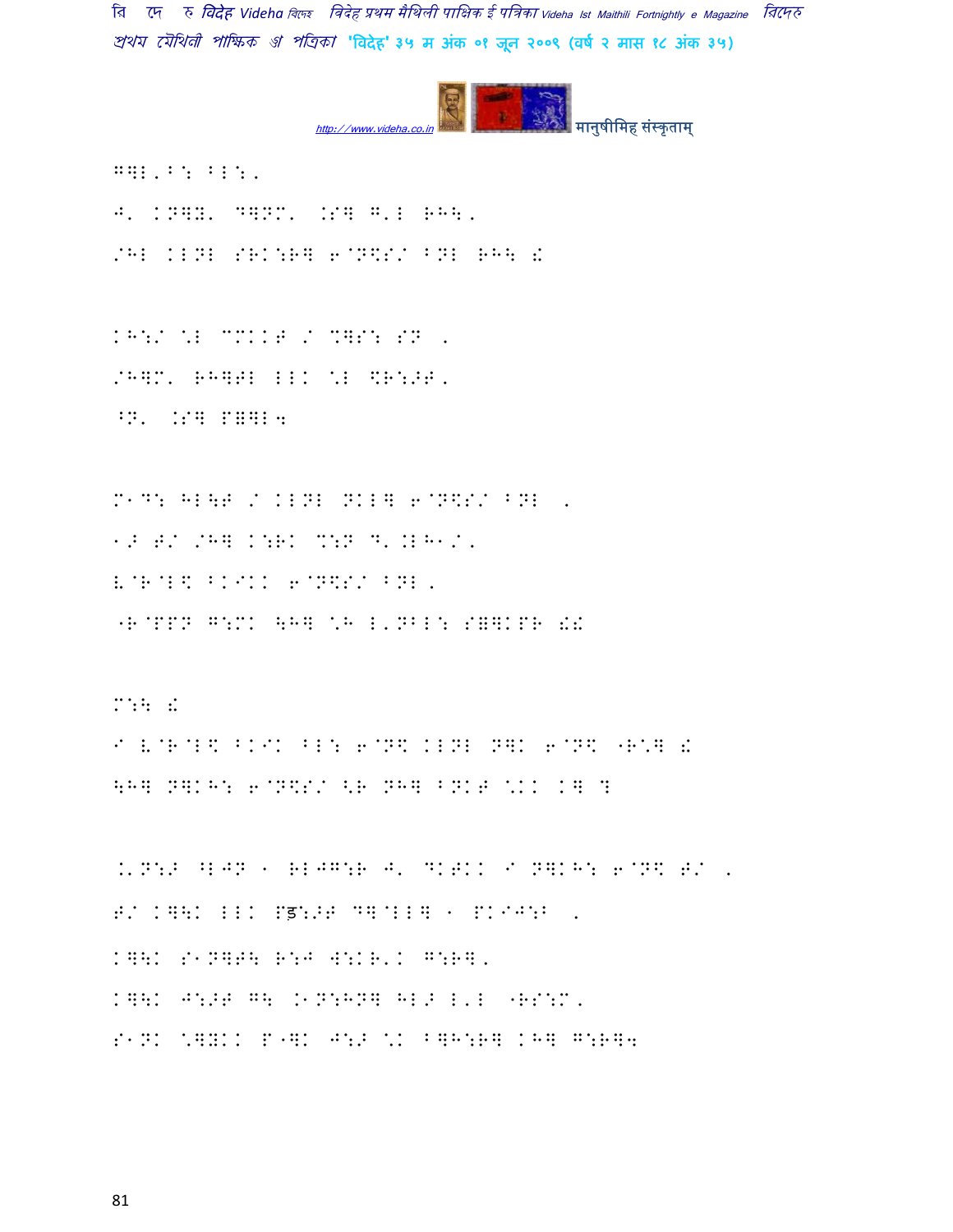G]L'B: BL:. 

J' KN]Y' D]NM' .S] G'L RH\. 

/HL KLNL SRK:R] 6@N\$/ BNL RH\ !

KH:/ \LCMKKT / %]S: SN . 

/H]M' RH]TL LLK \L \$R:>T. 

^N' .S] P=]L4

M1D: HL\T / KLNL NKL] 6@N\$/ BNL . 

1> T/ /H] K:RK %:N D'.LH1/. 

L@R@L\$ BKIKK 6@N\$/ BNL. 

"R@PPN G:MK \H] \H L'NBL: S=]KPR !!

M:\ !

I L@R@L\$ BKIK BL: 6@N\$ KLNL N]K 6@N\$ "R\*] !

\H] N]KH: 6@N\$/ <R NH] BNKT \*KK K] ? 

.'N:> ^LJN 1 RLJG:R J' DKTKK I N]KH: 6@N\$ T/ . 

T/ K]\K LLK Pड़:>T D]@LL] 1 PKIJ:B . 

K]\K S1N]T\ R:J W:KR'K G:R]. 

K]\K J:>T G\ .1N:HN] HL> L'L "RS:M. 

S1NK \*]YKK P"]K J:> \*K B]H:R] KH] G:R]4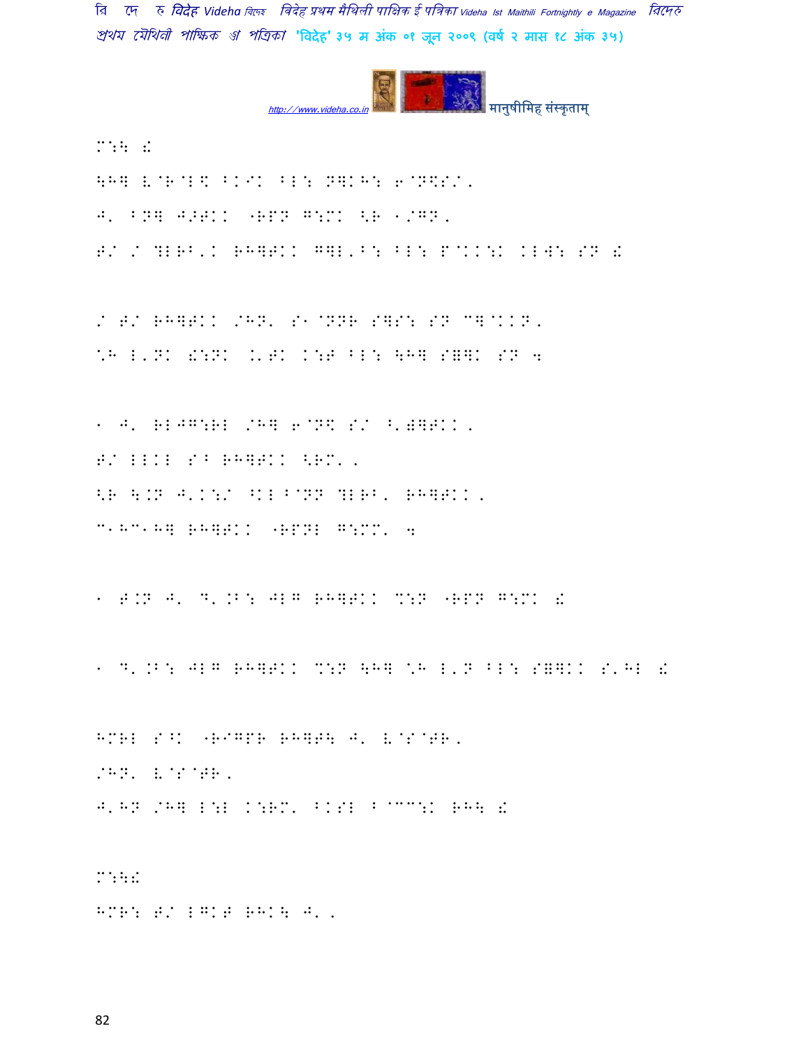M:H £

\H] (@R@L\$ BKIK BL: N]KH: 6@N\$S/.

J' BN] J>TKK "RPN G:MK <R 1/GN.

T/ / ?LRB'K RH]TKK G]L'B: BL: P@KK:K KLW: SN £

/ T/ RH]TKK /HN' S1@NNR S]S: SN C]@KKN.

\H L'NK &:NK K'TK K:T BL: \H] S=]K SN 4

1 J' RLJG:RL /H] 6@N\$ S/ ^'=]TKK.

T/ LLKL S^ RH]TKK <RM'.

<R \.N J'K:/ ^KL B@NN ?LRB' RH]TKK.

C1HC1H] RH]TKK "RPNL G:MM' 4

1 T.N J' D'.B: JLG RH]TKK %:N "RPN G:MK £

1 D'.B: JLG RH]TKK %:N \H] \H L'N BL: S=]K S'HL £

HMRL S^K "RIGPR RH]T\ J' (@S@TR.

/HN' (@S@TR.

J'HN /H] L:L K:RM' BKSL B@CC:K RH\ £

M:H£

HMR: T/ LGKT RHK\ J'.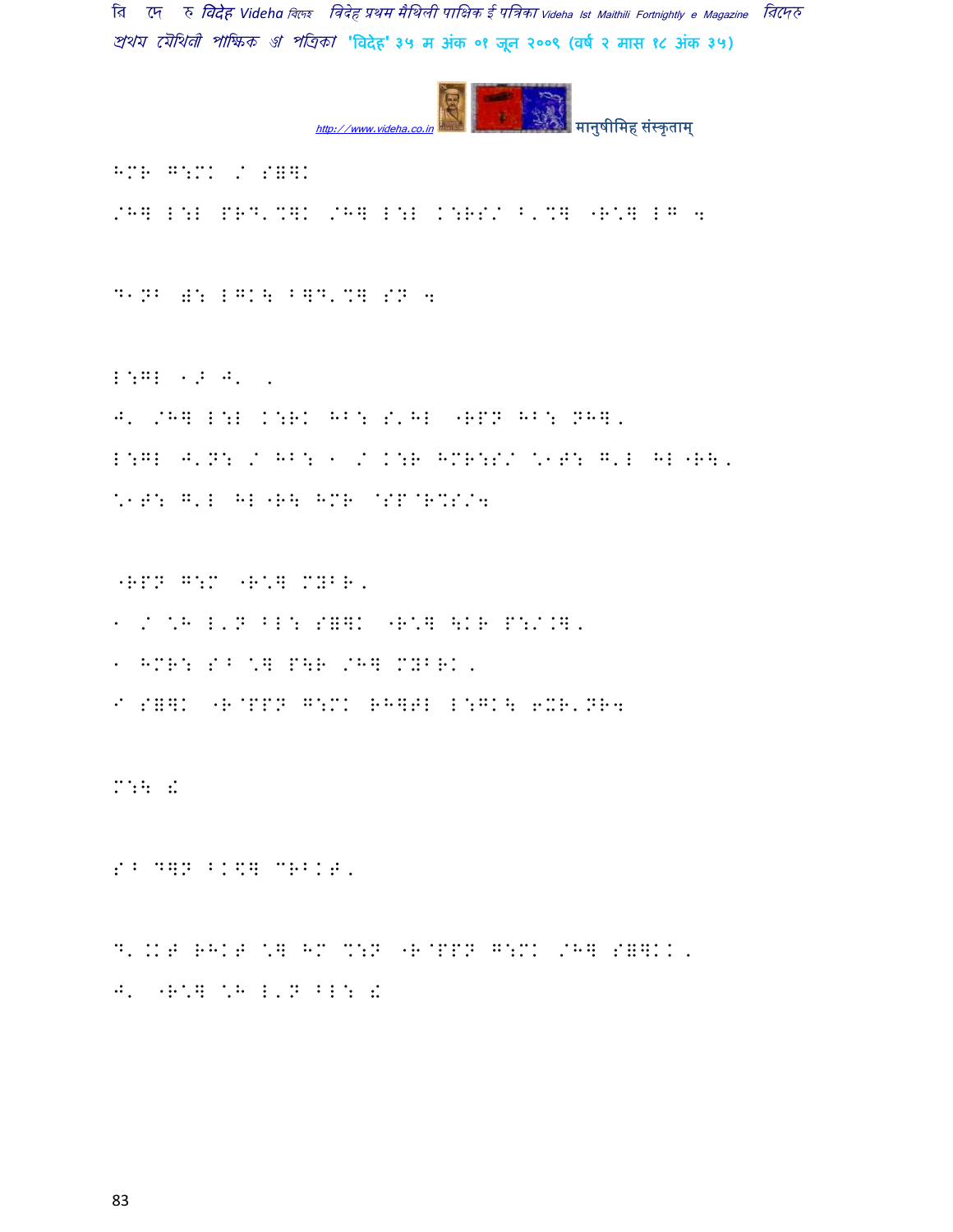HMR G:M. / S=]K

/H] L:L PRD'%]K /H] L:L K:RS/ B'%] "R\* LG 4

D1NB 8: LGK\ B]D'%] SN 4

L:GL 1? J' '

J' /H] L:L K:RK HB: S'HL "RPN HB: NH]'

L:GL J'N: / HB: 1 / K:R HMR:S/ \*1T: G'L HL"R\'

\*1T: G'L HL"R\ HMR @SP@R%S/4

"RPN G:M "R\*] MYBR'

1 / \*H L'N BL: S=]K "R\*] \KR P:/.]'

1 HMR: S^ \*] P\R /H] MYBRK'

I S=]K "R@PPN G:M. RH]TL L:GK\ 6XR'NH4

M:\ !

S^ D]N BK\$] CRBKT'

D'.KT RHKT \*] HM %:N "R@PPN G:M. /H] S=]KK'

J' "R\*] \*H L'N BL: !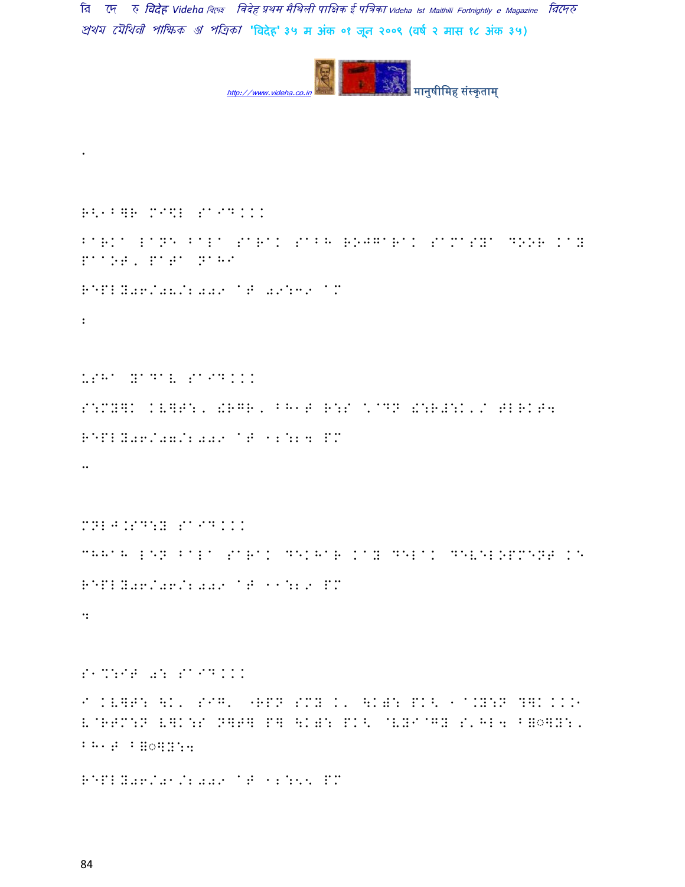.

R<1B]R M I\$L SAID...

BARKA LAGE BALA SARAK SABH ROJGARAK SAMASYA DOOR KAY PAANT, PATA NAHI

REPLY06/08/2009 AT 09:39 AM

2

USHA YADAV SAID...

S:MY]K KV]T:, !RGR, BH1T R:S \'DN !:R#:K'/ TLRKT4

REPLY06/07/2009 AT 12:24 PM

..

MNLJ.SD:Y SAID...

CHHAH LEN BALA SARAK DEKHAR KAY DELAK DEVELOPMENT KE

REPLY06/06/2009 AT 11:29 PM

4

S1%:IT 0: SAID...

I KV]T: \K' SIG' "RPN SMY K' \K)T: PK< 1 A.Y:N ?]K...1 V@RTM:N V]K:S N]T] P] \K)T: PK< @VYI@GY S'HL4 B]◌]Y:, BH1T B]◌]Y:4

REPLY06/01/2009 AT 12:55 PM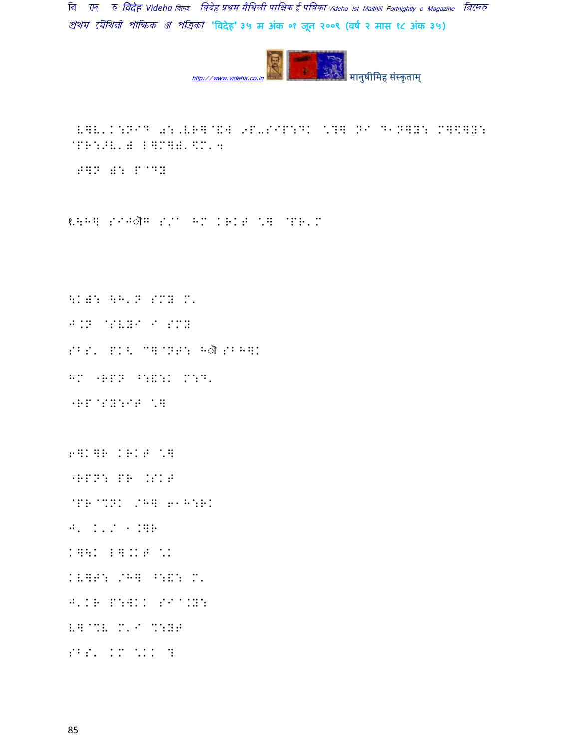LGL'K:N`D 0:,VR]@&W 9P-SIP:DK \?] NI D1N]Y: M]\]Y: @PR:>V') By Marshall

T]N ): P@DY

१.\H] SIJOG S/a HM KRKT \] @PR'M

\K): \H'N SMY M'

J.N @SVYI I SMY

SBS' PK< C]@NT: HOSBH]K

HM "RPN ^:&:K M:D'

"RP@SY:IT \]

6]K]R KRKT \]

"RPN: PR .SKT

@PR@%NK /H] 61H:RK

J' K'/ 1.]R

K]\K B].KT \K

KV]T: /H] ^:&: M'

J'KR P:WKK SI@.Y:

V]@%V M'I %:YT

SBS' KM \KK ?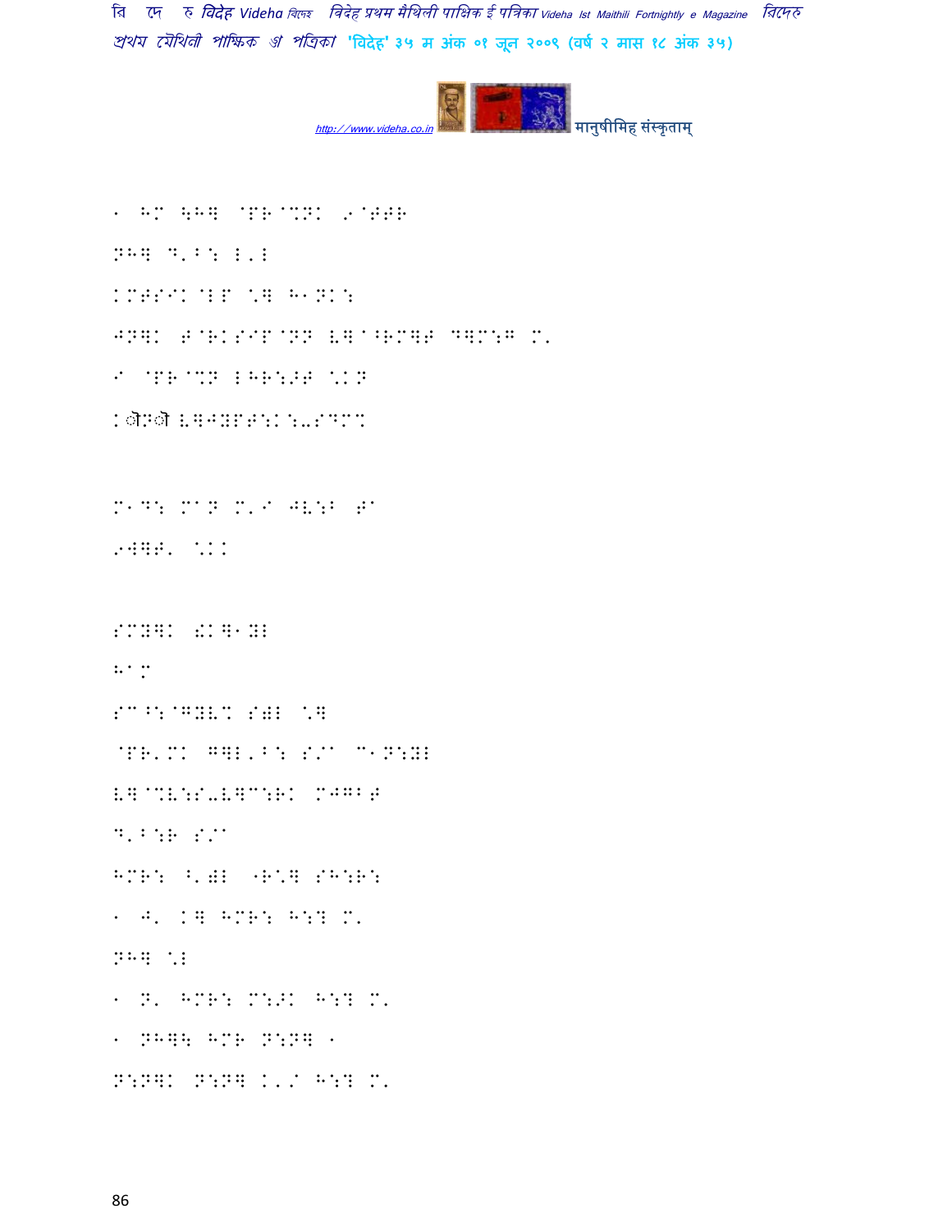1 HM \H] @PR@%NK ,9@TTH

NH] D'B: L'L

KMTSIK@LP \] H1NK:

JN]K T@RKSIP@NN V]^^RM]T D]M:G M'

I @PR@%N LHR:>T \KN

Kौ Nौ V]JYPT:K:-S?M%

M1D: M^N M'I JV:B T^

,W]T' \KK

SMY]K !K]1YL

H^M

SM^:@GYV% S)L \]

@PR'MK G]L'B: S/^ C1N:YL

V]@%V:S-V]C:RK MJGBT

D'B:R S/^

HMR: ^')L "R\] SH:R:

1 J' K] HMR: H:? M'

NH] \L

1 N' HMR: M:>K H:? M'

1 NH]\ HMR N:N] 1

N:N]K N:N] K'/ H:? M'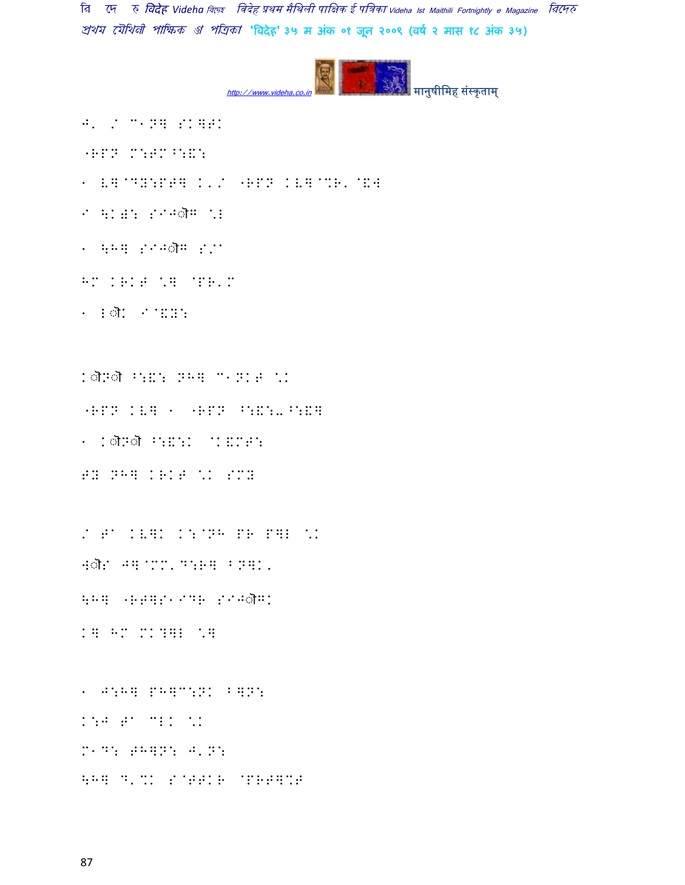J' / C1N] SK]TK

"RPN M:TM^:&:

1 V]@DY:PT] K'/ "RPN KV]@%R'@&W

I \KW: SIJ◌ौG \*

1 \H] SIJ◌ौG S/C

HM KRKT \] @PR'M

1 KI◌ौK I@&Y:

K◌ौN◌ौ ^:&: NH] C1NKT \K

"RPN KV] 1 "RPN ^:&:-^:&]

1 K◌ौN◌ौ ^:&:K @K&MT:

TY NH] KRKT \K SMY

/ TC KV]K K:@NH PR P]I \K

W◌ौS J]@MM'D:R] BN]K'

\H] "RT]S1IDR SIJ◌ौGK

K] HM MK?]I \]

1 J:H] PH]C:NK B]N:

K:J TC CIK \K

M1D: TH]N: J'N:

\H] D'%K S@TTKR @PRT]%T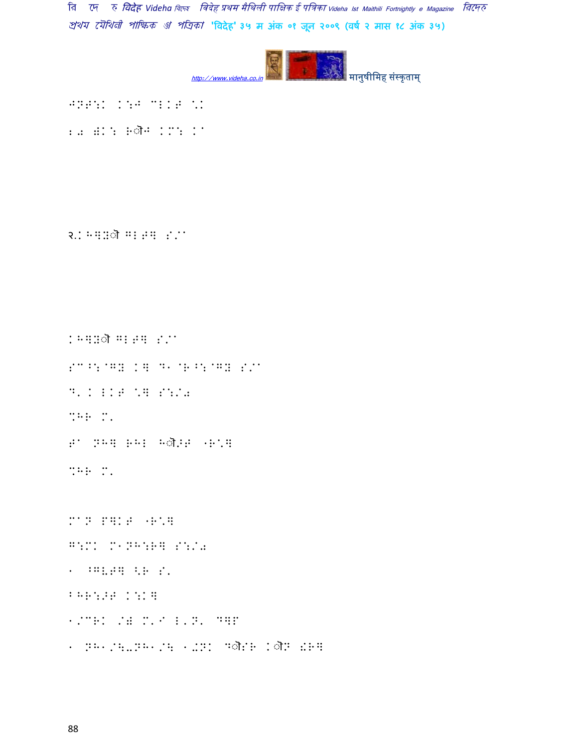मानुषीमिह संस्कृताम्

२.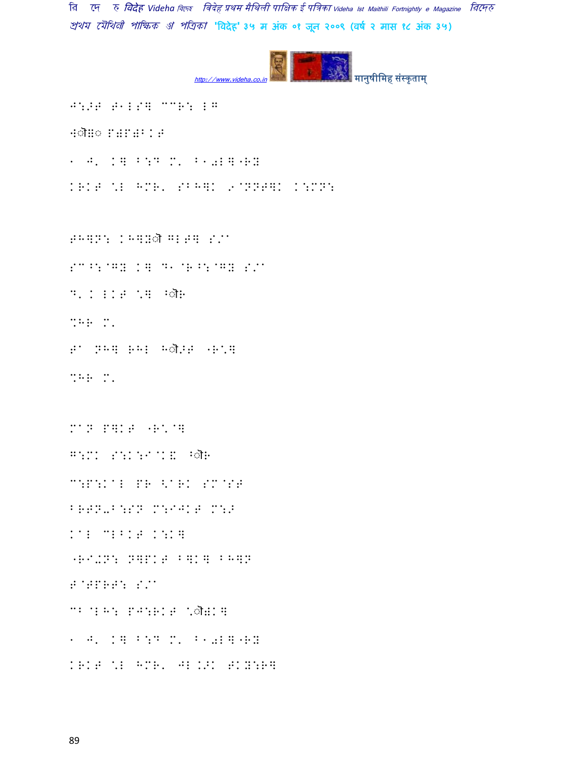J:>T T1LSH CCR: LG

Hो\# PTPT:BKT

1 J. KH B:D M. B10LH"RY

KRKT \*L HMR. SBH]K 9@NNTH] K:MN:

THHN: KHYो GLTH S/^

SC^:@GY KH D1@R^:@GY S/^

D. K LKT \*H ^ोR

%HR M.

T^ NHH RHL Hो>T "R\*H

%HR M.

M^N P]KT "R\*@H

G:MK S:K:I^KE ^ोR

C:P:K^L PR <^RK SM@ST

BRTN-B:SN M:IJKT M:>

K^L MLBKT K:KH

"RI-N: N]PKT B]KH BHYN

T@TPRT: S/^

CB@LH: PJ:RKT \*ो#KH

1 J. KH B:D M. B10LH"RY

KRKT \*L HMR. JL K>K TKY:RH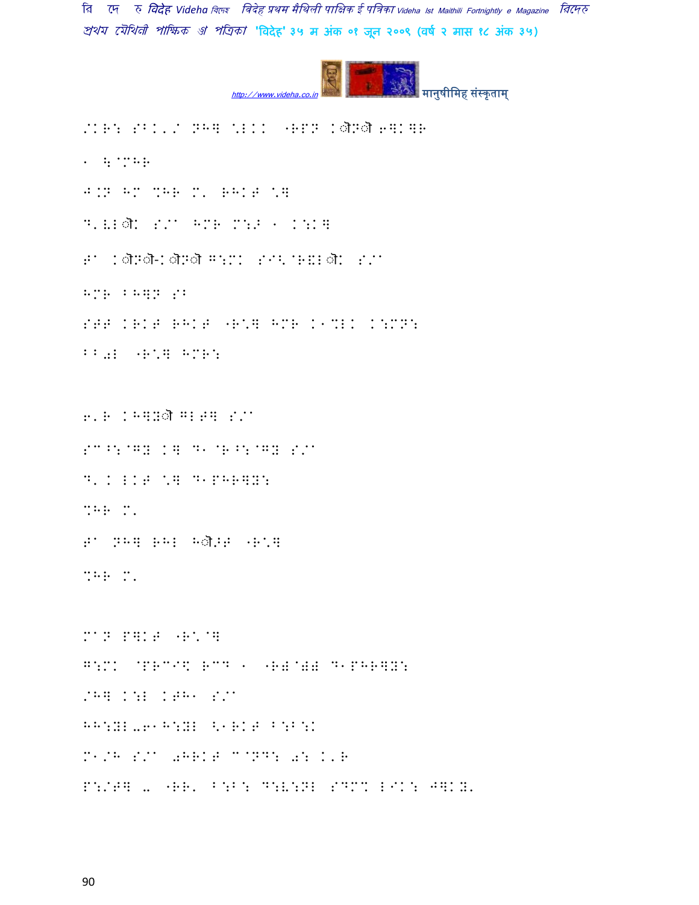/KR: SBK'/ NH] \*LKK "RPN Kोेेेे Nोेेेे 6]K]R

1 \:@^HR

J.N HM %HR M' RHKT \*]

D'VLोेेेे K S/C HMR M:> 1 K:K]

T^C Kोेेेे Nोेेेे-Kोेेेे Nोेेेे G:MK SB<@R&Lोेेेे K S/C

HMR BH]N SB

STT KRKT RHKT "R\*] HMR K1%LK K:MN:

BB0L "R\*] HMR:

6'R KH]Yोेेेे GLT] S/C

SC^:@GY K] D1@R^:@GY S/C

D'K LKT \*] D1PHR]Y:

%HR M'

T^C NH] RHL Hोेेेे >T "R\*]

%HR M'

MCN P]KT "R\*@]

G:MK @PRC I\$ RCD 1 "R=@==D1PHR]Y:

/H] K:L KTH1 S/C

HH:YL-61H:YL <1RKT B:B:K

M1/H S/C 0HRKT C@ND: 0: K'R

P:/T] -"RR' B:B: D:V:NL SDM% LIK: J]KY'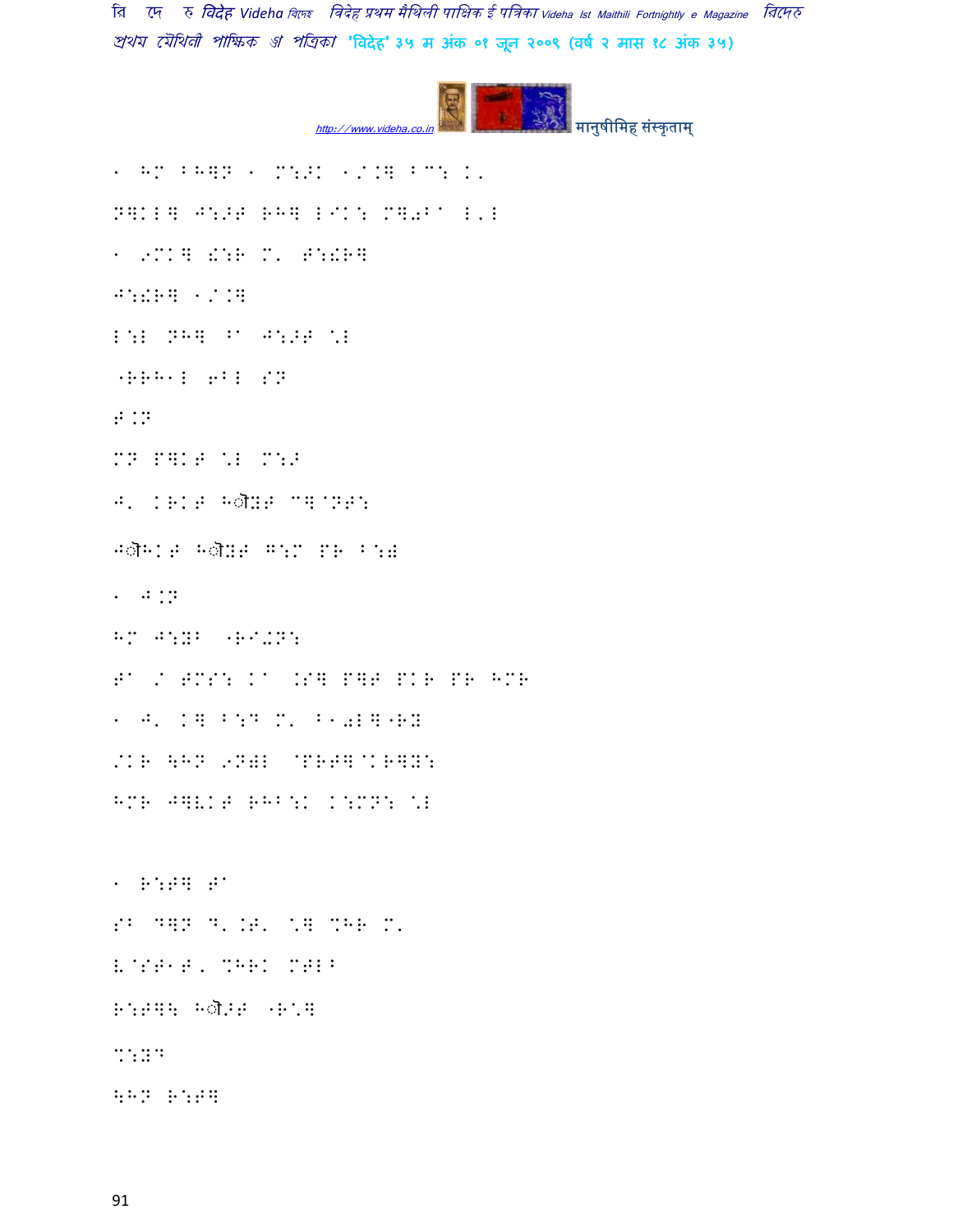1 HM BHQN 1 M:>K 1/.Q BC: K'

NQKLQ J:>T RHQ L/K: MQ0B^ L'L

1 9MKQ !:R M' T:!RQ

J:!RQ 1/.Q

L:L NHQ B^ J:>T \L

-RRH1L 6BL SN

T.N

MN PQKT \L M:>

J' KRKT Hौ!T CQ@NT:

Jौ1KT Hौ!T G:M PR B:#

1 J.N

HM J:YB -R/+N:

T^ / TMS: K^ .SQ PQT PKR PR HMR

1 J' KQ B:D M' B10LQ-RY

/KR \HN 9NYL @PRTQ@KRQY:

HMR JQVKT RHB:K K:MN: \L

1 R:TQ T^

SB DQN D'.T' \Q %HR M'

V@ST1T, %HRK MTLB

R:TQ\ Hौ>T -R\Q

%:YD

\HN R:TQ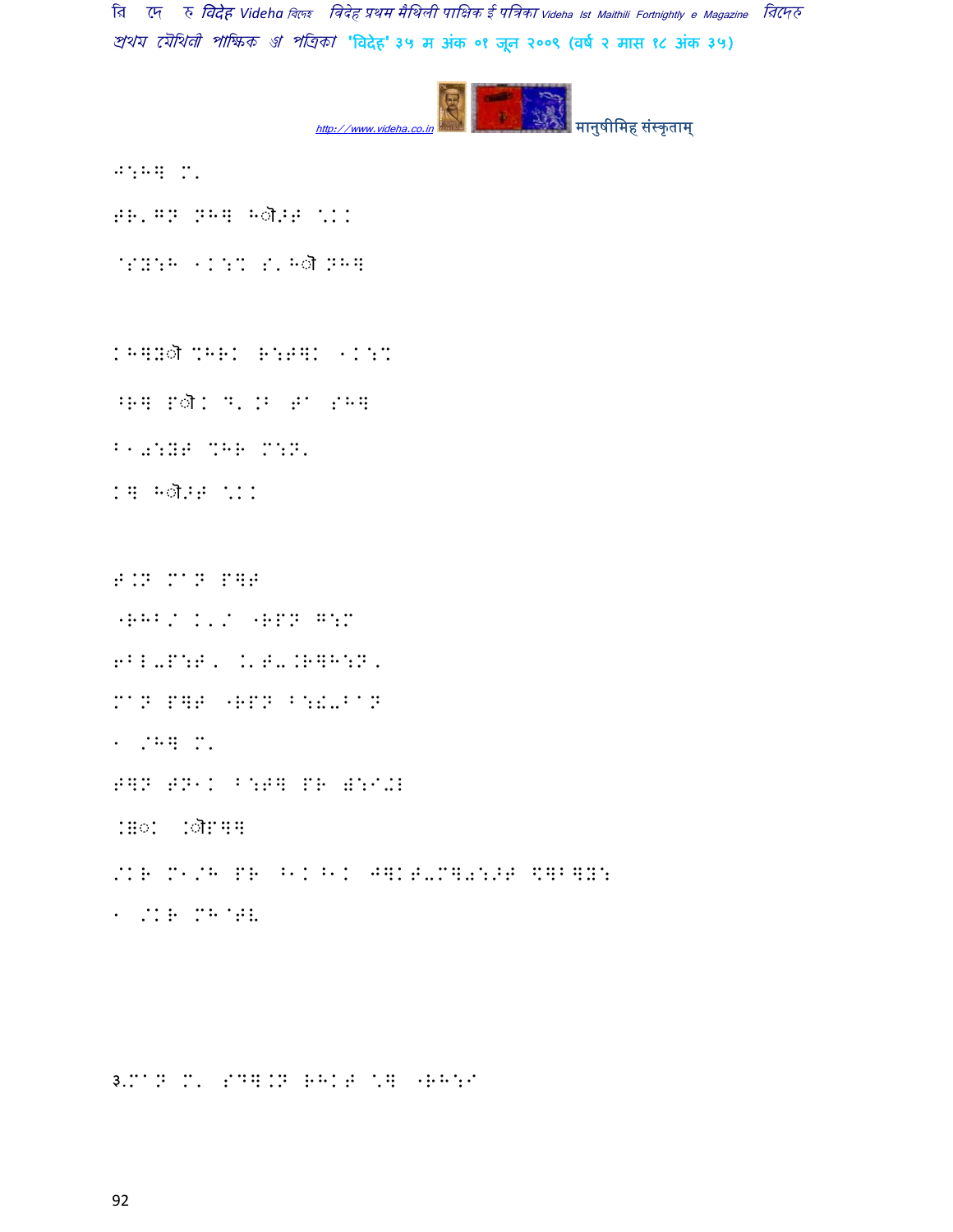J:H] M'

IR'GN NH] Hौ>I \KK

@SY:H 1K:Z S'Hौ NH]

KH]Yौ ZHRK R:I]K 1K:Z

^R] Pौ< D'.B ed SH]

B10:YI ZHR M:N'

K] Hौ>I \KK

I.N Mbn P]I

"RHB/ K'/ "RPN G:M

6BL-P:I, K'I-.R]H:N,

Mbn P]I "RPN B:-BbN

1 /H] M'

I]N IN1K B:I] PR a:I-L

.]◌K .ौP]]

/KR M1/H PR ^1K ^1K J]KI-M]0:>I <]B]Y:

1 /KR MH@IL

३.Mbn M' SD].N RHKI \] "RH:I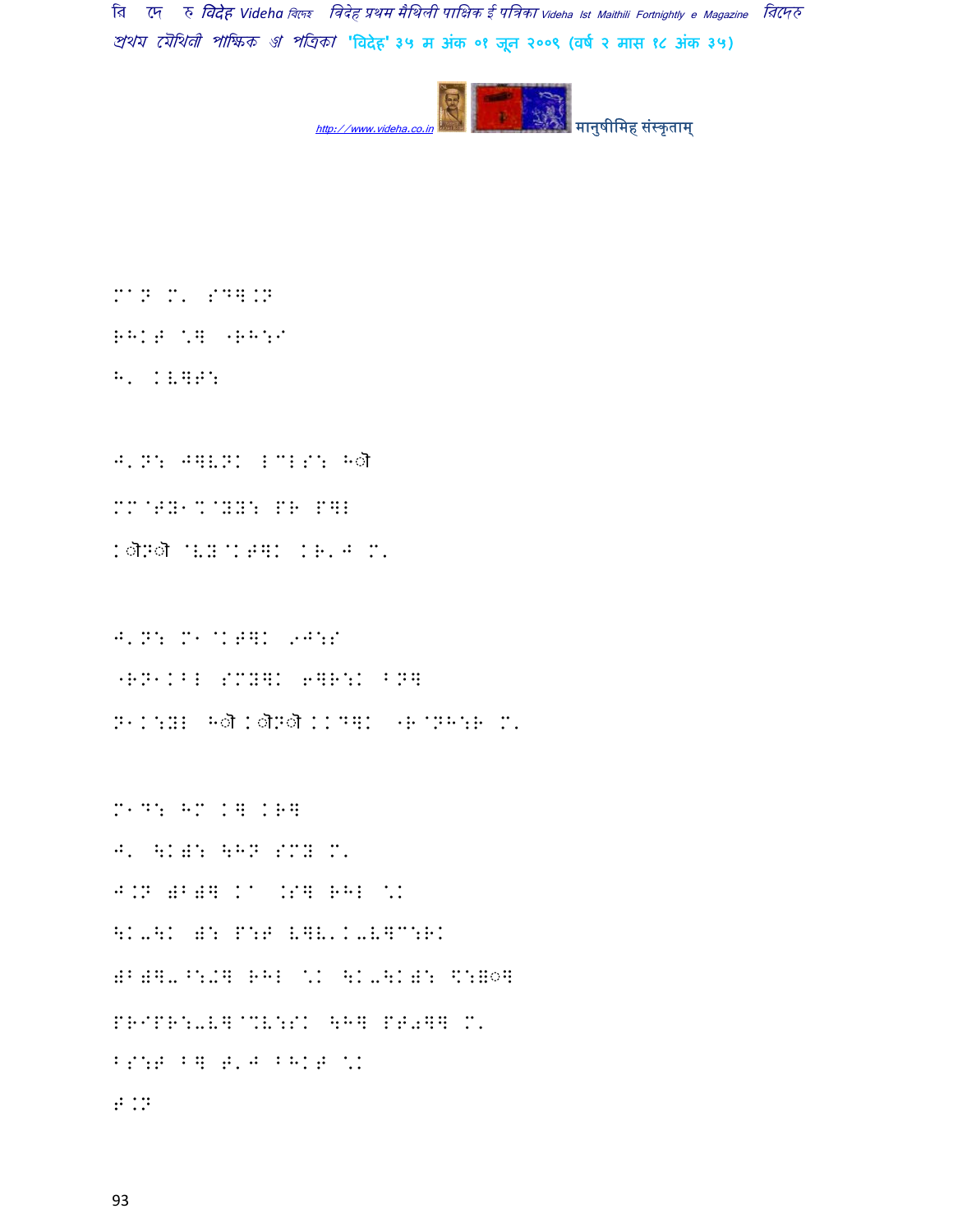M^N M' SDW.N

RHKT \W "RH:I

H' KV]F:

J'N: J]VNK L&LS: Hौ

MM@TY1%@YY: PR P]L

Kौपौ @VY@KT]K KR'J M'

J'N: M1@KT]K 9J:S

"RN1KBL SMY]K 6]R:K BN]

N1K:YL Hौ Kौपौ KKD]K "R@NH:R M'

M1D: HM K] KR]

J' \KG: \HN SMY M'

J.N GBG] K^ .S] RHL \K

\K-\K G: P:F V]V'K-V]C:RK

GBG]-^:-4] RHL \K \K-\KG: \*:\$ৈ]

PRIPR:-V]@%V:SK \H] PT0]] M'

BS:T B] T'J BHKT \K

T.N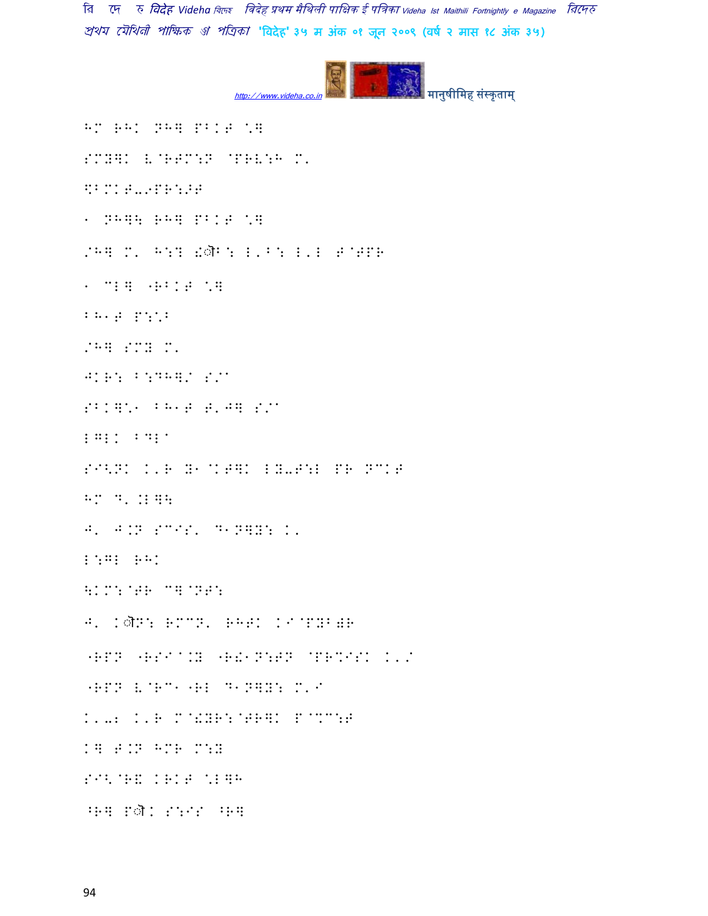HM RHK NH] PBKT Q]

SMY]K L@RTM:N @PRL:H M'

\BMKT-9PR:>T

1 NH]\ RH] PBKT Q]

/H] M' H:? !ौB: L'B: L'L T@TPR

1 ML] "RBKT Q]

BH1T P:QB

/H] SMY M'

JKR: B:DH]/ S/^

SBK]\1 BH1T T'J] S/^

LGLK BDL^

SI<NK K'R Y1@KT]K LY-T:L PR NCKT

HM D' KL]\

J' J.N SCIS' D1N]Y: K'

L:GL RHK

\KM:@TR C]@NT:

J' Kौ N: RMCN' RHTK KI@PYB)R

"RPN "RSI^.Y "R!1N:TN @PR%ISK K'/

"RPN L@RC1"RL D1N]Y: M'I

K'-2 K'R M@!YR:@TR]K P@%C:T

K] T.N HMR M:Y

SI<@R& KRKT QL]H

^R] Pौ K S:IS ^R]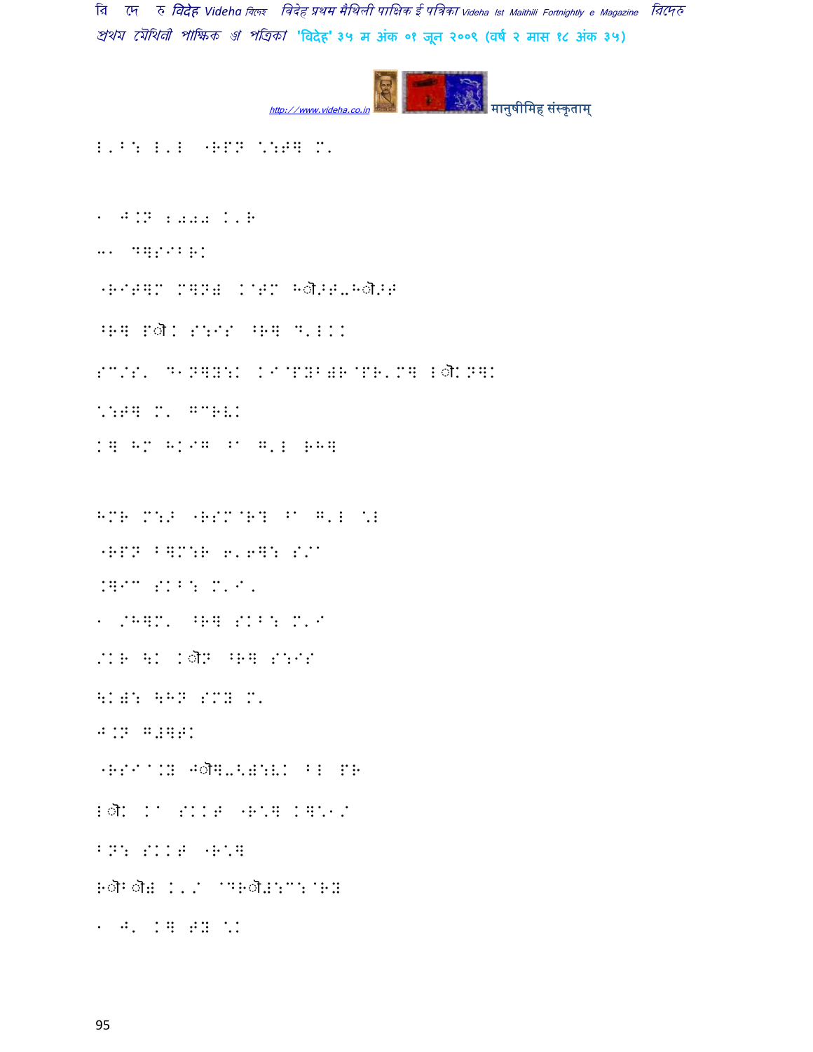E'B: E'E "RPN \:P] M'

1 J.N 2002 K'R

-1 D]SIBRK

"RIP]M M]N# K@TM Hॉ:P-Hॉ:P

^R] Pॉ K S:IS ^R] D'EKK

SC/S' D1N]Y:K KI@PYB)R@PR'M] Eॉ KN]K

\:P] M' GCRVK

K] HM HKIG ^1 G'E RH]

HMR M:> "RSM@R? ^1 G'E \E

"RPN B]M:R 6'6]: S/1

.]IC SKB: M'I'

1 /H]M' ^R] SKB: M'I

/KR \K Kॉ N ^R] S:IS

\K): \HN SMY M'

J.N G#]PK

"RSI1.Y Jॉ]-<):VK BE PR

Eॉ K K1 SKKP "R\] K]\1/

BN: SKKP "R\]

Rॉ Bॉ# K'/ @DRॉ#:C:@RY

1 J' K] PY \K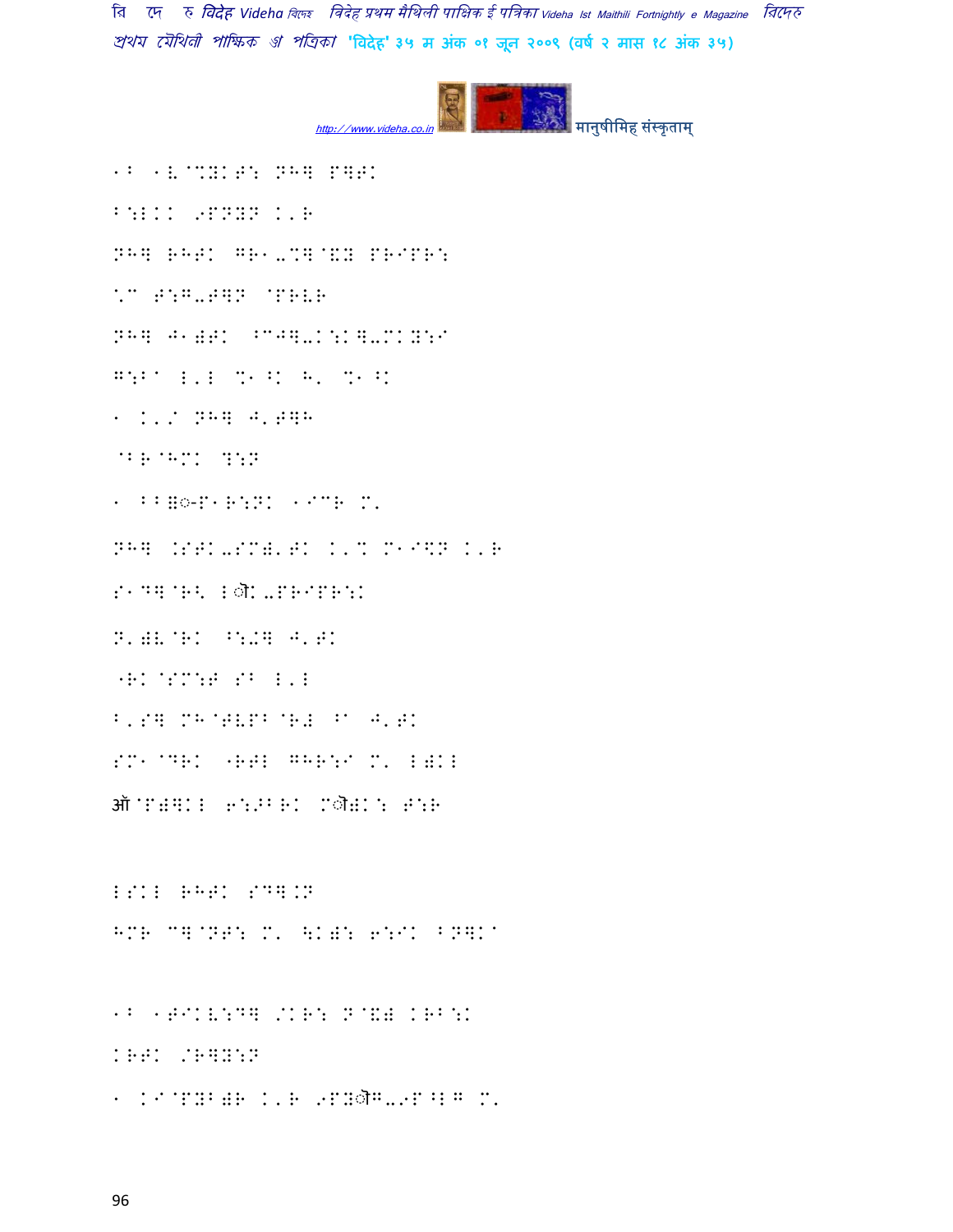1B 1V@%YKT: NH] P]TK

B:LKK 9PNYN K'R

NH] RHTK GR1-%]@XY PRIPR:

\^ T:G-T]N @PRVR

NH] J1)TK ^CJ]-K:K]-MKY:I

G:B" L'L %1^K H' %1^K

1 K'/ NH] J'T]H

@BR@HMK ?:N

1 BB=◌-P1R:NK 1ICR M'

NH] .STK-SM)'TK K'% M1I\$N K'R

S1D]@R< Lौ K-PRIPR:K

N')V@RK ^:.] J'TK

"RK@SM:T SB L'L

B'S] MH@TVPB@R) ^" J'TK

SM1@DRK "RTL GHR:I M' L)KL

ऑ@P)]KL 6:>BRK Mौ)K: T:R

LSKL RHTK SD].N

HMR C]@NT: M' \K): 6:IK BN]K"

1B 1TIKV:D] /KR: N@&) KRB:K

KRTK /R]Y:N

1 KI@PYB)R K'R 9PYौG-9P^LG M'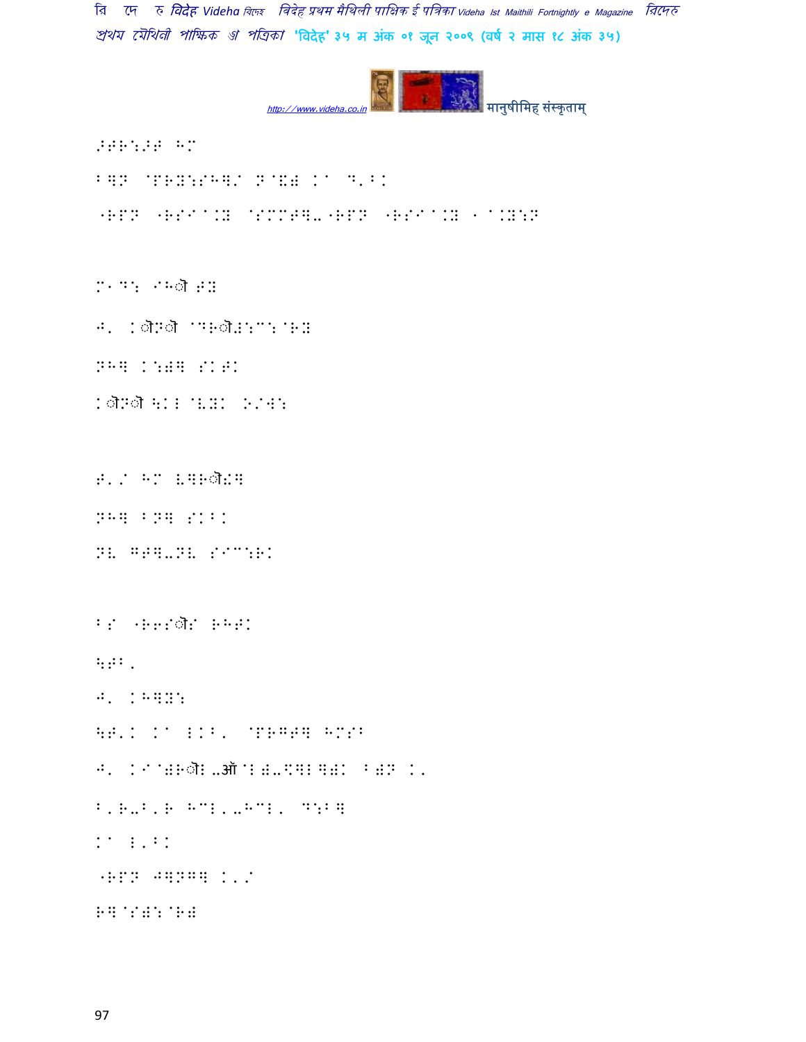>GR:>G HM

BQN @PRY:SHQ/ N@!) K◌ D'BK

"RPN "RSI◌.Y @SMMGQ-"RPN "RSI◌.Y 1◌.Y:N

M1D: IHो GY

J' Kोमो @DRोE:C:@RY

NHQ K:)Q SKGK

KोमोFKL@V.K O/W:

G'/ HM VQRोजQ

NHQ BNQ SKBK

NV GGQ-NV SIC:RK

BS "R6Sोर RHGK

FGB'

J' KHQY:

FG'K K◌ LKB' @PRGGQ HMSB

J' KI@)Rोप-ऑ@L)-\QLQ)K B)N K'

B'R-B'R HCL'-HCL' D:BQ

K◌ L'BK

"RPN JQNGQ K'/

RQ@S):@R)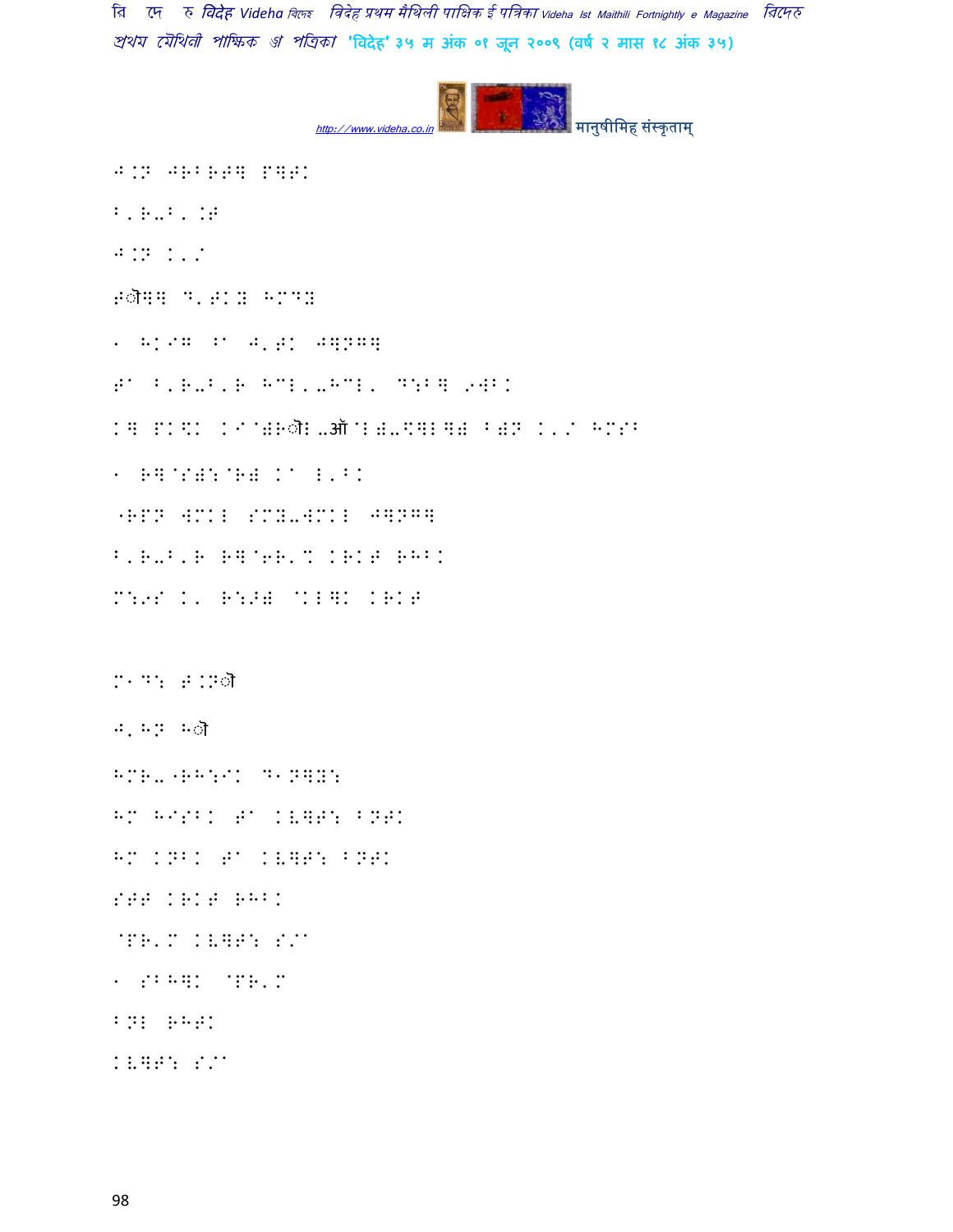J.N JRBRT] P]T.

B'R-B'.T

J.N K'/

Tै]] D'T.X HMDX

1 H.I":A J'T. J]N™]

TA B'R-B'R HCL'-HCL' D:B] 9WB.

K] P.\. KIAण्ौ-ऑ"L-\]L]V BVN K'/ HMS'

1 R]@SV:@RV KA L'B.

"RPN WMKL SMX-WMKL J]N™]

B'R-B'R R]@6R'% KRKT RHB.

M:9S K' R:ॅV @KL]. KRKT

M1D: T.Nौ

J'HN Hौ

HMR-"RH:I. D1N]X:

HM HISB. TA KV]F: BNT.

HM KNB. TA KV]F: BNT.

STT KRKT RHB.

@PR'M KV]F: S/A

1 SBH]. @PR'M

BNL RHT.

KV]F: S/A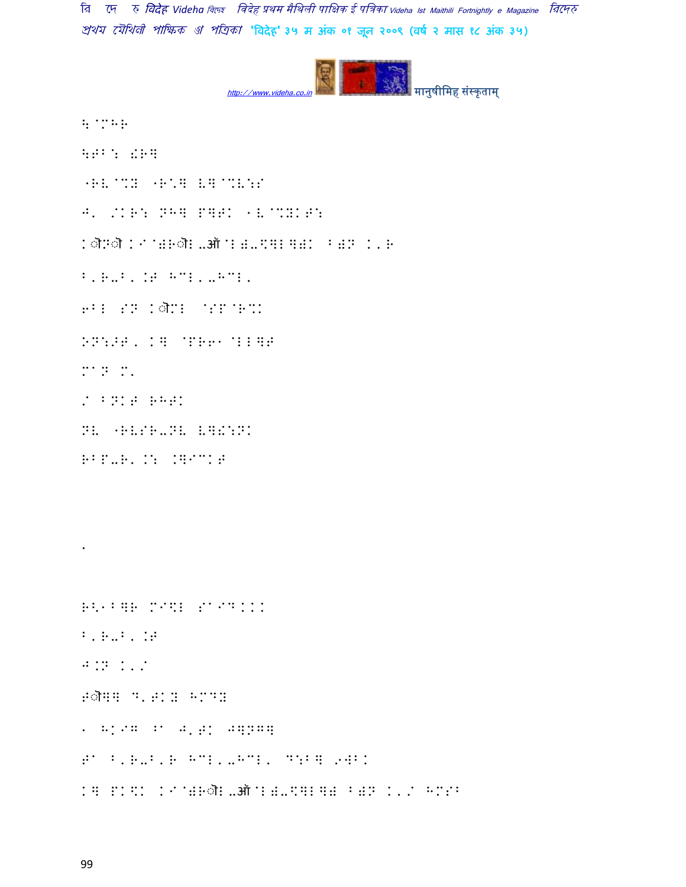:^MHB

:GB: !BW

"BV@\$ "B/W VW@\$V:I

J' /KB: NHW PWGK 1V@\$KG:

Kौ>ौ K'@)Bौ..ऑ@L)-\$WLW)K B)N K'B

B'B-B'.G HCL'-HCL'

6BL IN Kौ>L @IP@B%K

ON:>G' KW @PB61@LLWG

M2N M'

/ BNKG BHGK

NV "BVIB-NV VW!:NK

BBP-B' K: KW.CKG

.

B<1BWB MI\$L I^IDKKK

B'B-B'.G

J.N K'/

Gौ>W D'GK\$ HMD\$

1 HKIW B^ J'GK JW:NHW

G^ B'B-B'B HCL'-HCL' D:BW 9WBK

KW PK\$K K'@)Bौ..ऑ@L)-\$WLW) B)N K'/ HMIB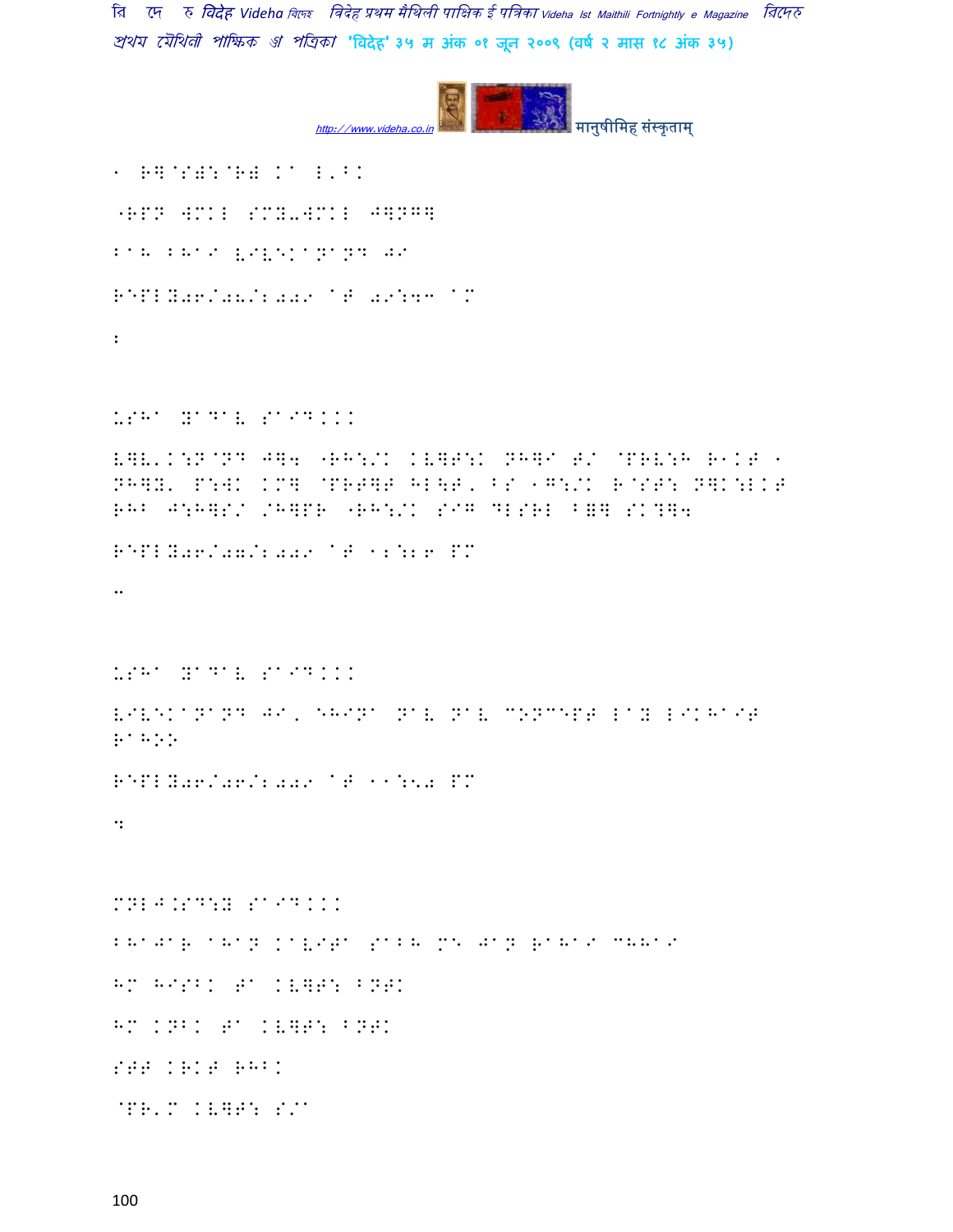1 R]@S(:@R( K@ L'^K

"RPN WMKL SMY-WMKL J]NG]

BaH BHaI VIVEKaNaND JI

REPLY06/08/2009 aT 09:43 aM

2

USHa YaDaV SaID...

V]V'K:N@ND J]4 "RH:/K KV]T:K NH]I T/ @PRV:H R1KT 1 NH]Y' P:WK KM] @PRT]T HL\T, BS 1G:/K R@ST: N]K:LKT RHB J:H]S/ /H]PR "RH:/K SIG DLSRL B=] SK?]4

REPLY06/07/2009 aT 12:26 PM

3

USHa YaDaV SaID...

VIVEKaNaND JI, EHINa NaV NaV CONCEPT LaY LIKHaIT RaHOO

REPLY06/06/2009 aT 11:50 PM

4

MNLJ.SD:Y SaID...

BHaJaR aHaN KaVITa SaBH ME JaN RaHaI CHHaI

HM HISBK T@ KV]T: BNTK

HM KNBK T@ KV]T: BNTK

STT KRKT RHBK

@PR'M KV]T: S/I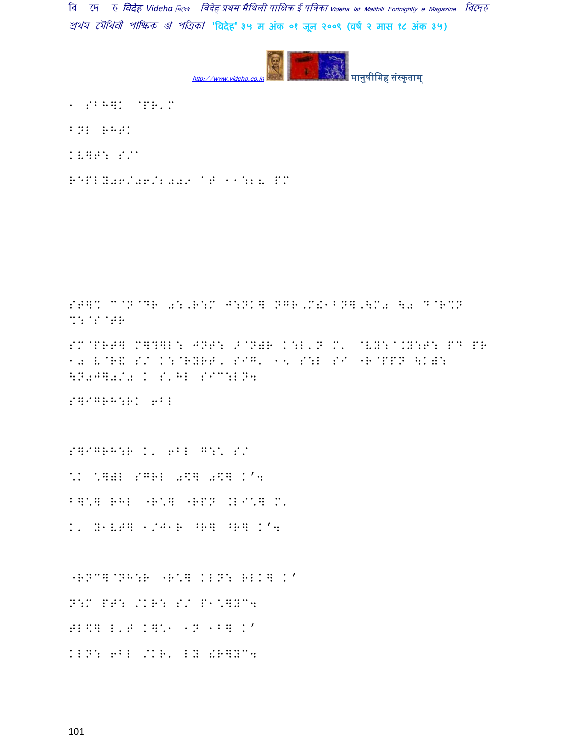1 SBH]K @PR'M

BNI RHTK

KV]T: S/^

REPLY06/06/2009 AT 11:28 PM

ST]% C@N@DR 0:,R:M J:NK] NGR,M!1BN],\M0 \0 D@R%N %:@S@TR

SM@PRT] M]?]L: JNT: >@N)R K:L'N M' @VY:^.Y:T: PD PR 10 V@R& S/ K:@RYRT, SIG' 15 S:I SI "R@PPN \K): \N0J]0/0 K S'HI SIC:LN4

S]IGRH:RK 6BI

S]IGRH:R K' 6BI G:\* S/

\*K \*])I SGRI 0\$] 0\$] K'4

B]\*] RHI "R\*] "RPN .LI\*] M'

K' Y1VT] 1/J1R ^R] ^R] K'4

"RNC]@NH:R "R\*] KLN: RLK] K'

N:M PT: /KR: S/ P1\*]YC4

TL\$] L'T K]\*1 1N 1B] K'

KLN: 6BI /KR' LY !R]YC4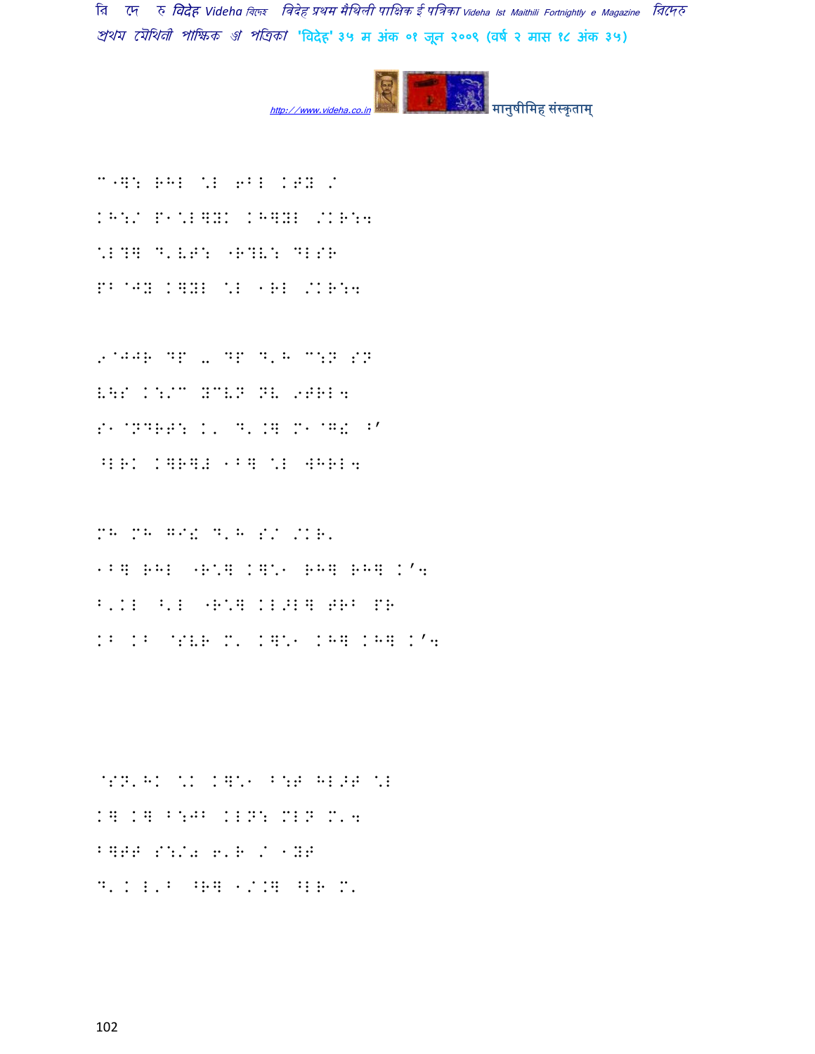C"]: RHL \L 6BL KTY /
KH:/ P1\L]YK KH]YL /KR:4
\L?] D'VT: "R?V: DLSR
PB@JY K]YL \L 1RL /KR:4

9@JJR DP means DP D'H C:N SN
V\S K:/C XCVN NV 9TRL4
S1@NDRT: K' D'.] M1@G! B'
^LRK K]R]L 1B] \L WHRL4

MH MH G1! D'H S/ /KR'
1B] RHL "R\] K]\1 RH] RH] K'4
B'.KL ^'L "R\] KL>L] TRB PR
KB KB @SVR M' K]\1 KH] KH] K'4

@SN'HK \K K]\1 B:T HL>T \L
K] K] B:JB KLN: MLN M'4
B]TT S:/0 6'R / 1YT
D'K L'B ^R] 1/.] ^LR M'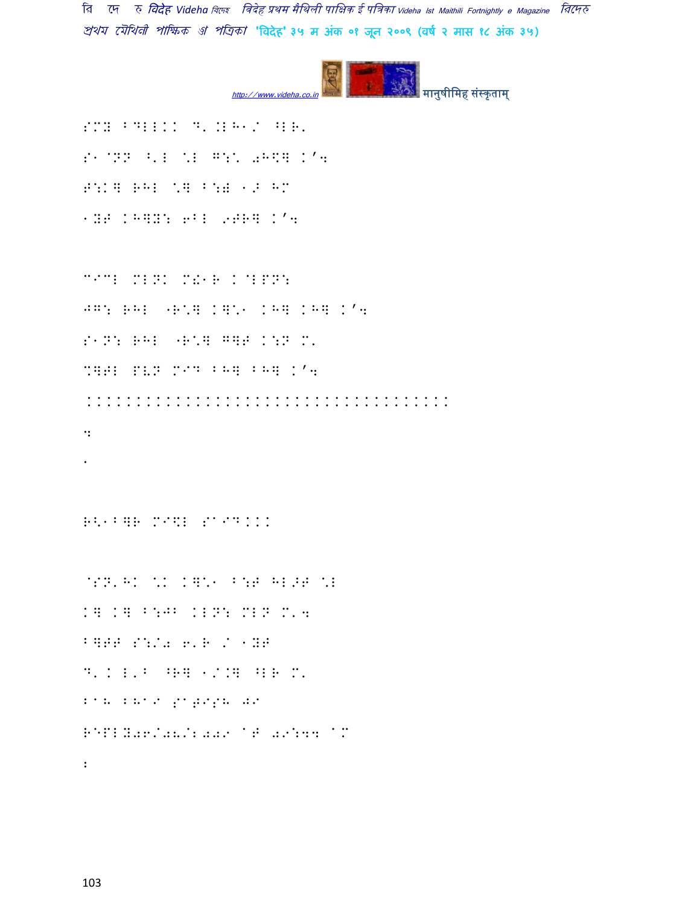SMY BDLLKK D'.LH1/ ^LR'

S1@NN ^'L \L G:\ 0HKq K'4

F:Kq RHL \q B:0 1> HM

1YF KHqY: 6BL 9FRq K'4

@I@L MLNK M!1R K@LPN:

JG: RHL "R\q Kq\1 KHq KHq K'4

S1N: RHL "R\q Gq F K:N M'

%qFL PVN MID BHq BHq K'4

..................................

4

'

R<'1Bq R MI\$L SA ID...

@SN'HK \K Kq\1 B:F HL>F \L

Kq Kq B:JB KLN: MLN M'4

BqFF S:/0 6'R / 1YF

D'K L'B ^Rq 1/.q ^LR M'

BAH BHAI SATISH JI

REPLY06/04/2009 AT 09:44 AM

: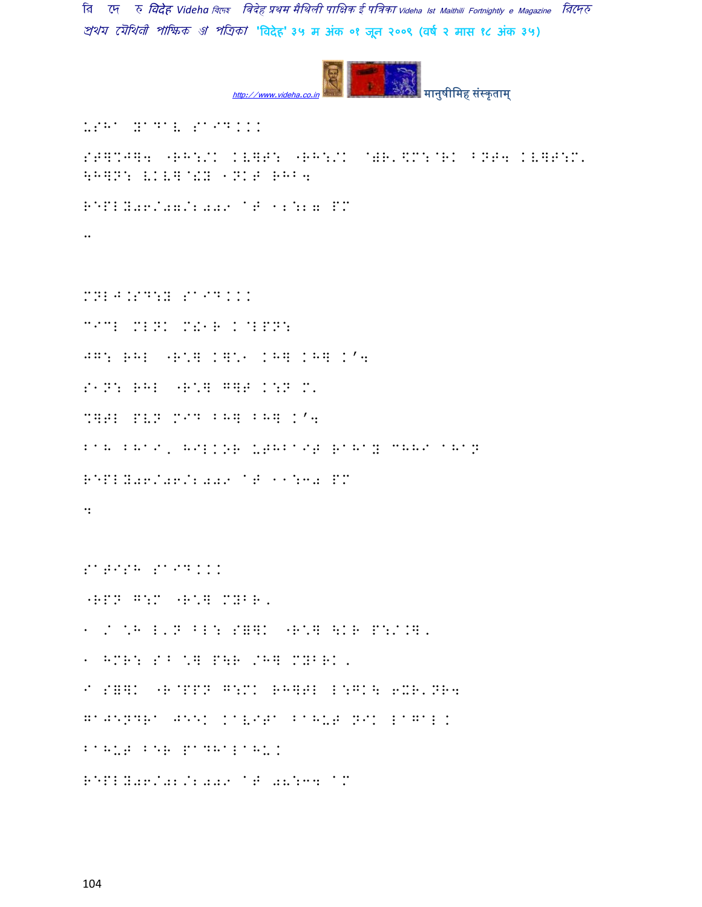USHA YADAV SAID...

SATMAIJ4 "RH:/K KVEA: "RH:/K @)R'\$M:@RK BNT4 KVEAT:M' \HQN: VKVQ@!Y 1NKT RHB4

REPLY06/07/2009 AT 12:27 PM

..

MNLJ.SD:Y SAID...

CICL MLNK M!1R K@LPN:

JG: RHL "R\*Q KQ\*1 KHQ KHQ K'4

S1N: RHL "R\*Q GQT K:N M'

%QTL PVN MID BHQ BHQ K'4

BAH BHAI, HILKOR UTHBAIT RAHAY CHHI AHAN

REPLY06/06/2009 AT 11:30 PM

:

SATISH SAID...

"RPN G:M "R\*Q MYBR'

1 / \*H L'N BL: SEQK "R\*Q \KR P:/.Q'

1 HMR: SB \*Q P\R /HQ MYBRK'

I SEQK "R@PPN G:MK RHQTL L:GK\ 6XR'NR4

GAJENDRA JEEK KAVITA BAHUT NIK LAGAL.

BAHUT BER PADHALAHU.

REPLY06/02/2009 AT 08:34 AM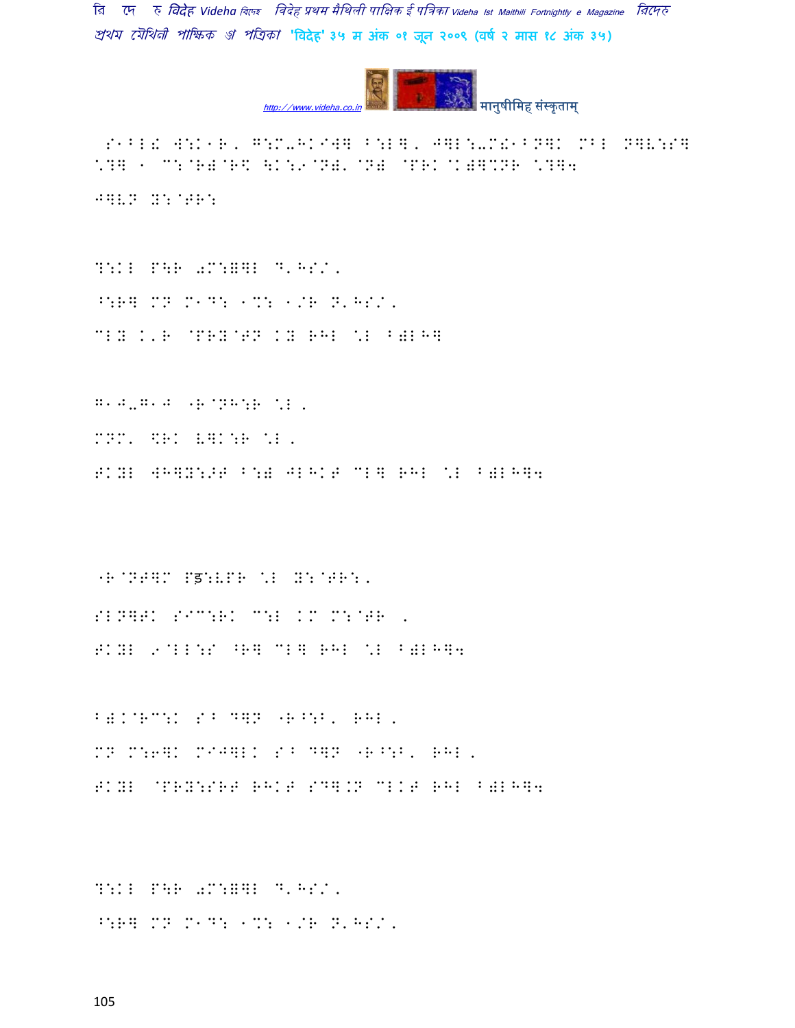S1BL! W:K1R, G:M-HKIWH B:LH, JHL:-M!1BNHK MBL NHV:SH \?H 1 C:@R)@R\$ \K:9@N),@N) @PRK@K)H%NR \?H4

JHLN Y:@TR:

?:KL P\R02M:=HL D'HS/,

^:RH MN M1D: 1%: 1/R N'HS/,

CLY K'R @PRY@TN KY RHL \*L B)LHH

G1J-G1J 0R@NH:R \*L,

MNM' \$RK VHK:R \*L,

TKYL WHHY:ST B:) JLHKT CLH RHL \*L B)LHH4

0R@NTHM Pड:VPR \*L Y:@TR:,

SLNHTK SIC:RK C:L KM M:@TR ,

TKYL 9@LL:S ^RH CLH RHL \*L B)LHH4

B)K@RC:K S^ DHN 0R^:B, RHL,

MN M:6HK MIJHLK S^ DHN 0R^:B, RHL,

TKYL @PRY:SRT RHKT SDH.N CLKT RHL B)LHH4

?:KL P\R02M:=HL D'HS/,

^:RH MN M1D: 1%: 1/R N'HS/,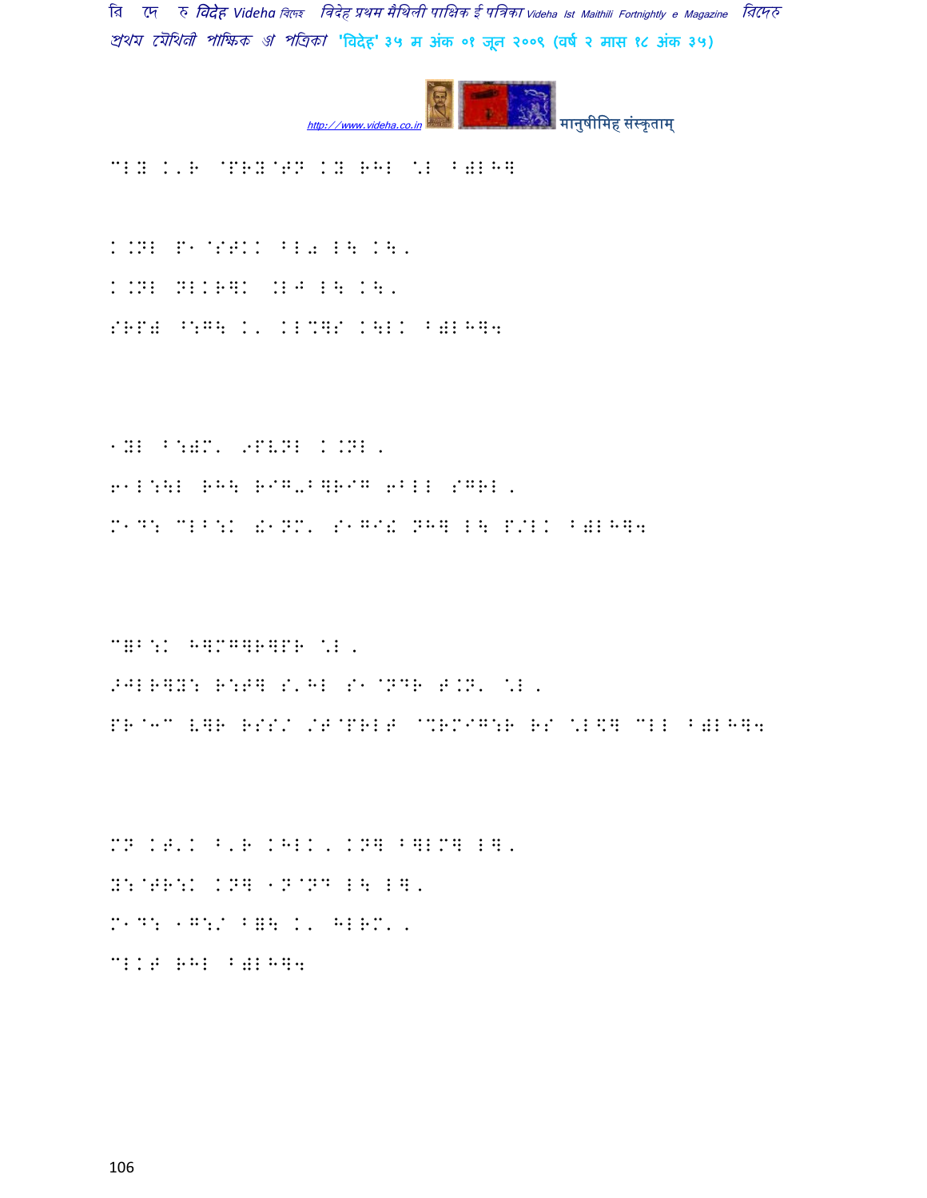CLY K'R @PRY@TN KY RHL \L B)LH]

K.NL P1@STKK BL0 L\ K\.
K.NL NLKR]K .L9 L\ K\.
SRP) ^:G\ K' KL%]S K\LK B)LH]4

1YL B:)M' 9PVNL K.NL.
61L:\L RH\ RIG-B]RIG 6BLL SGRL.
M1D: CLB:K !1NM' S1GI! NH] L\ P/LK B)LH]4

C=B:K H]MG]R]PR \L.
>JLR]Y: R:T] S'HL S1@ND\ T.N' \L.
PR@3C V]R RSS/ /T@PRLT @%RMIG:R RS \L\$] CLL B)LH]4

MN KT'K B'R KHLK. KN] B]LM] L].
Y:@TR:K KN] 1N@ND L\ L].
M1D: 1G:/ B=\ K' HLRM'.
CLKT RHL B)LH]4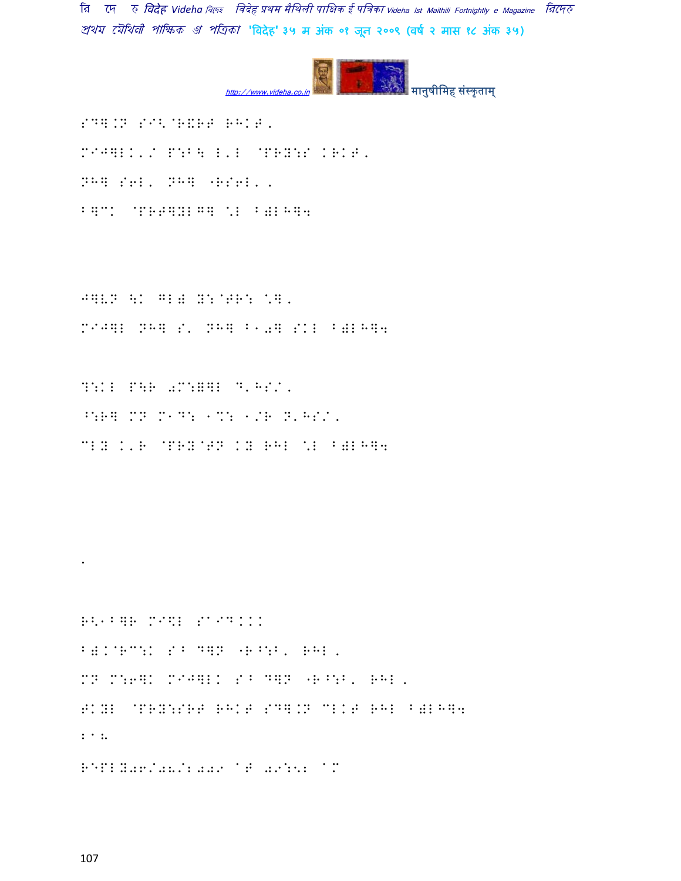SD].N S<?@R&RT RHKT,

MIJ]LK'/ P:B\ L'L @PRY:S KRKT,

NH] S6L' NH] "RS6L',

B]CK @PRT]YLG] \*L B)LH]4

J]VN \K GL) Y:@TR: \*],

MIJ]L NH] S' NH] B10] SKL B)LH]4

?:KL P\R 0M:=]L D'HS/,

^:R] MN M1D: 1%: 1/R N'HS/,

CLY K'R @PRY@TN KY RHL \*L B)LH]4

.

R<1B]R MI\$L Sa IDKKK

B)K@RC:K S^ D]N "R^:B' RHL,

MN M:6]K MIJ]LK S^ D]N "R^:B' RHL,

TKYL @PRY:SRT RHKT SD].N CLKT RHL B)LH]4

:1:

REPLY06/08/2009 AT 09:52 AM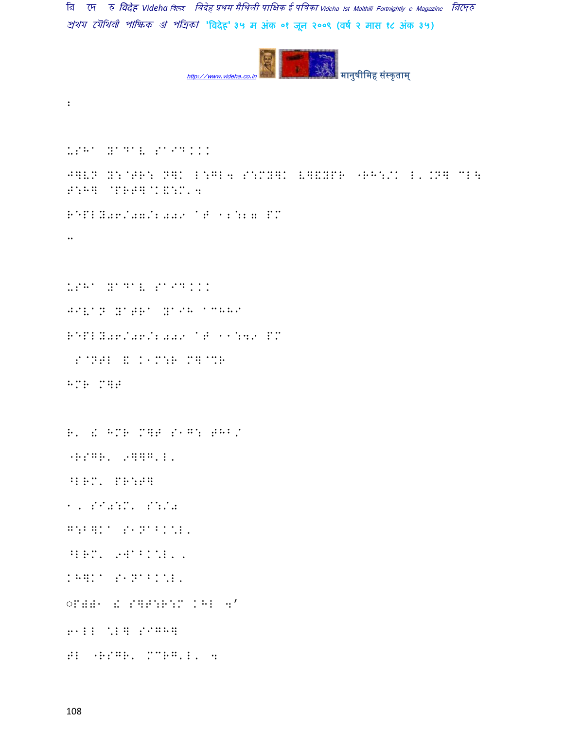:

USHA YADAV SAID...

JHLN H:@TR: NHK L:GL4 S:MYHK VHESPR "RH:/K L'.NH ML\ T:HH @PRTH@K&:M'4

REPLY06/07/2009 AT 12:27 PM

..

USHA YADAV SAID...

JIVAN YATRA YAIH ACHHI

REPLY06/06/2009 AT 11:49 PM

S@NTL & K1M:R MH@%R

HMR MHT

R' & HMR MHT S1G: THB/

"RSGR' 9HHG'L'

^LRM' PR:TH

1' SI0:M' S:/0

G:BHKA S1NABK\*L'

^LRM' 9WABK\*L''

KHHKA S1NABK\*L'

◌P)0) & SHT:R:M KHL 4'

6)LL \*LH SIGHH

TL "RSGR' MCRG'L' 4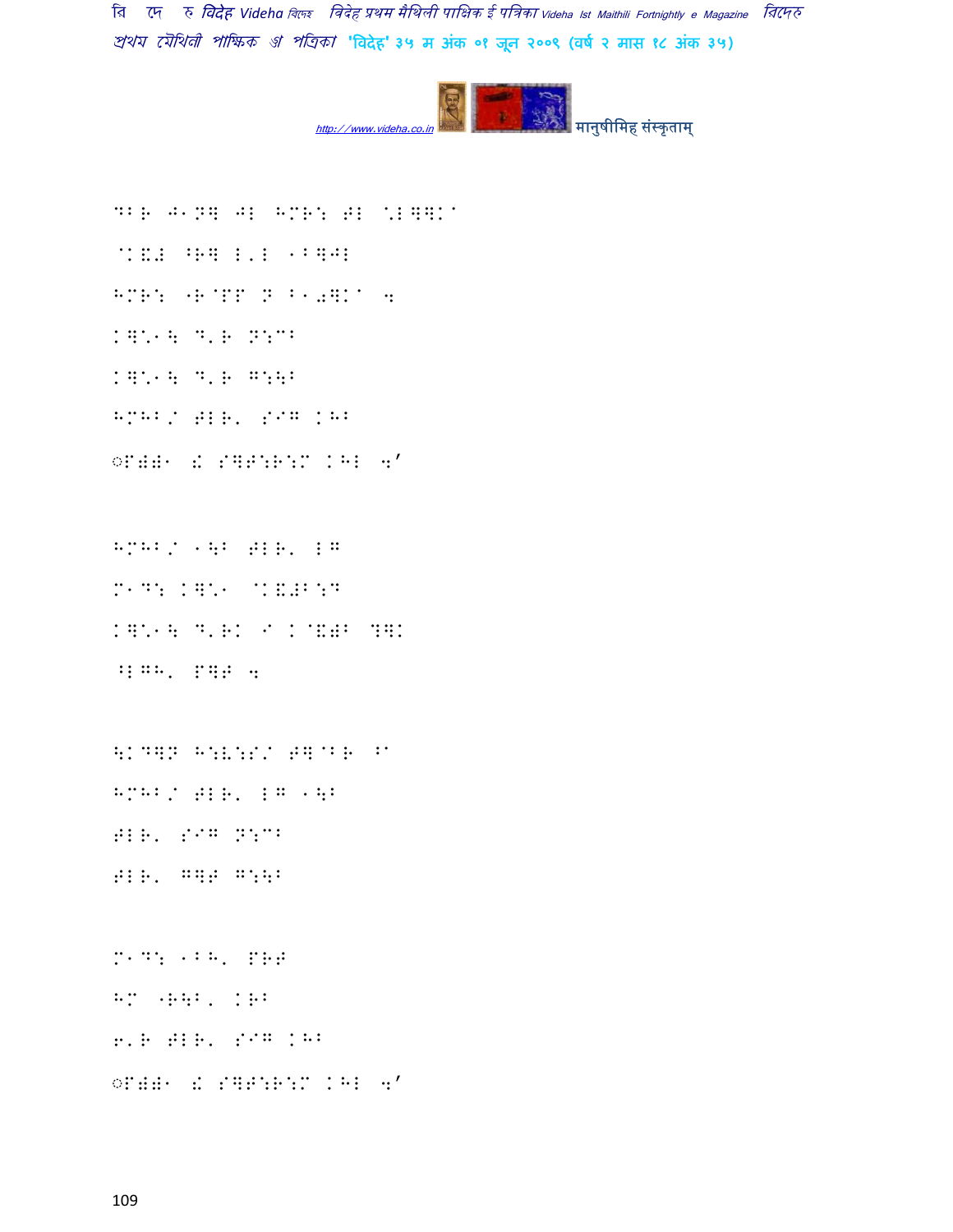DBR J1NH JL HMR: TL \*LHHK^

@K&J ^RH L'L 1BHJL

HMR: "R@PP N B10HK^ 4

KH\*1\ D'R N:CB

KH\*1\ D'R G:\B

HMHB/ TLR' SIG KHB

◌PYY1 " SHT:R:M KHL 4'

HMHB/ 1\B TLR' LG

M1D: KH\*1 @K&JB:D

KH\*1\ D'RK I K@&YB DHK

^LGH' PHT 4

\KDHN H:V:S/ TH@BR ^1

HMHB/ TLR' LG 1\B

TLR' SIG N:CB

TLR' GHT G:\B

M1D: 1BH' PRT

HM "R\B' KRB

6'R TLR' SIG KHB

◌PYY1 " SHT:R:M KHL 4'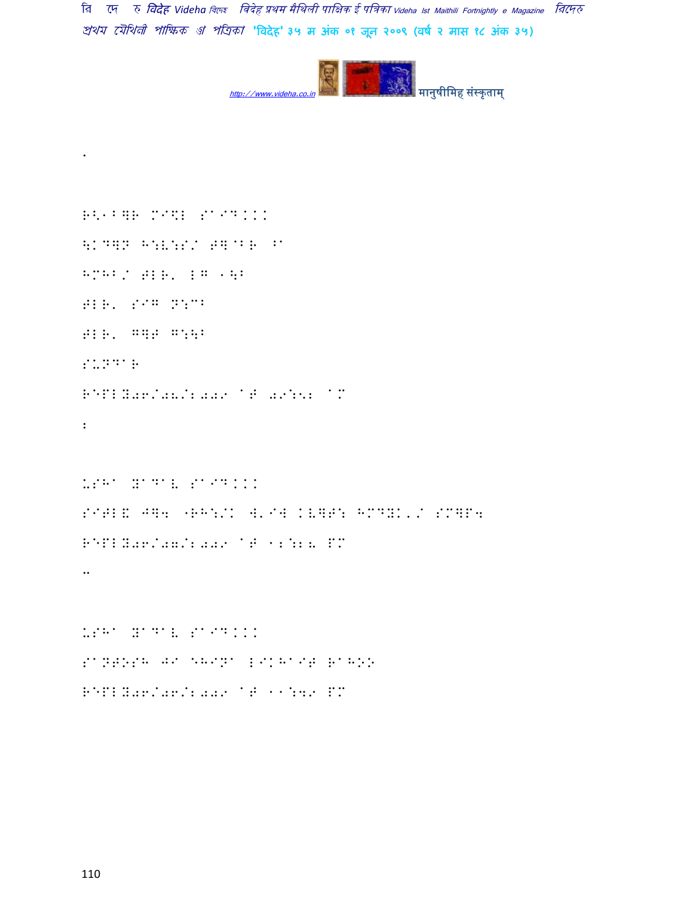.

R<']]R M^\$L S'I D...

\KD]N H:V:Z/ T]@BR ^'

HMHB/ TLR' LG '\B

TLR' S^G N:CB

TLR' G]T G:\B

SUNDAR

REPLY06/08/2009 AT 09:52 AM

:

USHA YADAV SAID...

S^TL\$ J]4 "RH:/K W'I\$ KV]T: HMDYK'/ SM]P4

REPLY06/07/2009 AT 12:28 PM

..

USHA YADAV SAID...

SANTOSH JI EHIWA LIKHAIT RAHOO

REPLY06/06/2009 AT 11:49 PM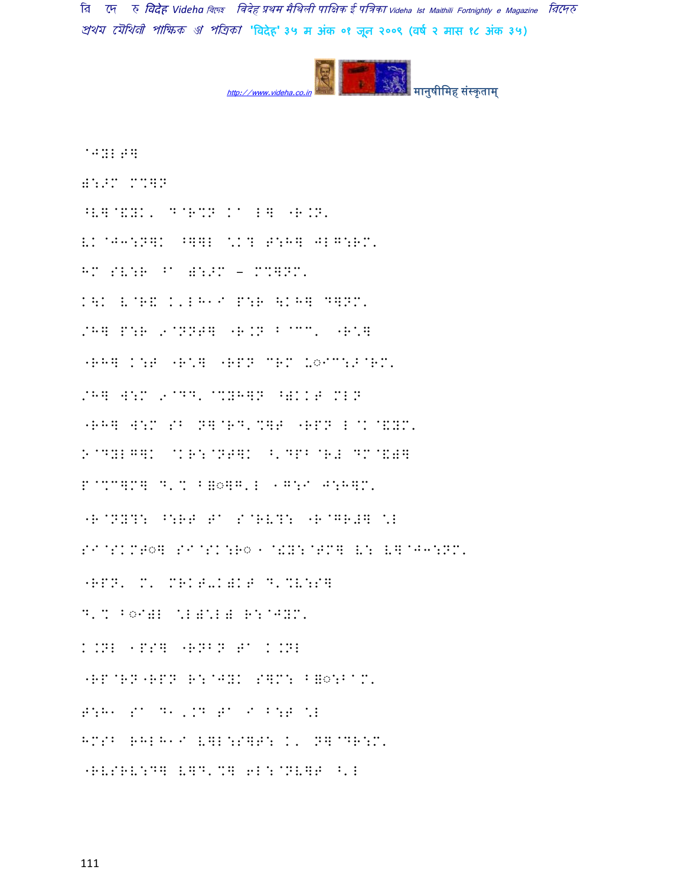@JYL T]

):>M M%]N

^V]@&YK, D@R%N KA L] "R.N'

VK@J3:N]K ^]]L \K? T:H] JLG:RM'

HM SV:R ^A ):>M - M%]NM'

K\K V@R& K'LH1I P:R \KH] D]NM'

/H] P:R 9@NNT] "R.N B@CC' "R\]

"RH] K:T "R\] "RPN CRM U◌IC:>@RM'

/H] W:M 9@DD' @%YH]N ^)KKT MLN

"RH] W:M SB N]@RD'%]T "RPN L@K@&YM'

>@DYLG]K @KR:@NT]K ^'DPB@R# DM@&)]

P@MC]M] D'% B=◌]G'L 1G:I J:H]M'

"R@NY?: ^:RT TA S@RV?: "R@GR#] \L

SI@SKMT◌] SI@SK:R◌1 @!Y:@TM] V: V]@J3:NM'

"RPN' M' MRKT-K)KT D'%V:S]

D'% B◌I)L \L)\L) R:@JYM'

K.NL 1PS] "RNBN TA K.NL

"RP@RN"RPN R:@JYK S]M: B=◌:BAM'

T:H1 SA D1,.D TA I B:T \L

HMSB RHLH1I V]L:S]T: K' N]@DR:M'

"RVSRV:D] V]D'%] 6L:@NV]T ^'L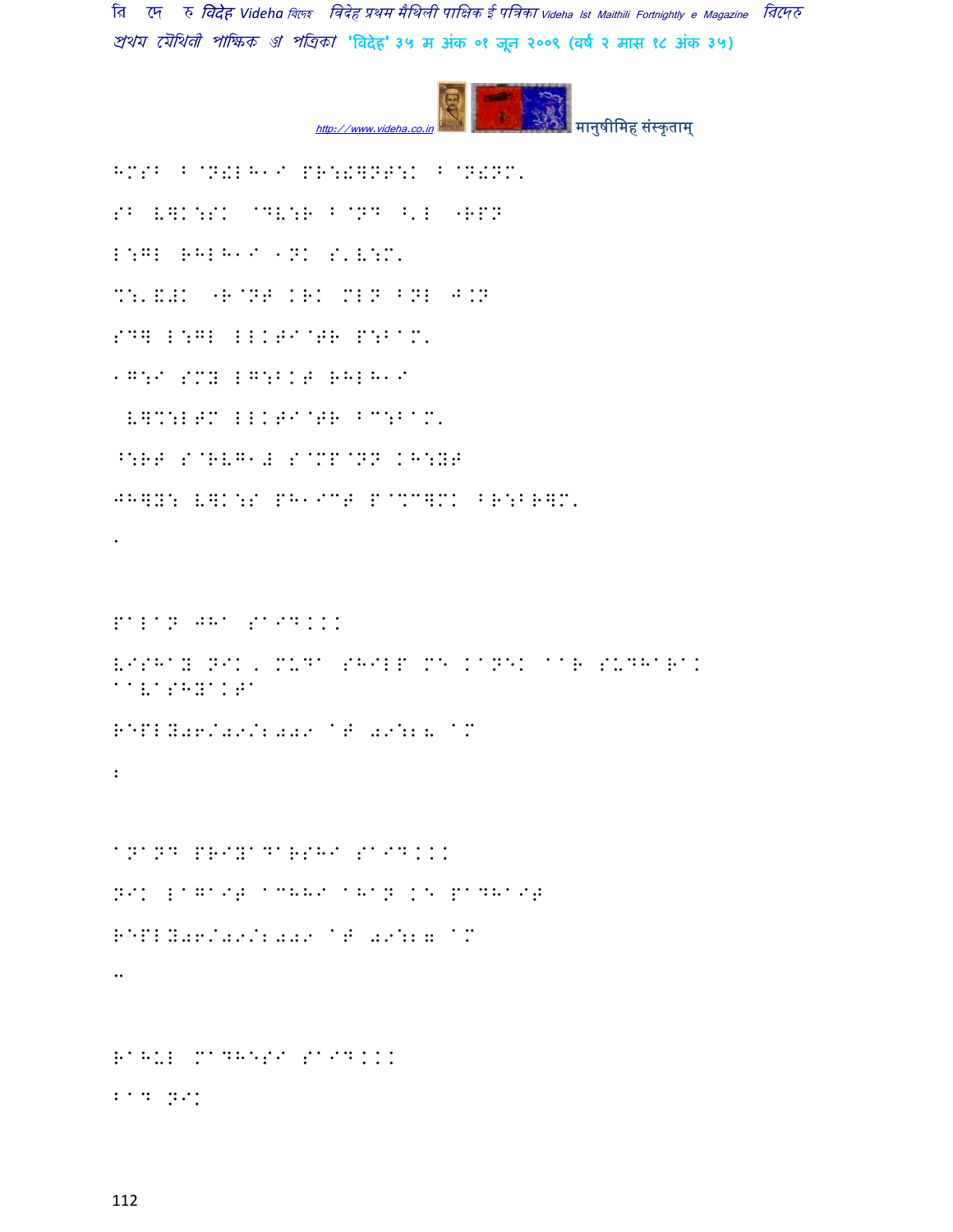HMSB B@N!LH1I PR:!]NT:K B@N!NM'

SB V]K:SK @DV:R B@ND <'L "RPN

L:GL RHLH1I 1NK S'V:M'

%:'&+K "R@NT KRK MLN BNL J.N

SD] L:GL LLKTI@TR P:BAM'

1G:I SMY LG:BKT RHLH1I

 V]%:LTM LLKTI@TR BC:BAM'

^:RT S@RVG1# S@MP@NN KH:YT

JH]Y: V]K:S PH1IC" P@%C]MK BR:BR]M'

.

PaLaN JHa SaID...

VISHaY NIK, MUDa SHILP ME KaNEK aaR SUDHaRak aaVaSHYaKTa

REPLY06/09/2009 aT 09:16 aM

:

aNaND PRIYaDaRSHI SaID...

NIK LaGaIT aCHHI aHaN KE PaDHaIT

REPLY06/09/2009 aT 09:17 aM

..

RaHUL MaDHESI SaID...

BaD NIK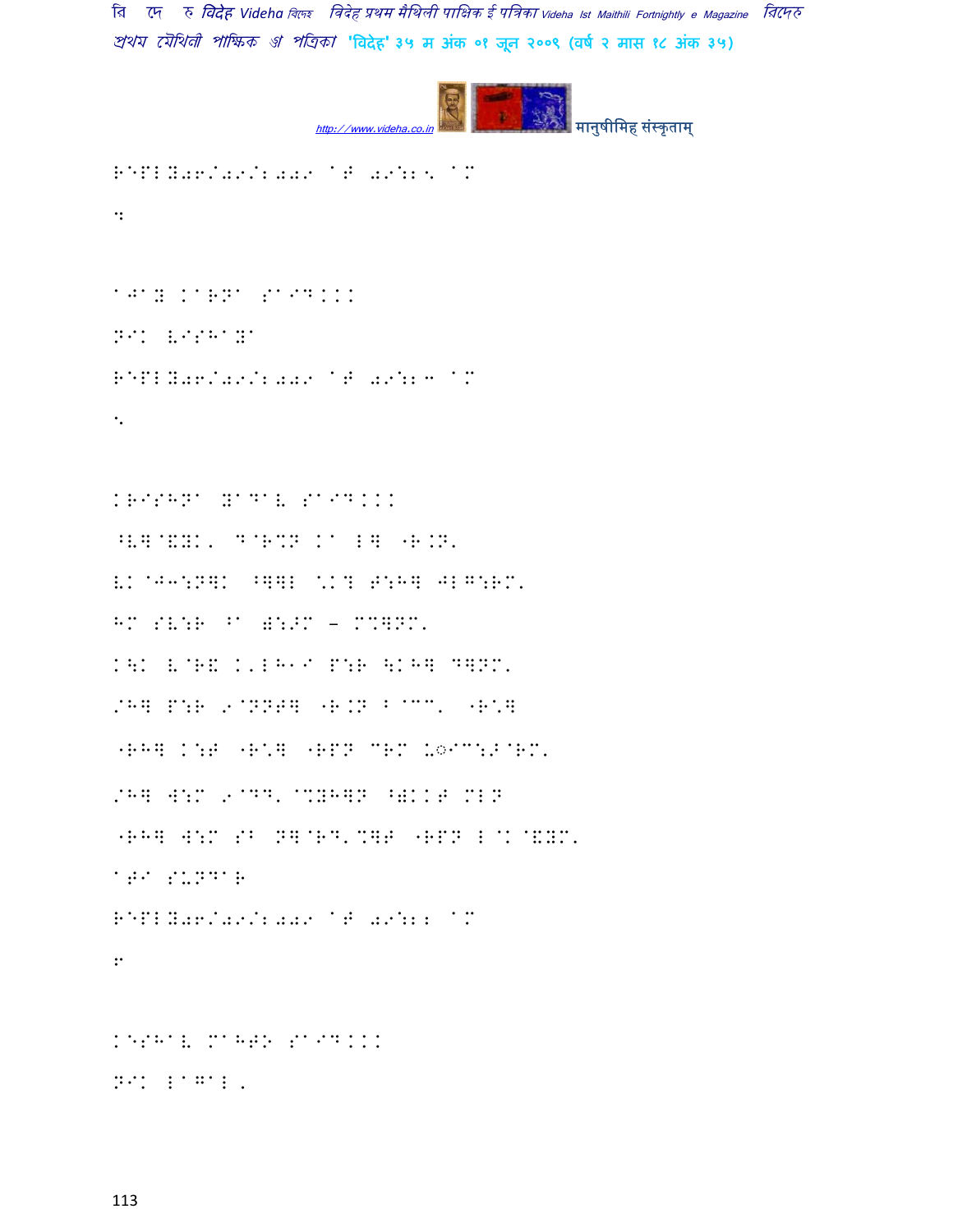REPLY06/04/2009 AT 09:25 AM

4

AJAY KARNA SAID...

NIK VISHAY

REPLY06/04/2009 AT 09:23 AM

5

KRISHNA YADAV SAID...

^V]@::K. D@R%N Ka L] "R.N.

VK@J3:N]K ^]]L \K? T:H] JLG:RM.

HM SV:R ^a

Kaq VAR 4 MAILNA VID

/H] P:R 9@NNT] "R.N B@CC. "R\]

"RH] K:T "R\] "RPN CRM :◌IC:>@RM.

/H] W:M 9@DD.@%YH]N ^WKKT MLN

"RH] W:M SB N]@RD.%]T "RPN L@K@&YM.

ATI SUNDAR

REPLY06/04/2009 AT 09:22 AM

6

KESHAV MAHTO SAID...

NIK LAGAL.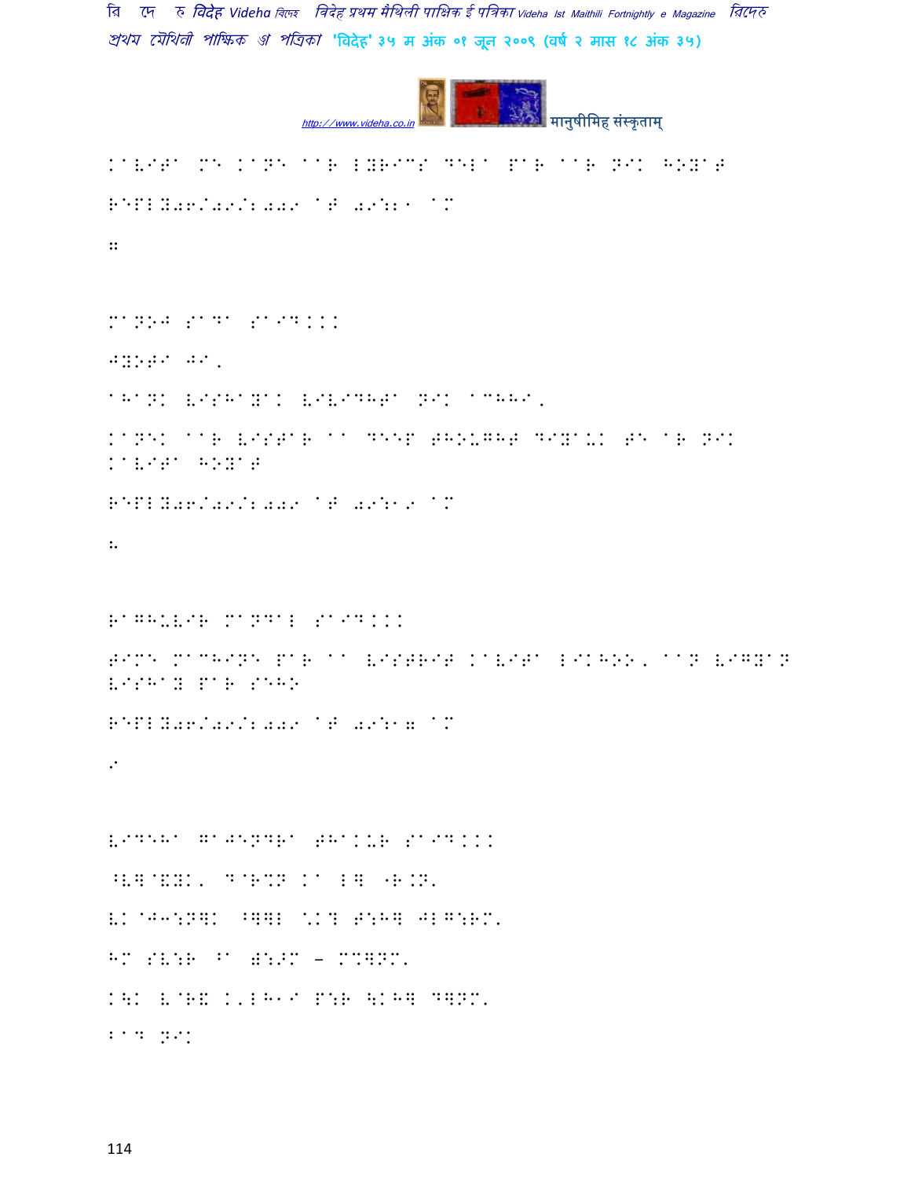KAVITA ME KANE AAR LYRICS DELA PAR AAR NIK HOYAT

REPLY06/09/2009 AT 09:11 AM

MANOJ SADA SAID...

JYOTI JI,

AHANK VISHAYAK VIVIDHTA NIK ACHHI,

KANEK AAR VISTAR AA DEEP THOUGHT DIYAUK TE AR NIK KAVITA HOYAT

REPLY06/09/2009 AT 09:12 AM

RAGHUVIR MANDAL SAID...

TIME MACHINE PAR AA VISTRIT KAVITA LIKHOO, AAN VIGYAN VISHAY PAR SEHO

REPLY06/09/2009 AT 09:17 AM

VIDEHA GAJENDRA THAKUR SAID...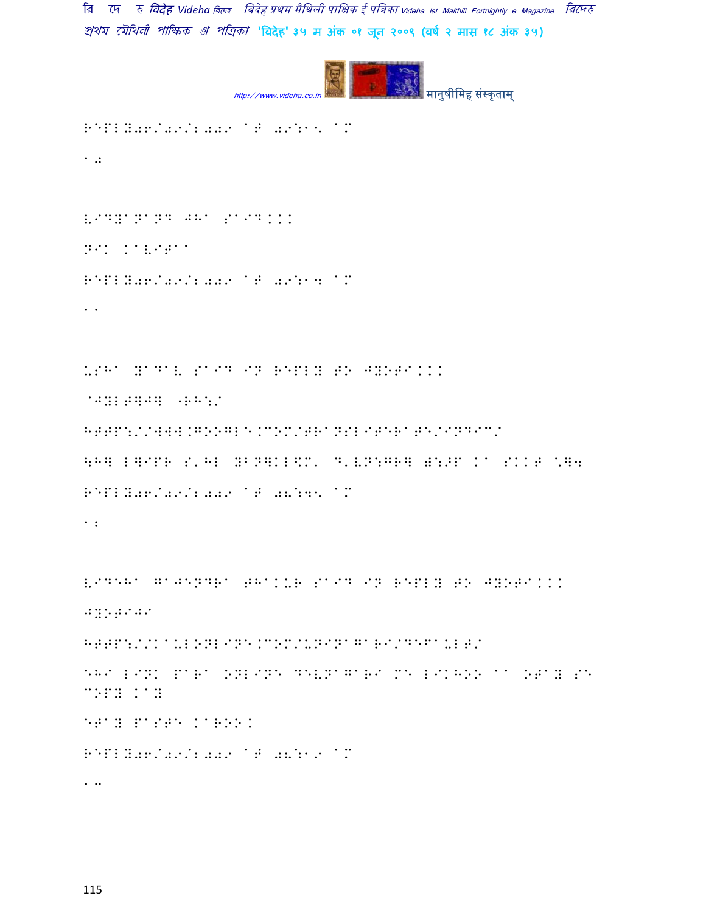REPLY06/09/2009 AT 09:15 AM

10

VIDYANAND JHA SAID...

NIK KAVITA

REPLY06/09/2009 AT 09:14 AM

11

USHA YADAV SAID IN REPLY TO JYOTI...

@JYOTIJI :)

HTTP://WWW.GOOGLE.COM/TRANSLITERATE/INDIC/

YAHA LIKHU AUR COPY-PASTE KARU ORKUT PE

REPLY06/09/2009 AT 08:45 AM

12

VIDEHA GAJENDRA THAKUR SAID IN REPLY TO JYOTI...

JYOTIJI

HTTP://KAULONLINE.COM/UNINAGARI/DEFAULT/

EHI LINK PARA ONLINE DEVNAGARI ME LIKHOO AA OTAY SE COPY KAY

ETAY PASTE KAROO.

REPLY06/09/2009 AT 08:19 AM

13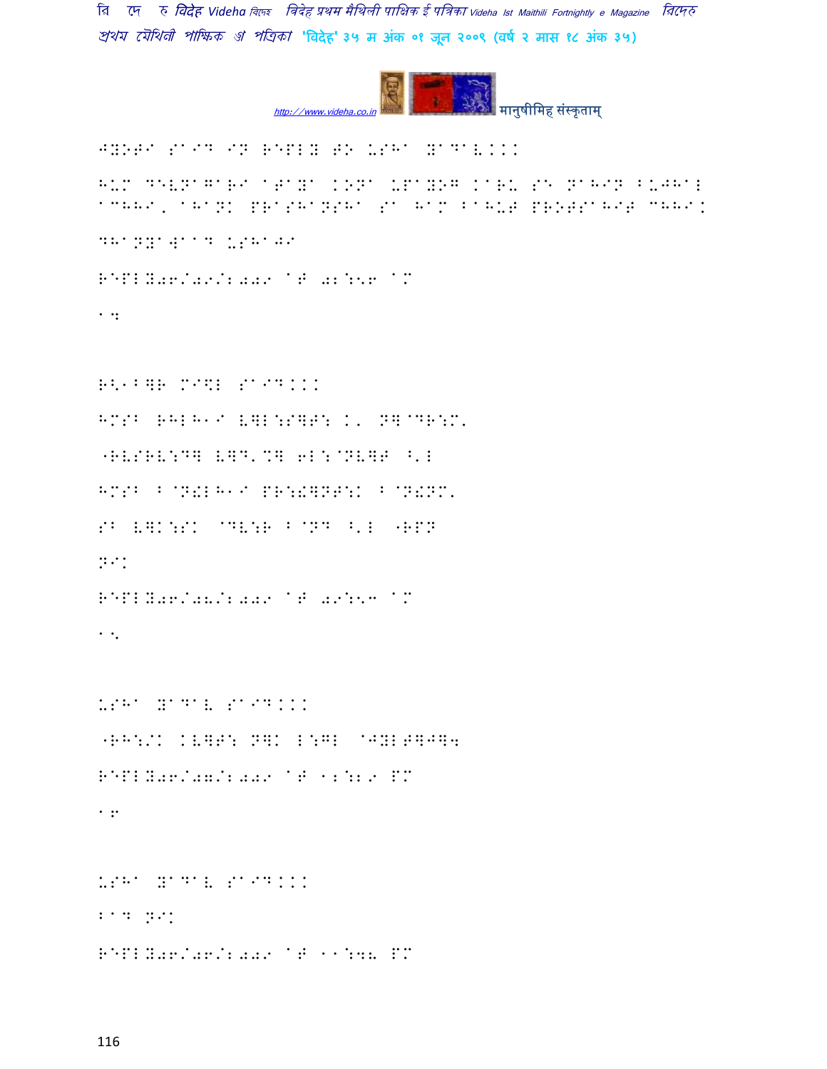JYOTI SAID IN REPLY TO USHA YADAV...

HUM DEVNAGARI ATAYA KONA UPAYOG KARU SE NAHIN BUJHAL ACHHI, AHANK PRASHANSHA SA HAM BAHUT PROTSAHIT CHHI.

DHANYAWAAD USHAJI

REPLY06/09/2009 AT 02:56 AM

14

R.1B]R MI$L SAID...

HMSB RHLH1I V]L:S]T: K' N]@DR:M'

"RVSRV:D] V]D'%] 6L:@NV]T ^'L

HMSB B@N!LH1I PR:!]NT:K B@N!NM'

SB V]K:SK @DV:R B@ND ^'L "RPN

NIK

REPLY06/08/2009 AT 09:53 AM

15

USHA YADAV SAID...

"RH:/K KV]T: N]K L:GL @JYLT]J]4

REPLY06/07/2009 AT 12:29 PM

16

USHA YADAV SAID...

2ad NIK

REPLY06/06/2009 AT 11:48 PM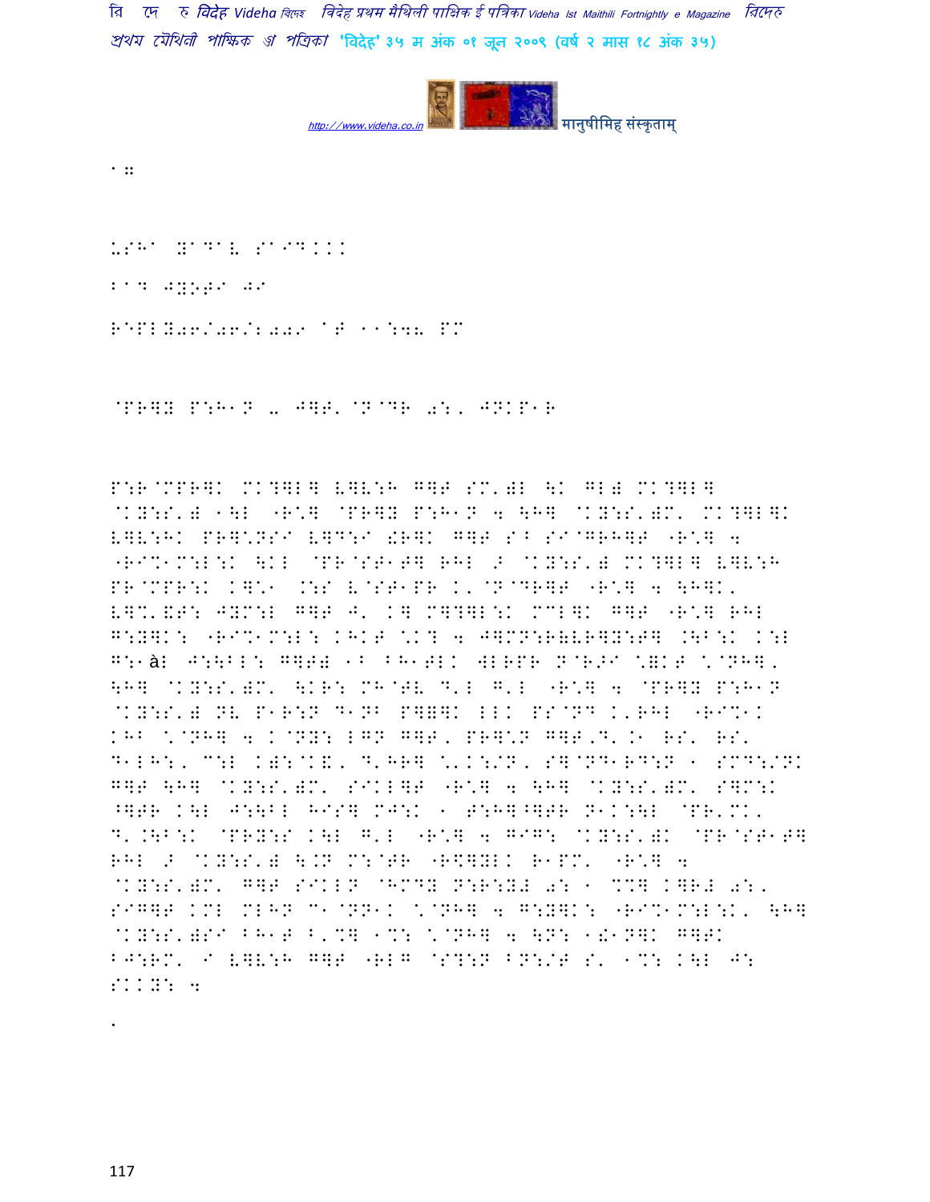1 ::

USHA YADAV SAID...

BAD JYOTI JI

REPLY06/06/2009 AT 11:48 PM

@PR]Y P:H1N 除 J]T' @N@DR 0:, JNKP1R

P:R@MPR]K MK?]L] V]V:H G]T SM'): \K GL) MK?]L] @KY:S') 1\L "R\*] @PR]Y P:H1N 4 \H] @KY:S')M' MK?]L]K V]V:HK PR]\*NSI V]D:I !R]K G]T S^ SI@GRH]T "R\*] 4 "RI%1M:L:K \KL @PR@ST1T] RHL > @KY:S') MK?]L] V]V:H PR@MPR:K K]\*1 .:S V@ST1PR K'@N@DR]T "R\*] 4 \H]K' V]%'&T: JYM:L G]T J' K] M]?]L:K MCL]K G]T "R\*] RHL G:Y]K: "RI%1M:L: KHKT \*K? 4 J]MN:R(VR]Y:T] .\B:K K:L G:1àL J:\BL: G]T) 1B BH1TLK WLRPR N@R>I \*=KT \*@NH], \H] @KY:S')M' \KR: MH@TV D'L G'L "R\*] 4 @PR]Y P:H1N @KY:S') NV P1R:N D1NB P]=]K LLK PS@ND K'RHL "RI%1K KHB \*@NH] 4 K@NY: LGN G]T, PR]\*N G]T,D'.1 RS' RS' D1LH:, C:L K):@K&, D'HR] \*'K:/N, S]@ND1RD:N 1 SMD:/NK G]T \H] @KY:S')M' SIKL]T "R\*] 4 \H] @KY:S')M' S]M:K ^]TR K\L J:\BL HIS] MJ:K 1 T:H]^]TR N1K:\L @PR'MK' D'.\B:K @PRY:S K\L G'L "R\*] 4 GIG: @KY:S')K @PR@ST1T] RHL > @KY:S') \.N M:@TR "R\$]YLK R1PM' "R\*] 4 @KY:S')M' G]T SIKLN ^HMDY N:R:Y# 0: 1 %C] K]R# 0:, SIG]T KML MLHN C1@NN1K \*@NH] 4 G:Y]K: "RI%1M:L:K' \H] @KY:S')SI BH1T B'%] 1%: \*@NH] 4 \N: 1!1N]K G]TK BJ:RM' I V]V:H G]T "RLG @S?:N BN:/T S' 1%: K\L J: SKKY: 4

.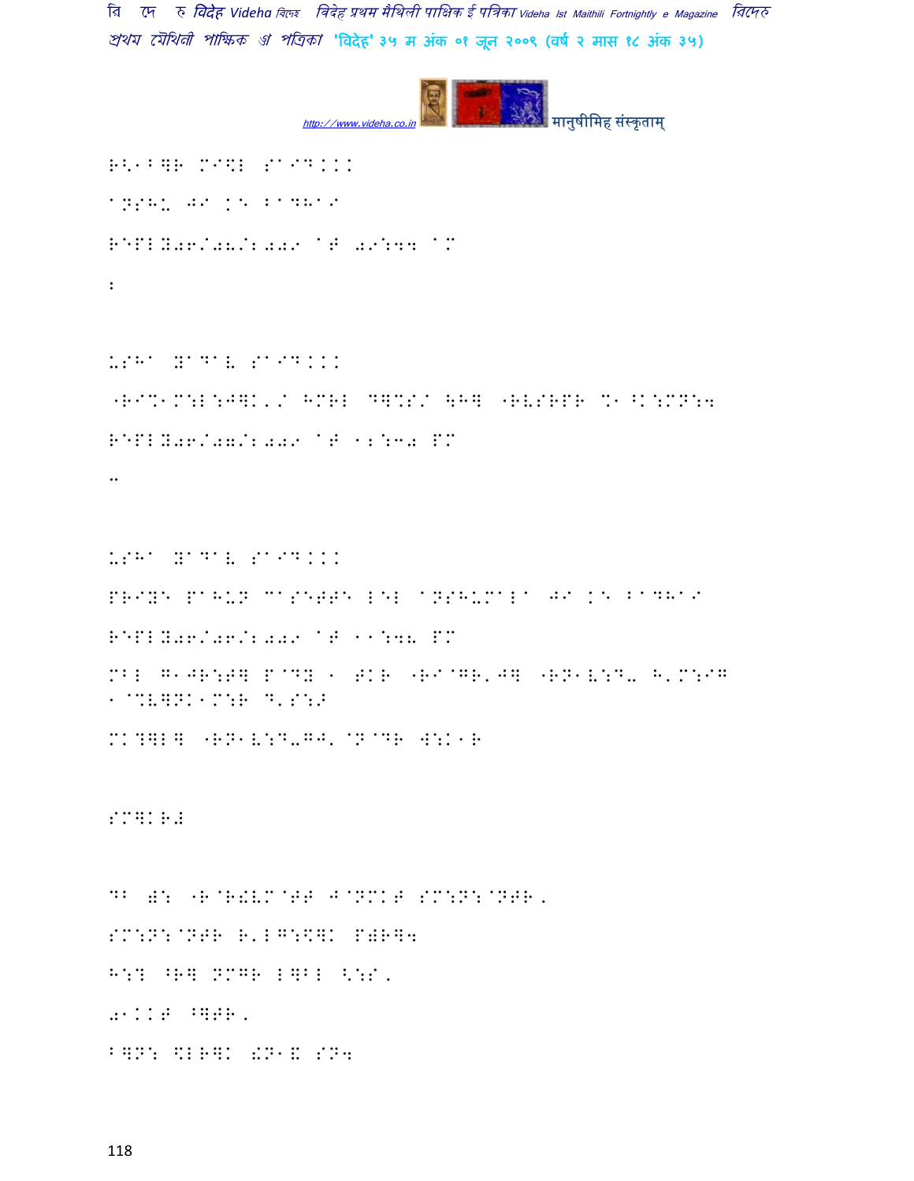R<1B]R MI\L SAID...

aNSHU JI K] BADHAI

REPLY06/08/2009 AT 09:44 AM

:

USHA YADAV SAID...

"RI%1M:L:J]K'/ HMRL D]%S/ \H] "RVSRPR %1^K:MN:4

REPLY06/07/2009 AT 12:30 PM

..

USHA YADAV SAID...

PRIYE PAHUN CASETTE L:L aNSHUMALA JI K] BADHAI

REPLY06/06/2009 AT 11:48 PM

MBL G1JR:T] P@DY 1 TKR "RI@GR'J] "RN1V:D- H'M:IG 1@%V]NK1M:R D'S:J

MK?]L] "RN1V:D-GJ'@N@DR W:K1R

SM]KR#

DB ): "R@R!VM@TT J@NMKT SM:N:@NTR,

SM:N:@NTR R'LG:\]K P)R]4

H:? ^R] NMGR L]BL <:S,

0...T ^]TR,

B]N: %LR]K !N1& SN4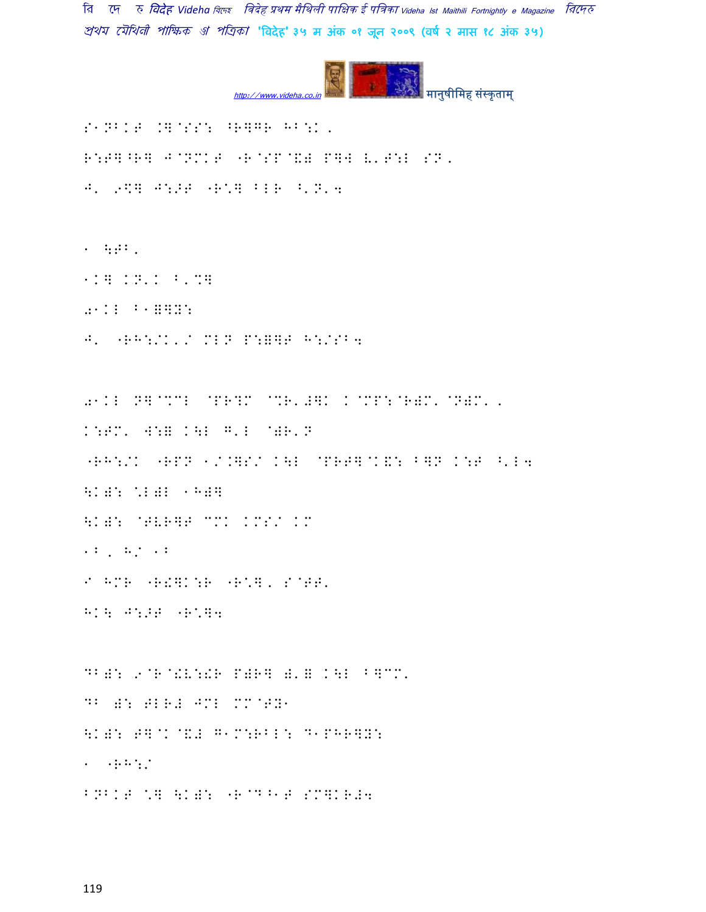S1NBKT .]@SS: ^R]GR HB:K,

R:T]^R] J@NMKT "R@SP@&# P]W V'T:L SN,

J' 9\] J:>T "R\*] BLR ^'N'4

1 \TB'

1K] KN'K B'%]

01KL B1=]Y:

J' "RH:/K'/ MLN P:=]T H:/SB4

01KL N]@%ML @PR?M @%R'#]K K@MP:@R#M'@N#M',

K:TM' W:= K\L G'L @)R'N

"RH:/K "RPN 1/.]S/ K\L @PRT]@K&: B]N K:T ^'L4

\K): \*L)L 1H)]

\K): @TVR]T CMK KMS/ KM

1B, H/ 1B

I HMR "R!]K:R "R\*], S@TT'

HK\ J:>T "R\*]4

DB): 9@R@!V:!R P)R] )'= K\L B]CM'

DB ): TLR# JML MM@TY1

\K): T]@K@&# G1M:RBL: D1PHR]Y:

1 "RH:/

BNBKT \*] \K): "R@D^1T SM]KR#4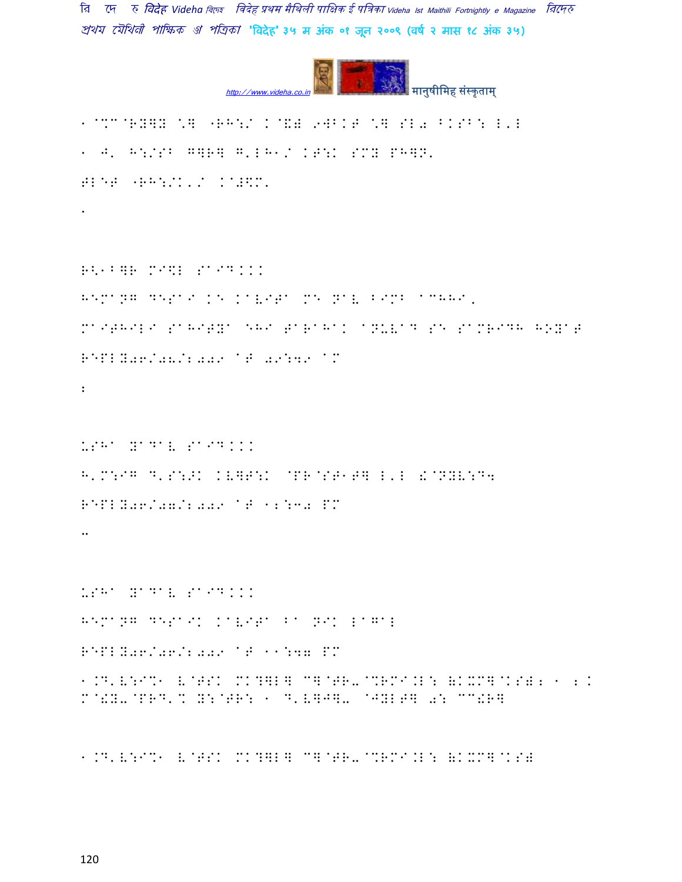१ ^%^@RY]Y \] "RH:/ K@&B 9WBKT \] SL0 @KSB: L'L

१ J' H:/SB G]R] G'LH1/ KT:K SMY PH]N'

HL@T "RH:/K'/ K@#\$M'

.

R<1B]R M`\$L SA`D...

HEMANG DESAI KE KAVITA ME NAV BIMB ACHHI,

MAITHILI SAHITYA EHI TARAHAK ANUVAD SE SAMRIDDH HOYAT

REPLY06/08/2009 AT 09:49 AM

:

USHA YADAV SAID...

H'M:IG D'S:>K KV]T:K @PR@ST1T] L'L ☺@NYV:D4

REPLY06/07/2009 AT 12:30 PM

..

USHA YADAV SAID...

HEMANG DESAIK KAVITA BA NIK LAGAL

REPLY06/06/2009 AT 11:47 PM

१.D'V:I%1 V@TSK MK?]L] C]@TR-@%RMI.L: ;KXM]@KS)2 १ 2.

M@!Y-@PRD'% Y:@TR: १ D'V]J]- @JYLT] 0: CC!R]

१.D'V:I%1 V@TSK MK?]L] C]@TR-@%RMI.L: ;KXM]@KS)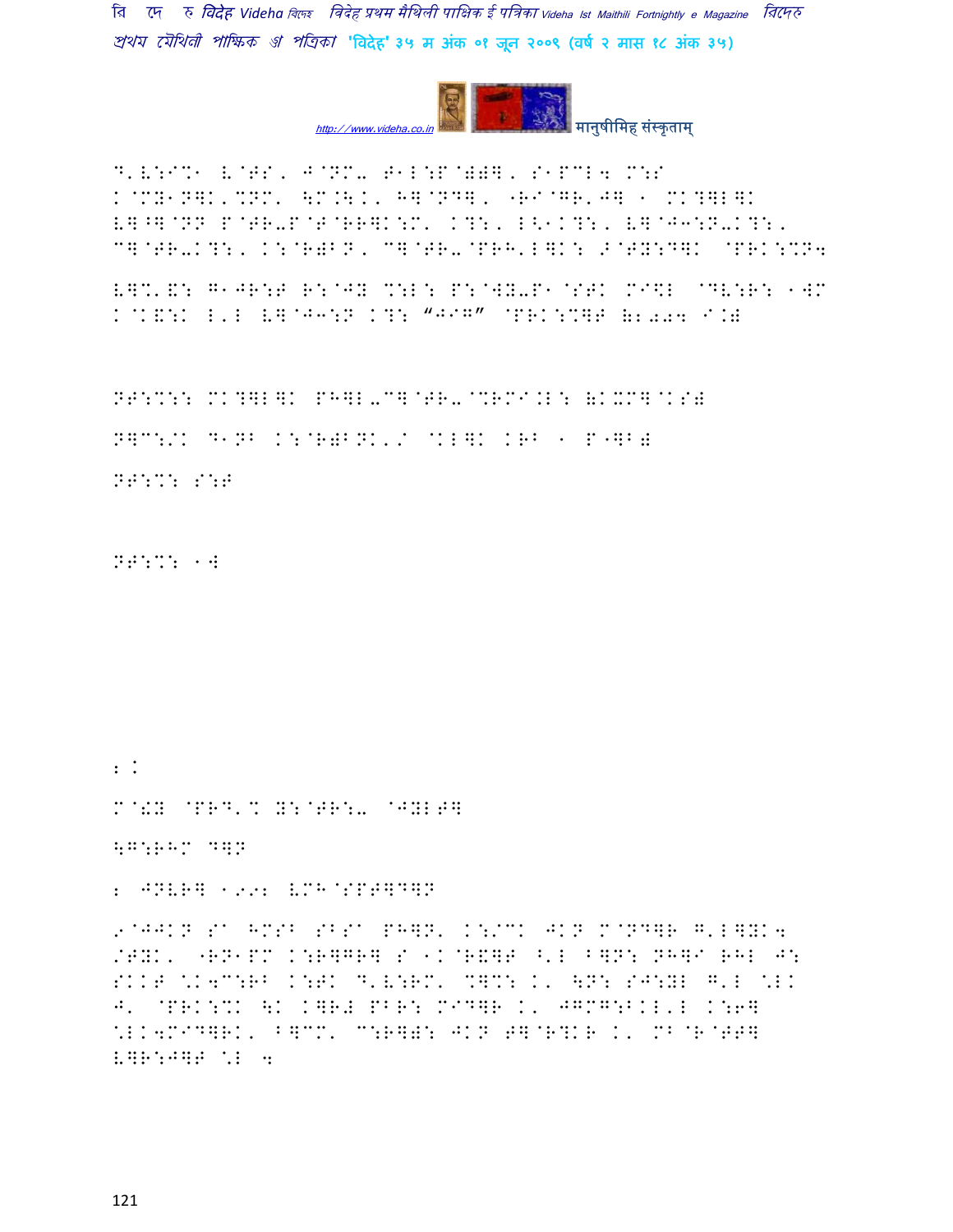D'V:I%1 V@TS, J@NM- T1L:P@)0], S1PCL4 M:S K@MY1N]K'%NM' \M.\.K, H]@ND], "RI@GR'J] 1 MK?]L]K V]^]@NN P@TR-P@T@RR]K:M' K?:, L<1K?:, V]@J3:N-K?:, C]@TR-K?:, K:@R)BN, C]@TR-@PRH'L]K: >@TY:D]K @PRK:%N4

V]%'&: G1JR:T R:@JY %:L: P:@WY-P1@STK MI\$L @DV:R: 1WM K@K&:K L'L V]@J3:N K?: "JIG" @PRK:%]T (2004 I.)

NT:%: MK?]L]K PH]L-C]@TR-@%RMI.L: (KXM]@KS)

N]C:/K D1NB K:@R)BNK'/ @KL]K KRB 1 P"]B)

NT:%: S:T

NT:%: 1W

2.

M@!Y @PRD'% Y:@TR:- @JYLT]

\G:RHM D]N

2 JNVR] 1992 VMH@SPT]D]N

9@JJKN SA HMSB SBSA PH]N' K:/CK JKN M@ND]R G'L]YK4 /TYK, "RN1PM K:R]GR] S 1K@R&]T ^'L B]N: NH]I RHL J: SKKT \*K4C:RB K:TK D'V:RM' %]%: K' \N: SJ:YL G'L \*LK J' @PRK:%K \K K]R# PBR: MID]R K' JGMG:BKL'L K:6] \*LK4MID]RK, B]CM' C:R]): JKN T]@R?KR K' MB@R@TT] V]R:J]T \*L 4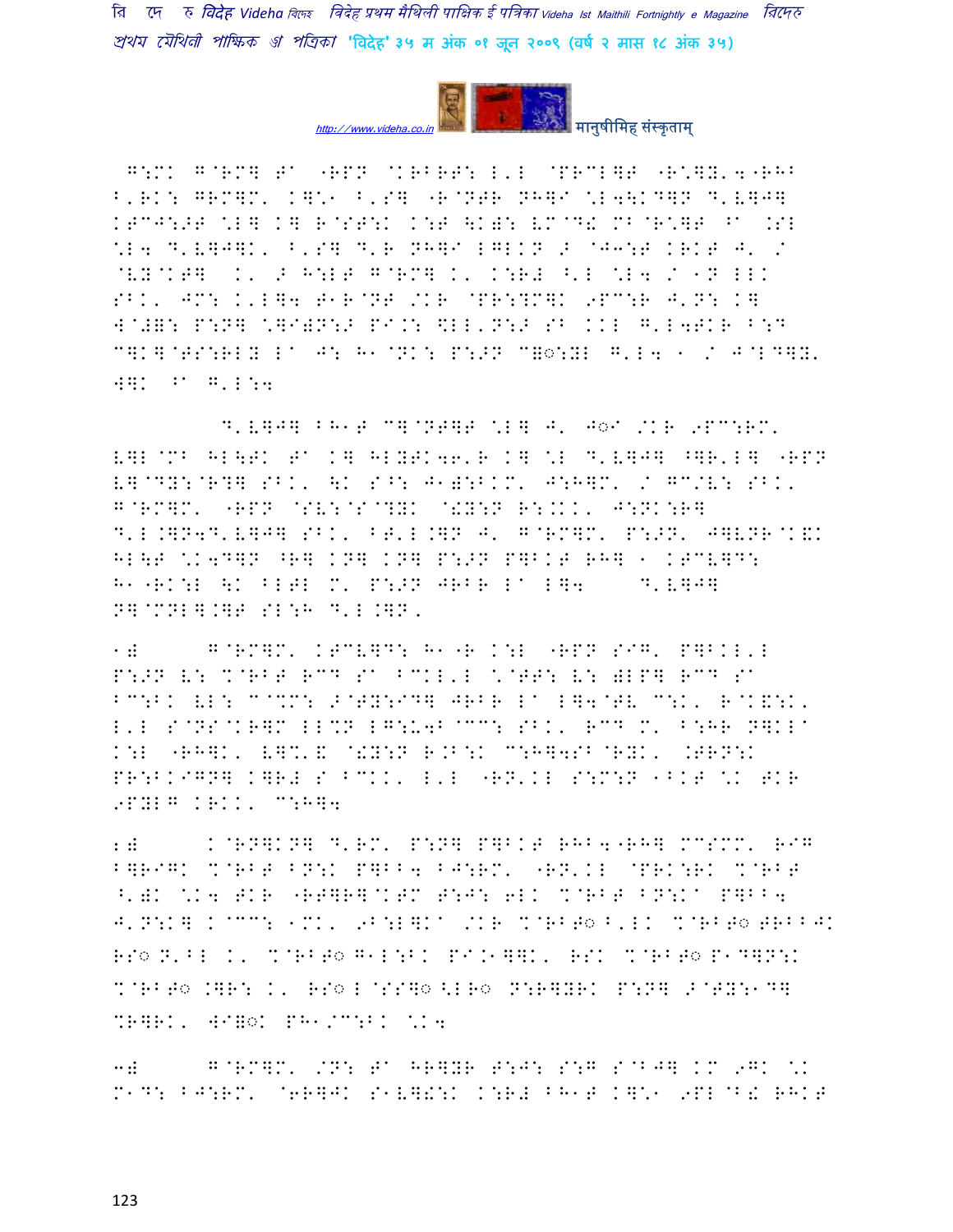G:MK G@RM] Ta "RPN @KRBRT: L'L @PRCL]T "R\]Y'4"RHB B'RK: GRM]M' K]\1 B'S] "R@NTR NH]I \L4\KD]N D'V]J] KTCJ:>T \L] K] R@ST:K K:T \K): VM@D! MB@R\]T ^a .SL \L4 D'V]J]K' B'S] D'R NH]I LGLKN > @JJ:T KRKT J' / @VY@KT] K' > H:LT G@RM] K' K:R# ^'L \L4 / 1N LLK SBK' JM: K'L]4 T1R@NT /KR @PR:?M]K 9PC:R J'N: K] W@#]: P:N] \]I)N:> PI.: \$LL'N:> SB KKL G'L4TKR B:D C]K]@TS:RLY La J: H1@NK: P:>N C]o:YL G'L4 1 / J@LD]Y' W]K ^a G'L:4

D'V]J] BH1T C]@NT]T \L] J' Jo1 /KR 9PC:RM' V]L@MB HL\TK Ta K] HLYTK46'R K] \L D'V]J] ^]R'L] "RPN V]@DY:@R?] SBK' \K S^: J1):BKM' J:H]M' / GC/V: SBK' G@RM]M' "RPN @SV:@S@?YK @!Y:N R:.KK' J:NK:R] D'L.]N4D'V]J] SBK' BT'L.]N J' G@RM]M' P:>N' J]VNR@K&K HL\T \K4D]N ^R] KN] KN] P:>N P]BKT RH] 1 KTCV]D: H1"RK:L \K BLTL M' P:>N JRBR La L]4 D'V]J] N]@MNL].]T SL:H D'L.]N'

1) G@RM]M' KTCV]D: H1"R K:L "RPN SIG' P]BKL'L P:>N V: %@RBT RCD Sa BCKL'L \@TT: V: )LP] RCD Sa BC:BK VL: C@%M: >@TY:ID] JRBR La L]4@TV C:K' R@K&:K' L'L S@NS@KR]M LL%N LG:U4B@CC: SBK' RCD M' B:HR N]KLa K:L "RH]K' V]%'& @!Y:N R.B:K C:H]4SB@RYK' .TRN:K PR:BKIGN] K]R# S BCKK' L'L "RN'KL S:M:N 1BKT \K TKR 9PYLG KRKK' C:H]4

2) K@RN]KN] D'RM' P:N] P]BKT RHB4"RH] MCSMM' RIG B]RIGK %@RBT BN:K P]BB4 BJ:RM' "RN'KL @PRK:RK %@RBT ^')K \K4 TKR "RT]R]@KTM T:J: 6LK %@RBT BN:Ka P]BB4 J'N:K] K@CC: 1MK' 9B:L]Ka /KR %@RBTo B'LK %@RBTo TRBBJK RSo N'BL K' %@RBTo G1L:BK PI.1]]K' RSK %@RBTo P1D]N:K %@RBTo .]R: K' RSo L@SS]o <LRo N:R]YRK P:N] >@TY:1D] %R]RK' WI]oK PH1/C:BK \K4

3) G@RM]M' /N: Ta HR]YR T:J: S:G S@BJ] KM 9GK \K M1D: BJ:RM' @6R]JK S1V]!:K K:R# BH1T K]\1 9PL@B! RHKT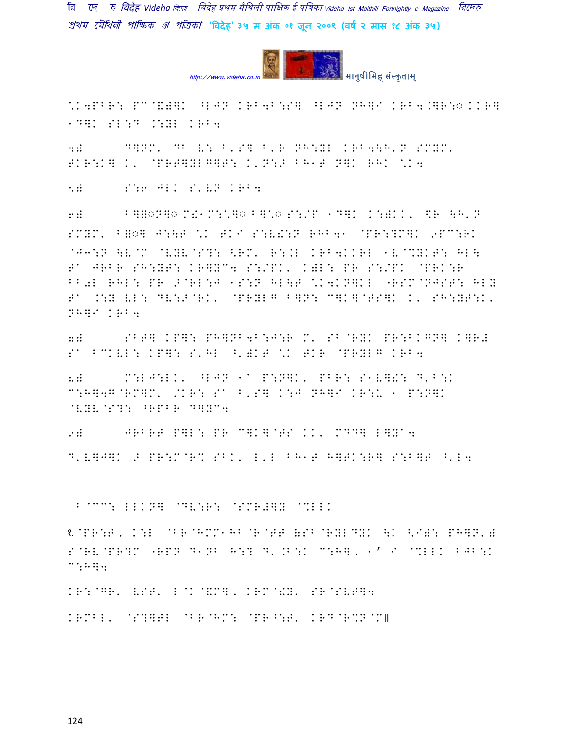\*K4PBR: PC@&)]K ^LJN KRB4B:S] ^LJN NH]I KRB4.]R:◌ KKR] 1D]K SL:D .:YL KRB4

4) D]NM' DB V: B'S] B'R NH:YL KRB4\H'N SMYM' TKR:K] K' @PRT]YLG]T: K'N:> BH1T N]K RHK \*K4

5) S:6 JLK S'VN KRB4

6) B]◌N]◌ M!1M:\*]◌ B]\*◌ S:/P 1D]K K:)KK' \$R \H'N SMYM' B]◌] J:\T \*K TKI S:V!:N RHB41 @PR:?M]K 9PC:RK @J3:N \V@M @VYV@S?: <RM' R:.L KRB4KKRL 1V@%YKT: HL\ T1 JRBR SH:YT: KR]YC4 S:/PK' K)L: PR S:/PK @PRK:R BB0L RHL: PR >@RL:J 1S:N HL\T \*K4KN]KL "RSM@NJST: HLY T1 .:Y VL: DV:>@RK' @PRYLG B]N: C]K]@TS]K K' SH:YT:K' NH]I KRB4

7) SBT] KP]: PH]NB4B:J:R M' SB@RYK PR:BKGN] K]R# S1 BCKVL: KP]: S'HL ^')KT \*K TKR @PRYLG KRB4

8) M:LJ:LK' ^LJN 11 P:N]K' PBR: S1V]!: D'B:K C:H]4G@RM]M' /KR: S1 B'S] K:J NH]I KR:U 1 P:N]K @VYV@S?: ^RPBR D]YC4

9) JRBRT P]L: PR C]K]@TS KK' MDD] L]Y14

D'V]J]K > PR:M@R% SBK' L'L BH1T H]TK:R] S:B]T ^'L4

 B@CC: LLKN] @DV:R: @SMR#]Y @%LLK

१.@PR:T' K:L @BR@HMM1HB@R@TT (SB@RYLDYK \K <I): PH]N'( S@RV@PR?M "RPN D1NB H:? D'.B:K C:H]' 1' I @%LLK BJB:K C:H]4

KR:@GR' VST' L@K@&M]' KRM@!Y' SR@SVT]4

KRMBL' @S?]TL @BR@HM: @PR^:T' KRD@R%N@M॥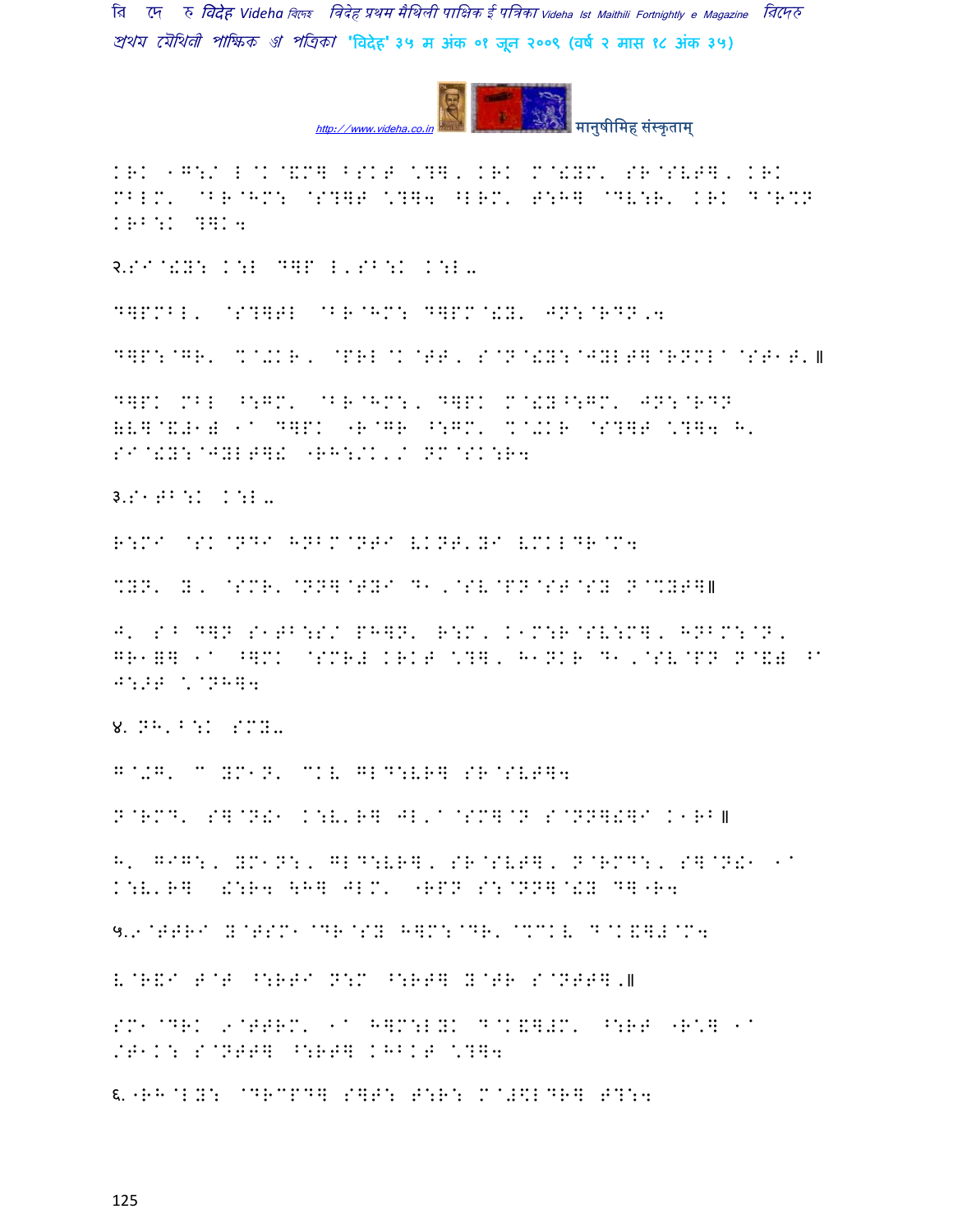KRK 1G:/ L@K@&M] BSKT \?], KRK M@!YM' SR@SVT], KRK MBLM' @B R@HM: @S?]T \?]4 ^LRM' T:H] @DV:R' KRK D@R%N KRB:K ?]K4

२.SI@!Y: K:L D]P L'SB:K K:L.

D]PMBL' @S?]TL @B R@HM: D]PM@!Y' JN:@RDN,4

D]P:@GR' %@+KR, @PRL@K@TT, S@N@!Y:@JYLT]@RNMLA@ST1T'॥

D]PK MBL ^:GM' @B R@HM:, D]PK M@!Y^:GM' JN:@RDN (V]@&+1) 1A D]PK "R@GR ^:GM' %@+KR @S?]T \?]4 H' SI@!Y:@JYLT]! "RH:/K'/ NM@SK:R4

३.S1TB:K K:L.

R:MI @SK@NDI HNBM@NTI VKNT'YI VMKLDR@M4

%YN' Y, @SMR'@NN]@TYI D1,@SV@PN@ST@SY N@%YT]॥

J' SB D]N S1TB:S/ PH]N' R:M, K1M:R@SV:M], HNBM:@N, GR1=] 1A ^]MK @SMR# KRKT \?], H1NKR D1,@SV@PN N@&) ^A J:>T \@NH]4

४. NH'B:K SMY.

G@+G' C YM1N' CKV GLD:VR] SR@SVT]4

N@RMD' S]@N!1 K:V'R] JL'A@SM]@N S@NN]!]I K1RB॥

H' GIG:, YM1N:, GLD:VR], SR@SVT], N@RMD:, S]@N!1 1A K:V'R] !:R4 \H] JLM' "RPN S:@NN]@!Y D]"R4

५.9@TTRI Y@TSM1 @DR@SY H]M:@DR' @%CKV D@K&]#@M4

V@R&I T@T ^:RTI N:M ^:RT] Y@TR S@NTT],॥

SM1@DRK 9@TTRM' 1A H]M:LYK D@K&]#M' ^:RT "R\] 1A /T1K: S@NTT] ^:RT] KHBKT \?]4

६."RH@LY: @DRCPD] S]T: T:R: M@#\LDR] T?:4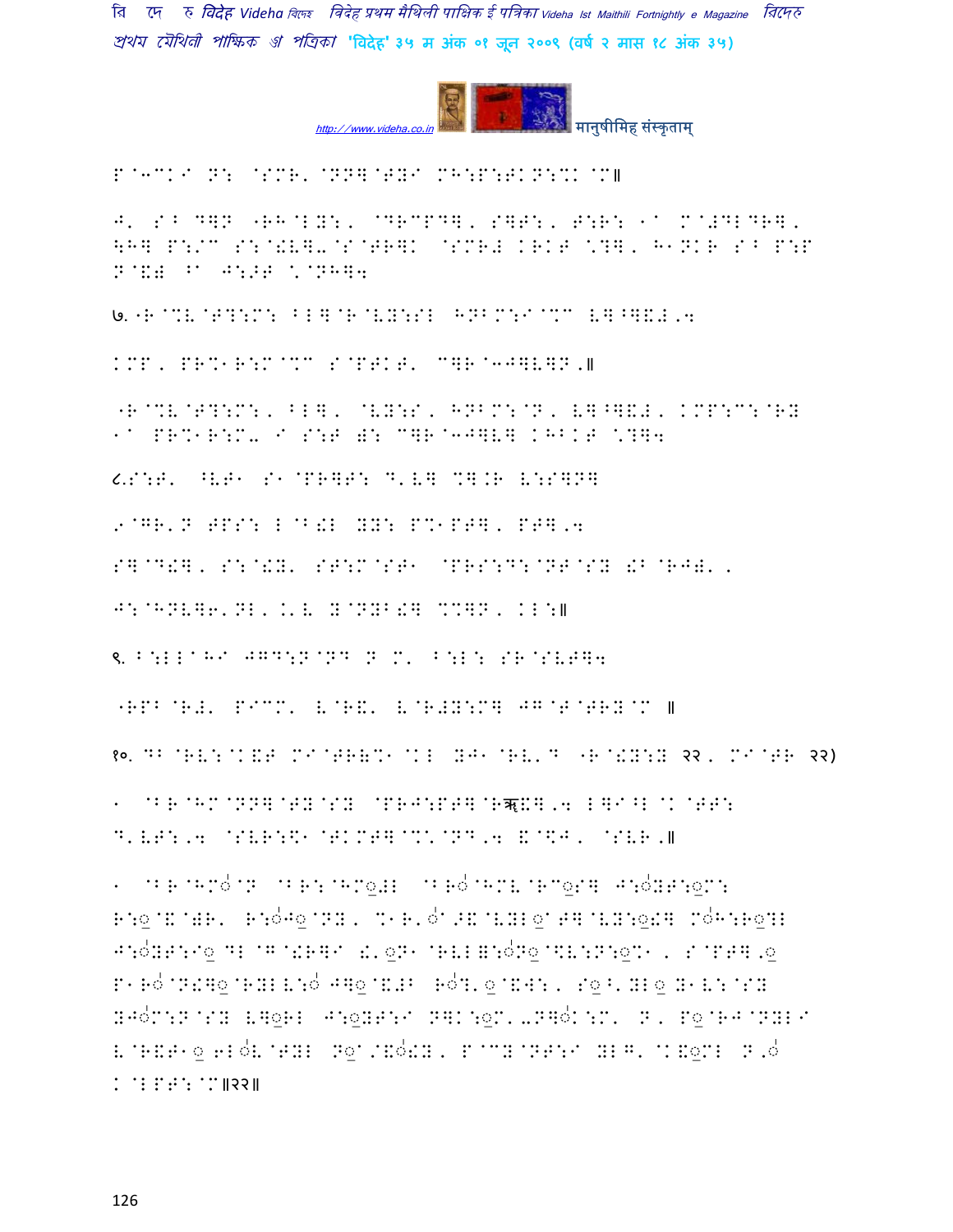P@3CK8 N: @SMR' @NN]@TYI MH:P:TKN:%K @M॥

J' S^ D]N "RH@LY:, @DRCPD], S]T:, T:R: 1A M@#DLDR], \H] P:/C S:@!V]-@S@TR]K @SMR# KRKT \?], H1NKR S^ P:P N@&# ^A J:>T \@NH];

७.⁃R@%V@T?:M: BL]@R@VY:SL HNBM:I@%C V]^]&#,4

KMP, PR%1R:M@%C S@PTKT' C]R@3J]V]N,॥

"R@%V@T?:M:, BL], @VY:S, HNBM:@N, V]^]&#, KMP:C:@RY 1A PR%1R:M- I S:T ): C]R@3J]V] KHBKT \?];

८.S:T' ^VT1 S1@PR]T: D'V] %].R V:S]N]

.9@GR'N TPS: L@B!L YY: P%1PT], PT],4

S]@D!], S:@!Y' ST:M@ST1 @PRS:D:@NT@SY !B@RJ)',

J:@HNV]6'NL, .'V Y@NYB!] %%]N, KL:॥

९. B:LL@HI JGD:N@ND N M' B:L: SR@SVT];

"RPB@R#' PICM' V@R&' V@R#Y:M] JG@T@TRY@M ॥

१०. DB@RV:@K&T MI@TR(%1@KL YJ1@RV'D "R@!Y:Y २२, MI@TR २२)

1 @BR@HM@NN]@TY@SY @PRJ:PT]@Rॠ!],4 L]I^L@K@TT: D'VT:,4 @SVR:$1@TKMT]@%\@ND,4 &@$J, @SVR,॥

1 @BR@HMo@N @BR:@HM@#L @BRo@HMV@RC@S] J:oYT:@M: R:@@&@)R' R:oJ@@NY, %1R'oA>&@VYL@AT]@VY:@!] MoH:R@?L J:oYT:I@ DL@G@!R]I !'@N1@RVL(:oN@@\$V:N:@%1, S@PT],@ P1RoN!]@@RYLV:o J]@@&#B Ro?'@@&W:, S@^'YL@ Y1V:@SY YJoM:N@SY V]@RL J:@YT:I N]K:@M'-N]oK:M' N, P@@RJ@NYLI V@R&T1@ 6LoV@TYL N@A/&o!Y, P@CY@NT:I YLG'@K&@ML N,o K@LPT:@M॥२२॥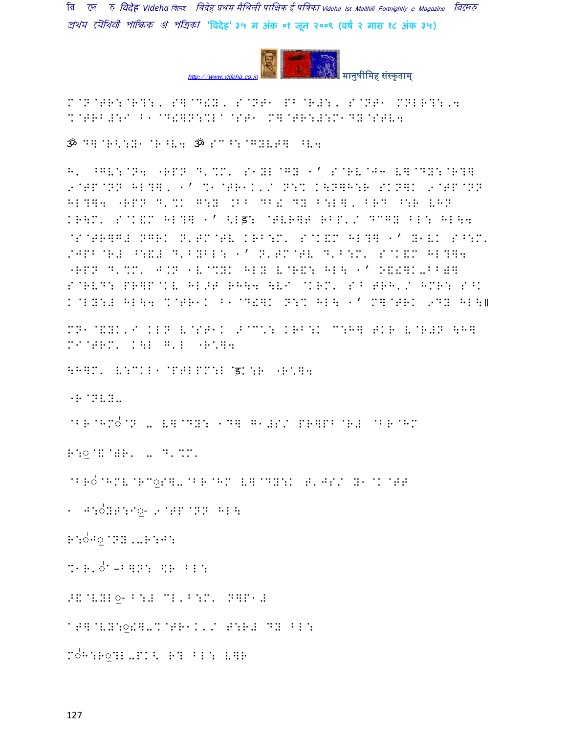M@N@TR:@R?:, S]@D!Y, S@NT1 PB@R#:, S@NT1 MNLR?:,4 %@TRB#:I B1@D!]N:%L@@ST1 M]@TR:#:M1DY@STV4

ॐ D]@R<:Y1@R^V4 ॐ SC^:@GYVT] ^V4

H' ^GV:@N4 "RPN D'%M' S1YL@GY 1' S@RV@J3 V]@DY:@R?] 9@TP@NN HL?], 1' %1@TR1K'/ N:% K\N]H:R SKN]K 9@TP@NN HL?]4 "RPN D'%K G:Y .B^ DB! DY B:L], BRD ^:R VHN KR\M' S@K&M HL?] 1' <Lड़: @TVR]T RBP'/ DCGY BL: HL\4 @S@TR]G# NGRK N'TM@TV KRB:M' S@K&M HL?] 1' Y1VK S^:M' /JPB@R# ^:&# D'BYBL: 1' N'TM@TV D'B:M' S@K&M HL?]4 "RPN D'%M' J.N 1V@%YK HLY V@R&: HL\ 1' O&!]K-BB)] S@RVD: PR]P@KV HL>T RH\4 \VI @KRM' S^ TRH'/ HMR: S^K K@LY:# HL\4 %@TR1K B1@D!]K N:% HL\ 1' M]@TRK 9DY HL\॥

MN1@&YK'I KLN V@ST1K >@C.: KRB:K C:H] TKR V@R#N \H] MI@TRM' K\L G'L "R.]4

\H]M' V:CKL1@PTLPM:L ड़K:R "R.]4

"R@NVY-

@BR@HMꣳ@N - V]@DY: 1D] G1#S/ PR]PB@R# @BR@HM

R:ॖ@&@WR' - D'%M'

@BRꣳ@HMV@RCॖS]-@BR@HM V]@DY:K T'JS/ Y1@K@TT

1 J:ꣳYT:Iॖ- 9@TP@NN HL\

R:ꣳJॖ@NY,-R:J:

%1R'ꣳ-B]N: \$R BL:

>&@VYLॖ- B:# CL'B:M' N]P1#

@T]@VY:ॖ!]-%@TR1K'/ T:R# DY BL:

Mꣳ H:Rॖ?L-PK< R? BL: V]R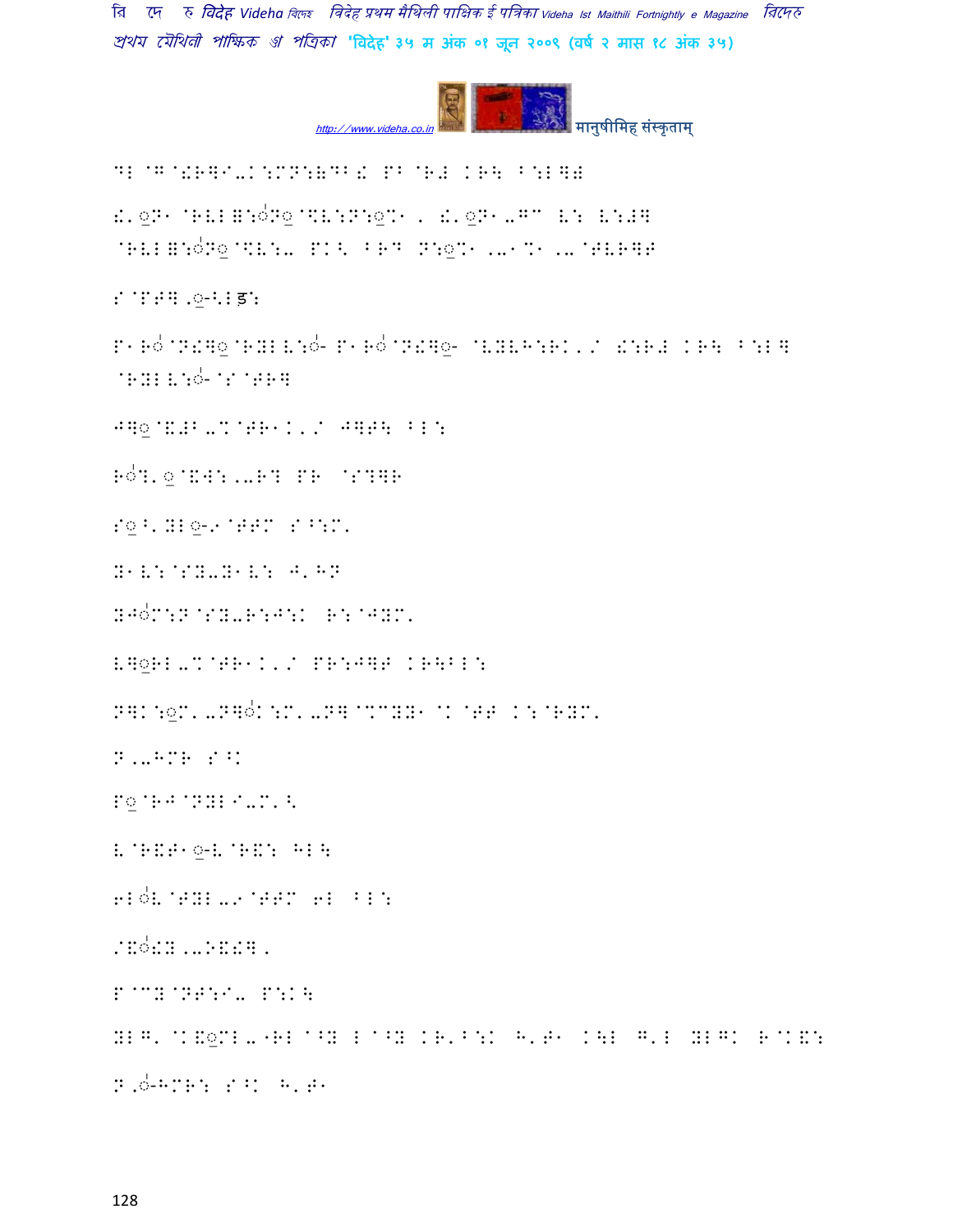DL @G@!R]I-K:MN:&DB! PB @R# KR\ B:L]#

!'◌़N1 @RVL=:◌́N◌़@_V:N:◌़%1 , !'◌़N1-G" V: V:#]
@RVL=:◌́N◌़@_V:- PK< BR` N:◌़%1 ,-1%1 ,-@TVR]T

S@PT].◌़-<Lड़:

P1R◌́@N!]◌़@RYLV:◌́- P1R◌́@N!]◌़- @VYVH:RK'/ !:R# KR\ B:L]
@RYLV:◌́-@S@TR]

J]◌़@&#B-%@TR1K'/ J]T\ BL:

R◌́?'◌़@&W:,-R? PR @S?]R

S◌़^'YL◌़-9@TTM S^:M'

Y1V:@SY-Y1V: J'HN

YJ◌́M:N@SY-R:J:K R:@JYM'

V]◌़RL-%@TR1K'/ PR:J]T KR\BL:

N]K:◌़M'-N]◌́K:M'-N]@%CYY1@K@TT K:@RYM'

N,-HMR S^K

P◌़@RJ@NYLI-M'<

V@R&T1◌़-V@R&: HL\

6L◌́V@TYL-9@TTM 6L BL:

/&◌́!Y,-O&!].

P@CY@NT:I- P:K\

YLG'@K&◌़ML-6RL ^Y L ^Y KR'B:K H'T1 K\L G'L YLGK R@K&:

N,◌́-HMR: S^K H'T1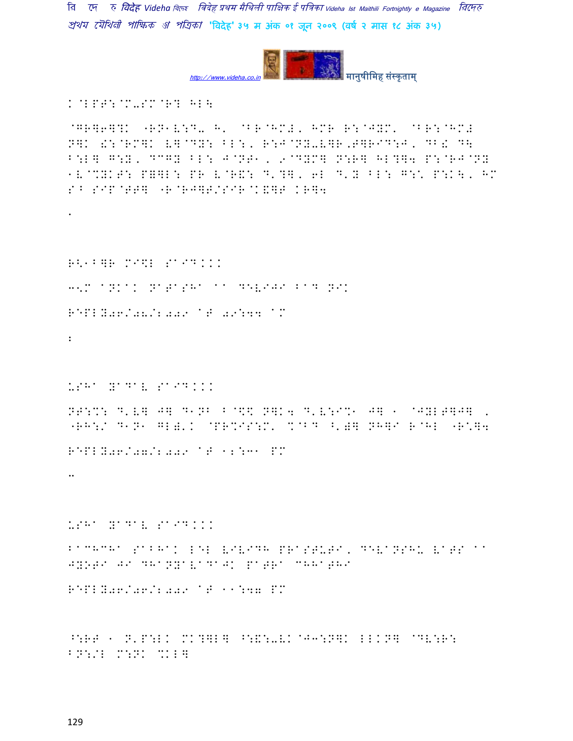K@LPT:@M-SM@R? HL\

@GR]6]?K "RN1V:D- H' @BR@HMX' HMR R:@JYM' @BR:@HMX N]K ए:@RM]K V]@DY: BL:' R:J@NY-V]R,T]RID:J' DB£ D\ B:L] G:Y' DCGY BL: J@NT1' 9@DYM] N:R] HL?]4 P:@RJ@NY 1V@%YKT: P]]L: PR V@R\$: D'?]' 6L D'Y BL: G:\ P:K\' HM S^ SIP@TT] "R@RJ]T/SIR@K&]T KR]4

.

R<1B]R MI\L SAID...

3<M ANKAK NATASHA AA DEVIJI BAD NIK

REPLY06/08/2009 AT 09:44 AM

:

USHA YADAV SAID...

NT:%: D'V] J] D1NB B@\$\$ N]K4 D'V:I%1 J] 1 @JYLT]J] ' "RH:/ D1N1 GL)'K @PR%IS:M' %@BD L']] NH]I R@HL "R\*]4

REPLY06/07/2009 AT 12:31 PM

..

USHA YADAV SAID...

BACHCHA SABHAK LEL VIVIDH PRASTUTI, DEVANSHU VATS AA JYOTI JI DHANYAVADAK PATRA CHHATHI

REPLY06/06/2009 AT 11:47 PM

^:RT 1 N'P:LK MK?]L] ^:&:-VK@J3:N]K LLKN] @DV:R: BN:/L M:NK %KL]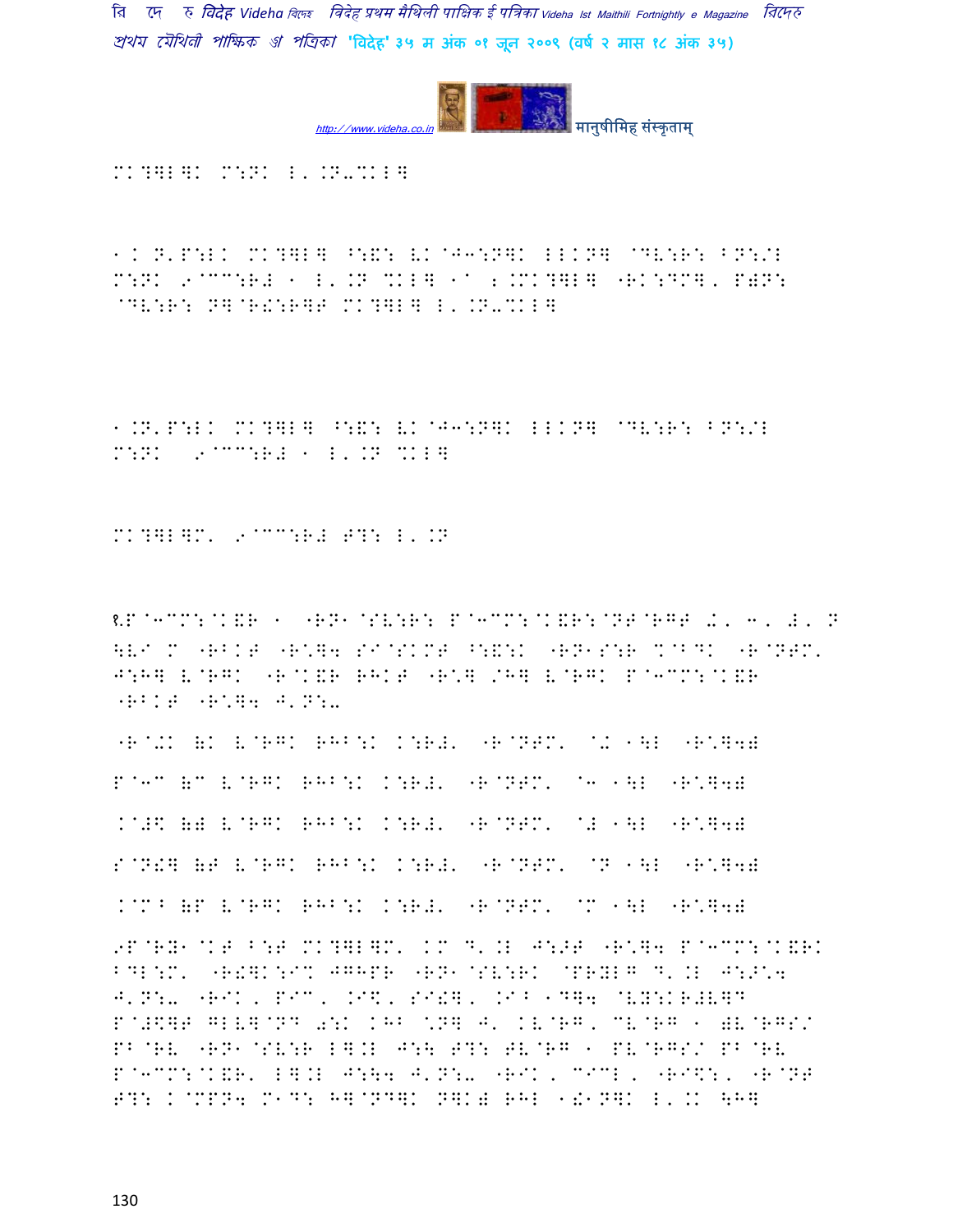MK?]L]K M:NK L'.N-%KL]

1.N'P:LK MK?]L] ^:&: VK@J3:N]K LLKN] @DV:R: BN:/L M:NK 9@CC:R# 1 L'.N %KL] 1^ 2.MK?]L] "RK:DM]'P)N: @DV:R: N]@R!:R]T MK?]L] L'.N-%KL]

1.N'P:LK MK?]L] ^:&: VK@J3:N]K LLKN] @DV:R: BN:/L M:NK 9@CC:R# 1 L'.N %KL]

MK?]L]M' 9@CC:R# T?: L'.N

१.P@3CM:@K&R 1 "RN1@SV:R: P@3CM:@K&R:@NT@RGT /' 3' #' N \V simultaneously M "RBKT "R\*]4 SI@SKMT ^:&:K "RN1S:R %@BDK "R@NTM' J:H] V@RGK "R@K&R RHKT "R\*] /H] V@RGK P@3CM:@K&R "RBKT "R\*]4 J'N:-

"R@+K )K V@RGK RHB:K K:R#' "R@NTM' @+ 1\L "R\*]4)

P@3C )C V@RGK RHB:K K:R#' "R@NTM' @3 1\L "R\*]4)

K@#\$ )) V@RGK RHB:K K:R#' "R@NTM' @# 1\L "R\*]4)

S@N!] )T V@RGK RHB:K K:R#' "R@NTM' @N 1\L "R\*]4)

K@MB )P V@RGK RHB:K K:R#' "R@NTM' @M 1\L "R\*]4)

9P@RY1@KT B:T MK?]L]M' KM D'.L J:>T "R\*]4 P@3CM:@K&RK BDL:M' "R!]K:I% JGHPR "RN1@SV:RK @PRYLG D'.L J:>\*4 J'N:- "RIK, PIC, .I\$, SI!], .IB 1D]4 @VY:KR#V]D P@#\$]T GLV]@ND 0:K KHB \*N] J' KV@RG, CV@RG 1 )V@RGS/ PB@RV "RN1@SV:R L].L J:\ T?: TV@RG 1 PV@RGS/ PB@RV P@3CM:@K&R' L].L J:\4 J'N:- "RIK, CICL, "RI\$:, "R@NT T?: K@MPN4 M1D: H]@ND]K N]K) RHL 1!1N]K L'.K \H]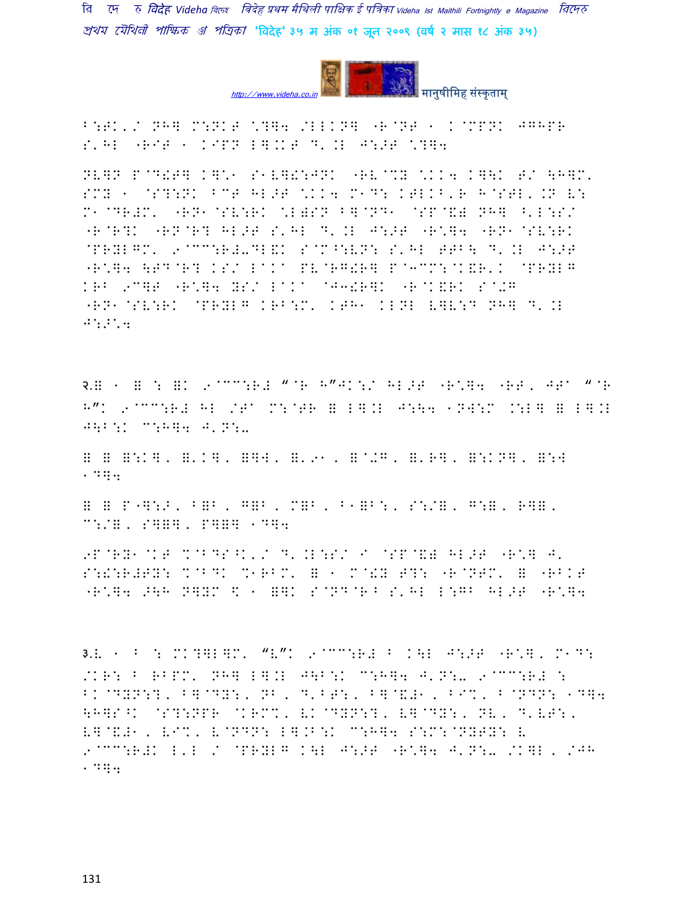B:TK'/ NH] M:NKT \?]4 /LLKN] "R@NT 1 K@MPNK JGHPR S'HL "RIT 1 KIPN L].KT D'.L J:>T \?]4

NV]N P@D!T] K]\1 S1V]!:JNK "RV@CY \KK4 K]\K T/ \H]M' SMY 1 @S?:NK BCT HL>T \KK4 M1D: KTLKB'R H@STL'.N V: M1@DR#M' "RN1@SV:RK \L)SN B]@ND1 @SP@&) NH] ^'L:S/ "R@R?K "RN@R? HL>T S'HL D'.L J:>T "R\]4 "RN1@SV:RK @PRYLGM' 9@CC:R#-DL&K S@M^:VN: S'HL TTB\ D'.L J:>T "R\]4 \TD@R? KS/ LaKa PV@RG!R] P@3CC:@K&R'K @PRYLG KRB 9C]T "R\]4 YS/ LaKa @J3!R]K "R@K&RK S@+G "RN1@SV:RK @PRYLG KRB:M' KTH1 KLNL V]V:D NH] D'.L J:>\4

२.■ 1 ■ : ■K 9@CC:R# "@R H"JK:/ HL>T "R\]4 "RT, JTa "@R H"K 9@CC:R# HL /Ta M:@TR ■ L].L J:\4 1NW:M .:L] ■ L].L J\B:K C:H]4 J'N:-

■ ■ ■:K], ■'K], ■]W, ■'91, ■@+G, ■'R], ■:KN], ■:W 1D]4

■ ■ P"]:>, B■B, G■B, M■B, B1■B:, S:/■, G:■, R]■, C:/■, S]■], P]■] 1D]4

9P@RY1@KT %@BDS^K'/ D'.L:S/ I @SP@&) HL>T "R\] J' S:!:R#TY: %@BDK %1RBM' ■ 1 M@!Y T?: "R@NTM' ■ "RBKT "R\]4 >\H N]YM \$ 1 ■]K S@ND@RB S'HL L:GB HL>T "R\]4

३.V 1 B : MK?]L]M' "V"K 9@CC:R# B K\L J:>T "R\], M1D: /KR: B RBPM' NH] L].L J\B:K C:H]4 J'N:- 9@CC:R# : BK@DYN:?, B]@DY:, NB, D'BT:, B]@&#1, BI%, B@NDN: 1D]4 \H]S^K @S?:NPR @KRC%, VK@DYN:?, V]@DY:, NV, D'VT:, V]@&#1, VI%, V@NDN: L].B:K C:H]4 S:M:@NYTY: V 9@CC:R#K L'L / @PRYLG K\L J:>T "R\]4 J'N:- /K]L, /JH 1D]4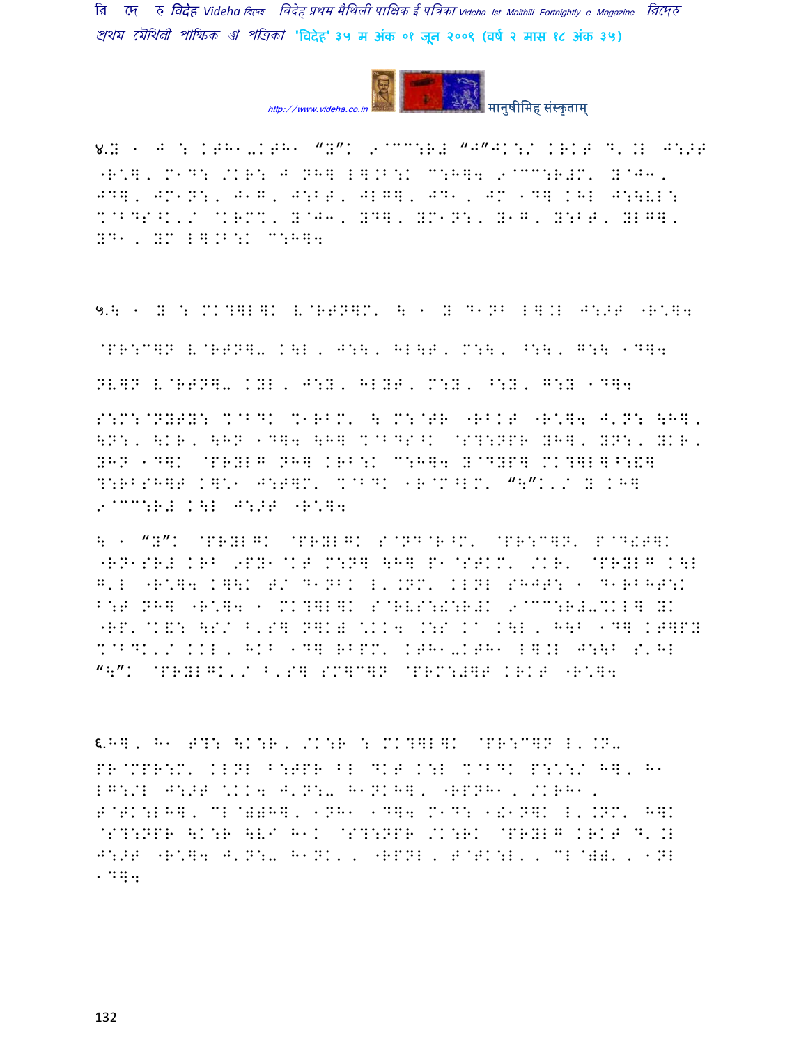४.ह ⋅ J : KTH1-KTH1 "Y"K 9@CC:R# "J"JK:/ KRKT D'.E J:>T "R\*], M1D: /KR: J NH] L].B:K C:H]4 9@CC:R#M' Y@J3, JD], JM1N:, J1G, J:BT, JLG], JD1, JM 1D] KHL J:\VL: %@BDS^K'/ @KRM%, Y@J3, YD], YM1N:, Y1G, Y:BT, YLG], YD1, YM L].B:K C:H]4

५.\ ⋅ Y : MK?]L]K V@RTN]M' \ ⋅ Y D1NB L].L J:>T "R\*]4

@PR:C]N V@RTN]- K\L, J:\, HL\T, M:\, ^:\, G:\ 1D]4

NV]N V@RTN]- KYL, J:Y, HLYT, M:Y, ^:Y, G:Y 1D]4

S:M:@NYTY: %@BDK %1RBM' \ M:@TR "RBKT "R\*]4 J'N: \H], \N:, \KR, \HN 1D]4 \H] %@BDS^K @S?:NPR YH], YN:, YKR, YHN 1D]K @PRYLG NH] KRB:K C:H]4 Y@DYP] MK?]L]^:&] ?:RBSH]T K]\*1 J:T]M' %@BDK 1R@M^LM' "\"K'/ Y KH] 9@CC:R# K\L J:>T "R\*]4

\ ⋅ "Y"K @PRYLGK @PRYLGK S@ND@R^M' @PR:C]N' P@D!T]K "RN1SR# KRB 9PY1@KT M:N] \H] P1@STKM' /KR' @PRYLG K\L G'L "R\*]4 K]\K T/ D1NBK L'.NM' KLNL SHJT: ⋅ D1RBHT:K B:T NH] "R\*]4 ⋅ MK?]L]K S@RVS:!:R#K 9@CC:R#-%KL] YK "RP'@K&: \S/ B'S] N]K) \*KK4 .:S KA K\L, H\B 1D] KT]PY %@BDK'/ KKL, HKB 1D] RBPM' KTH1-KTH1 L].L J:\B S'HL "\"K @PRYLGK'/ B'S] SM]C]N @PRM:#]T KRKT "R\*]4

६.H], H1 T?: \K:R, /K:R : MK?]L]K @PR:C]N L'.N- PR@MPR:M' KLNL B:TPR BL DKT K:L %@BDK P:\*:/ H], H1 LG:/L J:>T \*KK4 J'N:- H1NKH], "RPNH1, /KRH1, T@TK:LH], CL@))H], 1NH1 1D]4 M1D: 1!1N]K L'.NM' H]K @S?:NPR \K:R \V' H1K @S?:NPR /K:RK @PRYLG KRKT D'.L J:>T "R\*]4 J'N:- H1NK', "RPNL, T@TK:L', CL@))', 1NL 1D]4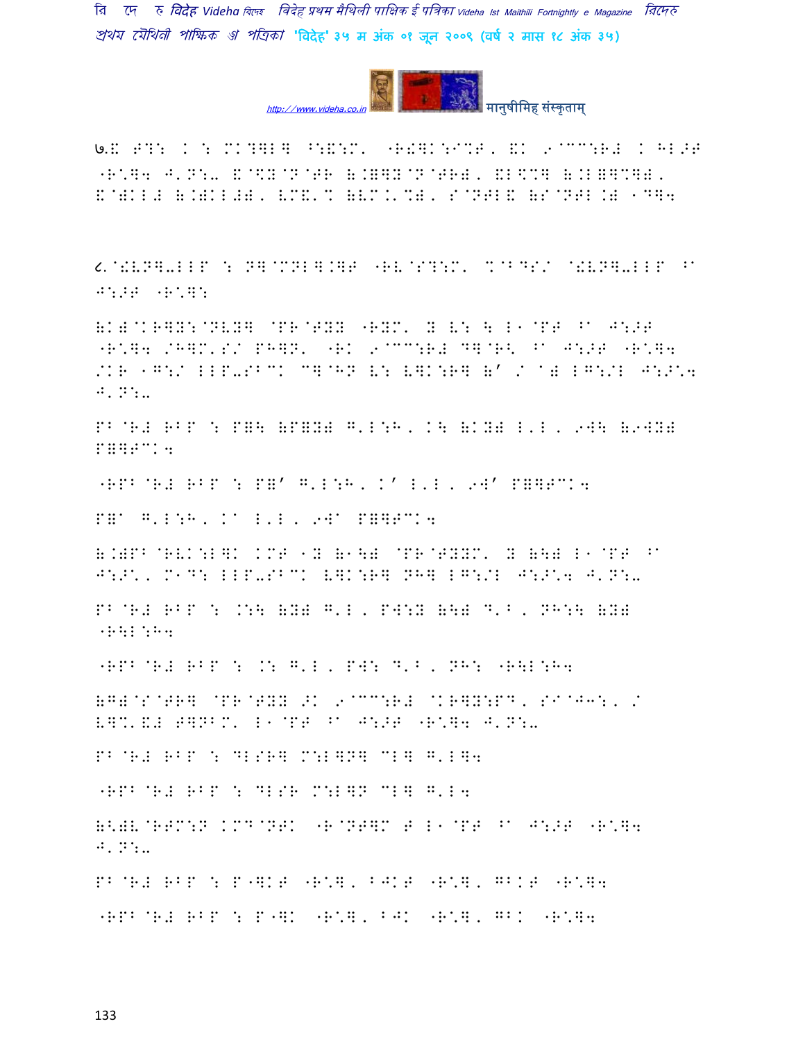७.ह ग ः ि क ध िअबधपर ोन, उ गरम ि नवज
"म . : ः ..
ह स ि स स ि स ि स स ि

८. ि ः ि

...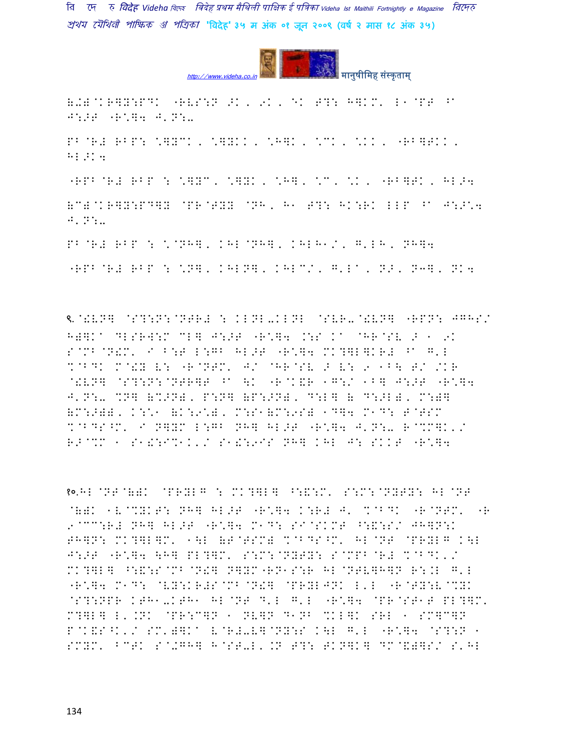(ख) ओकारयुक्त -अकारान्त ओ, उ, ए तथा अकार हो पर व्याकरण नियम-

एक वचन बहुवचन : आश्रमा, आश्रमो, अहा, आमा, आशी, कर्मसो, देवता

कर्मवाचक भेद : आश्रम, आश्रमो, आहा, आम, आश्रि, कर्मसो, देवता

(ग) आकारयुक्त अत्यन्त आकार आहा, अक ताक भेदना पर व्याकरण नियम-

एक वचन : आआहा, ओआ आहा, ओआआआ, आआआ, आहा

कर्मवाचक भेद : आआ, ओआआ, ओआआआ, आआआ, आआ, आआआ, आआ

९.वाक्य विन्यास : मुख्य-गौण वाक्य क्रम-वाक्य विधि...

१०.एक शब्दक वर्णन : ...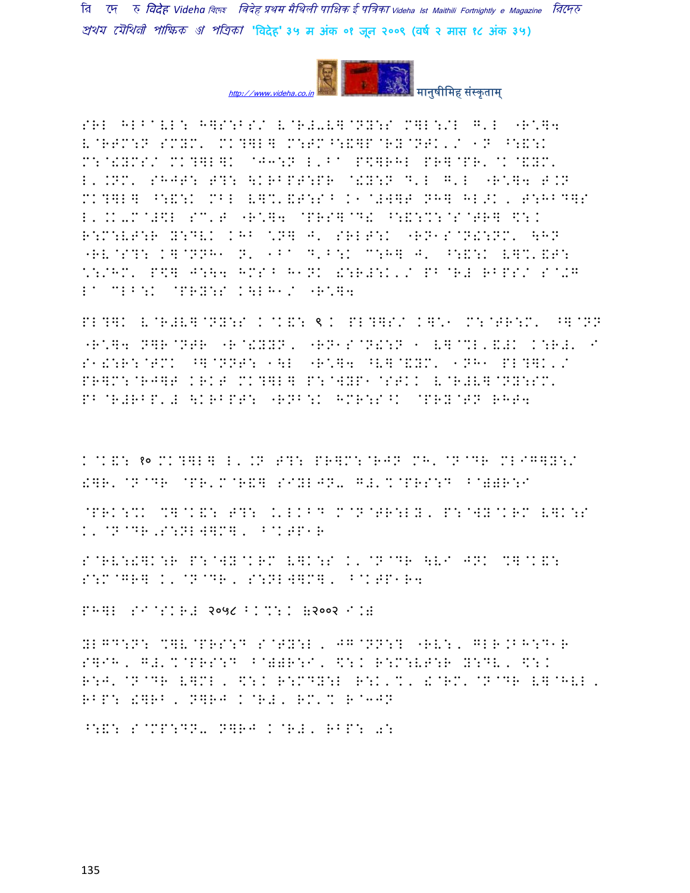SRL HL^@LL: H]S:BS/ V@R#-V]@NY:S M]L:/L G'L -R\]4 V@RTM:N SMYM' MK?]L] M:TM^:&]P@RY@NTK'/ 1N ^:&:K M:@!YMS/ MK?]L]K @J3:N L'B^ P$]RHL PR]@PR'@K@&YM' L'.NM' SHJT: T?: \KRBPT:PR @!Y:N D'L G'L -R\]4 T.N MK?]L] ^:&:K MBL V]%'&T:S^ K1@#W]T NH] HL>K' T:HBD]S L'.K-M@#$L SC'T -R\]4 @PRS]@D& ^:&:%:@S@TR] $:K R:M:VT:R Y:DVK KHB \N] J' SRLT:K -RN1S@N!:NM' \HN -RV@S?: K]@NNH1 N' 1B^ D'B:K C:H] J' ^:&:K V]%'&T: \:/HM' P$] J:\4 HMS^ H1NK !:R#:K'/ PB@R# RBPS/ S@+G L^ CLB:K @PRY:S K\LH1/ -R\]4

PL?]K V@R#V]@NY:S K@K&: ९ K PL?]S/ K]\1 M:@TR:M' ^]@NN -R\]4 N]R@NTR -R@!YYN' -RN1S@N!:N 1 V]@%L'&#K K:R#' I S1!:R:@TMK ^]@NNT: 1\L -R\]4 ^V]@&YM' 1NH1 PL?]K'/ PR]M:@RJ]T KRKT MK?]L] P:@WYP1@STKK V@R#V]@NY:SM' PB@R#RBP'# \KRBPT: -RNB:K HMR:S^K @PRY@TN RHT4

K@K&: १० MK?]L] L'.N T?: PR]M:@RJN MH'@N@DR MLIG]Y:/ !]R'@N@DR @PR'M@R&] SIYLJN- G#'%@PRS:D ^@))R:I

@PRK:%K %]@K&: T?: .'LKBD M@N@TR:LY' P:@WY@KRM V]K:S K'@N@DR,S:NLW]M]' ^@KTP1R

S@RV:!]K:R P:@WY@KRM V]K:S K'@N@DR \VI JNK %]@K&: S:M@GR] K'@N@DR' S:NLW]M]' ^@KTP1R4

PH]L SI@SKR# २०५८ ^K%:K (२००२ I.)

YLGD:N: %]V@PRS:D S@TY:L' JG@NN:? -RV:' GLR.BH:D1R S]IH' G#'%@PRS:D ^@))R:I' $:K R:M:VT:R Y:DV' $:K R:J'@N@DR V]ML' $:K R:CDY:L R:K'%' !@RM'@N@DR V]@HVL' RBP: !]RB' N]RJ K@R#' RM'% R@3JN

^:&: S@MP:DN- N]RJ K@R#' RBP: 0: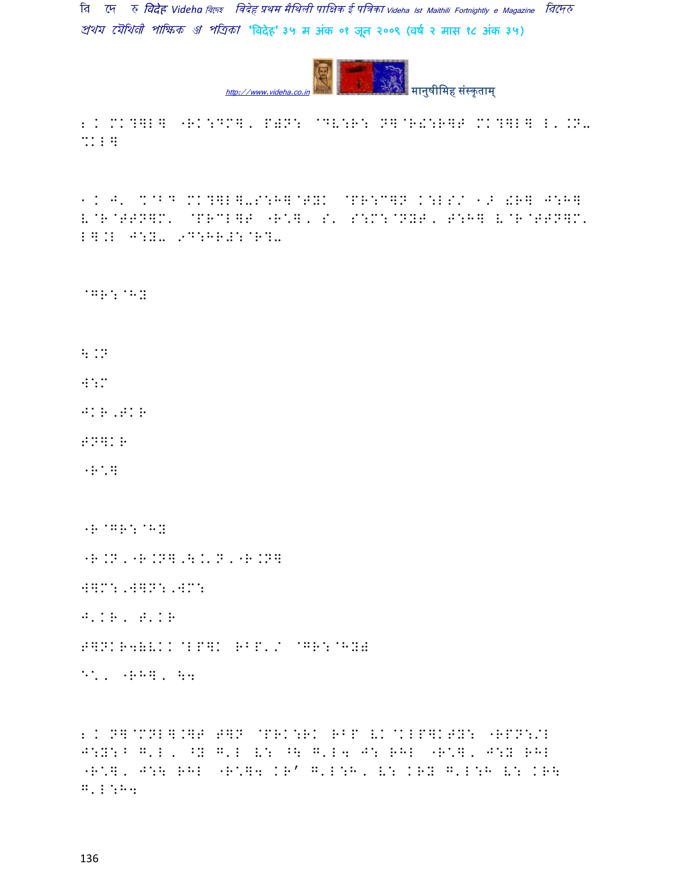2. MK?]L] "RK:DM], P).: @DV:R: N]@R!:R]F MK?]L] L'.N- %KL]

1. J' %@BD MK?]L]-S:H]@T+K @PR:C]N K:LS/ 1> !R] J:H] V@R@TTN]M' @PRCL]T "R\*], S' S:M:@N+T, T:H] V@R@TTN]M' L].L J:Y- 9D:HR#:@R?-

@GR:@H+

\.N

W:M

JKR,TKR

TN]KR

"R\*]

"R@GR:@H+

"R.N,"R.N],\.'N,"R.N]

W]M:,W]N:,WM:

J'KR, T'KR

T]NKR4(VKK@LP]K RBP'/ @GR:@H+)

E\*, "RH], \4

2. N]@MNL].]T T]N @PRK:RK RBP VK@KLP]KTY: "RPN:/L J:Y:B G'L, ^Y G'L V: ^\ G'L4 J: RHL "R\*], J:Y RHL "R\*], J:\ RHL "R\*]4 KR' G'L:H, V: KRY G'L:H V: KR\ G'L:H4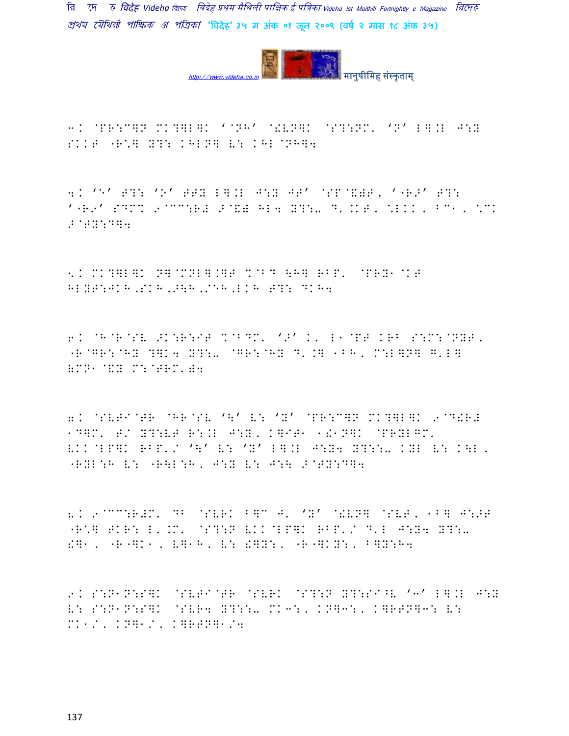३. @PR:C]N MK?]L]K '@NH' @!VN]K @S?:NM' 'N' L].L J:Y SKKT "R\*] Y?: KHLN] V: KHL@NH]4

४. 'M' T?: 'O' TTY L].L J:Y JT' @SP@&)T, '"RO' T?: '"R9' SDMX 9@CC:R# >@&) HL4 Y?:-- D' KKT, \*LKK, BC1, \*CK >@TY:D]4

५. MK?]L]K N]@MNL].]T %@BD \H] RBP' @PRY1@KT HLYT:JKH,SKH,>\H,/EH,LKH T?: DKH4

६. @H@R@SV >K:R:IT %@BDM' '>' K' L1@PT KRB S:M:@NYT, "R@GR:@HY ?]K4 Y?:-- @GR:@HY D'.] 1BH, M:L]N] G'L] &MN1@&Y M:@TRM')4

७. @SVTI@TR @HR@SV '\' V: 'Y' @PR:C]N MK?]L]K 9@D!R# 1D]M' T/ Y?:VT R:.L J:Y, K]IT1 1!1N]K @PRYLGM' VKK@LP]K RBP'/ '\' V: 'Y' L].L J:Y4 Y?::-- KYL V: K\L, "RYL:H V: "R\L:H, J:Y V: J:\ >@TY:D]4

८. 9@CC:R#M' DB @SVRK B]C J' 'Y' @!VN] @SVT, 1B] J:>T "R\*] TKR: L'.M' @S?:N VKK@LP]K RBP'/ D'L J:Y4 Y?:-- !]1, "R"]K1, V]1H, V: !]Y:, "R"]KY:, B]Y:H4

९. S:N1N:S]K @SVTI@TR @SVRK @S?:N Y?:SI^V '3' L].L J:Y V: S:N1N:S]K @SVR4 Y?::-- MK3:, KN]3:, K]RTN]3: V: MK1/, KN]1/, K]RTN]1/4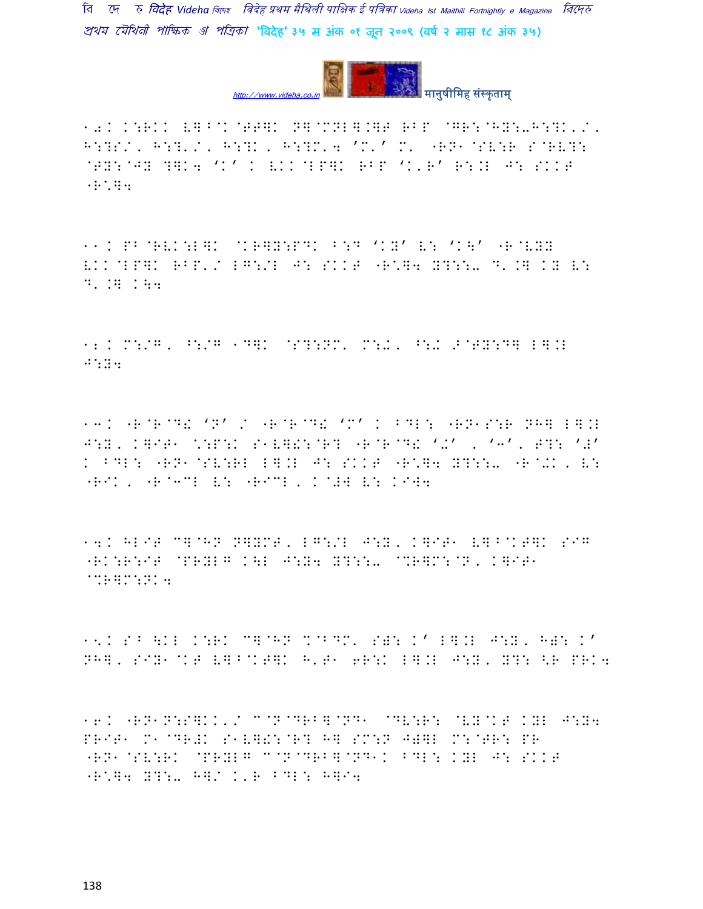10. K:RKK V]^@K@TT]K N]@MNL].]T RBP @GR:@HY:-H:?K'/' H:?S/, H:?'/, H:?K, H:?M'4 'M'' M' "RN1@SV:R S@RV?: @TY:@JY ?]K4 'K' K VKK@LP]K RBP 'K'R' R:.L J: SKKT "R\]4

11. PB@RVK:L]K @KR]Y:PDK B:D 'KY' V: 'K\' "R@VYY VKK@LP]K RBP'/ LG:/L J: SKKT "R\]4 Y?::- D'.] KY V: D'.] K\4

12. M:/G, ^:/G 1D]K @S?:NM' M:further, ^:further >@TY:D] L].L J:Y4

13. "R@R@D! 'N' / "R@R@D! 'M' K BDL: "RN1S:R NH] L].L J:Y, K]IT1 \:P:K S1V]!:@R? "R@R@D! '+' , '3', T?: '#' K BDL: "RN1@SV:RL L].L J: SKKT "R\]4 Y?::- "R@+K, V: "RIK, "R@3CL V: "RICL, K@#W V: KIW4

14. HLIT C]@HN N]YMT, LG:/L J:Y, K]IT1 V]^@KT]K SIG "RK:R:IT @PRYLG K\L J:Y4 Y?::- @%R]M:@N, K]IT1 @%R]M:NK4

15. S^ \KL K:RK C]@HN %@BDM' S): K' L].L J:Y, H): K' NH], SIY1@KT V]^@KT]K H'T1 6R:K L].L J:Y, Y?: <R PRK4

16. "RN1N:S]KK'/ C@N@DRB]@ND1 @DV:R: @VY@KT KYL J:Y4 PRIT1 M1@DR#K S1V]!:@R? H] SM:N J)]L M:@TR: PR "RN1@SV:RK @PRYLG C@N@DRB]@ND1K BDL: KYL J: SKKT "R\]4 Y?:- H]/ K'R BDL: H]I4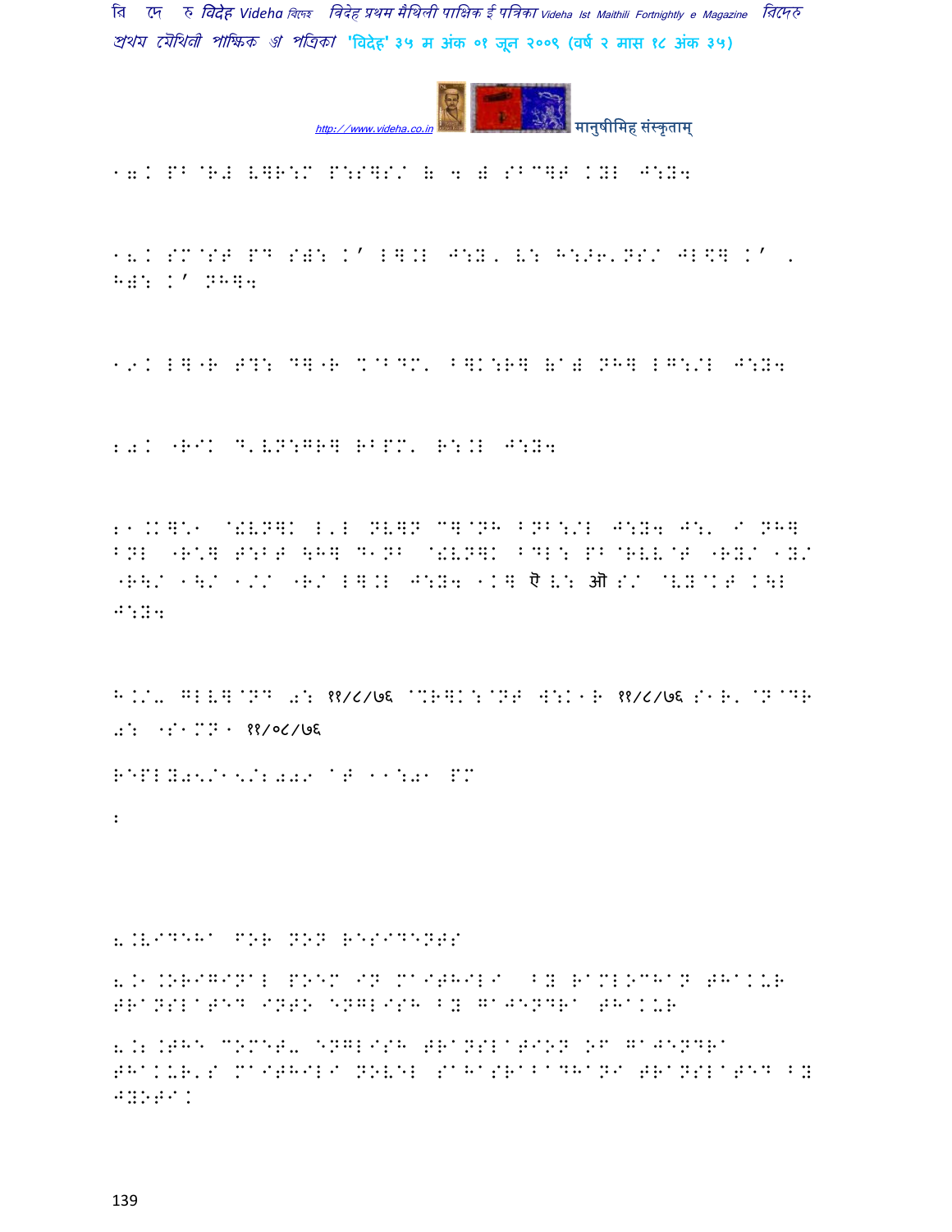१७. PB ैR# LQR:M P:SQ/S & 4 # SB^QT KYL J:Y4

१८. SM ैST PD S): K' LQ.L J:Y, L: H:>6'NS/ JL<Q K' . H): K' NHQ4

१९. LQ"R T?: DQ"R %ैBDM' BQK:RQ &ै# NHQ LG:/L J:Y4

२०. "RIK D'VN:GRQ RBPM' R:.L J:Y4

२१.KQ\1 ै#VNQK L'L NVQN CQ ैNH BNB:/L J:Y4 J:' I NHQ BNL "R\Q T:BT \HQ D1NB ै#VNQK BDL: PB ैRVV ैT "RY/ 1Y/ "R\/ 1\/ 1// "R/ LQ.L J:Y4 1KQ ऎ V: ऒ S/ ैVY ैKT K\L J:Y4

H.//' GLVQ ैND 0: ११/८/७६ ै%RQK: ैNT W:K1R ११/८/७६ S1R' ैN ैDR 0: ":1MN1 ११/०८/७६

REPLY05/15/2009 AT 11:01 PM

:

8.VIDEHA FOR NON RESIDENTS

8.1.ORIGINAL POEM IN MAITHILI BY RAMLOCHAN THAKUR TRANSLATED INTO ENGLISH BY GAJENDRA THAKUR

8.2.THE COMET- ENGLISH TRANSLATION OF GAJENDRA THAKUR'S MAITHILI NOVEL SAHASRABADHANI TRANSLATED BY JYOTI.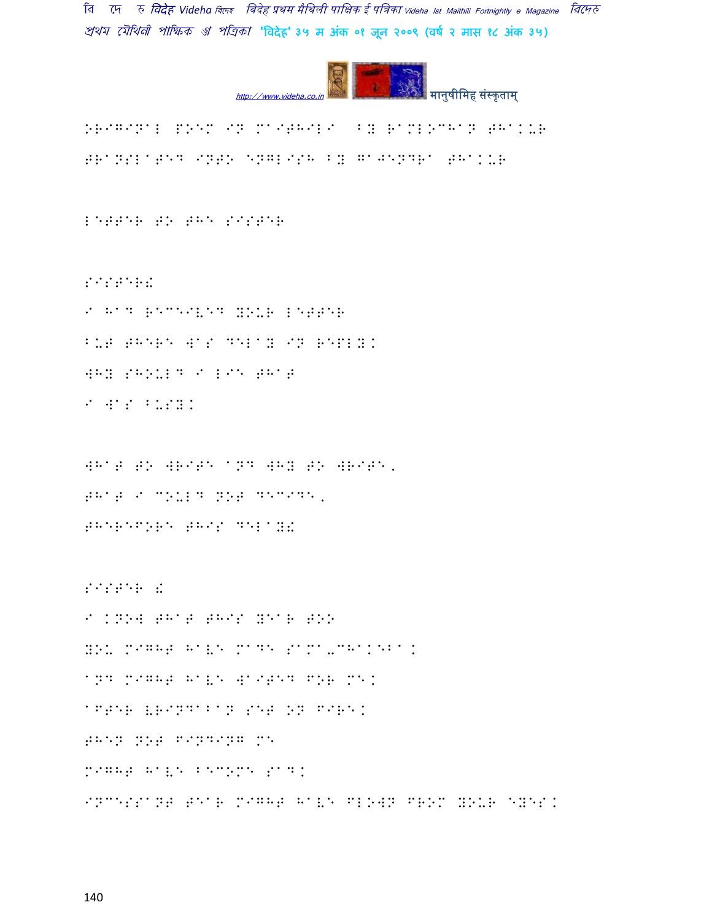ORIGINAL POEM IN MAITHILI BY RAMLOCHAN THAKUR

TRANSLATED INTO ENGLISH BY GAJENDRA THAKUR

LETTER TO THE SISTER

SISTER!

I HAD RECEIVED YOUR LETTER

BUT THERE WAS DELAY IN REPLY.

WHY SHOULD I LIE THAT

I WAS BUSY.

WHAT TO WRITE AND WHY TO WRITE,

THAT I COULD NOT DECIDE,

THEREFORE THIS DELAY!

SISTER !

I KNOW THAT THIS YEAR TOO

YOU MIGHT HAVE MADE SAMA-CHAKEBA.

AND MIGHT HAVE WAITED FOR ME.

AFTER VRINDABAN SET ON FIRE.

THEN NOT FINDING ME

MIGHT HAVE BECOME SAD.

INCESSANT TEAR MIGHT HAVE FLOWN FROM YOUR EYES.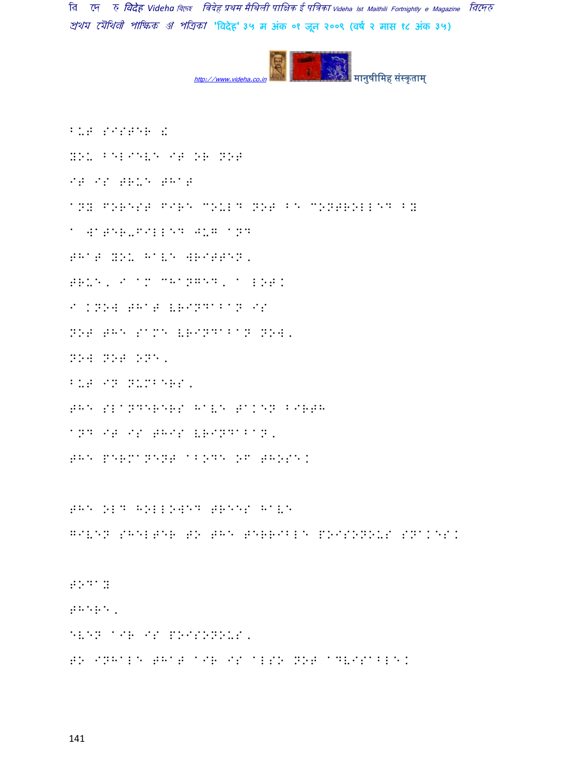BUT SISTER !

YOU BELIEVE IT OR NOT

IT IS TRUE THAT

ANY FOREST FIRE COULD NOT BE CONTROLLED BY

A WATER-FILLED JUG AND

THAT YOU HAVE WRITTEN,

TRUE, I AM CHANGED, A LOT.

I KNOW THAT VRINDABAN IS

NOT THE SAME VRINDABAN NOW,

NOW NOT ONE,

BUT IN NUMBERS,

THE SLANDERERS HAVE TAKEN BIRTH

AND IT IS THIS VRINDABAN,

THE PERMANENT ABODE OF THOSE.

THE OLD HOLLOWED TREES HAVE

GIVEN SHELTER TO THE TERRIBLE POISONOUS SNAKES.

TODAY

THERE,

EVEN AIR IS POISONOUS,

TO INHALE THAT AIR IS ALSO NOT ADVISABLE.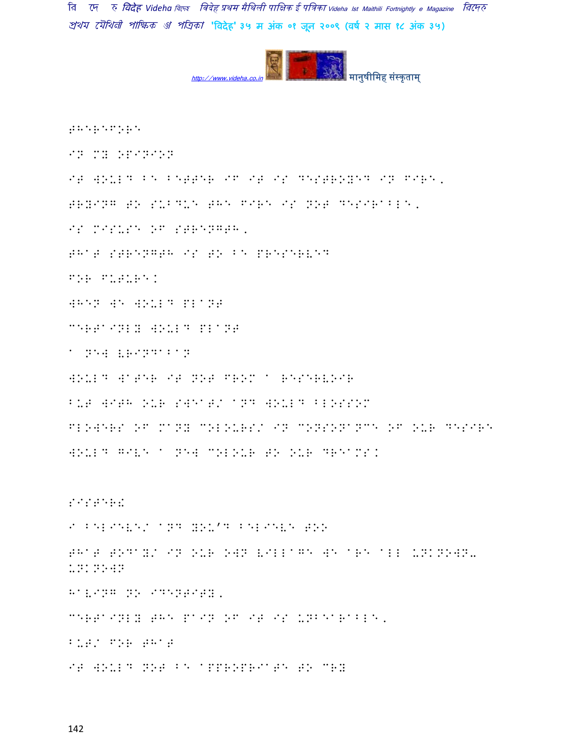THEREFORE

IN MY OPINION

IT WOULD BE BETTER IF IT IS DESTROYED IN FIRE,

TRYING TO SUBDUE THE FIRE IS NOT DESIRABLE,

IS MISUSE OF STRENGTH,

THAT STRENGTH IS TO BE PRESERVED

FOR FUTURE.

WHEN WE WOULD PLANT

CERTAINLY WOULD PLANT

A NEW VRINDABAN

WOULD WATER IT NOT FROM A RESERVOIR

BUT WITH OUR SWEAT, AND WOULD BLOSSOM

FLOWERS OF MANY COLOURS, IN CONSONANCE OF OUR DESIRE

WOULD GIVE A NEW COLOUR TO OUR DREAMS.

SISTER!

I BELIEVE, AND YOU'D BELIEVE TOO

THAT TODAY, IN OUR OWN VILLAGE WE ARE ALL UNKNOWN-UNKNOWN

HAVING NO IDENTITY,

CERTAINLY THE PAIN OF IT IS UNBEARABLE,

BUT, FOR THAT

IT WOULD NOT BE APPROPRIATE TO CRY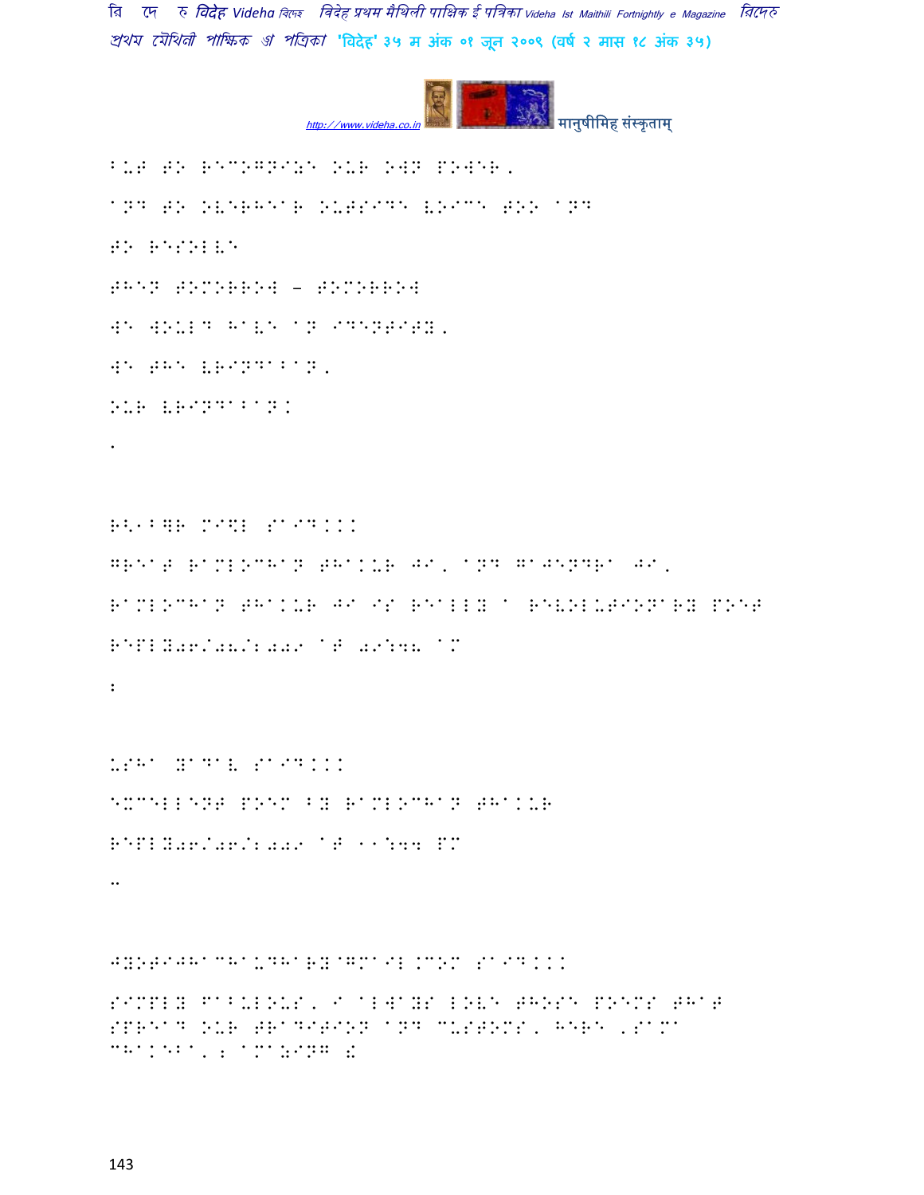BUT TO RECOGNIZE OUR OWN POWER,

AND TO OVERHEAR OUTSIDE VOICE TOO AND

TO RESOLVE

THEN TOMORROW - TOMORROW

WE WOULD HAVE AN IDENTITY,

WE THE VRINDABAN,

OUR VRINDABAN.

.

R<1B]R MI\$L SAID...

GREAT RAMLOCHAN THAKUR JI, AND GAJENDRA JI,

RAMLOCHAN THAKUR JI IS REALLY A REVOLUTIONARY POET

REPLY06/08/2009 AT 09:48 AM

:

USHA YADAV SAID...

EXCELLENT POEM BY RAMLOCHAN THAKUR

REPLY06/06/2009 AT 11:44 PM

..

JYOTIJHACHAUDHARY@GMAIL.COM SAID...

SIMPLY FABULOUS, I ALWAYS LOVE THOSE POEMS THAT SPREAD OUR TRADITION AND CUSTOMS, HERE ,SAMA CHAKEBA, 2 AMAZING &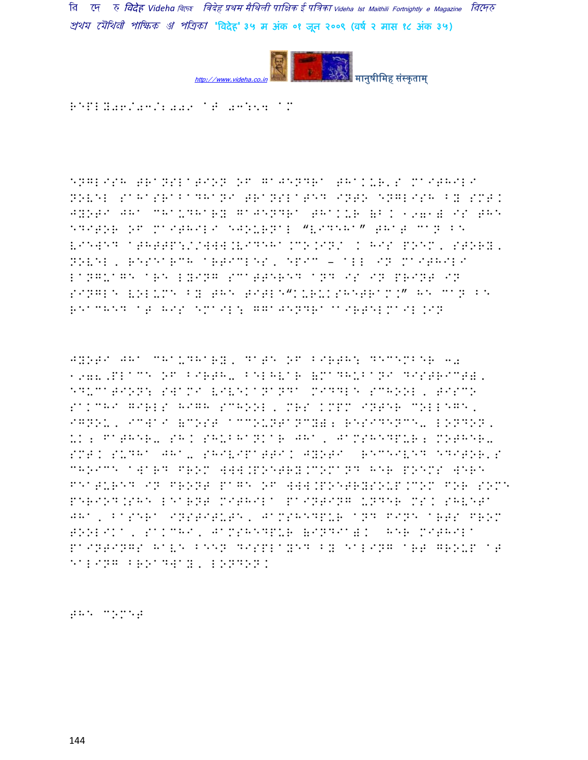REPLY06/03/2009 AT 03:54 AM

ENGLISH TRANSLATION OF GAJENDRA THAKUR'S MAITHILI NOVEL SAHASRABADHANI TRANSLATED INTO ENGLISH BY SMT. JYOTI JHA CHAUDHARY GAJENDRA THAKUR (B. 1971) IS THE EDITOR OF MAITHILI EJOURNAL "VIDEHA" THAT CAN BE VIEWED ATHTTP://WWW.VIDEHA.CO.IN/ . HIS POEM, STORY, NOVEL, RESEARCH ARTICLES, EPIC – ALL IN MAITHILI LANGUAGE ARE LYING SCATTERED AND IS IN PRINT IN SINGLE VOLUME BY THE TITLE"KURUKSHETRAM." HE CAN BE REACHED AT HIS EMAIL: GGAJENDRA@AIRTELMAIL.IN

JYOTI JHA CHAUDHARY, DATE OF BIRTH: DECEMBER 30 1978,PLACE OF BIRTH- BELHVAR (MADHUBANI DISTRICT), EDUCATION: SWAMI VIVEKANANDA MIDDLE SCHOOL, TISCO SAKCHI GIRLS HIGH SCHOOL, MRS KMPM INTER COLLEGE, IGNOU, ICWAI (COST ACCOUNTANCY); RESIDENCE- LONDON, UK; FATHER- SH. SHUBHANKAR JHA, JAMSHEDPUR; MOTHER- SMT. SUDHA JHA- SHIVIPATTI. JYOTI RECEIVED EDITOR'S CHOICE AWARD FROM WWW.POETRY.COMAND HER POEMS WERE FEATURED IN FRONT PAGE OF WWW.POETRYSOUP.COM FOR SOME PERIOD.SHE LEARNT MITHILA PAINTING UNDER MS. SHVETA JHA, BASERA INSTITUTE, JAMSHEDPUR AND FINE ARTS FROM TOOLIKA, SAKCHI, JAMSHEDPUR (INDIA). HER MITHILA PAINTINGS HAVE BEEN DISPLAYED BY EALING ART GROUP AT EALING BROADWAY, LONDON.

THE COMET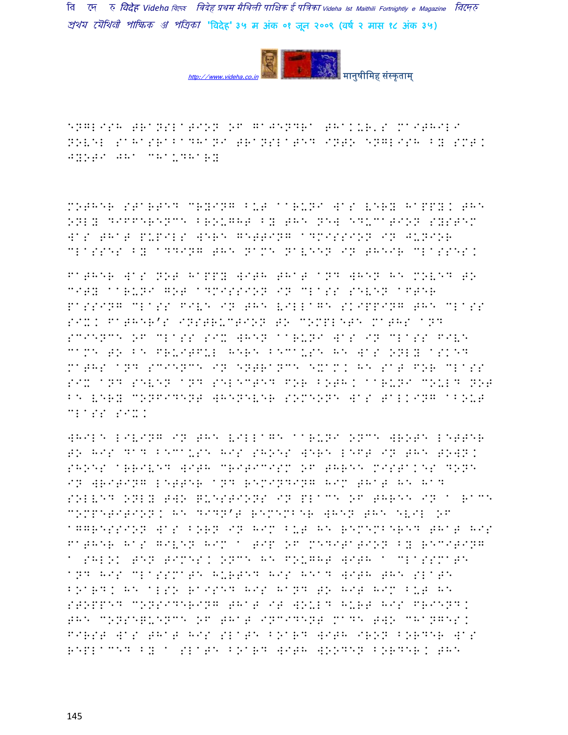ENGLISH TRANSLATION OF GAJENDRA THAKUR'S MAITHILI NOVEL SAHASRABADHANI TRANSLATED INTO ENGLISH BY SMT. JYOTI JHA CHAUDHARY

MOTHER STARTED CRYING BUT AARUNI WAS VERY HAPPY. THE ONLY DIFFERENCE BROUGHT BY THE NEW EDUCATION SYSTEM WAS THAT PUPILS WERE GETTING ADMISSION IN JUNIOR CLASSES BY ADDING THE NAME NAVEEN IN THEIR CLASSES.

FATHER WAS NOT HAPPY WITH THAT AND WHEN HE MOVED TO CITY AARUNI GOT ADMISSION IN CLASS SEVEN AFTER PASSING CLASS FIVE IN THE VILLAGE SKIPPING THE CLASS SIX. FATHER'S INSTRUCTION TO COMPLETE MATHS AND SCIENCE OF CLASS SIX WHEN AARUNI WAS IN CLASS FIVE CAME TO BE FRUITFUL HERE BECAUSE HE WAS ONLY ASKED MATHS AND SCIENCE IN ENTRANCE EXAM. HE SAT FOR CLASS SIX AND SEVEN AND SELECTED FOR BOTH. AARUNI COULD NOT BE VERY CONFIDENT WHENEVER SOMEONE WAS TALKING ABOUT CLASS SIX.

WHILE LIVING IN THE VILLAGE AARUNI ONCE WROTE LETTER TO HIS DAD BECAUSE HIS SHOES WERE LEFT IN THE TOWN. SHOES ARRIVED WITH CRITICISM OF THREE MISTAKES DONE IN WRITING LETTER AND REMINDING HIM THAT HE HAD SOLVED ONLY TWO QUESTIONS IN PLACE OF THREE IN A RACE COMPETITION. HE DIDN'T REMEMBER WHEN THE EVIL OF AGGRESSION WAS BORN IN HIM BUT HE REMEMBERED THAT HIS FATHER HAS GIVEN HIM A TIP OF MEDITATION BY RECITING A SHLOK TEN TIMES. ONCE HE FOUGHT WITH A CLASSMATE AND HIS CLASSMATE HURTED HIS HEAD WITH THE SLATE BOARD. HE ALSO RAISED HIS HAND TO HIT HIM BUT HE STOPPED CONSIDERING THAT IT WOULD HURT HIS FRIEND. THE CONSEQUENCE OF THAT INCIDENT MADE TWO CHANGES. FIRST WAS THAT HIS SLATE BOARD WITH IRON BORDER WAS REPLACED BY A SLATE BOARD WITH WOODEN BORDER. THE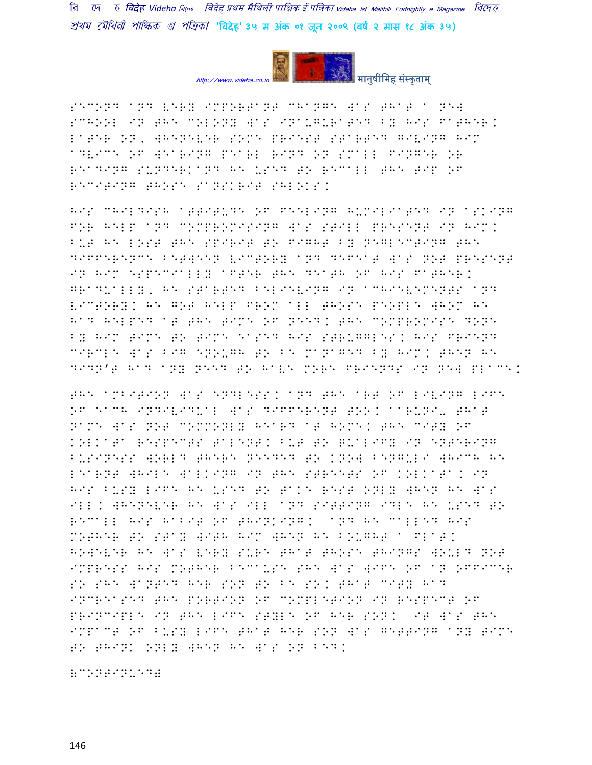SECOND AND VERY IMPORTANT CHANGE WAS THAT A NEW SCHOOL IN THE COLONY WAS INAUGURATED BY HIS FATHER. LATER ON, WHENEVER SOME PRIEST STARTED GIVING HIM ADVICE OF WEARING PEARL RING ON SMALL FINGER OR READING SUNDERKAND HE USED TO RECALL THE TIP OF RECITING THOSE SANSKRIT SHLOKS.

HIS CHILDISH ATTITUDE OF FEELING HUMILIATED IN ASKING FOR HELP AND COMPROMISING WAS STILL PRESENT IN HIM. BUT HE LOST THE SPIRIT TO FIGHT BY NEGLECTING THE DIFFERENCE BETWEEN VICTORY AND DEFEAT WAS NOT PRESENT IN HIM ESPECIALLY AFTER THE DEATH OF HIS FATHER. GRADUALLY, HE STARTED BELIEVING IN ACHIEVEMENTS AND VICTORY. HE GOT HELP FROM ALL THOSE PEOPLE WHOM HE HAD HELPED AT THE TIME OF NEED. THE COMPROMISE DONE BY HIM TIME TO TIME EASED HIS STRUGGLES. HIS FRIEND CIRCLE WAS BIG ENOUGH TO BE MANAGED BY HIM. THEN HE DIDN'T HAD ANY NEED TO HAVE MORE FRIENDS IN NEW PLACE.

THE AMBITION WAS ENDLESS. AND THE ART OF LIVING LIFE OF EACH INDIVIDUAL WAS DIFFERENT TOO. AARUNI- THAT NAME WAS NOT COMMONLY HEARD AT HOME. THE CITY OF KOLKATA RESPECTS TALENT. BUT TO QUALIFY IN ENTERING BUSINESS WORLD THERE NEEDED TO KNOW BENGALI WHICH HE LEARNT WHILE WALKING IN THE STREETS OF KOLKATA. IN HIS BUSY LIFE HE USED TO TAKE REST ONLY WHEN HE WAS ILL. WHENEVER HE WAS ILL AND SITTING IDLE HE USED TO RECALL HIS HABIT OF THINKING. AND HE CALLED HIS MOTHER TO STAY WITH HIM WHEN HE BOUGHT A FLAT. HOWEVER HE WAS VERY SURE THAT THOSE THINGS WOULD NOT IMPRESS HIS MOTHER BECAUSE SHE WAS WIFE OF AN OFFICER SO SHE WANTED HER SON TO BE SO. THAT CITY HAD INCREASED THE PORTION OF COMPLETION IN RESPECT OF PRINCIPLE IN THE LIFE STYLE OF HER SON. IT WAS THE IMPACT OF BUSY LIFE THAT HER SON WAS GETTING ANY TIME TO THINK ONLY WHEN HE WAS ON BED.

(CONTINUED)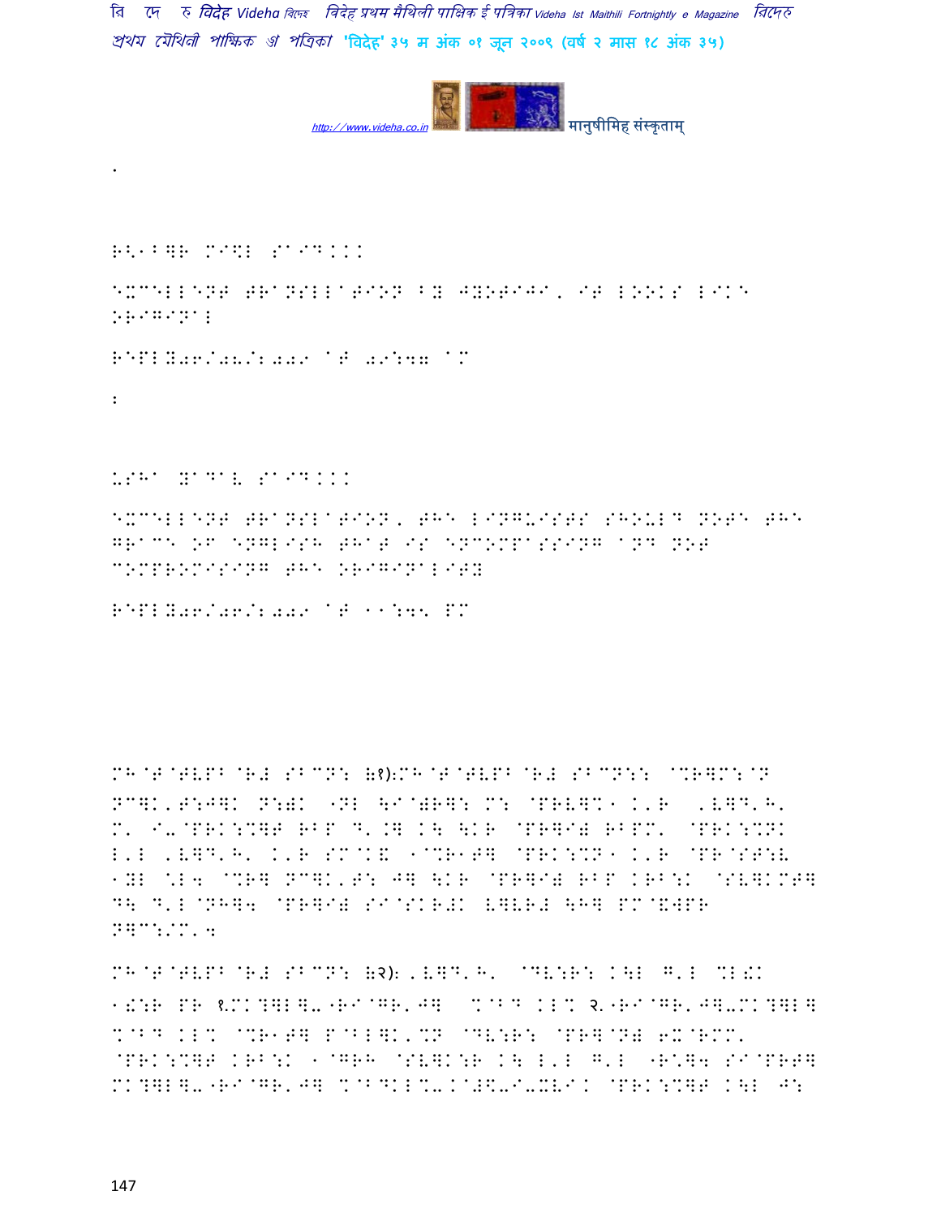.

R<1B]R MI\L SAID...

EXCELLENT TRANSLATION BY JYOTIJI, IT LOOKS LIKE ORIGINAL

REPLY06/08/2009 AT 09:47 AM

:

USHA YADAV SAID...

EXCELLENT TRANSLATION, THE LINGUISTS SHOULD NOTE THE GRACE OF ENGLISH THAT IS ENCOMPASSING AND NOT COMPROMISING THE ORIGINALITY

REPLY06/06/2009 AT 11:45 PM

MH@T@TVPB@R# SBCN: (१):MH@T@TVPB@R# SBCN:: @%R]M:@N NC]K,T:J]K N:)K "NL \I@)R]: M: @PRV]%1 K'R ,V]D'H' M' I-@PRK:%]T RBP D'.] K\ \KR @PR]I) RBPM' @PRK:%NK L'L ,V]D'H' K'R SM@K& 1@%R1T] @PRK:%N1 K'R @PR@ST:V 1YL \*L4 @%R] NC]K,T: J] \KR @PR]I) RBP KRB:K @SV]KMT] D\ D'L@NH]4 @PR]I) SI@SKR#K V]VR# \H] PM@&WPR N]C:/M'4

MH@T@TVPB@R# SBCN: (२): ,V]D'H' @DV:R: K\L G'L %L&K 1!:R PR १.MK?]L]-"RI@GR'J] %@BD KL% २."RI@GR'J]-MK?]L] %@BD KL% @%R1T] P@BL]K'%N @DV:R: @PR]@N) 6X@RMM' @PRK:%]T KRB:K 1@GRH @SV]K:R K\ L'L G'L "R\*]4 SI@PRT] MK?]L]-"RI@GR'J] %@BDKL%-K@#\$-I-XVI. @PRK:%]T K\L J: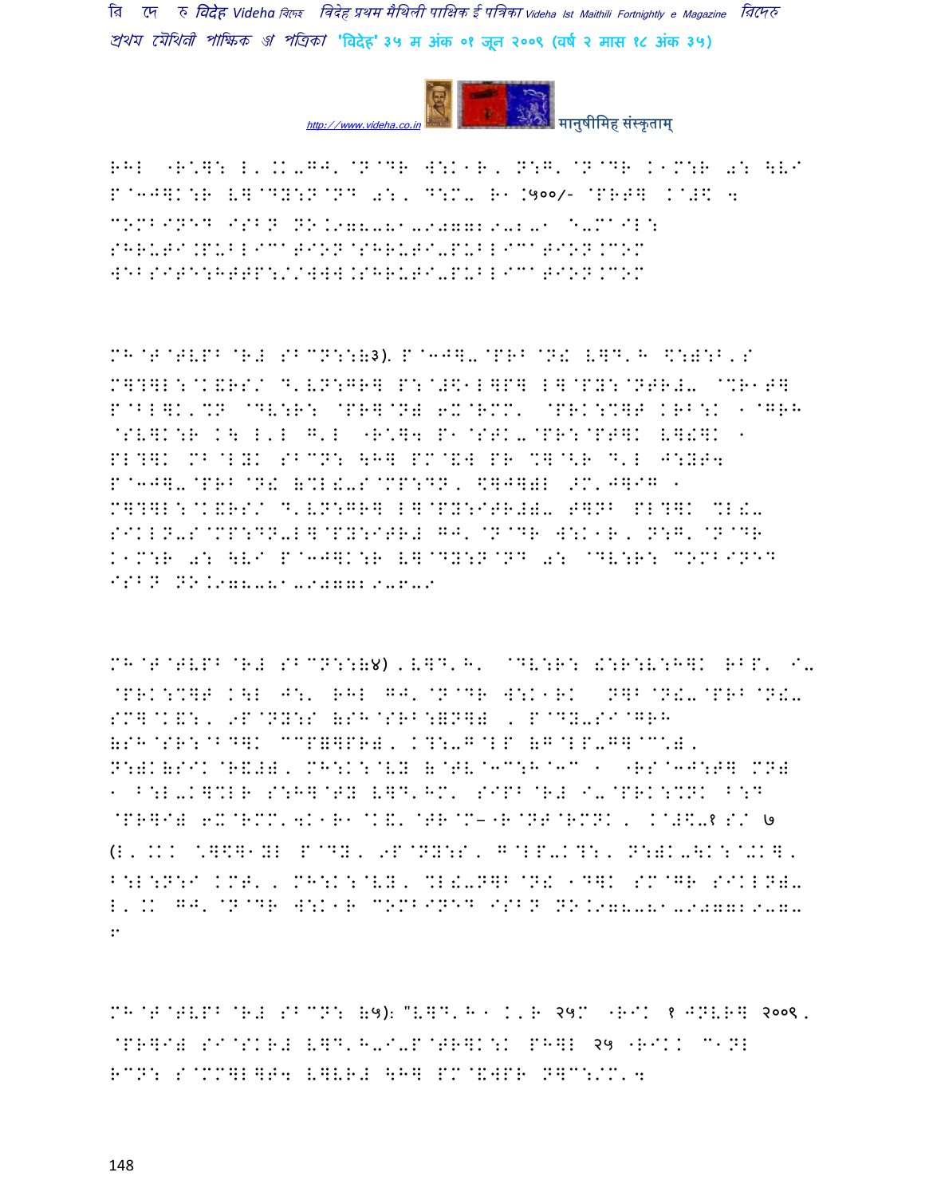RHL "R@]: L'.K-GJ'@N@DR W:K1R, N:G'@N@DR K1M:R 0: \LI P@3J]K:R V]@DY:N@ND 0:, D:M- R1.५००/- @PRT] .@#\$ ५ COMBINED ISBN NO.978-81-907729-2-1 E-MAIL: SHRUTI.PUBLICATION@SHRUTI-PUBLICATION.COM WEBSITE:HTTP://WWW.SHRUTI-PUBLICATION.COM

MH@T@TVPB@R# SBCN::(३). P@3J]-@PRB@N! V]D'H \$:):B'S M]?]L:@K&RS/ D'VN:GR] P:@#\$1L]P] L]@PY:@NTR#- @%R1T] P@BL]K'%N @DV:R: @PR]@N) 6X@RMM' @PRK:%]T KRB:K 1@GRH @SV]K:R K\ L'L G'L "R@]4 P1@STK-@PR:@PT]K V]!]K 1 PL?]K MB@LYK SBCN: \H] PM@&W PR %]@<R D'L J:YT4 P@3J]-@PRB@N! (%L!-S@MP:DN, \$]J]); >M'J]IG 1 M]?]L:@K&RS/ D'VN:GR] L]@PY:ITR#)- T]NB PL?]K %L!- SIKLN-S@MP:DN-L]@PY:ITR# GJ'@N@DR W:K1R, N:G'@N@DR K1M:R 0: \LI P@3J]K:R V]@DY:N@ND 0: @DV:R: COMBINED ISBN NO.978-81-907729-6-9

MH@T@TVPB@R# SBCN::(४) , V]D'H' @DV:R: !:R:V:H]K RBP' I- @PRK:%]T K\L J:' RHL GJ'@N@DR W:K1RK N]B@N!-@PRB@N!- SM]@K&:, 9P@NY:S (SH@SRB:=N])) , P@DY-SI@GRH (SH@SR:@BD]K CCP]]PR), K?:-G@LP (G@LP-G]@C'), N:)K(SIK@R&)), MH:K:@VY (@TV@3C:H@3C 1 "RS@3J:T] MN) 1 B:L-K]%LR S:H]@TY V]D'HM' SIPB@R# I-@PRK:%NK B:D @PR]I) 6X@RMM'4K1R1@K&'@TR@M–"R@NT@RMNK, .@#\$-१ S/ ७ (L, .KK @\$]1YL P@DY, 9P@NY:S, G@LP-K?:, N:)K-\K:@+K], B:L:N:I KMT', MH:K:@VY, %L!-N]B@N! 1D]K SM@GR SIKLN)- L'.K GJ'@N@DR W:K1R COMBINED ISBN NO.978-81-907729-7-6

MH@T@TVPB@R# SBCN: (५): "V]D'H1 K'R २५M "RIK १ JNVR] २००९, @PR]I) SI@SKR# V]D'H-I-P@TR]K:K PH]L २५ "RIKK C1NL RCN: S@MM]L]T4 V]VR# \H] PM@&WPR N]C:/M'4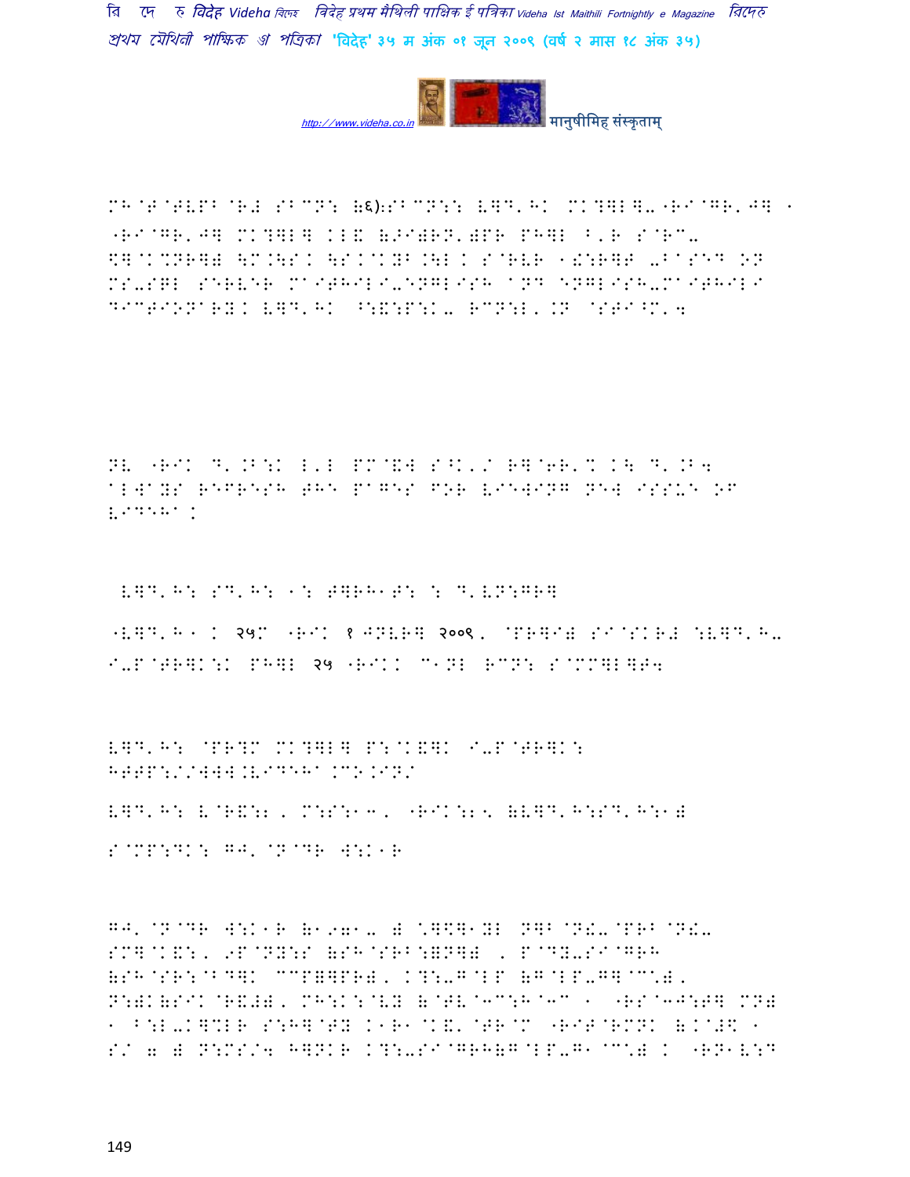MH@T@TVPB@R# SBCN: ६):SBCN:: Vtogether...

MH@T@TVPB@R# SBCN: ६):SBCN:: V]D'HK MK?]L]-"RI@GR'J] -"RI@GR'J] MK?]L] KL& (>I)RN')PR PH]L ^'R S@RC-\$]@K%NR]) \M.\S. \S.@KYB.\L K S@RVR 1!:R]T -BASED ON MS-SQL SERVER MAITHILI-ENGLISH AND ENGLISH-MAITHILI DICTIONARY. V]D'HK ^:&:P:K- RCN:L'.N @STI^M'4

NV "RIK D'.B:K L'L PM@&W S^K'/ R]@6R'% K\ D'.B4 ALWAYS REFRESH THE PAGES FOR VIEWING NEW ISSUE OF VIDEHA.

V]D'H: SD'H: 1: T]RH1T: : D'VN:GR]

"V]D'H1 K २५M "RIK १ JNVR] २००९, @PR]I) SI@SKR# :V]D'H- I-P@TR]K:K PH]L २५ "RIKK C1NL RCN: S@MM]L]T4

V]D'H: @PR?M MK?]L] P:@K&]K I-P@TR]K: HTTP://WWW.VIDEHA.CO.IN/

V]D'H: V@R&:, M:S:13, "RIK:25 (V]D'H:SD'H:1)

S@MP:DK: GJ'@N@DR W:K1R

GJ'@N@DR W:K1R (1971- ) \*]\$]1YL N]B@N!-@PRB@N!-SM]@K&:, 9P@NY:S (SH@SRB:=N]) , P@DY-SI@GRH (SH@SR:@BD]K CCP=]PR), K?:-G@LP (G@LP-G]@C\*), N:)K(SIK@R&#), MH:K:@VY (@TV@3C:H@3C 1 "RS@3J:T] MN# 1 B:L-K]%LR S:H]@TY K1R1@K&'@TR@M "RIT@RMNK (.K@#\$ 1 S/ 7 ) N:MS/4 H]NKR K?:-SI@GRH(G@LP-G1@C\*) K "RN1V:D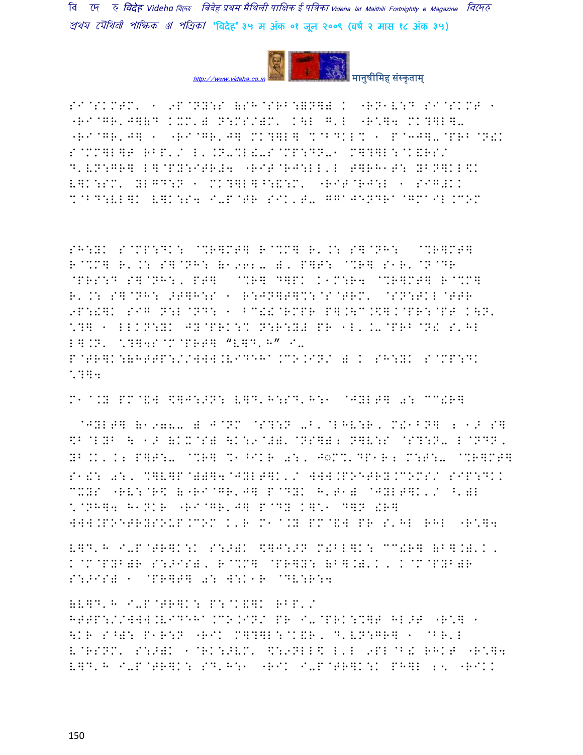SI@SKMTM' 1 9P@NY:S (SH@SRB:(N]) K "RN1V:D SI@SKMT 1 "RI@GR'J]( D KXM') N:MS/(M' K\L G'L "R\*]4 MK?]L]- "RI@GR'J] 1 "RI@GR'J] MK?]L] %@BDKL% 1 P@3J]-@PRB@N!K S@MM]L]T RBP'/ L'.N-%L!-S@MP:DN-1 M]?]L:@K&RS/ D'VN:GR] L]@PY:ITR#4 "RIT@RJ:LL'L T]RH1T: YBN]KL\$K V]K:SM' YLGD:N 1 MK?]L]^:&:M' "RIT@RJ:L 1 SIG#KK %@BD:VL]K V]K:S4 I-P@TR SIK'T- GGAJENDRA@GMAIL.COM

SH:YK S@MP:DK: @%R]MT] R@%M] R'.: S]@NH: @%R]MT] R@%M] R'.: S]@NH: (1962- )' P]T: @%R] S1R'@N@DR @PRS:D S]@NH:, PT] @%R] D]PK K1M:R4 @%R]MT] R@%M] R'.: S]@NH: >T]H:S 1 R:JN]T]%:@S@TRM' @SN:TKL@TTR 9P:!]K SIG N:L@ND: 1 BC!!@RMPR P].\C.\$].@PR:@PT K\N' \*?] 1 LLKN:YK JY@PRK:X N:R:Y# PR 1L'K-@PRB@N! S'HL L].N' \*?]4S@M@PRT] "V]D'H" I- P@TR]K:(HTTP://WWW.VIDEHA.CO.IN/ ) K SH:YK S@MP:DK \*?]4

M1@.Y PM@&W \$]J:>N: V]D'H:SD'H:1 @JYLT] 0: CC!R]

@JYLT] (1978- ) J@NM @S?:N -B'@LHV:R, M!1BN] 2 1> S] \$B@LYB \ 1> (KX@S) \K:9@#)'@NS]) 2 N]V:S @S?:N- L@NDN, YB.K'.2 P]T:- @%R] %1^IKR 0:, J◌M%'DP1R 2 M:T:- @%R]MT] S1!: 0:, %]V]P@)(]4@JYLT]K'/ WWW.POETRY.COMS/ SIP:DKK CXYS "RV:@R\$ ("RI@GR'J] P@DYK H'T1) @JYLT]K'/ ^')L \*@NH]4 H1NKR "RI@GR'J] P@DY K]\*1 D]N !R] WWW.POETRYSOUP.COM K'R M1@.Y PM@&W PR S'HL RHL "R\*]4

V]D'H I-P@TR]K:K S:>)K \$]J:>N M!BL]K: CC!R] (B].)'K, K@M@PYB)R S:>IS), R@%M] @PR]Y: (B].)'K, K@M@PYB)R S:>IS) 1 @PR]T] 0: W:K1R @DV:R:4

(V]D'H I-P@TR]K: P:@K&]K RBP'/ HTTP://WWW.VIDEHA.CO.IN/ PR I-@PRK:%]T HL>T "R\*] 1 \KR S^): P1R:N "RIK M]?]L:@K&R, D'VN:GR] 1 @BR'L V@RSNM' S:>)K 1@RK:>VM' \$:9NLL\$ L'L 9PL@B! RHKT "R\*]4 V]D'H I-P@TR]K: SD'H:1 "RIK I-P@TR]K:K PH]L 2\ "RIKK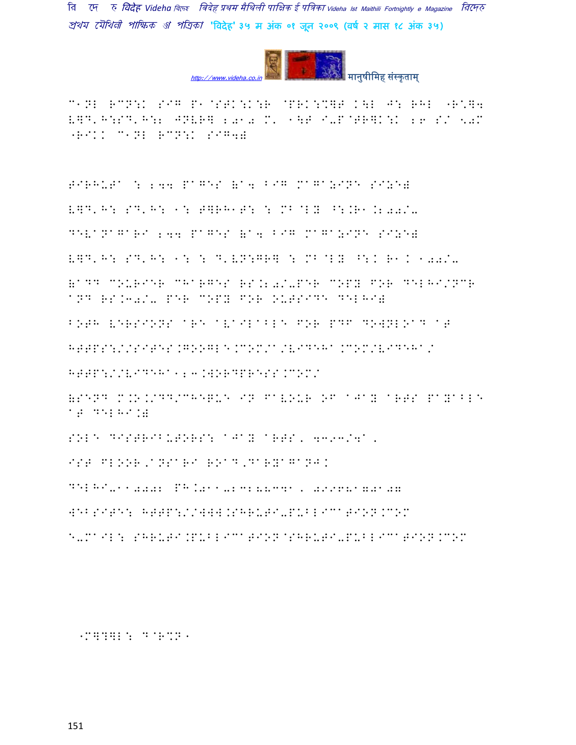C1NL RCN:K SIG P1@STK:K:R @PRK:%]T K\L J: RHL "R"]4 V]D'H:SD'H:2 JNVR] 2010 M' 1\T I-P@TR]K:K 26 S/ 50M "RIKK C1NL RCN:K SIG4)

TIRHUTA : 244 PAGES (A4 BIG MAGAZINE SIZE)

V]D'H: SD'H: 1: T]RH1T: : MB@LY ^:.R1.200/-

DEVANAGARI 244 PAGES (A4 BIG MAGAZINE SIZE)

V]D'H: SD'H: 1: : D'VN:GR] : MB@LY ^:K R1K 100/-

(ADD COURIER CHARGES RS.20/-PER COPY FOR DELHI/NCR AND RS.30/- PER COPY FOR OUTSIDE DELHI)

BOTH VERSIONS ARE AVAILABLE FOR PDF DOWNLOAD AT

HTTPS://SITES.GOOGLE.COM/A/VIDEHA.COM/VIDEHA/

HTTP://VIDEHA123.WORDPRESS.COM/

(SEND M.O./DD/CHEQUE IN FAVOUR OF AJAY ARTS PAYABLE AT DELHI.)

SOLE DISTRIBUTORS: AJAY ARTS, 4393/4A,

IST FLOOR,ANSARI ROAD,DARYAGANJ.

DELHI-110002 PH.011-23288341, 09968170107

WEBSITE: HTTP://WWW.SHRUTI-PUBLICATION.COM

E-MAIL: SHRUTI.PUBLICATION@SHRUTI-PUBLICATION.COM

'M]?]L: D@R%N'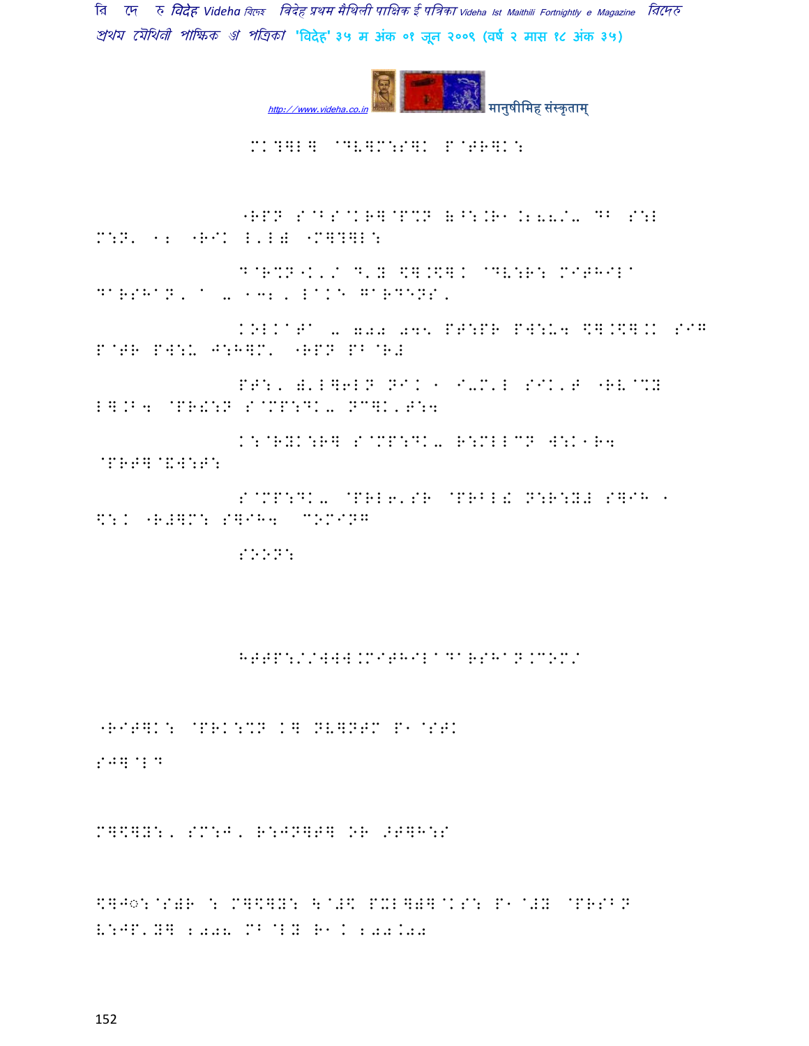MK?]L] @DV]M:S]K P@TR]K:

"RPN S@BS@KR]@P%N (^:.R1.2885/- DB S:L M:N' 12 "RIK L'L) "M]?]L:

D@R%N"K'/ D'Y \$].\$]K @DV:R: MITHILA DARSHAN, A - 132, LAKE GARDENS,

KOLKATA - 700 045 PT:PR PW:U4 \$].\$]KK SIG P@TR PW:U J:H]M' "RPN PB@R#

PT:, )'L]6LN NIK 1 I-M'L SIK'T "RV@%Y L].B4 @PR&:N S@MP:DK- NC]K'T:4

K:@RYK:R] S@MP:DK- R:MLLCN W:K1R4 @PRT]@&W:T:

S@MP:DK- @PRL6'SR @PRBL! N:R:Y# S]IH 1 \$:K "R#]M: S]IH4 COMING

SOON:

HTTP://WWW.MAITHILADARSHAN.COM/

"RIT]K: @PRK:%N K] NV]NTM P1@STK

SJ]@LD

M]\$]Y:, SM:J, R:JN]T] OR >T]H:S

\$]J◌:@S)R : M]\$]Y: \@#\$ PXL]))@KS: P1@#Y @PRSBN V:JP'Y] 2008 MB@LY R1K 200.00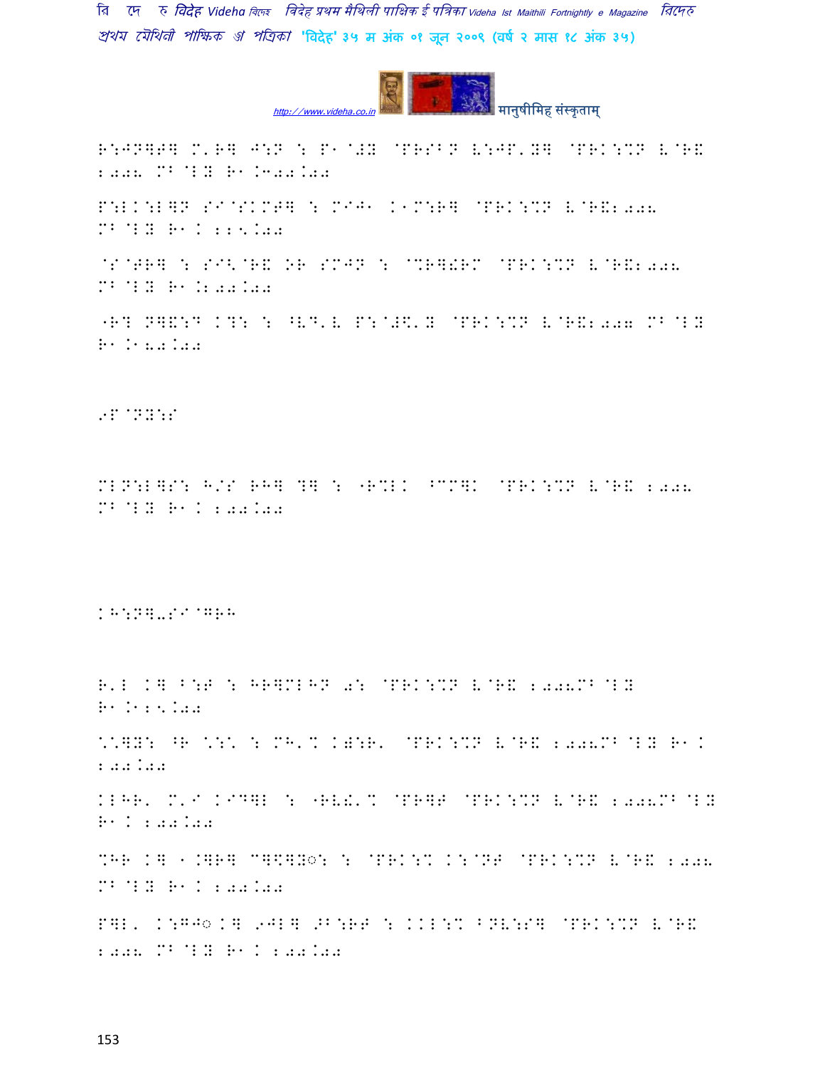R:JN]T] M'R] J:N : P1@#Y @PRSBN E:JP'Y] @PRK:%N E@R& 2008 MB@LY R1.300.00

P:LK:L]N SI@SKMT] : MIJ1 K1M:R] @PRK:%N E@R&2008 MB@LY R1.K 225.00

@S@TR] : SI<@R& OR SMJN : @%R]!RM @PRK:%N E@R&2008 MB@LY R1.200.00

"R? N]&:D K?: : ^ED'E P:@#\$'Y @PRK:%N E@R&2007 MB@LY R1.K180.00

9P@NY:S

MLN:L]S: H/S RH] ?] : "R%LK ^CC]K @PRK:%N E@R& 2008 MB@LY R1.K 200.00

KH:N]-SI@GRH

R'L K] B:F : HR]MLHN 0: @PRK:%N E@R& 2008MB@LY R1.K125.00

\*\*]Y: ^R \*:\* : MH'% K):R' @PRK:%N E@R& 2008MB@LY R1.K 200.00

KLHR' M'I KID]L : "RE!'% @PR]T @PRK:%N E@R& 2008MB@LY R1.K 200.00

%HR K] 1.]R] C]\$]Y◌: : @PRK:% K:@NT @PRK:%N E@R& 2008 MB@LY R1.K 200.00

P]L' K:G.◌K] 9JL] .B:RT : KKL:% BNE:S] @PRK:%N E@R& 2008 MB@LY R1.K 200.00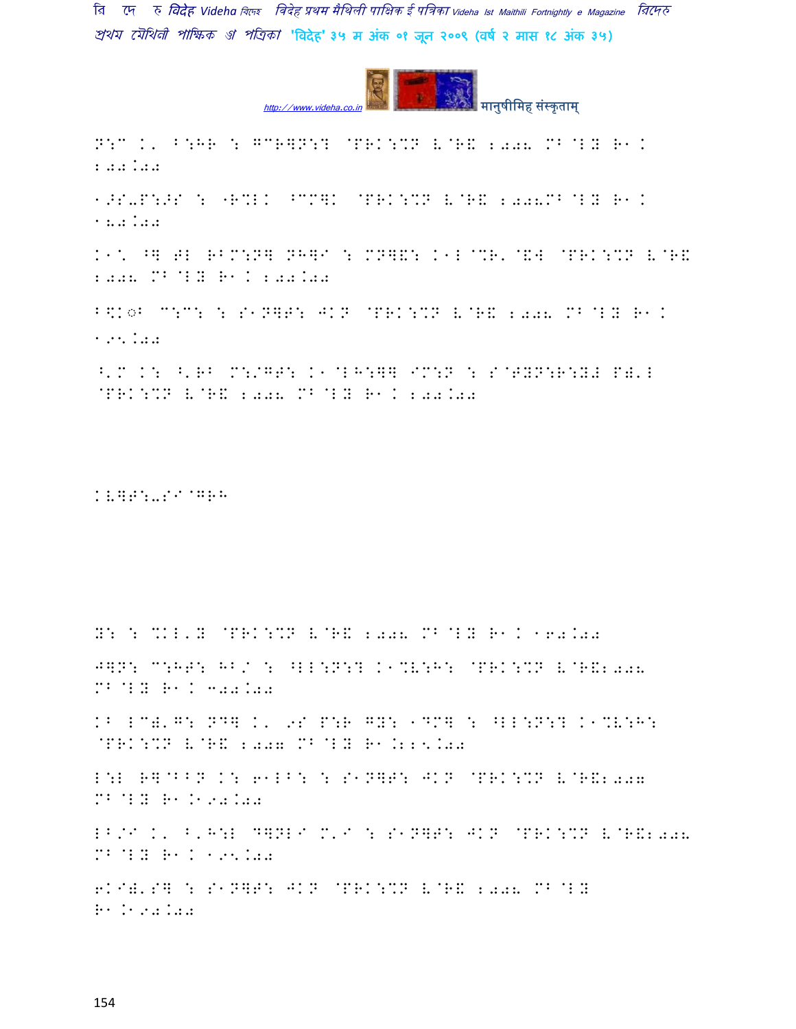N:C K' B:HR : GCR]N:? @PRK:%N V@R& 2008 MB@LY R1K 200.00

1>S-P:>S : "R%LK ^CM]K @PRK:%N V@R& 2008MB@LY R1K 180.00

K1\* ^] TL RBM:N] NH]I : MN]&: K1L@%R'@&W @PRK:%N V@R& 2008 MB@LY R1K 200.00

B\$K◌B C:C: : S1N]T: JKN @PRK:%N V@R& 2008 MB@LY R1K 195.00

^'M K: ^'RB M:/GT: K1@LH:]] IM:N : S@TYN:R:Y2 P)'L @PRK:%N V@R& 2008 MB@LY R1K 200.00

KV]T:-SI@GRH

Y: : %KL'Y @PRK:%N V@R& 2008 MB@LY R1K 160.00

J]N: C:HT: HB/ : ^LL:N:? K1%V:H: @PRK:%N V@R&2008 MB@LY R1K 300.00

KB LC)'G: ND] K' 9S P:R GY: 1DM] : ^LL:N:? K1%V:H: @PRK:%N V@R& 2007 MB@LY R1.225.00

L:L R]@BBN K: 61LB: : S1N]T: JKN @PRK:%N V@R&2007 MB@LY R1.190.00

LB/I K' B'H:L D]NLI M'I : S1N]T: JKN @PRK:%N V@R&2008 MB@LY R1K 195.00

6KI)'S] : S1N]T: JKN @PRK:%N V@R& 2008 MB@LY R1.190.00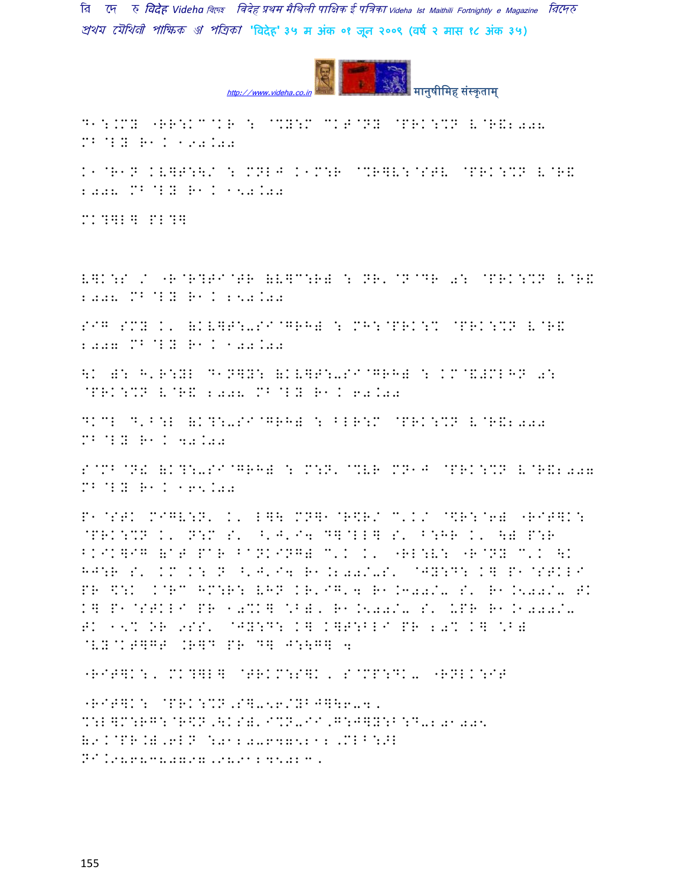D1:.MY "RR:K^@KR : @%Y:M MKT@NY @PRK:%N L@R&2008 MB@LY R1. 190.00

K1@R1N KV]T:\/ : MNLJ K1M:R @%R]V:@STV @PRK:%N L@R& 2008 MB@LY R1. 150.00

MK?]L] PL?]

V]K:S / "R@R?TI@TR (V]C:R) : NR'@N@DR 0: @PRK:%N L@R& 2008 MB@LY R1. 250.00

SIG SMY K' (KV]T:-SI@GRH) : MH:@PRK:% @PRK:%N L@R& 2007 MB@LY R1. 100.00

\K ): H'R:YL D1N]Y: (KV]T:-SI@GRH) : KM@&#MLHN 0: @PRK:%N L@R& 2008 MB@LY R1. 60.00

DKCL D'B:L (K?:-SI@GRH) : BLR:M @PRK:%N L@R&2008 MB@LY R1. 40.00

S@MB@N! (K?:-SI@GRH) : M:N' @%VR MN1J @PRK:%N L@R&2007 MB@LY R1. 165.00

P1@STK MIGV:N' K' L]\ MN]1@R\$R/ C'K/ @\$R:@6) "RIT]K: @PRK:%N K' N:M S' ^'J'I4 D]@LL] S' B:HR K' \) P:R BKIK]IG (aT PaR BaNKING) C'K K' "RL:V: "R@NY C'K \K HJ:R S' KM K: N ^'J'I4 R1.200/-S' @JY:D: K] P1@STKLI PR \$:K K@RC HM:R: VHN KR'IG'4 R1.300/- S' R1.500/- TK K] P1@STKLI PR 10%K] \*B), R1.500/- S' UPR R1.1000/- TK 15% OR 9SS' @JY:D: K] K]T:BLI PR 20% K] \*B) @VY@KT]GT .R]D PR D] J:\G] 4

"RIT]K:, MK?]L] @TRKM:S]K, S@MP:DK- "RNLK:IT

"RIT]K: @PRK:%N,S]-56/YBJ]\6-4, %:L]M:RG:@R\$N,\KS)'I%N-II,G:J]Y:B:D-201005 (9.@PR.),6LN :0120-6475212,MLB:>L N1.9868380797,9891245023,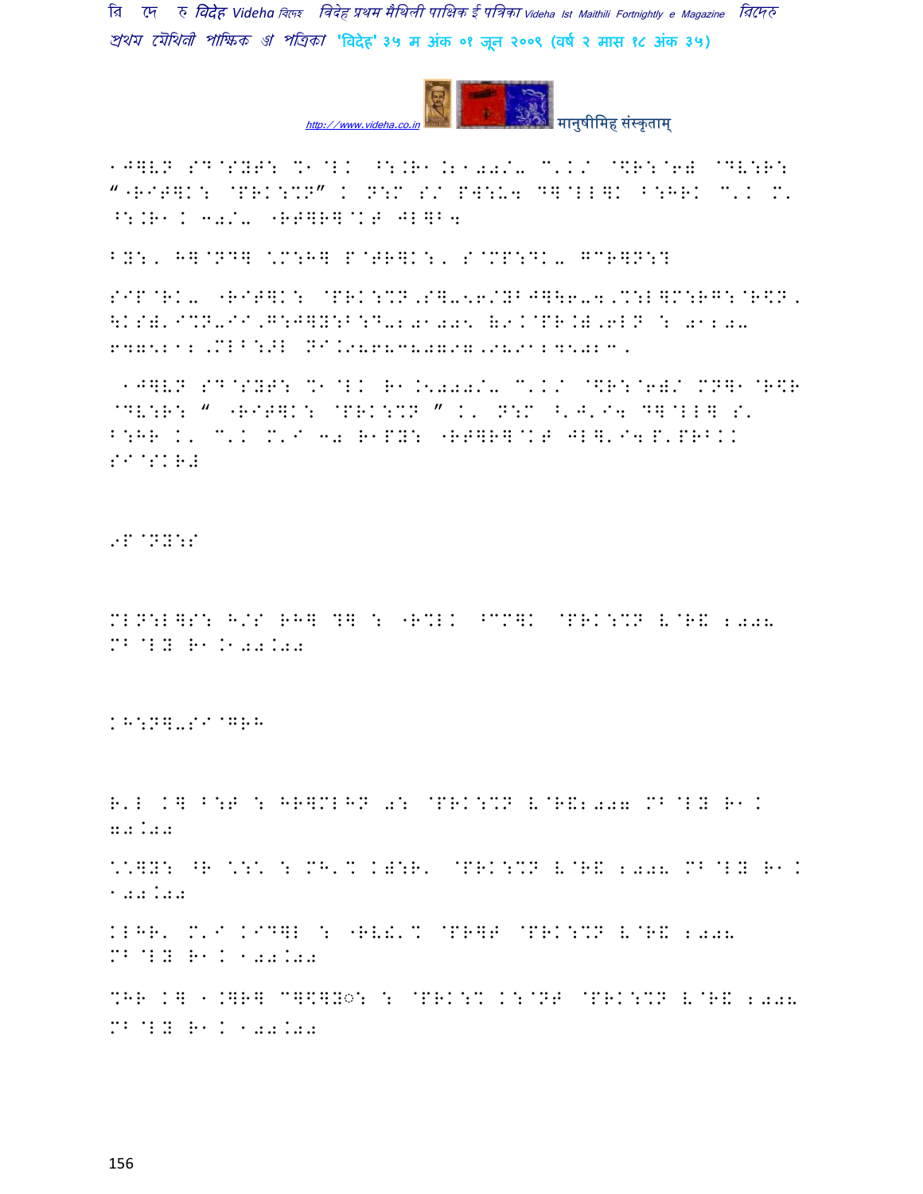1-ज्योति झा चौधरी- ई मेल सँ करीब 1 लाख टाका पुरस्कार "स्वर्ण पदक" आ ज्योतिकें प्रशंसा पत्र।

SIP@RK- "RITWK: @PRK:%N,SW-\*6/YBJW\6-4,%:LWM:RG:@R\$N, \KSWL,I%N-II,G:JWY:B:D-2 01 005 (9.K@PR.)6LN : 01 20- 6475212,MLB:>L NI.9868380797,9891245023.

1-ज्योति झा चौधरी- ई मेल सँ R1.5000/- M'K/ @\$R:@6)/ MNW1@R\$R @DV:R: " "RITWK: @PRK:%N " K' N:M <'J'I4 DW@LLW S' B:HR K' M'K M'I 30 R1PY: "RTWRW@KT JLW'I4 P'PRBKK SI@SKR#

## 9P@NY:S

MLN:LWS: H/S RHW ?W : "R%LK ^CCWK @PRK:%N V@R& 2008 MB@LY R1.100.00

KH:NW-SI@GRH

R'L KW B:T : HRWMLHN 0: @PRK:%N V@R&2007 MB@LY R1. 80.00

\*\*WY: ^R \*:\* : MH'% K):R' @PRK:%N V@R& 2008 MB@LY R1. 100.00

KLHR' M'I KIDWL : "RV&'% @PRWT @PRK:%N V@R& 2008 MB@LY R1. 100.00

%HR KW 1.[RW CW\$WYo: : @PRK:% K:@NT @PRK:%N V@R& 2008 MB@LY R1. 100.00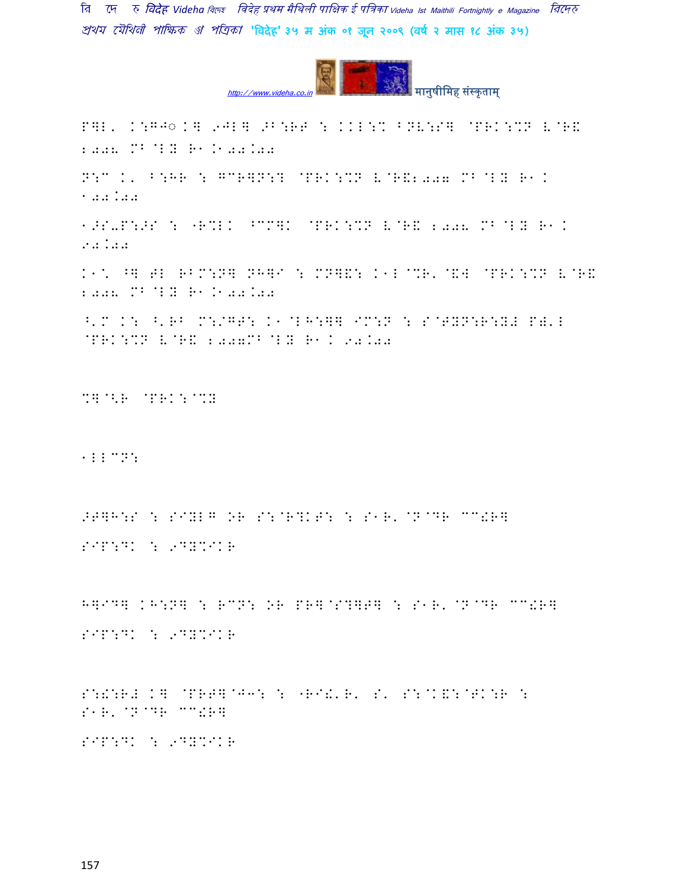P]L' K:G/◌ K] 9JL] >B:RT : KKL:% BNV:S] @PRK:%N V@R& 2005 MB@LY R1.100.00

N:C K' B:HR : GCR]N:I @PRK:%N V@R&2007 MB@LY R1. 100.00

1>S-P:>S : "R%LK ^CM]K @PRK:%N V@R& 2008 MB@LY R1. 90.00

K1\* ^] TL RBM:N] NH]I : MN]&: K1L@%R'@&W @PRK:%N V@R& 2008 MB@LY R1.100.00

^'M K: ^'RB M:/GT: K1@LH:]] IM:N : S@TYN:R:YJ P”'L @PRK:%N V@R& 2007MB@LY R1. 90.00

%]@<R @PRK:@%Y

1LLCN:

>T]H:S : SIYLG OR S:@R?KT: : S1R'@N@DR CC!R]

SIP:DK : 9DY%IKR

H]ID] KH:N] : RCN: OR PR]@S?]T] : S1R'@N@DR CC!R]

SIP:DK : 9DY%IKR

S:!:RJ K] @PRT]@J3: : "RI!'R' S' S:@K&:@TK:R : S1R'@N@DR CC!R]

SIP:DK : 9DY%IKR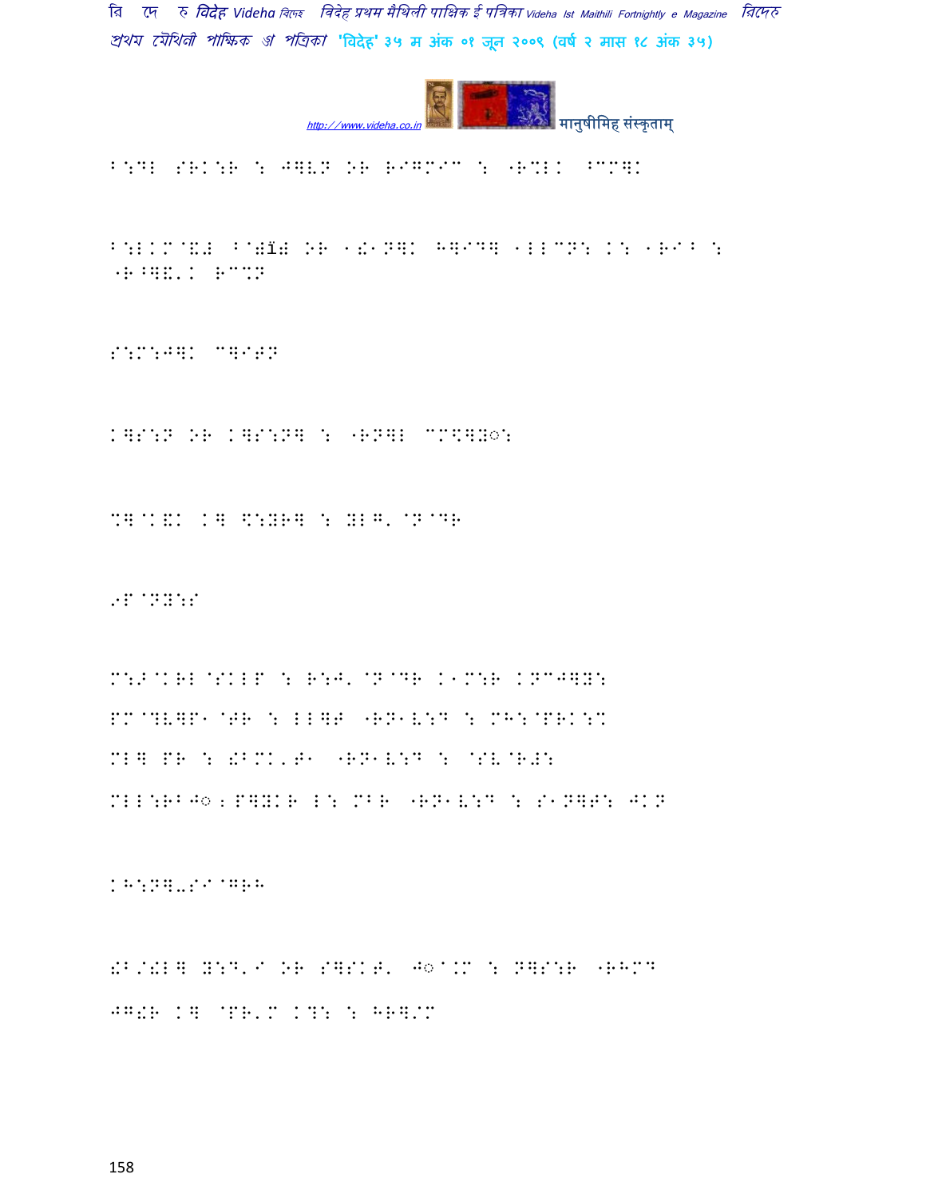B:DL SRK:R : J]VN OR RIGMIC : "R%LK ^CM]K

B:LKM@&# ^@#ï# OR 1!1N]K H]ID] 1LLCN: K: 1RI^ :
"R^]&'K RC%N

S:M:J]K C]ITN

K]S:N OR K]S:N] : "RN]L CM\]Y◌:

%]@K&K K] \:YR] : YLG'@N@DR

,P@NY:S

M:Z@KRL@SKLP : R:J'@N@DR K1M:R KNCJ]Y:
PM@?V]P1@GR : LL]F "RN1V:D : MH:@PRK:%
ML] PR : !BMK'T1 "RN1V:D : @SV@RJ:
MLL:RBJ◌;P]YKR L: MBR "RN1V:D : S1N]T: JKN

KH:N]-SI@GRH

!B/!L] Y:D'I OR S]SKT' J◌@.M : N]S:R "RHMD
JG!R K] @PR'M K?: : HR]/M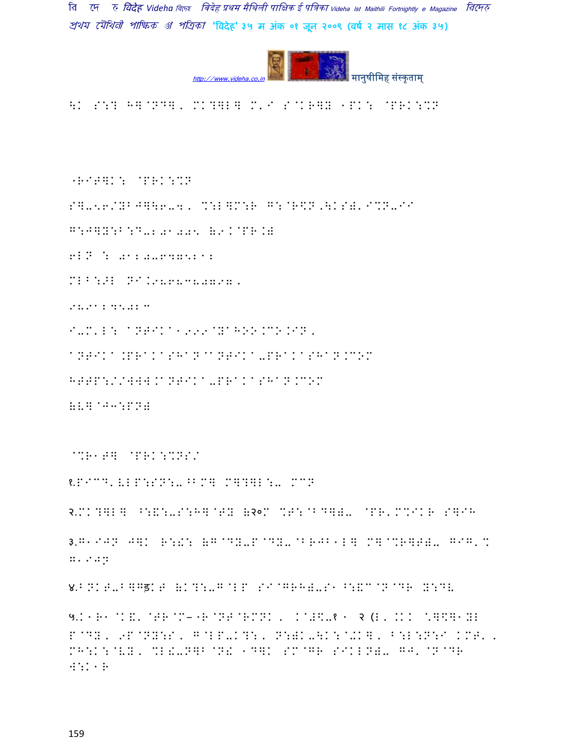\K S:? H]@ND], MK?]L] M'I S@KR]Y 1PK: @PRK:%N

"RIT]K: @PRK:%N

S]-56/YBJ]\6-4, %:L]M:R G:@R\$N,\KS)'I%N-II

G:J]Y:B:D-201005 (9K@PR.)

6LN : 011-6475212

MLB:>L NI.09868380797,

9891245082

I-M'L: aNTIKa1999@YaHOO.CO.IN,

aNTIKa.PRaKaSHaN@aNTIKa-PRaKaSHaN.COM

HTTP://WWW.aNTIKa-PRaKaSHaN.COM

(VL]@J3:PN)

@%R1T] @PRK:%NS/

१.PICD'VLP:SN:-^BM] M]?]L:- MCN

२.MK?]L] ^:&:-S:H]@TY (२०M %T:@BD])- @PR'M%IKR S]IH

३.G1IJN J]K R:!: (G@DY-P@DY-@BRJB1L] M]@%R]T)- GIG'% G'9JN

४.BNKT-B]Gड़KT (K?:-G@LP SI@GRH)-S1 ^:&C@N@DR Y:DV

५.K1R1@K&'@TR@M–"R@NT@RMNK, K@#\$-१1 २ (L, .KK \$]\$]1YL P@DY, 9P@NY:S, G@LP-K?:, N:)K-\K:@+K], B:L:N:I KMT', MH:K:@VY, %L!-N]B@N! 1D]K SM@GR SIKLN)- GJ'@N@DR W:K1R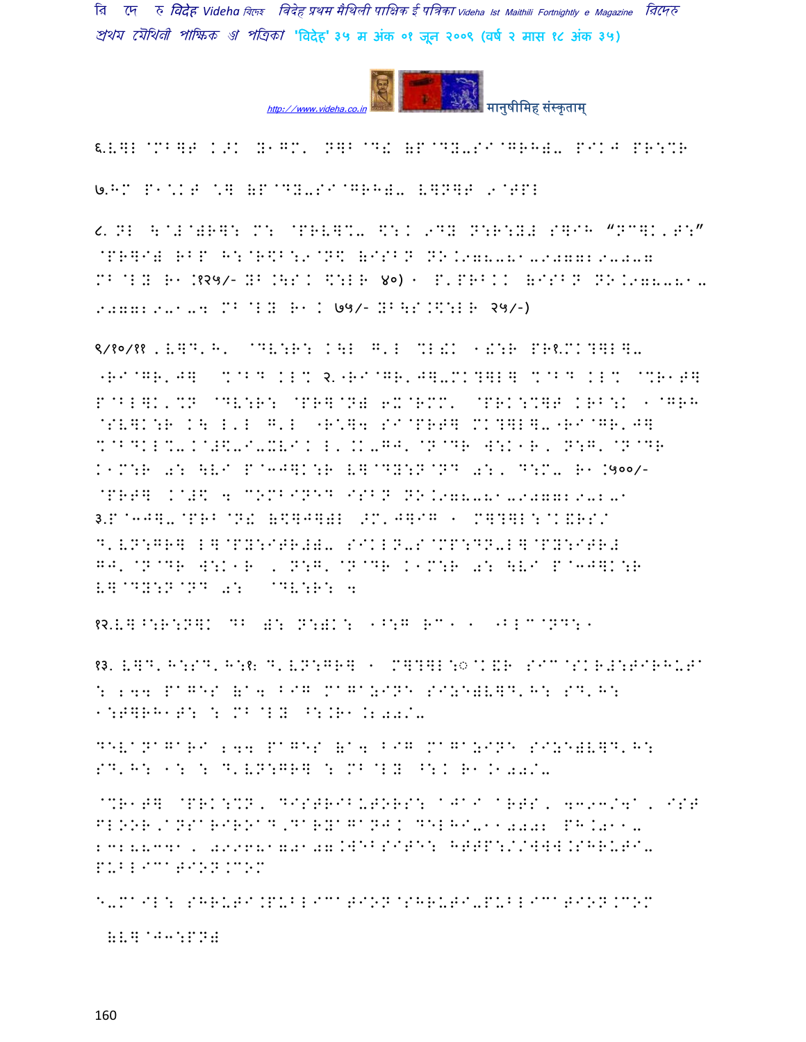६.V]L @M^]T K>K Y1GM' N]^ @D! (P@DY-SI@GRH)- PIKJ PR:%R

७.HM P1*KT *] (P@DY-SI@GRH)- V]N]T 9@TPL

८. NL \@#@)R]: M: @PRV]%- $:K 9DY N:R:Y# S]IH “NC]K'T:” @PR]I) RBP H:@R$B:9@N$ (ISBN NO.978-81-907729-0-7 MB@LY R1.१२५/- YB.\S.K $:LR ४०) 1 P'PRBKK (ISBN NO.978-81-907729-1-4 MB@LY R1.K ७५/- YB\S.$:LR २५/-)

९/१०/११ 'V]D'H' @DV:R: K\L G'L %L!K 1!:R PR१.MK?]L]- "RI@GR'J] %@BD KL% २."RI@GR'J]-MK?]L] %@BD KL% @%R1T] P@BL]K'%N @DV:R: @PR]@N) 6X@RMM' @PRK:%]T KRB:K 1@GRH @SV]K:R K\ L'L G'L "R*]4 SI@PRT] MK?]L]-"RI@GR'J] %@BDKL%-K@#$-I-XVIK L'.K-GJ'@N@DR W:K1R, N:G'@N@DR K1M:R 0: \VI P@3J]K:R V]@DY:N@ND 0:, D:M- R1.५००/- @PRT] K@#$ 4 COMBINED ISBN NO.978-81-907729-2-1 ३.P@3J]-@PRB@N! ($]J]) >M'J]IG 1 M]?]L:@K&RS/ D'VN:GR] L]@PY:ITR#)- SIKLN-S@MP:DN-L]@PY:ITR# GJ'@N@DR W:K1R , N:G'@N@DR K1M:R 0: \VI P@3J]K:R V]@DY:N@ND 0: @DV:R: 4

१२.V]^:R:N]K DB ): N:)K: 1^:G RC1 1 "BLC@ND:1

१३. V]D'H:SD'H:१: D'VN:GR] 1 M]?]L:◌@K&R SIC@SKR#:TIRHUTA : 244 PAGES (A4 BIG MAGAZINE SIZE)V]D'H: SD'H: 1:T]RH1T: : MB@LY ^:.R1.200/-

DEVANAGARI 244 PAGES (A4 BIG MAGAZINE SIZE)V]D'H: SD'H: 1: : D'VN:GR] : MB@LY ^:K R1.100/-

@%R1T] @PRK:%N, DISTRIBUTORS: AJAI ARTS, 4393/4A, IST FLOOR,ANSARIROAD,DARYAGANJ. DELHI-110002 PH.011-23288341, 09968170107.WEBSITE: HTTP://WWW.SHRUTI-PUBLICATION.COM

E-MAIL: SHRUTI.PUBLICATION@SHRUTI-PUBLICATION.COM

(V]@J3:PN)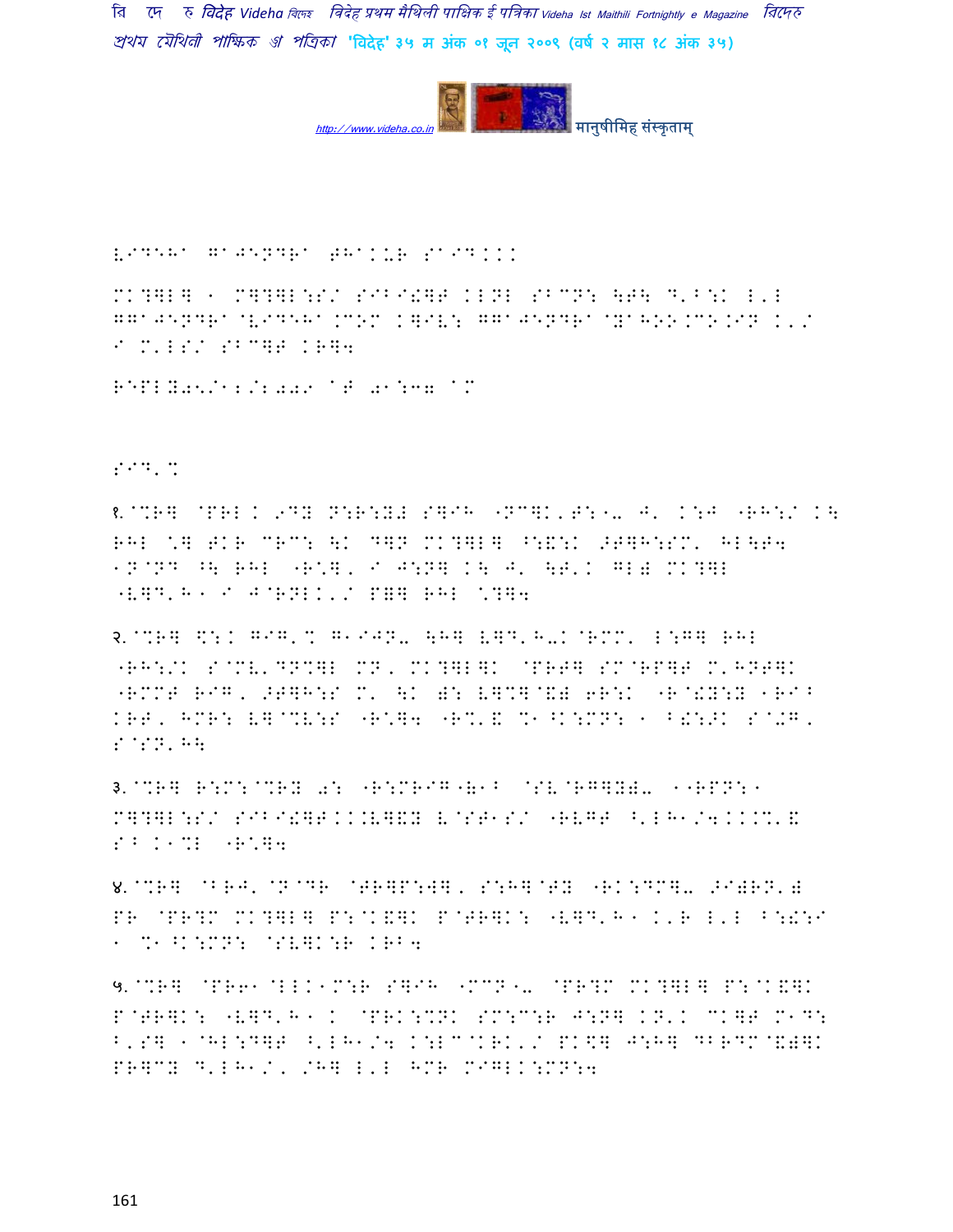VIDEHA GAJENDRA THAKUR SAID...

MK?]L] 1 M]?]L:S/ SIBI!]T KLNL SBCN: \T\ D'B:K L'L GGAJENDRA@VIDEHA.COM K]IV: GGAJENDRA@YAHOO.CO.IN K'/ I M'LS/ SBC]T KR]4

REPLY05/12/2009 AT 01:37 AM

SID'%

१.@%R] @PRL K 9DY N:R:Y# S]IH "NC]K'T:1- J' K:J "RH:/ K\ RHL \*] TKR CRC: \K D]N MK?]L] ^:&:K >T]H:SM' HL\T4 1N@ND ^\ RHL "R\*], I J:N] K\ J' \T'K GL# MK?]L "V]D'H1 I J@RNLK'/ P=] RHL \*?]4

२.@%R] \$:K GIG'% G1IJN- \H] V]D'H-K@RMM' L:G] RHL "RH:/K S@MV'DN%]L MN, MK?]L]K @PRT] SM@RP]T M'HNT]K "RMMT RIG, >T]H:S M' \K ): V]%]@&# 6R:K "R@!Y:Y 1RI^ KRT, HMR: V]@%V:S "R\*]4 "R%'& %1^K:MN: 1 B!:>K S@-G, S@SN'H\

३.@%R] R:M:@%RY 0: "R:MRIG"&1^ @SV@RG]Y#- 1"RPN:1 M]?]L:S/ SIBI!]T...V]&Y V@ST1S/ "RVGT ^'LH1/4...%'& S^ K1%L "R\*]4

४.@%R] @BRJ'@N@DR @TR]P:W], S:H]@TY "RK:DM]- >I)RN'# PR @PR?M MK?]L] P:@K&]K P@TR]K: "V]D'H1 K'R L'L B:!:I 1 %1^K:MN: @SV]K:R KRB4

५.@%R] @PR61@LLK1M:R S]IH "MCN"- @PR?M MK?]L] P:@K&]K P@TR]K: "V]D'H1 K @PRK:%NK SM:C:R J:N] KN'K CK]T M1D: B'S] 1@HL:D]T ^'LH1/4 K:LC@KRK'/ PK\$] J:H] DBRDM@&#]K PR]CY D'LH1/, /H] L'L HMR MIGLK:MN:4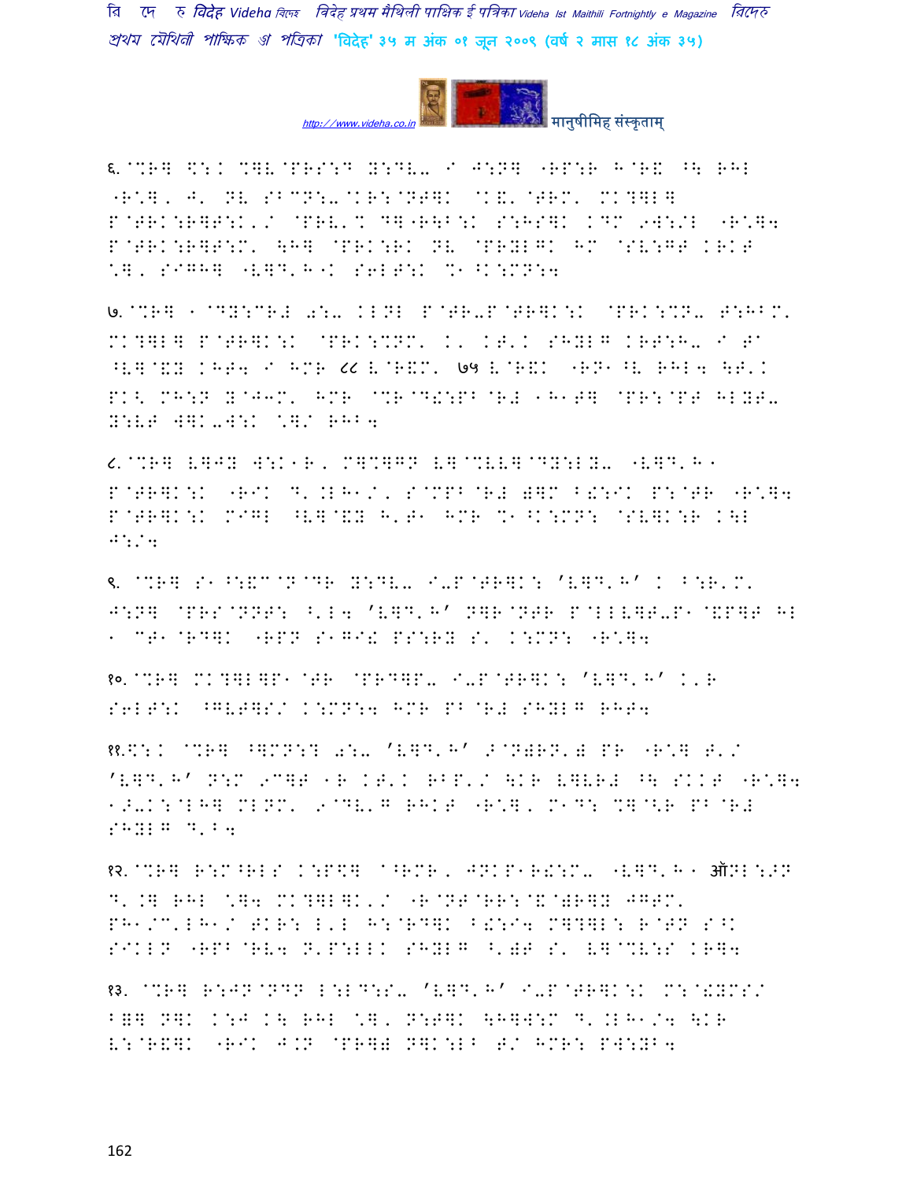६. @%R] \:K %]V@PRS:D Y:DV- I J:N] "RP:R H@R& ^\ RHL "R\*], J' NV SBCN:-@KR:@NT]K @K&'@TRM' MK?]L] P@TRK:R]T:K'/ @PRV'% D]"R\B:K S:HS]K KDM 9W:/L "R\*]4 P@TRK:R]T:M' \H] @PRK:RK NV @PRYLGK HM @SV:GT KRKT \*], SIGH] "V]D'H"K S6LT:K %"^K:MN:4

७. @%R] "@DY:CR# 0:- KLNL P@TR-P@TR]K:K @PRK:%N- T:HBM' MK?]L] P@TR]K:K @PRK:%NM' K' KT'K SHYLG KRT:H- I T^ ^V]@&Y KHT4 I HMR ८८ V@R&M' ७५ V@R&K "RN"^V RHL4 \T'K PK< MH:N Y@J3M' HMR @%R@D!:PB@R# "H"T] @PR:@PT HLYT- Y:VT W]K-W:K \*]/ RHB4

८. @%R] V]JY W:K"R' M]%]GN V]@%VV]@DY:LY- "V]D'H" P@TR]K:K "RIK D'.LH"/' S@MPB@R# )]M B!:IK P:@TR "R\*]4 P@TR]K:K MIGL ^V]@&Y H'T" HMR %"^K:MN: @SV]K:R K\L J:/4

९. @%R] S"^:&C@N@DR Y:DV- I-P@TR]K: 'V]D'H' K B:R'M' J:N] @PRS@NNT: <'L4 'V]D'H' N]R@NTR P@LLVV]T-P"@&P]T HL " CT"@RD]K "RPN S"GI! PS:RY S' K:MN: "R\*]4

१०. @%R] MK?]L]P"@TR @PRD]P- I-P@TR]K: 'V]D'H' K'R S6LT:K ^GVT]S/ K:MN:4 HMR PB@R# SHYLG RHT4

११. \:K @%R] ^]MN:? 0:- 'V]D'H' >@N)RN') PR "R\*] T'/ 'V]D'H' N:M 9C]T "R KT'K RBP'/ \KR V]VR# ^\ SKKT "R\*]4 ">-K:@LH] MLNM' 9@DV'G RHKT "R\*], M"D: %]@<R PB@R# SHYLG D'B4

१२. @%R] R:M^RLS K:P\$] @^RMR, JNKP"R!:M- "V]D'H" ऑNL:>N D'.] RHL \*]4 MK?]L]K'/ "R@NT@RR:@&@)R]Y JGTM' PH"/C'LH"/ TKR: L'L H:@RD]K B!:I4 M]?]L: R@TN S^K SIKLN "RPB@RV4 N'P:LLK SHYLG ^')T S' V]@%V:S KR]4

१३. @%R] R:JN@NDN L:LD:S- 'V]D'H' I-P@TR]K:K M:@!YMS/ B=] N]K K:J K\ RHL \*], N:T]K \H]W:M D'.LH"/4 \KR V:@R&]K "RIK J.N @PR]) N]K:LB T/ HMR: PW:YB4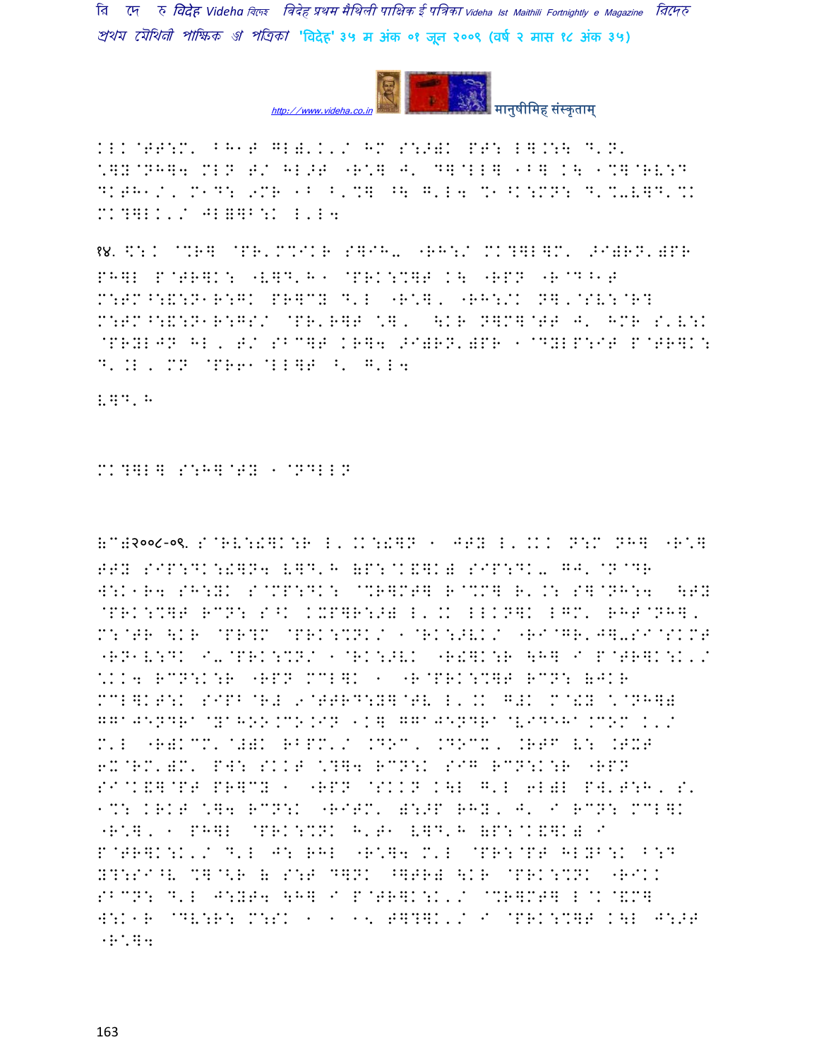KLK@TT:M' BH1T GL)'K'/ HM S:>)K PT: L].:\ D'N' \]Y@NH]4 MLN T/ HL>T "R\] J' D]@LL] 1B] K\ 1%]@RV:D DKTH1/, M1D: 9MR 1B B'%] ^\ G'L4 %1^K:MN: D'%-V]D'%K MK?]LK'/ JL=]B:K L'L4

१४. \$:K @%R] @PR'M%IKR S]IH- "RH:/ MK?]L]M' >I)RN')PR PH]L P@TR]K: "V]D'H1 @PRK:%]T K\ "RPN "R@D^1T M:TM^:&:N1R:GK PR]CY D'L "R\*], "RH:/K N]'@SV:@R? M:TM^:&:N1R:GS/ @PR'R]T \*], \KR N]M]@TT J' HMR S'V:K @PRYLJN HL, T/ SBC]T KR]4 >I)RN')PR 1@DYLP:IT P@TR]K: D'.L, MN @PR61@LL]T ^' G'L4

V]D'H

MK?]L] S:H]@TY 1@NDLLN

(C)२००८-०९. S@RV:!]K:R L'.K:!]N 1 JTY L'.KK N:M NH] "R\*] TTY SIP:DK:!]N4 V]D'H (P:@K&]K) SIP:DK- GJ'@N@DR W:K1R4 SH:YK S@MP:DK: @%R]MT] R@%M] R'.: S]@NH:4 \TY @PRK:%]T RCN: S^K KXP]R:>) L'.K LLKN]K LGM' RHT@NH], M:@TR \KR @PR?M @PRK:%NK/ 1@RK:>VK/ "RI@GR'J]-SI@SKMT "RN1V:DK I-@PRK:%N/ 1@RK:>VK "R!]K:R \H] I P@TR]K:K'/ \*KK4 RCN:K:R "RPN MCL]K 1 "R@PRK:%]T RCN: (JKR MCL]KT:K SIPB@R# 9@TTRD:Y]@TV L'.K G#K M@!Y \*@NH]) GGAJENDRA@YAHOO.CO.IN 1K] GGAJENDRA@VIDEHA.COM K'/ M'L "R)KCM'@#)K RBPM'/ .DOC, .DOCX, .RTF V: .TXT 6X@RM')M' PW: SKKT \*?]4 RCN:K SIG RCN:K:R "RPN SI@K&]@PT PR]CY 1 "RPN @SKKN K\L G'L 6L)L PW'T:H, S' 1%: KRKT \*]4 RCN:K "RITM' ):>P RHY, J' I RCN: MCL]K "R\*], 1 PH]L @PRK:%NK H'T1 V]D'H (P:@K&]K) I P@TR]K:K'/ D'L J: RHL "R\*]4 M'L @PR:@PT HLYB:K B:D Y?:SI^V %]@<R ( S:T D]NK ^]TR) \KR @PRK:%NK "RIKK SBCN: D'L J:YT4 \H] I P@TR]K:K'/ @%R]MT] L@K@&M] W:K1R @DV:R: M:SK 1 1 15 T]?]K'/ I @PRK:%]T K\L J:>T "R\*]4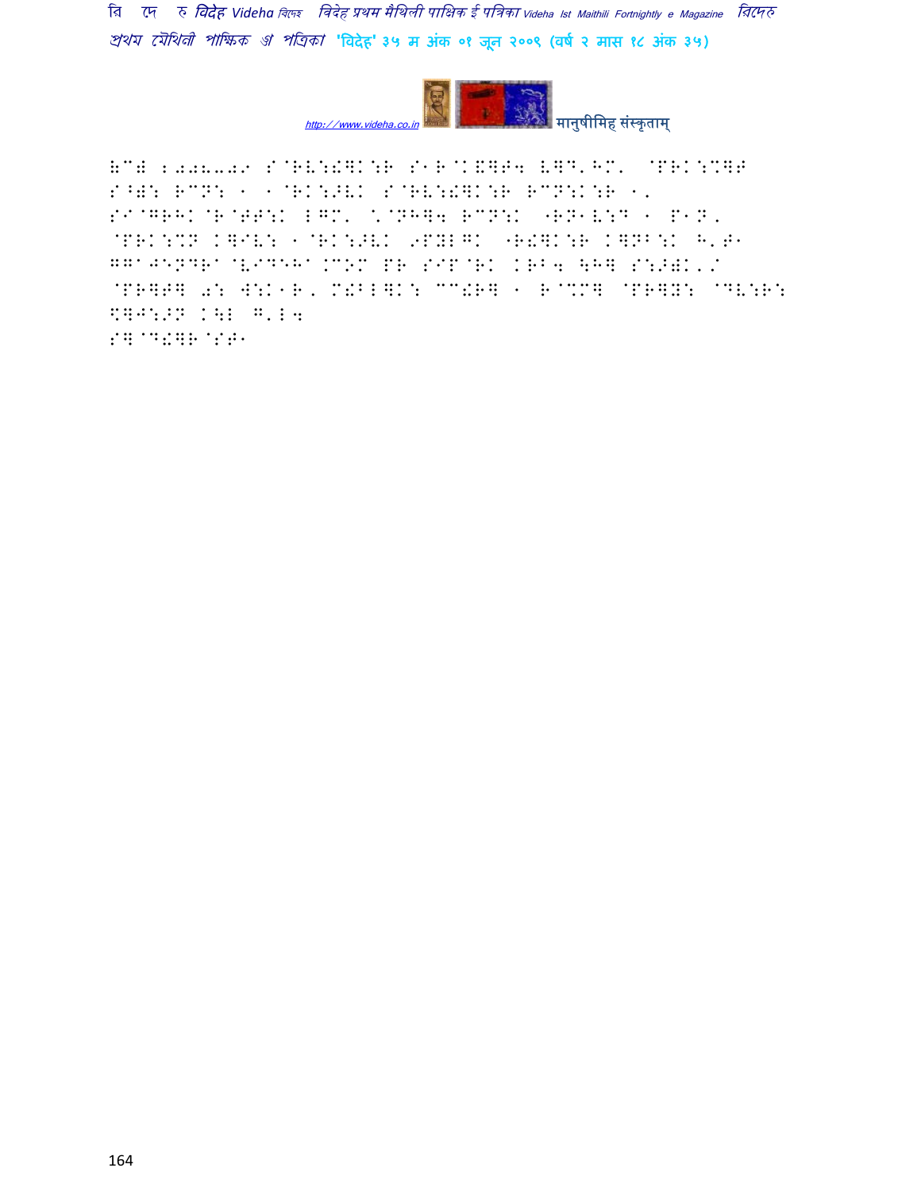B"W 2008-09 S@RV:!]K:R S1R@K&]F4 V]D'HM' @PRK:%]F
S^W: RCN: 1 1@RK:>VK S@RV:!]K:R RCN:K:R 1,
SI@GRHK@R@TT:K LGM' \@NH]4 RCN:K "RN1V:D 1 P1N,
@PRK:%N K]IV: 1@RK:>VK 9PYLGK "R!]K:R K]NB:K H'T1
GGaJENDRa@VIDEHa.COM PR SIP@RK KRB4 \H] S:>WK'/
@PR]F] 0: W:K1R, M!BL]K: CC!R] 1 R@%M] @PR]Y: @DV:R:
\$]J:>N K\L G'L4
S]@D!]R@ST1